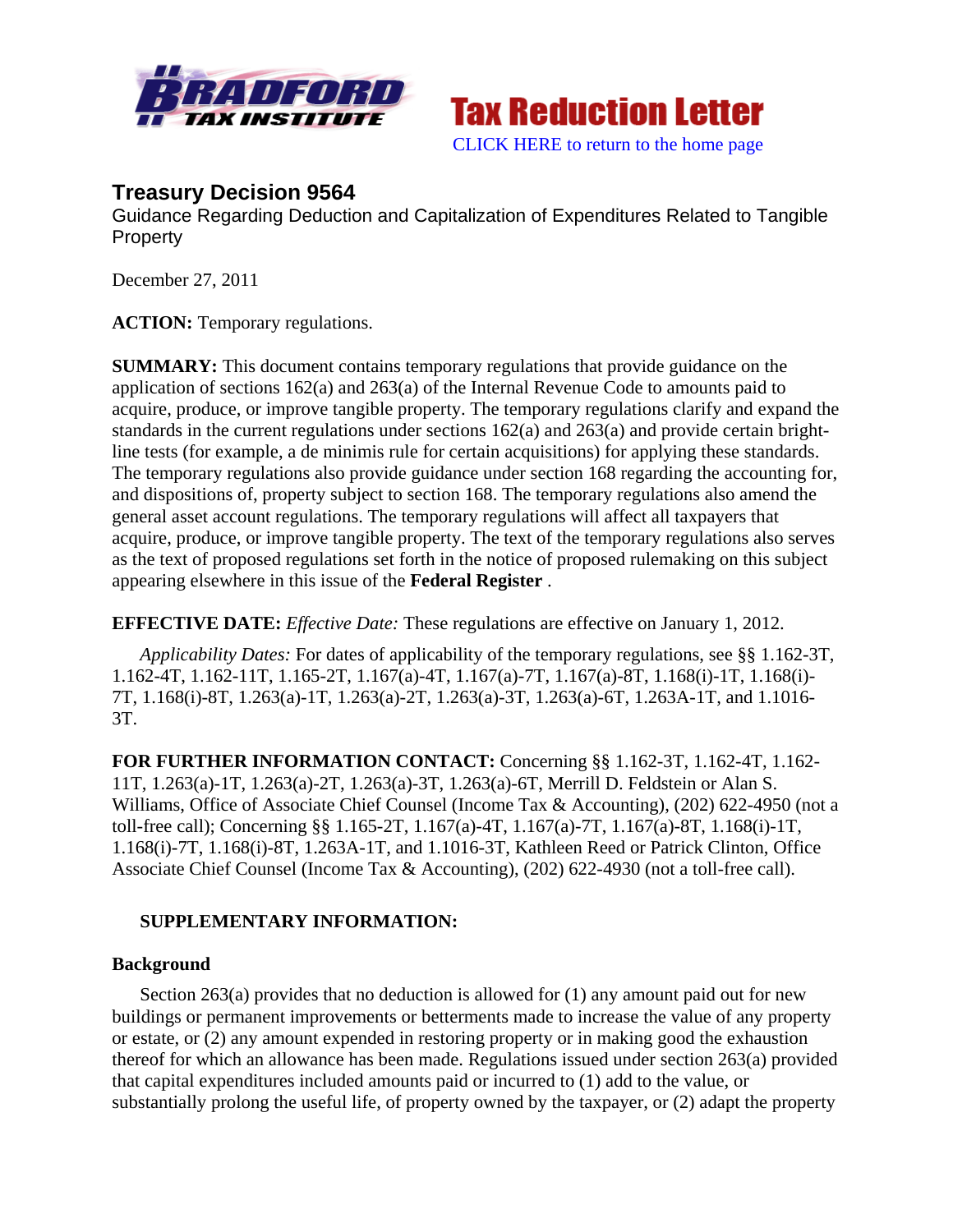Tax Reduction Letter

CLICK HERE to return to the home page

## Treasury Decision 9564

Guidance Regarding Deduction and Capitalization of Expenditures Related to Tangible Property

December 27, 2011

**ACTION:** Temporary regulations.

**SUMMARY:** This document contains temporary regulations that provide guidance on the application of sections 162(a) and 263(a) of the Internal Revenue Code to amounts paid to acquire, produce, or improve tangible property. The temporary regulations clarify and expand the standards in the current regulations under sections 162(a) and 263(a) and provide certain bright-line tests (for example, a de minimis rule for certain acquisitions) for applying these standards. The temporary regulations also provide guidance under section 168 regarding the accounting for, and dispositions of, property subject to section 168. The temporary regulations also amend the general asset account regulations. The temporary regulations will affect all taxpayers that acquire, produce, or improve tangible property. The text of the temporary regulations also serves as the text of proposed regulations set forth in the notice of proposed rulemaking on this subject appearing elsewhere in this issue of the **Federal Register** .

**EFFECTIVE DATE:** *Effective Date:* These regulations are effective on January 1, 2012.

*Applicability Dates:* For dates of applicability of the temporary regulations, see §§ 1.162-3T, 1.162-4T, 1.162-11T, 1.165-2T, 1.167(a)-4T, 1.167(a)-7T, 1.167(a)-8T, 1.168(i)-1T, 1.168(i)-7T, 1.168(i)-8T, 1.263(a)-1T, 1.263(a)-2T, 1.263(a)-3T, 1.263(a)-6T, 1.263A-1T, and 1.1016-3T.

**FOR FURTHER INFORMATION CONTACT:** Concerning §§ 1.162-3T, 1.162-4T, 1.162-11T, 1.263(a)-1T, 1.263(a)-2T, 1.263(a)-3T, 1.263(a)-6T, Merrill D. Feldstein or Alan S. Williams, Office of Associate Chief Counsel (Income Tax & Accounting), (202) 622-4950 (not a toll-free call); Concerning §§ 1.165-2T, 1.167(a)-4T, 1.167(a)-7T, 1.167(a)-8T, 1.168(i)-1T, 1.168(i)-7T, 1.168(i)-8T, 1.263A-1T, and 1.1016-3T, Kathleen Reed or Patrick Clinton, Office Associate Chief Counsel (Income Tax & Accounting), (202) 622-4930 (not a toll-free call).

**SUPPLEMENTARY INFORMATION:**

### Background

Section 263(a) provides that no deduction is allowed for (1) any amount paid out for new buildings or permanent improvements or betterments made to increase the value of any property or estate, or (2) any amount expended in restoring property or in making good the exhaustion thereof for which an allowance has been made. Regulations issued under section 263(a) provided that capital expenditures included amounts paid or incurred to (1) add to the value, or substantially prolong the useful life, of property owned by the taxpayer, or (2) adapt the property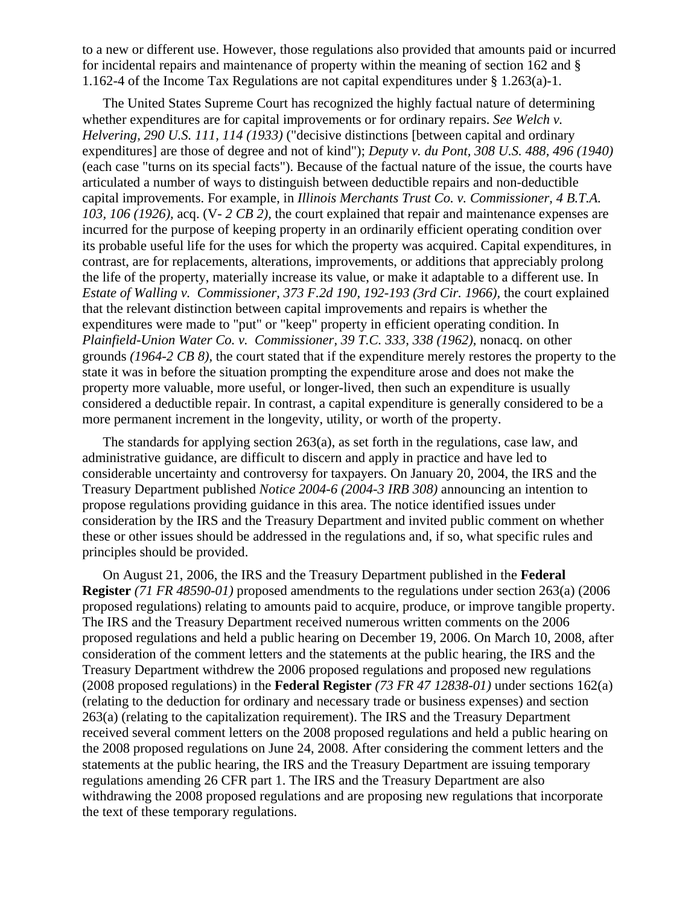to a new or different use. However, those regulations also provided that amounts paid or incurred for incidental repairs and maintenance of property within the meaning of section 162 and § 1.162-4 of the Income Tax Regulations are not capital expenditures under § 1.263(a)-1.

The United States Supreme Court has recognized the highly factual nature of determining whether expenditures are for capital improvements or for ordinary repairs. *See Welch v. Helvering, 290 U.S. 111, 114 (1933)* ("decisive distinctions [between capital and ordinary expenditures] are those of degree and not of kind"); *Deputy v. du Pont, 308 U.S. 488, 496 (1940)* (each case "turns on its special facts"). Because of the factual nature of the issue, the courts have articulated a number of ways to distinguish between deductible repairs and non-deductible capital improvements. For example, in *Illinois Merchants Trust Co. v. Commissioner, 4 B.T.A. 103, 106 (1926),* acq. (V- *2 CB 2),* the court explained that repair and maintenance expenses are incurred for the purpose of keeping property in an ordinarily efficient operating condition over its probable useful life for the uses for which the property was acquired. Capital expenditures, in contrast, are for replacements, alterations, improvements, or additions that appreciably prolong the life of the property, materially increase its value, or make it adaptable to a different use. In *Estate of Walling v. Commissioner, 373 F.2d 190, 192-193 (3rd Cir. 1966),* the court explained that the relevant distinction between capital improvements and repairs is whether the expenditures were made to "put" or "keep" property in efficient operating condition. In *Plainfield-Union Water Co. v. Commissioner, 39 T.C. 333, 338 (1962),* nonacq. on other grounds *(1964-2 CB 8),* the court stated that if the expenditure merely restores the property to the state it was in before the situation prompting the expenditure arose and does not make the property more valuable, more useful, or longer-lived, then such an expenditure is usually considered a deductible repair. In contrast, a capital expenditure is generally considered to be a more permanent increment in the longevity, utility, or worth of the property.

The standards for applying section 263(a), as set forth in the regulations, case law, and administrative guidance, are difficult to discern and apply in practice and have led to considerable uncertainty and controversy for taxpayers. On January 20, 2004, the IRS and the Treasury Department published *Notice 2004-6 (2004-3 IRB 308)* announcing an intention to propose regulations providing guidance in this area. The notice identified issues under consideration by the IRS and the Treasury Department and invited public comment on whether these or other issues should be addressed in the regulations and, if so, what specific rules and principles should be provided.

On August 21, 2006, the IRS and the Treasury Department published in the **Federal Register** *(71 FR 48590-01)* proposed amendments to the regulations under section 263(a) (2006 proposed regulations) relating to amounts paid to acquire, produce, or improve tangible property. The IRS and the Treasury Department received numerous written comments on the 2006 proposed regulations and held a public hearing on December 19, 2006. On March 10, 2008, after consideration of the comment letters and the statements at the public hearing, the IRS and the Treasury Department withdrew the 2006 proposed regulations and proposed new regulations (2008 proposed regulations) in the **Federal Register** *(73 FR 47 12838-01)* under sections 162(a) (relating to the deduction for ordinary and necessary trade or business expenses) and section 263(a) (relating to the capitalization requirement). The IRS and the Treasury Department received several comment letters on the 2008 proposed regulations and held a public hearing on the 2008 proposed regulations on June 24, 2008. After considering the comment letters and the statements at the public hearing, the IRS and the Treasury Department are issuing temporary regulations amending 26 CFR part 1. The IRS and the Treasury Department are also withdrawing the 2008 proposed regulations and are proposing new regulations that incorporate the text of these temporary regulations.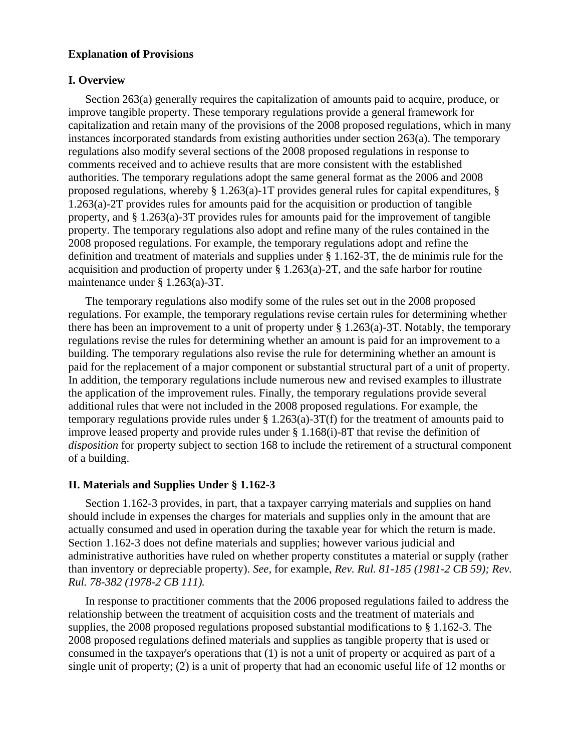**Explanation of Provisions**

**I. Overview**

Section 263(a) generally requires the capitalization of amounts paid to acquire, produce, or improve tangible property. These temporary regulations provide a general framework for capitalization and retain many of the provisions of the 2008 proposed regulations, which in many instances incorporated standards from existing authorities under section 263(a). The temporary regulations also modify several sections of the 2008 proposed regulations in response to comments received and to achieve results that are more consistent with the established authorities. The temporary regulations adopt the same general format as the 2006 and 2008 proposed regulations, whereby § 1.263(a)-1T provides general rules for capital expenditures, § 1.263(a)-2T provides rules for amounts paid for the acquisition or production of tangible property, and § 1.263(a)-3T provides rules for amounts paid for the improvement of tangible property. The temporary regulations also adopt and refine many of the rules contained in the 2008 proposed regulations. For example, the temporary regulations adopt and refine the definition and treatment of materials and supplies under § 1.162-3T, the de minimis rule for the acquisition and production of property under § 1.263(a)-2T, and the safe harbor for routine maintenance under § 1.263(a)-3T.

The temporary regulations also modify some of the rules set out in the 2008 proposed regulations. For example, the temporary regulations revise certain rules for determining whether there has been an improvement to a unit of property under § 1.263(a)-3T. Notably, the temporary regulations revise the rules for determining whether an amount is paid for an improvement to a building. The temporary regulations also revise the rule for determining whether an amount is paid for the replacement of a major component or substantial structural part of a unit of property. In addition, the temporary regulations include numerous new and revised examples to illustrate the application of the improvement rules. Finally, the temporary regulations provide several additional rules that were not included in the 2008 proposed regulations. For example, the temporary regulations provide rules under § 1.263(a)-3T(f) for the treatment of amounts paid to improve leased property and provide rules under § 1.168(i)-8T that revise the definition of *disposition* for property subject to section 168 to include the retirement of a structural component of a building.

**II. Materials and Supplies Under § 1.162-3**

Section 1.162-3 provides, in part, that a taxpayer carrying materials and supplies on hand should include in expenses the charges for materials and supplies only in the amount that are actually consumed and used in operation during the taxable year for which the return is made. Section 1.162-3 does not define materials and supplies; however various judicial and administrative authorities have ruled on whether property constitutes a material or supply (rather than inventory or depreciable property). *See,* for example, *Rev. Rul. 81-185 (1981-2 CB 59); Rev. Rul. 78-382 (1978-2 CB 111).*

In response to practitioner comments that the 2006 proposed regulations failed to address the relationship between the treatment of acquisition costs and the treatment of materials and supplies, the 2008 proposed regulations proposed substantial modifications to § 1.162-3. The 2008 proposed regulations defined materials and supplies as tangible property that is used or consumed in the taxpayer's operations that (1) is not a unit of property or acquired as part of a single unit of property; (2) is a unit of property that had an economic useful life of 12 months or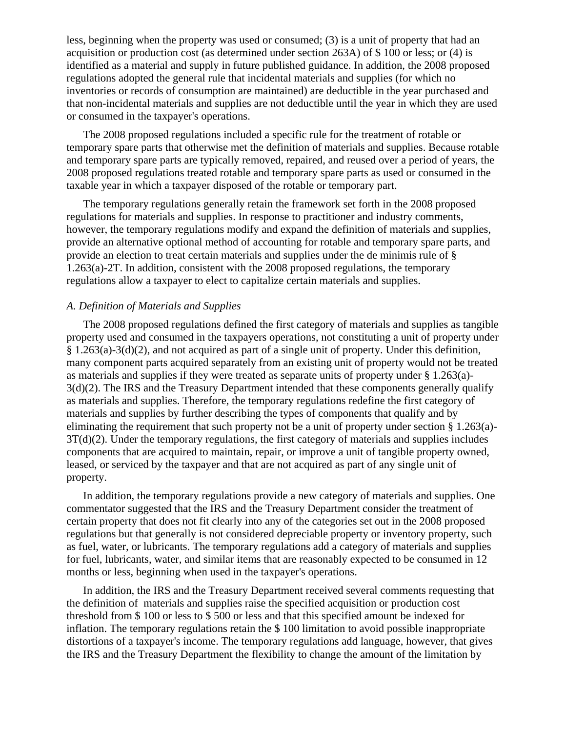less, beginning when the property was used or consumed; (3) is a unit of property that had an acquisition or production cost (as determined under section 263A) of $ 100 or less; or (4) is identified as a material and supply in future published guidance. In addition, the 2008 proposed regulations adopted the general rule that incidental materials and supplies (for which no inventories or records of consumption are maintained) are deductible in the year purchased and that non-incidental materials and supplies are not deductible until the year in which they are used or consumed in the taxpayer's operations.

The 2008 proposed regulations included a specific rule for the treatment of rotable or temporary spare parts that otherwise met the definition of materials and supplies. Because rotable and temporary spare parts are typically removed, repaired, and reused over a period of years, the 2008 proposed regulations treated rotable and temporary spare parts as used or consumed in the taxable year in which a taxpayer disposed of the rotable or temporary part.

The temporary regulations generally retain the framework set forth in the 2008 proposed regulations for materials and supplies. In response to practitioner and industry comments, however, the temporary regulations modify and expand the definition of materials and supplies, provide an alternative optional method of accounting for rotable and temporary spare parts, and provide an election to treat certain materials and supplies under the de minimis rule of § 1.263(a)-2T. In addition, consistent with the 2008 proposed regulations, the temporary regulations allow a taxpayer to elect to capitalize certain materials and supplies.

*A. Definition of Materials and Supplies*

The 2008 proposed regulations defined the first category of materials and supplies as tangible property used and consumed in the taxpayers operations, not constituting a unit of property under § 1.263(a)-3(d)(2), and not acquired as part of a single unit of property. Under this definition, many component parts acquired separately from an existing unit of property would not be treated as materials and supplies if they were treated as separate units of property under § 1.263(a)-3(d)(2). The IRS and the Treasury Department intended that these components generally qualify as materials and supplies. Therefore, the temporary regulations redefine the first category of materials and supplies by further describing the types of components that qualify and by eliminating the requirement that such property not be a unit of property under section § 1.263(a)-3T(d)(2). Under the temporary regulations, the first category of materials and supplies includes components that are acquired to maintain, repair, or improve a unit of tangible property owned, leased, or serviced by the taxpayer and that are not acquired as part of any single unit of property.

In addition, the temporary regulations provide a new category of materials and supplies. One commentator suggested that the IRS and the Treasury Department consider the treatment of certain property that does not fit clearly into any of the categories set out in the 2008 proposed regulations but that generally is not considered depreciable property or inventory property, such as fuel, water, or lubricants. The temporary regulations add a category of materials and supplies for fuel, lubricants, water, and similar items that are reasonably expected to be consumed in 12 months or less, beginning when used in the taxpayer's operations.

In addition, the IRS and the Treasury Department received several comments requesting that the definition of materials and supplies raise the specified acquisition or production cost threshold from $ 100 or less to $ 500 or less and that this specified amount be indexed for inflation. The temporary regulations retain the $ 100 limitation to avoid possible inappropriate distortions of a taxpayer's income. The temporary regulations add language, however, that gives the IRS and the Treasury Department the flexibility to change the amount of the limitation by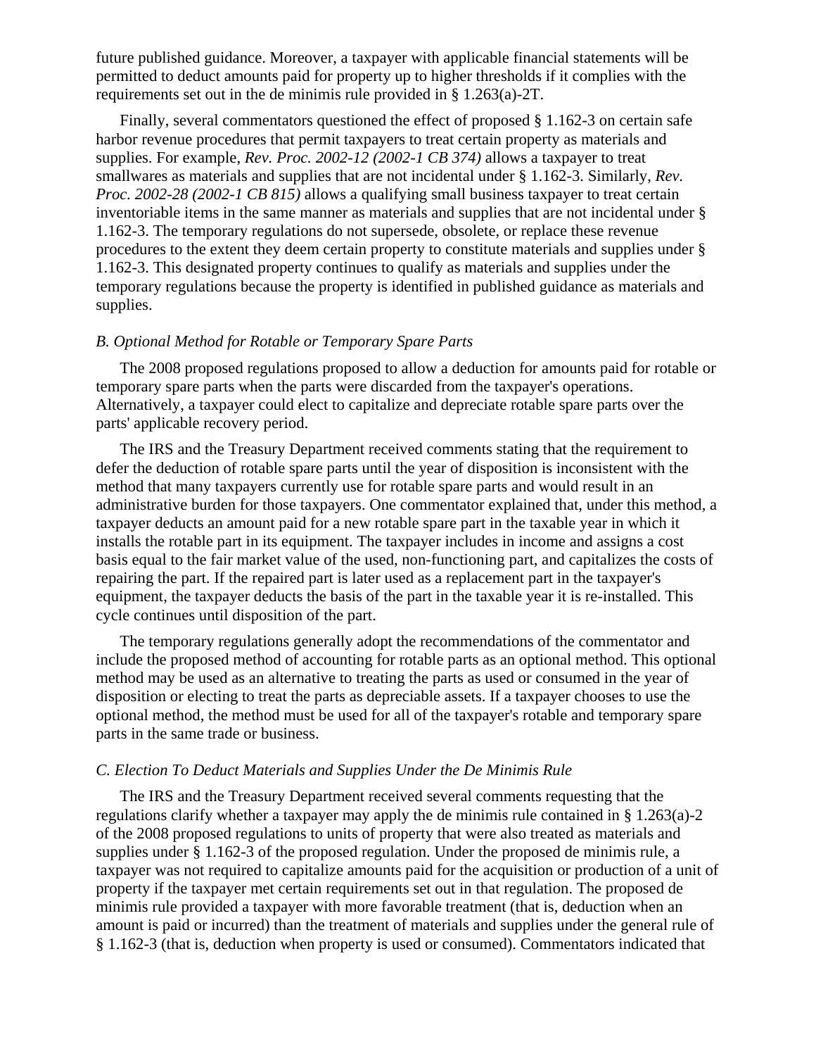future published guidance. Moreover, a taxpayer with applicable financial statements will be permitted to deduct amounts paid for property up to higher thresholds if it complies with the requirements set out in the de minimis rule provided in § 1.263(a)-2T.

Finally, several commentators questioned the effect of proposed § 1.162-3 on certain safe harbor revenue procedures that permit taxpayers to treat certain property as materials and supplies. For example, *Rev. Proc. 2002-12 (2002-1 CB 374)* allows a taxpayer to treat smallwares as materials and supplies that are not incidental under § 1.162-3. Similarly, *Rev. Proc. 2002-28 (2002-1 CB 815)* allows a qualifying small business taxpayer to treat certain inventoriable items in the same manner as materials and supplies that are not incidental under § 1.162-3. The temporary regulations do not supersede, obsolete, or replace these revenue procedures to the extent they deem certain property to constitute materials and supplies under § 1.162-3. This designated property continues to qualify as materials and supplies under the temporary regulations because the property is identified in published guidance as materials and supplies.

*B. Optional Method for Rotable or Temporary Spare Parts*

The 2008 proposed regulations proposed to allow a deduction for amounts paid for rotable or temporary spare parts when the parts were discarded from the taxpayer's operations. Alternatively, a taxpayer could elect to capitalize and depreciate rotable spare parts over the parts' applicable recovery period.

The IRS and the Treasury Department received comments stating that the requirement to defer the deduction of rotable spare parts until the year of disposition is inconsistent with the method that many taxpayers currently use for rotable spare parts and would result in an administrative burden for those taxpayers. One commentator explained that, under this method, a taxpayer deducts an amount paid for a new rotable spare part in the taxable year in which it installs the rotable part in its equipment. The taxpayer includes in income and assigns a cost basis equal to the fair market value of the used, non-functioning part, and capitalizes the costs of repairing the part. If the repaired part is later used as a replacement part in the taxpayer's equipment, the taxpayer deducts the basis of the part in the taxable year it is re-installed. This cycle continues until disposition of the part.

The temporary regulations generally adopt the recommendations of the commentator and include the proposed method of accounting for rotable parts as an optional method. This optional method may be used as an alternative to treating the parts as used or consumed in the year of disposition or electing to treat the parts as depreciable assets. If a taxpayer chooses to use the optional method, the method must be used for all of the taxpayer's rotable and temporary spare parts in the same trade or business.

*C. Election To Deduct Materials and Supplies Under the De Minimis Rule*

The IRS and the Treasury Department received several comments requesting that the regulations clarify whether a taxpayer may apply the de minimis rule contained in § 1.263(a)-2 of the 2008 proposed regulations to units of property that were also treated as materials and supplies under § 1.162-3 of the proposed regulation. Under the proposed de minimis rule, a taxpayer was not required to capitalize amounts paid for the acquisition or production of a unit of property if the taxpayer met certain requirements set out in that regulation. The proposed de minimis rule provided a taxpayer with more favorable treatment (that is, deduction when an amount is paid or incurred) than the treatment of materials and supplies under the general rule of § 1.162-3 (that is, deduction when property is used or consumed). Commentators indicated that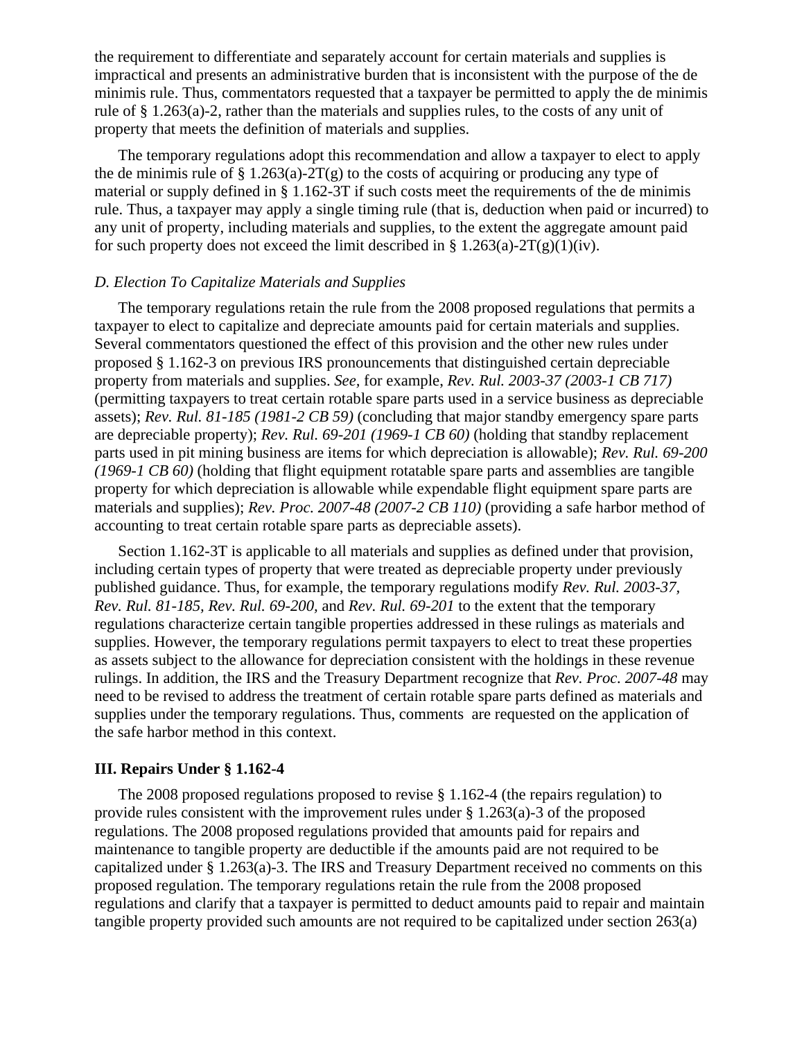the requirement to differentiate and separately account for certain materials and supplies is impractical and presents an administrative burden that is inconsistent with the purpose of the de minimis rule. Thus, commentators requested that a taxpayer be permitted to apply the de minimis rule of § 1.263(a)-2, rather than the materials and supplies rules, to the costs of any unit of property that meets the definition of materials and supplies.

The temporary regulations adopt this recommendation and allow a taxpayer to elect to apply the de minimis rule of § 1.263(a)-2T(g) to the costs of acquiring or producing any type of material or supply defined in § 1.162-3T if such costs meet the requirements of the de minimis rule. Thus, a taxpayer may apply a single timing rule (that is, deduction when paid or incurred) to any unit of property, including materials and supplies, to the extent the aggregate amount paid for such property does not exceed the limit described in § 1.263(a)-2T(g)(1)(iv).

*D. Election To Capitalize Materials and Supplies*

The temporary regulations retain the rule from the 2008 proposed regulations that permits a taxpayer to elect to capitalize and depreciate amounts paid for certain materials and supplies. Several commentators questioned the effect of this provision and the other new rules under proposed § 1.162-3 on previous IRS pronouncements that distinguished certain depreciable property from materials and supplies. *See*, for example, *Rev. Rul. 2003-37 (2003-1 CB 717)* (permitting taxpayers to treat certain rotable spare parts used in a service business as depreciable assets); *Rev. Rul. 81-185 (1981-2 CB 59)* (concluding that major standby emergency spare parts are depreciable property); *Rev. Rul. 69-201 (1969-1 CB 60)* (holding that standby replacement parts used in pit mining business are items for which depreciation is allowable); *Rev. Rul. 69-200 (1969-1 CB 60)* (holding that flight equipment rotatable spare parts and assemblies are tangible property for which depreciation is allowable while expendable flight equipment spare parts are materials and supplies); *Rev. Proc. 2007-48 (2007-2 CB 110)* (providing a safe harbor method of accounting to treat certain rotable spare parts as depreciable assets).

Section 1.162-3T is applicable to all materials and supplies as defined under that provision, including certain types of property that were treated as depreciable property under previously published guidance. Thus, for example, the temporary regulations modify *Rev. Rul. 2003-37, Rev. Rul. 81-185, Rev. Rul. 69-200,* and *Rev. Rul. 69-201* to the extent that the temporary regulations characterize certain tangible properties addressed in these rulings as materials and supplies. However, the temporary regulations permit taxpayers to elect to treat these properties as assets subject to the allowance for depreciation consistent with the holdings in these revenue rulings. In addition, the IRS and the Treasury Department recognize that *Rev. Proc. 2007-48* may need to be revised to address the treatment of certain rotable spare parts defined as materials and supplies under the temporary regulations. Thus, comments are requested on the application of the safe harbor method in this context.

## III. Repairs Under § 1.162-4

The 2008 proposed regulations proposed to revise § 1.162-4 (the repairs regulation) to provide rules consistent with the improvement rules under § 1.263(a)-3 of the proposed regulations. The 2008 proposed regulations provided that amounts paid for repairs and maintenance to tangible property are deductible if the amounts paid are not required to be capitalized under § 1.263(a)-3. The IRS and Treasury Department received no comments on this proposed regulation. The temporary regulations retain the rule from the 2008 proposed regulations and clarify that a taxpayer is permitted to deduct amounts paid to repair and maintain tangible property provided such amounts are not required to be capitalized under section 263(a)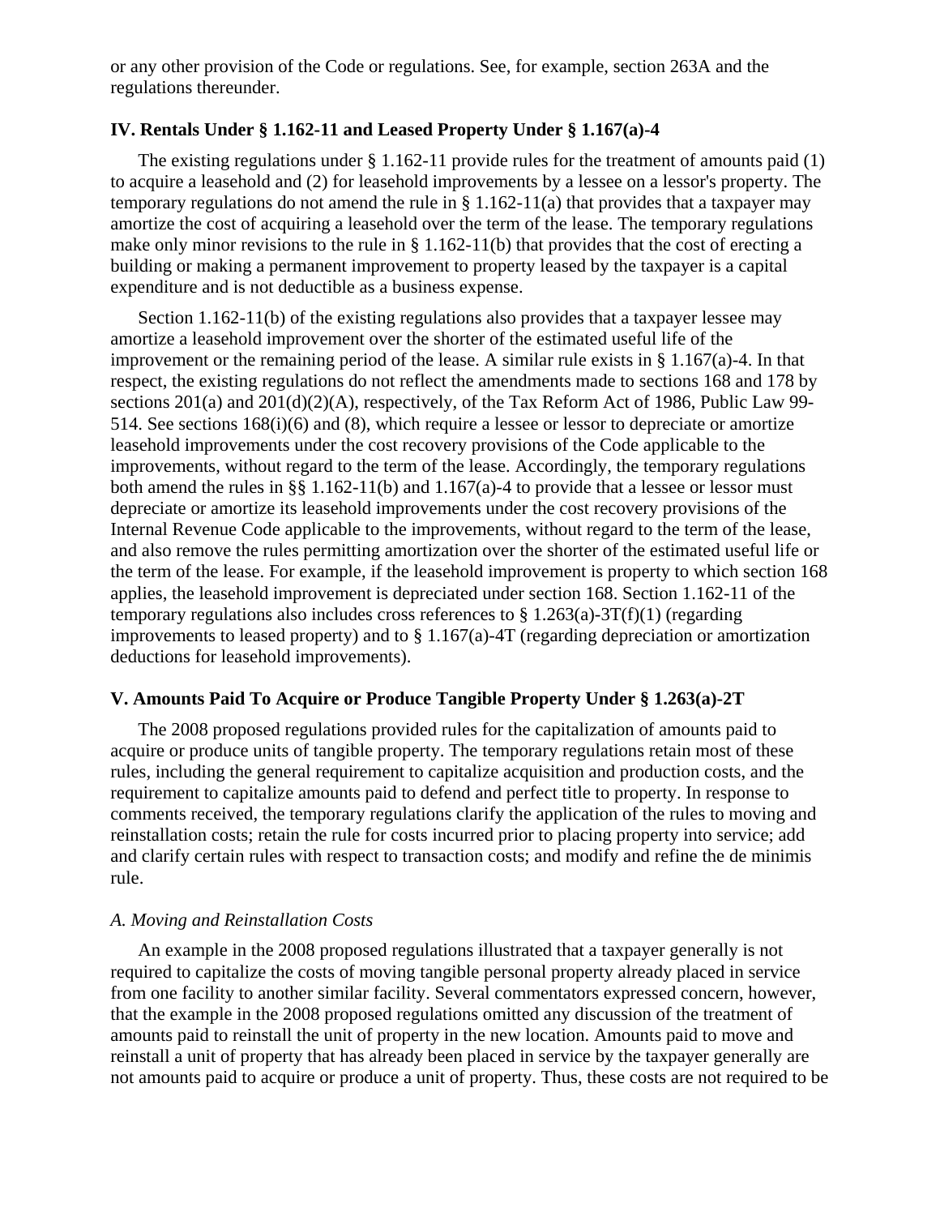or any other provision of the Code or regulations. See, for example, section 263A and the regulations thereunder.

## IV. Rentals Under § 1.162-11 and Leased Property Under § 1.167(a)-4

The existing regulations under § 1.162-11 provide rules for the treatment of amounts paid (1) to acquire a leasehold and (2) for leasehold improvements by a lessee on a lessor's property. The temporary regulations do not amend the rule in § 1.162-11(a) that provides that a taxpayer may amortize the cost of acquiring a leasehold over the term of the lease. The temporary regulations make only minor revisions to the rule in § 1.162-11(b) that provides that the cost of erecting a building or making a permanent improvement to property leased by the taxpayer is a capital expenditure and is not deductible as a business expense.

Section 1.162-11(b) of the existing regulations also provides that a taxpayer lessee may amortize a leasehold improvement over the shorter of the estimated useful life of the improvement or the remaining period of the lease. A similar rule exists in § 1.167(a)-4. In that respect, the existing regulations do not reflect the amendments made to sections 168 and 178 by sections 201(a) and 201(d)(2)(A), respectively, of the Tax Reform Act of 1986, Public Law 99-514. See sections 168(i)(6) and (8), which require a lessee or lessor to depreciate or amortize leasehold improvements under the cost recovery provisions of the Code applicable to the improvements, without regard to the term of the lease. Accordingly, the temporary regulations both amend the rules in §§ 1.162-11(b) and 1.167(a)-4 to provide that a lessee or lessor must depreciate or amortize its leasehold improvements under the cost recovery provisions of the Internal Revenue Code applicable to the improvements, without regard to the term of the lease, and also remove the rules permitting amortization over the shorter of the estimated useful life or the term of the lease. For example, if the leasehold improvement is property to which section 168 applies, the leasehold improvement is depreciated under section 168. Section 1.162-11 of the temporary regulations also includes cross references to § 1.263(a)-3T(f)(1) (regarding improvements to leased property) and to § 1.167(a)-4T (regarding depreciation or amortization deductions for leasehold improvements).

## V. Amounts Paid To Acquire or Produce Tangible Property Under § 1.263(a)-2T

The 2008 proposed regulations provided rules for the capitalization of amounts paid to acquire or produce units of tangible property. The temporary regulations retain most of these rules, including the general requirement to capitalize acquisition and production costs, and the requirement to capitalize amounts paid to defend and perfect title to property. In response to comments received, the temporary regulations clarify the application of the rules to moving and reinstallation costs; retain the rule for costs incurred prior to placing property into service; add and clarify certain rules with respect to transaction costs; and modify and refine the de minimis rule.

### *A. Moving and Reinstallation Costs*

An example in the 2008 proposed regulations illustrated that a taxpayer generally is not required to capitalize the costs of moving tangible personal property already placed in service from one facility to another similar facility. Several commentators expressed concern, however, that the example in the 2008 proposed regulations omitted any discussion of the treatment of amounts paid to reinstall the unit of property in the new location. Amounts paid to move and reinstall a unit of property that has already been placed in service by the taxpayer generally are not amounts paid to acquire or produce a unit of property. Thus, these costs are not required to be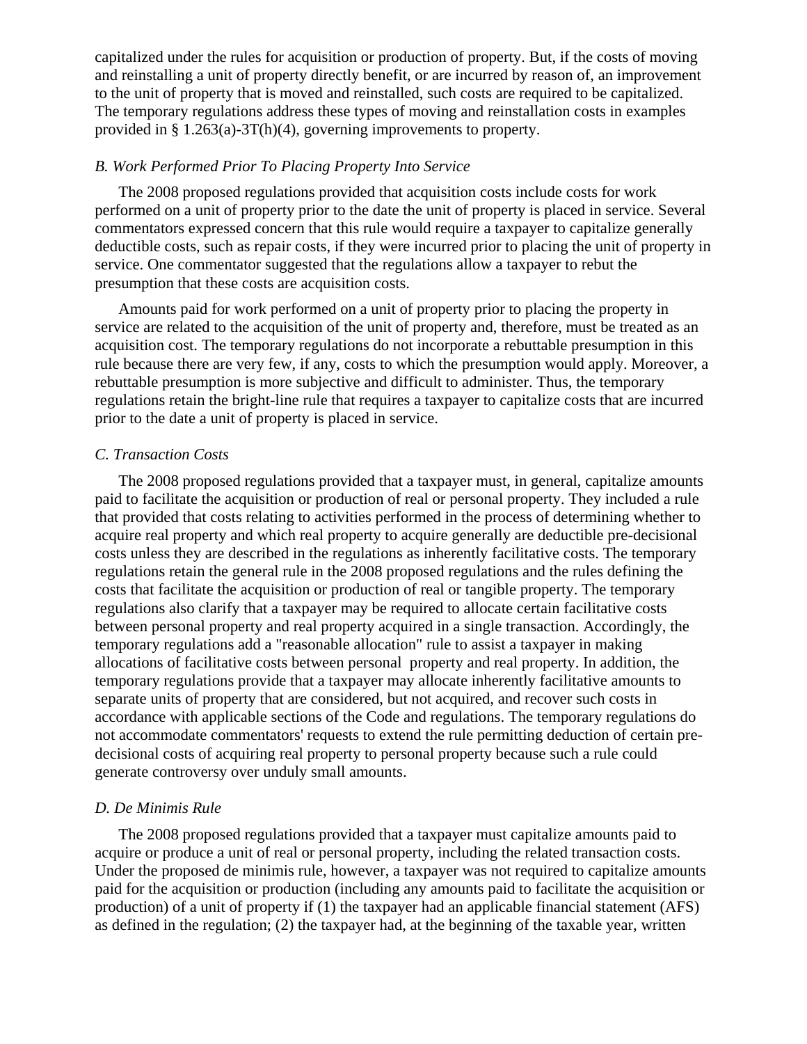capitalized under the rules for acquisition or production of property. But, if the costs of moving and reinstalling a unit of property directly benefit, or are incurred by reason of, an improvement to the unit of property that is moved and reinstalled, such costs are required to be capitalized. The temporary regulations address these types of moving and reinstallation costs in examples provided in § 1.263(a)-3T(h)(4), governing improvements to property.

*B. Work Performed Prior To Placing Property Into Service*

The 2008 proposed regulations provided that acquisition costs include costs for work performed on a unit of property prior to the date the unit of property is placed in service. Several commentators expressed concern that this rule would require a taxpayer to capitalize generally deductible costs, such as repair costs, if they were incurred prior to placing the unit of property in service. One commentator suggested that the regulations allow a taxpayer to rebut the presumption that these costs are acquisition costs.

Amounts paid for work performed on a unit of property prior to placing the property in service are related to the acquisition of the unit of property and, therefore, must be treated as an acquisition cost. The temporary regulations do not incorporate a rebuttable presumption in this rule because there are very few, if any, costs to which the presumption would apply. Moreover, a rebuttable presumption is more subjective and difficult to administer. Thus, the temporary regulations retain the bright-line rule that requires a taxpayer to capitalize costs that are incurred prior to the date a unit of property is placed in service.

*C. Transaction Costs*

The 2008 proposed regulations provided that a taxpayer must, in general, capitalize amounts paid to facilitate the acquisition or production of real or personal property. They included a rule that provided that costs relating to activities performed in the process of determining whether to acquire real property and which real property to acquire generally are deductible pre-decisional costs unless they are described in the regulations as inherently facilitative costs. The temporary regulations retain the general rule in the 2008 proposed regulations and the rules defining the costs that facilitate the acquisition or production of real or tangible property. The temporary regulations also clarify that a taxpayer may be required to allocate certain facilitative costs between personal property and real property acquired in a single transaction. Accordingly, the temporary regulations add a "reasonable allocation" rule to assist a taxpayer in making allocations of facilitative costs between personal property and real property. In addition, the temporary regulations provide that a taxpayer may allocate inherently facilitative amounts to separate units of property that are considered, but not acquired, and recover such costs in accordance with applicable sections of the Code and regulations. The temporary regulations do not accommodate commentators' requests to extend the rule permitting deduction of certain pre-decisional costs of acquiring real property to personal property because such a rule could generate controversy over unduly small amounts.

*D. De Minimis Rule*

The 2008 proposed regulations provided that a taxpayer must capitalize amounts paid to acquire or produce a unit of real or personal property, including the related transaction costs. Under the proposed de minimis rule, however, a taxpayer was not required to capitalize amounts paid for the acquisition or production (including any amounts paid to facilitate the acquisition or production) of a unit of property if (1) the taxpayer had an applicable financial statement (AFS) as defined in the regulation; (2) the taxpayer had, at the beginning of the taxable year, written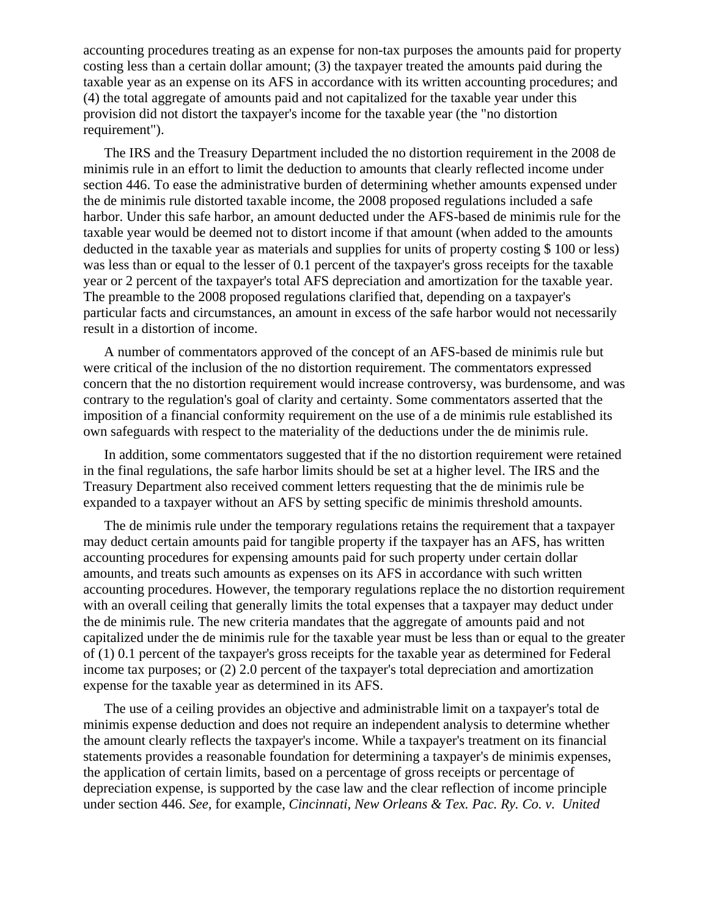accounting procedures treating as an expense for non-tax purposes the amounts paid for property costing less than a certain dollar amount; (3) the taxpayer treated the amounts paid during the taxable year as an expense on its AFS in accordance with its written accounting procedures; and (4) the total aggregate of amounts paid and not capitalized for the taxable year under this provision did not distort the taxpayer's income for the taxable year (the "no distortion requirement").

The IRS and the Treasury Department included the no distortion requirement in the 2008 de minimis rule in an effort to limit the deduction to amounts that clearly reflected income under section 446. To ease the administrative burden of determining whether amounts expensed under the de minimis rule distorted taxable income, the 2008 proposed regulations included a safe harbor. Under this safe harbor, an amount deducted under the AFS-based de minimis rule for the taxable year would be deemed not to distort income if that amount (when added to the amounts deducted in the taxable year as materials and supplies for units of property costing $ 100 or less) was less than or equal to the lesser of 0.1 percent of the taxpayer's gross receipts for the taxable year or 2 percent of the taxpayer's total AFS depreciation and amortization for the taxable year. The preamble to the 2008 proposed regulations clarified that, depending on a taxpayer's particular facts and circumstances, an amount in excess of the safe harbor would not necessarily result in a distortion of income.

A number of commentators approved of the concept of an AFS-based de minimis rule but were critical of the inclusion of the no distortion requirement. The commentators expressed concern that the no distortion requirement would increase controversy, was burdensome, and was contrary to the regulation's goal of clarity and certainty. Some commentators asserted that the imposition of a financial conformity requirement on the use of a de minimis rule established its own safeguards with respect to the materiality of the deductions under the de minimis rule.

In addition, some commentators suggested that if the no distortion requirement were retained in the final regulations, the safe harbor limits should be set at a higher level. The IRS and the Treasury Department also received comment letters requesting that the de minimis rule be expanded to a taxpayer without an AFS by setting specific de minimis threshold amounts.

The de minimis rule under the temporary regulations retains the requirement that a taxpayer may deduct certain amounts paid for tangible property if the taxpayer has an AFS, has written accounting procedures for expensing amounts paid for such property under certain dollar amounts, and treats such amounts as expenses on its AFS in accordance with such written accounting procedures. However, the temporary regulations replace the no distortion requirement with an overall ceiling that generally limits the total expenses that a taxpayer may deduct under the de minimis rule. The new criteria mandates that the aggregate of amounts paid and not capitalized under the de minimis rule for the taxable year must be less than or equal to the greater of (1) 0.1 percent of the taxpayer's gross receipts for the taxable year as determined for Federal income tax purposes; or (2) 2.0 percent of the taxpayer's total depreciation and amortization expense for the taxable year as determined in its AFS.

The use of a ceiling provides an objective and administrable limit on a taxpayer's total de minimis expense deduction and does not require an independent analysis to determine whether the amount clearly reflects the taxpayer's income. While a taxpayer's treatment on its financial statements provides a reasonable foundation for determining a taxpayer's de minimis expenses, the application of certain limits, based on a percentage of gross receipts or percentage of depreciation expense, is supported by the case law and the clear reflection of income principle under section 446. *See,* for example, *Cincinnati, New Orleans & Tex. Pac. Ry. Co. v. United*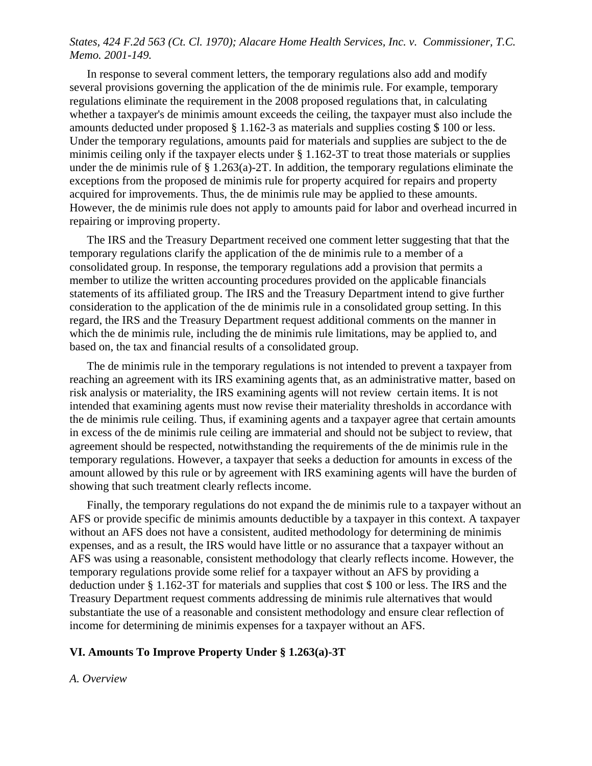*States, 424 F.2d 563 (Ct. Cl. 1970); Alacare Home Health Services, Inc. v. Commissioner, T.C. Memo. 2001-149.*

In response to several comment letters, the temporary regulations also add and modify several provisions governing the application of the de minimis rule. For example, temporary regulations eliminate the requirement in the 2008 proposed regulations that, in calculating whether a taxpayer's de minimis amount exceeds the ceiling, the taxpayer must also include the amounts deducted under proposed § 1.162-3 as materials and supplies costing $ 100 or less. Under the temporary regulations, amounts paid for materials and supplies are subject to the de minimis ceiling only if the taxpayer elects under § 1.162-3T to treat those materials or supplies under the de minimis rule of § 1.263(a)-2T. In addition, the temporary regulations eliminate the exceptions from the proposed de minimis rule for property acquired for repairs and property acquired for improvements. Thus, the de minimis rule may be applied to these amounts. However, the de minimis rule does not apply to amounts paid for labor and overhead incurred in repairing or improving property.

The IRS and the Treasury Department received one comment letter suggesting that that the temporary regulations clarify the application of the de minimis rule to a member of a consolidated group. In response, the temporary regulations add a provision that permits a member to utilize the written accounting procedures provided on the applicable financials statements of its affiliated group. The IRS and the Treasury Department intend to give further consideration to the application of the de minimis rule in a consolidated group setting. In this regard, the IRS and the Treasury Department request additional comments on the manner in which the de minimis rule, including the de minimis rule limitations, may be applied to, and based on, the tax and financial results of a consolidated group.

The de minimis rule in the temporary regulations is not intended to prevent a taxpayer from reaching an agreement with its IRS examining agents that, as an administrative matter, based on risk analysis or materiality, the IRS examining agents will not review certain items. It is not intended that examining agents must now revise their materiality thresholds in accordance with the de minimis rule ceiling. Thus, if examining agents and a taxpayer agree that certain amounts in excess of the de minimis rule ceiling are immaterial and should not be subject to review, that agreement should be respected, notwithstanding the requirements of the de minimis rule in the temporary regulations. However, a taxpayer that seeks a deduction for amounts in excess of the amount allowed by this rule or by agreement with IRS examining agents will have the burden of showing that such treatment clearly reflects income.

Finally, the temporary regulations do not expand the de minimis rule to a taxpayer without an AFS or provide specific de minimis amounts deductible by a taxpayer in this context. A taxpayer without an AFS does not have a consistent, audited methodology for determining de minimis expenses, and as a result, the IRS would have little or no assurance that a taxpayer without an AFS was using a reasonable, consistent methodology that clearly reflects income. However, the temporary regulations provide some relief for a taxpayer without an AFS by providing a deduction under § 1.162-3T for materials and supplies that cost $ 100 or less. The IRS and the Treasury Department request comments addressing de minimis rule alternatives that would substantiate the use of a reasonable and consistent methodology and ensure clear reflection of income for determining de minimis expenses for a taxpayer without an AFS.

## VI. Amounts To Improve Property Under § 1.263(a)-3T

### *A. Overview*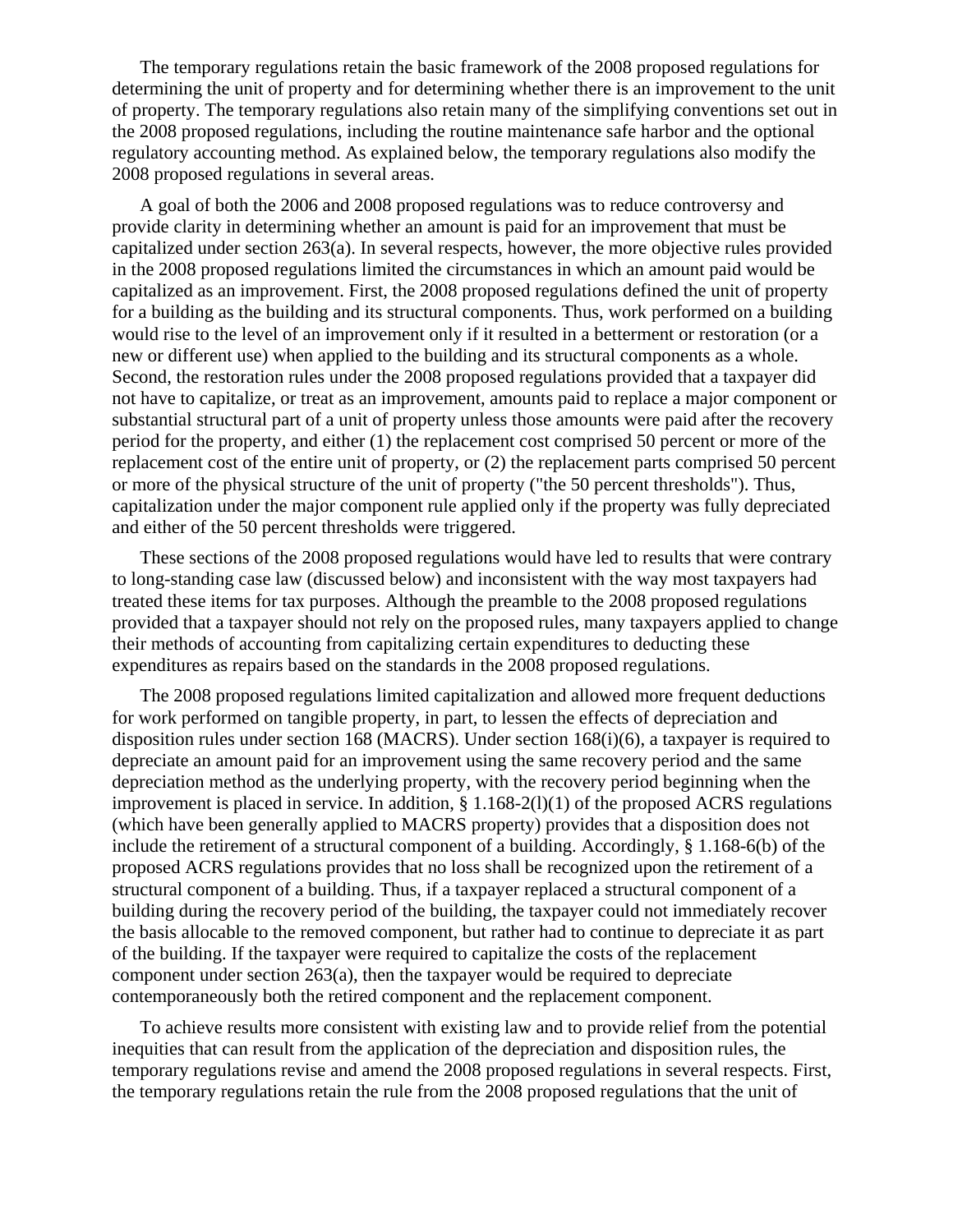The temporary regulations retain the basic framework of the 2008 proposed regulations for determining the unit of property and for determining whether there is an improvement to the unit of property. The temporary regulations also retain many of the simplifying conventions set out in the 2008 proposed regulations, including the routine maintenance safe harbor and the optional regulatory accounting method. As explained below, the temporary regulations also modify the 2008 proposed regulations in several areas.

A goal of both the 2006 and 2008 proposed regulations was to reduce controversy and provide clarity in determining whether an amount is paid for an improvement that must be capitalized under section 263(a). In several respects, however, the more objective rules provided in the 2008 proposed regulations limited the circumstances in which an amount paid would be capitalized as an improvement. First, the 2008 proposed regulations defined the unit of property for a building as the building and its structural components. Thus, work performed on a building would rise to the level of an improvement only if it resulted in a betterment or restoration (or a new or different use) when applied to the building and its structural components as a whole. Second, the restoration rules under the 2008 proposed regulations provided that a taxpayer did not have to capitalize, or treat as an improvement, amounts paid to replace a major component or substantial structural part of a unit of property unless those amounts were paid after the recovery period for the property, and either (1) the replacement cost comprised 50 percent or more of the replacement cost of the entire unit of property, or (2) the replacement parts comprised 50 percent or more of the physical structure of the unit of property ("the 50 percent thresholds"). Thus, capitalization under the major component rule applied only if the property was fully depreciated and either of the 50 percent thresholds were triggered.

These sections of the 2008 proposed regulations would have led to results that were contrary to long-standing case law (discussed below) and inconsistent with the way most taxpayers had treated these items for tax purposes. Although the preamble to the 2008 proposed regulations provided that a taxpayer should not rely on the proposed rules, many taxpayers applied to change their methods of accounting from capitalizing certain expenditures to deducting these expenditures as repairs based on the standards in the 2008 proposed regulations.

The 2008 proposed regulations limited capitalization and allowed more frequent deductions for work performed on tangible property, in part, to lessen the effects of depreciation and disposition rules under section 168 (MACRS). Under section 168(i)(6), a taxpayer is required to depreciate an amount paid for an improvement using the same recovery period and the same depreciation method as the underlying property, with the recovery period beginning when the improvement is placed in service. In addition, § 1.168-2(l)(1) of the proposed ACRS regulations (which have been generally applied to MACRS property) provides that a disposition does not include the retirement of a structural component of a building. Accordingly, § 1.168-6(b) of the proposed ACRS regulations provides that no loss shall be recognized upon the retirement of a structural component of a building. Thus, if a taxpayer replaced a structural component of a building during the recovery period of the building, the taxpayer could not immediately recover the basis allocable to the removed component, but rather had to continue to depreciate it as part of the building. If the taxpayer were required to capitalize the costs of the replacement component under section 263(a), then the taxpayer would be required to depreciate contemporaneously both the retired component and the replacement component.

To achieve results more consistent with existing law and to provide relief from the potential inequities that can result from the application of the depreciation and disposition rules, the temporary regulations revise and amend the 2008 proposed regulations in several respects. First, the temporary regulations retain the rule from the 2008 proposed regulations that the unit of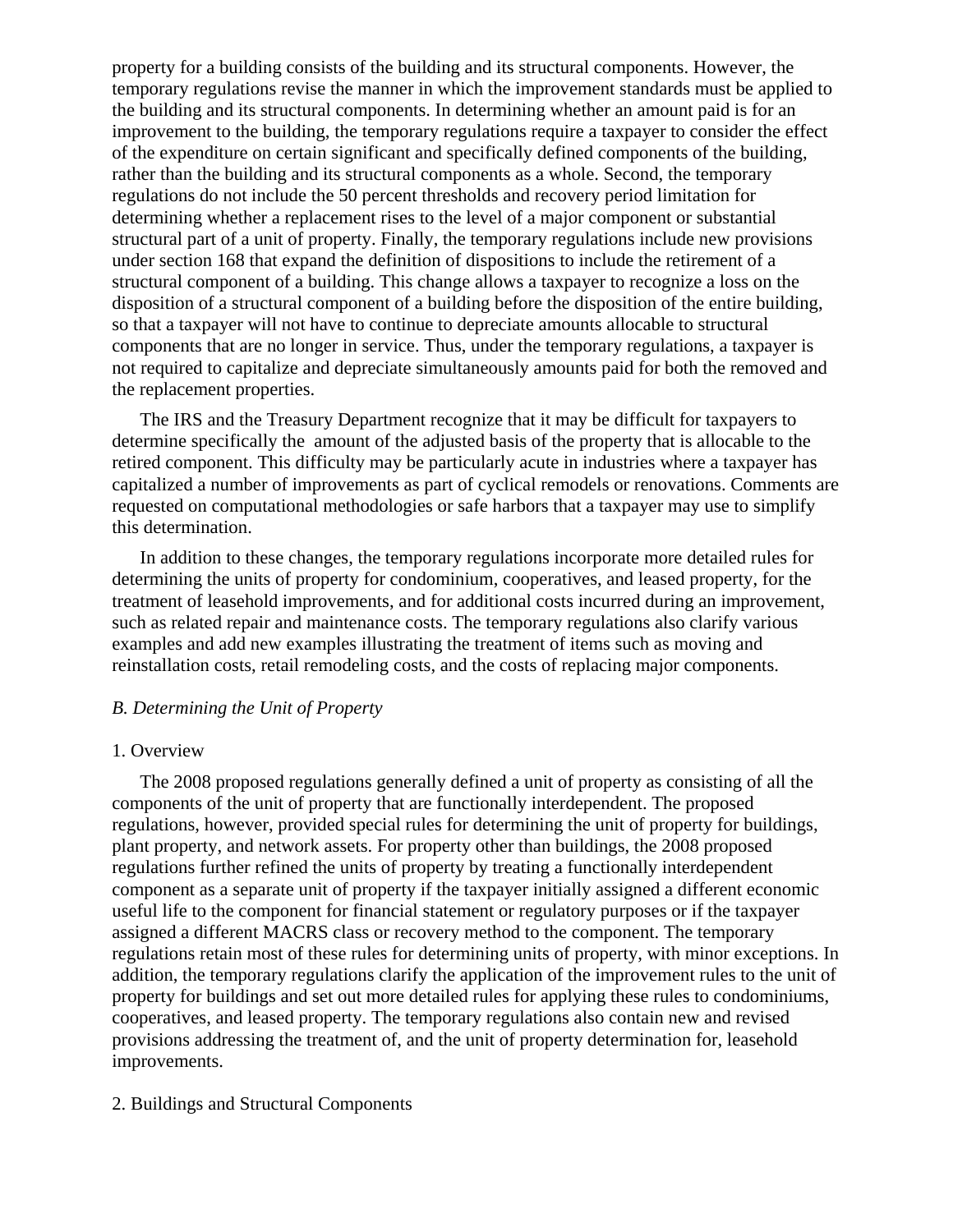property for a building consists of the building and its structural components. However, the temporary regulations revise the manner in which the improvement standards must be applied to the building and its structural components. In determining whether an amount paid is for an improvement to the building, the temporary regulations require a taxpayer to consider the effect of the expenditure on certain significant and specifically defined components of the building, rather than the building and its structural components as a whole. Second, the temporary regulations do not include the 50 percent thresholds and recovery period limitation for determining whether a replacement rises to the level of a major component or substantial structural part of a unit of property. Finally, the temporary regulations include new provisions under section 168 that expand the definition of dispositions to include the retirement of a structural component of a building. This change allows a taxpayer to recognize a loss on the disposition of a structural component of a building before the disposition of the entire building, so that a taxpayer will not have to continue to depreciate amounts allocable to structural components that are no longer in service. Thus, under the temporary regulations, a taxpayer is not required to capitalize and depreciate simultaneously amounts paid for both the removed and the replacement properties.

The IRS and the Treasury Department recognize that it may be difficult for taxpayers to determine specifically the amount of the adjusted basis of the property that is allocable to the retired component. This difficulty may be particularly acute in industries where a taxpayer has capitalized a number of improvements as part of cyclical remodels or renovations. Comments are requested on computational methodologies or safe harbors that a taxpayer may use to simplify this determination.

In addition to these changes, the temporary regulations incorporate more detailed rules for determining the units of property for condominium, cooperatives, and leased property, for the treatment of leasehold improvements, and for additional costs incurred during an improvement, such as related repair and maintenance costs. The temporary regulations also clarify various examples and add new examples illustrating the treatment of items such as moving and reinstallation costs, retail remodeling costs, and the costs of replacing major components.

*B. Determining the Unit of Property*

1. Overview

The 2008 proposed regulations generally defined a unit of property as consisting of all the components of the unit of property that are functionally interdependent. The proposed regulations, however, provided special rules for determining the unit of property for buildings, plant property, and network assets. For property other than buildings, the 2008 proposed regulations further refined the units of property by treating a functionally interdependent component as a separate unit of property if the taxpayer initially assigned a different economic useful life to the component for financial statement or regulatory purposes or if the taxpayer assigned a different MACRS class or recovery method to the component. The temporary regulations retain most of these rules for determining units of property, with minor exceptions. In addition, the temporary regulations clarify the application of the improvement rules to the unit of property for buildings and set out more detailed rules for applying these rules to condominiums, cooperatives, and leased property. The temporary regulations also contain new and revised provisions addressing the treatment of, and the unit of property determination for, leasehold improvements.

2. Buildings and Structural Components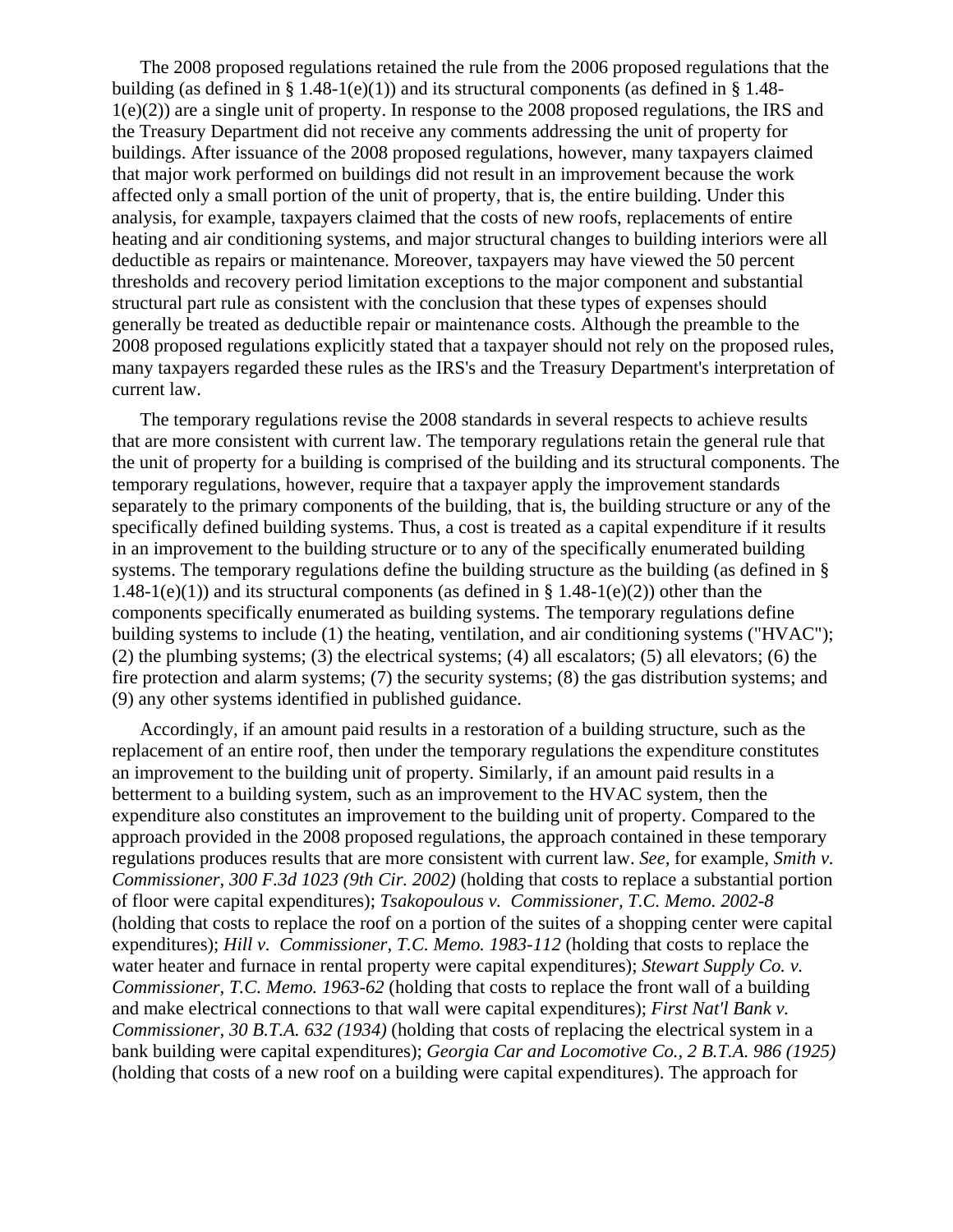The 2008 proposed regulations retained the rule from the 2006 proposed regulations that the building (as defined in § 1.48-1(e)(1)) and its structural components (as defined in § 1.48-1(e)(2)) are a single unit of property. In response to the 2008 proposed regulations, the IRS and the Treasury Department did not receive any comments addressing the unit of property for buildings. After issuance of the 2008 proposed regulations, however, many taxpayers claimed that major work performed on buildings did not result in an improvement because the work affected only a small portion of the unit of property, that is, the entire building. Under this analysis, for example, taxpayers claimed that the costs of new roofs, replacements of entire heating and air conditioning systems, and major structural changes to building interiors were all deductible as repairs or maintenance. Moreover, taxpayers may have viewed the 50 percent thresholds and recovery period limitation exceptions to the major component and substantial structural part rule as consistent with the conclusion that these types of expenses should generally be treated as deductible repair or maintenance costs. Although the preamble to the 2008 proposed regulations explicitly stated that a taxpayer should not rely on the proposed rules, many taxpayers regarded these rules as the IRS's and the Treasury Department's interpretation of current law.

The temporary regulations revise the 2008 standards in several respects to achieve results that are more consistent with current law. The temporary regulations retain the general rule that the unit of property for a building is comprised of the building and its structural components. The temporary regulations, however, require that a taxpayer apply the improvement standards separately to the primary components of the building, that is, the building structure or any of the specifically defined building systems. Thus, a cost is treated as a capital expenditure if it results in an improvement to the building structure or to any of the specifically enumerated building systems. The temporary regulations define the building structure as the building (as defined in § 1.48-1(e)(1)) and its structural components (as defined in § 1.48-1(e)(2)) other than the components specifically enumerated as building systems. The temporary regulations define building systems to include (1) the heating, ventilation, and air conditioning systems ("HVAC"); (2) the plumbing systems; (3) the electrical systems; (4) all escalators; (5) all elevators; (6) the fire protection and alarm systems; (7) the security systems; (8) the gas distribution systems; and (9) any other systems identified in published guidance.

Accordingly, if an amount paid results in a restoration of a building structure, such as the replacement of an entire roof, then under the temporary regulations the expenditure constitutes an improvement to the building unit of property. Similarly, if an amount paid results in a betterment to a building system, such as an improvement to the HVAC system, then the expenditure also constitutes an improvement to the building unit of property. Compared to the approach provided in the 2008 proposed regulations, the approach contained in these temporary regulations produces results that are more consistent with current law. *See*, for example, *Smith v. Commissioner, 300 F.3d 1023 (9th Cir. 2002)* (holding that costs to replace a substantial portion of floor were capital expenditures); *Tsakopoulous v. Commissioner, T.C. Memo. 2002-8* (holding that costs to replace the roof on a portion of the suites of a shopping center were capital expenditures); *Hill v. Commissioner, T.C. Memo. 1983-112* (holding that costs to replace the water heater and furnace in rental property were capital expenditures); *Stewart Supply Co. v. Commissioner, T.C. Memo. 1963-62* (holding that costs to replace the front wall of a building and make electrical connections to that wall were capital expenditures); *First Nat'l Bank v. Commissioner, 30 B.T.A. 632 (1934)* (holding that costs of replacing the electrical system in a bank building were capital expenditures); *Georgia Car and Locomotive Co., 2 B.T.A. 986 (1925)* (holding that costs of a new roof on a building were capital expenditures). The approach for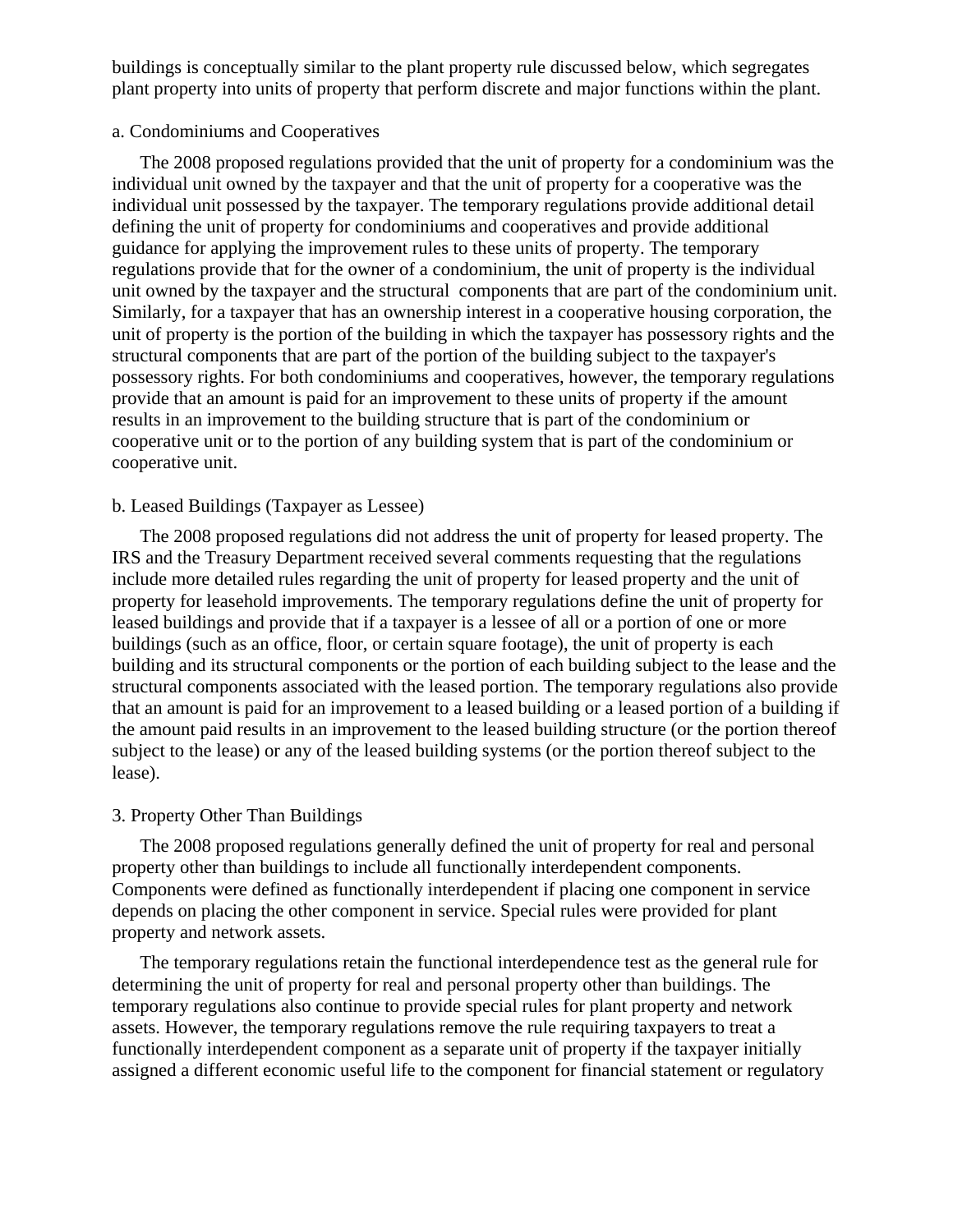buildings is conceptually similar to the plant property rule discussed below, which segregates plant property into units of property that perform discrete and major functions within the plant.

a. Condominiums and Cooperatives

The 2008 proposed regulations provided that the unit of property for a condominium was the individual unit owned by the taxpayer and that the unit of property for a cooperative was the individual unit possessed by the taxpayer. The temporary regulations provide additional detail defining the unit of property for condominiums and cooperatives and provide additional guidance for applying the improvement rules to these units of property. The temporary regulations provide that for the owner of a condominium, the unit of property is the individual unit owned by the taxpayer and the structural components that are part of the condominium unit. Similarly, for a taxpayer that has an ownership interest in a cooperative housing corporation, the unit of property is the portion of the building in which the taxpayer has possessory rights and the structural components that are part of the portion of the building subject to the taxpayer's possessory rights. For both condominiums and cooperatives, however, the temporary regulations provide that an amount is paid for an improvement to these units of property if the amount results in an improvement to the building structure that is part of the condominium or cooperative unit or to the portion of any building system that is part of the condominium or cooperative unit.

b. Leased Buildings (Taxpayer as Lessee)

The 2008 proposed regulations did not address the unit of property for leased property. The IRS and the Treasury Department received several comments requesting that the regulations include more detailed rules regarding the unit of property for leased property and the unit of property for leasehold improvements. The temporary regulations define the unit of property for leased buildings and provide that if a taxpayer is a lessee of all or a portion of one or more buildings (such as an office, floor, or certain square footage), the unit of property is each building and its structural components or the portion of each building subject to the lease and the structural components associated with the leased portion. The temporary regulations also provide that an amount is paid for an improvement to a leased building or a leased portion of a building if the amount paid results in an improvement to the leased building structure (or the portion thereof subject to the lease) or any of the leased building systems (or the portion thereof subject to the lease).

3. Property Other Than Buildings

The 2008 proposed regulations generally defined the unit of property for real and personal property other than buildings to include all functionally interdependent components. Components were defined as functionally interdependent if placing one component in service depends on placing the other component in service. Special rules were provided for plant property and network assets.

The temporary regulations retain the functional interdependence test as the general rule for determining the unit of property for real and personal property other than buildings. The temporary regulations also continue to provide special rules for plant property and network assets. However, the temporary regulations remove the rule requiring taxpayers to treat a functionally interdependent component as a separate unit of property if the taxpayer initially assigned a different economic useful life to the component for financial statement or regulatory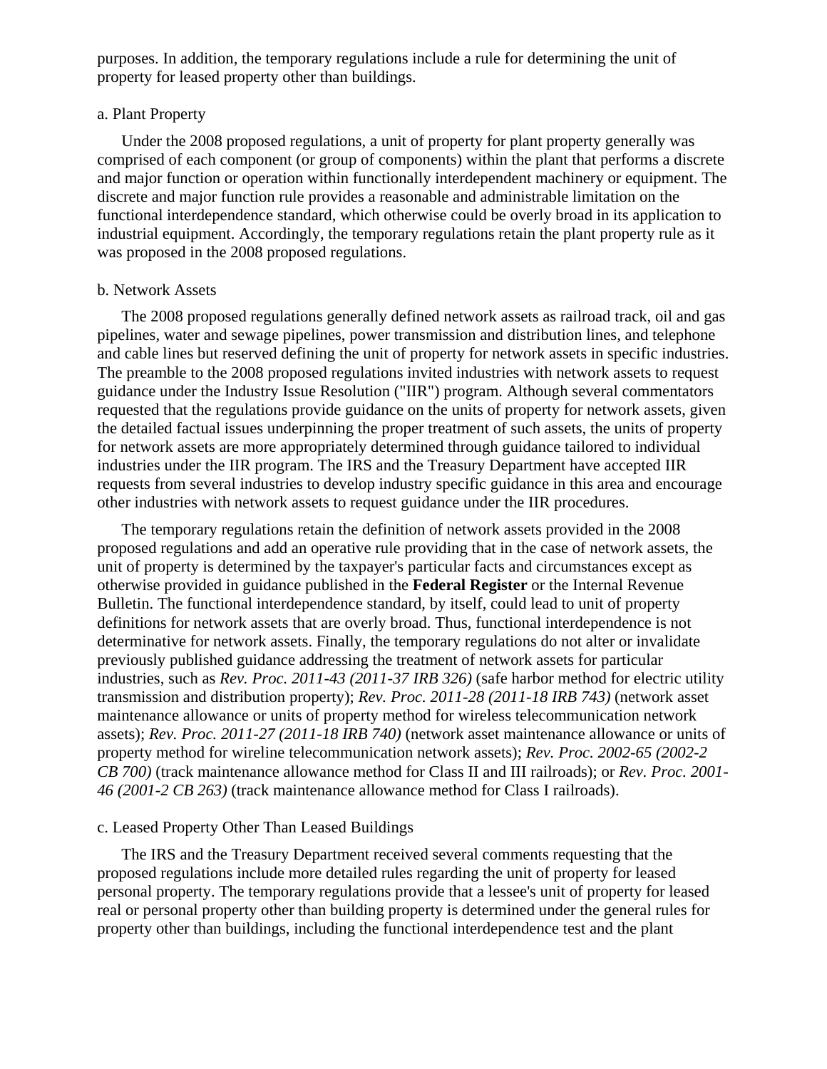purposes. In addition, the temporary regulations include a rule for determining the unit of property for leased property other than buildings.

a. Plant Property

Under the 2008 proposed regulations, a unit of property for plant property generally was comprised of each component (or group of components) within the plant that performs a discrete and major function or operation within functionally interdependent machinery or equipment. The discrete and major function rule provides a reasonable and administrable limitation on the functional interdependence standard, which otherwise could be overly broad in its application to industrial equipment. Accordingly, the temporary regulations retain the plant property rule as it was proposed in the 2008 proposed regulations.

b. Network Assets

The 2008 proposed regulations generally defined network assets as railroad track, oil and gas pipelines, water and sewage pipelines, power transmission and distribution lines, and telephone and cable lines but reserved defining the unit of property for network assets in specific industries. The preamble to the 2008 proposed regulations invited industries with network assets to request guidance under the Industry Issue Resolution ("IIR") program. Although several commentators requested that the regulations provide guidance on the units of property for network assets, given the detailed factual issues underpinning the proper treatment of such assets, the units of property for network assets are more appropriately determined through guidance tailored to individual industries under the IIR program. The IRS and the Treasury Department have accepted IIR requests from several industries to develop industry specific guidance in this area and encourage other industries with network assets to request guidance under the IIR procedures.

The temporary regulations retain the definition of network assets provided in the 2008 proposed regulations and add an operative rule providing that in the case of network assets, the unit of property is determined by the taxpayer's particular facts and circumstances except as otherwise provided in guidance published in the **Federal Register** or the Internal Revenue Bulletin. The functional interdependence standard, by itself, could lead to unit of property definitions for network assets that are overly broad. Thus, functional interdependence is not determinative for network assets. Finally, the temporary regulations do not alter or invalidate previously published guidance addressing the treatment of network assets for particular industries, such as *Rev. Proc. 2011-43 (2011-37 IRB 326)* (safe harbor method for electric utility transmission and distribution property); *Rev. Proc. 2011-28 (2011-18 IRB 743)* (network asset maintenance allowance or units of property method for wireless telecommunication network assets); *Rev. Proc. 2011-27 (2011-18 IRB 740)* (network asset maintenance allowance or units of property method for wireline telecommunication network assets); *Rev. Proc. 2002-65 (2002-2 CB 700)* (track maintenance allowance method for Class II and III railroads); or *Rev. Proc. 2001-46 (2001-2 CB 263)* (track maintenance allowance method for Class I railroads).

c. Leased Property Other Than Leased Buildings

The IRS and the Treasury Department received several comments requesting that the proposed regulations include more detailed rules regarding the unit of property for leased personal property. The temporary regulations provide that a lessee's unit of property for leased real or personal property other than building property is determined under the general rules for property other than buildings, including the functional interdependence test and the plant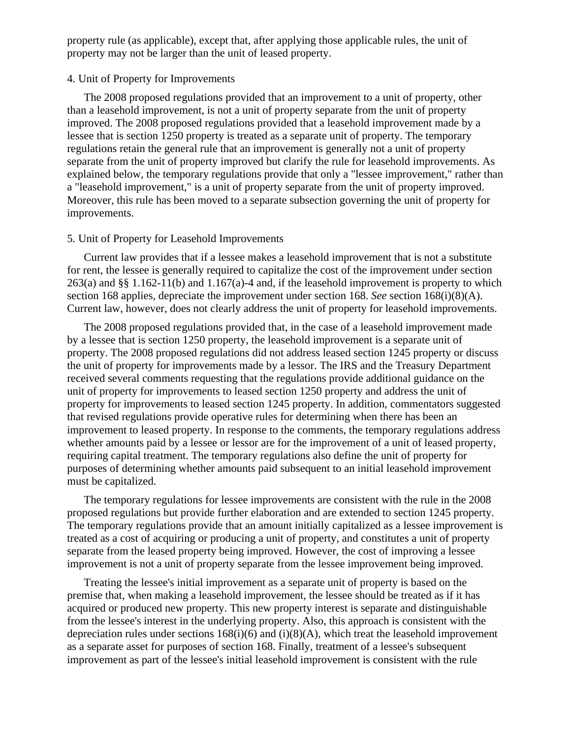property rule (as applicable), except that, after applying those applicable rules, the unit of property may not be larger than the unit of leased property.

4. Unit of Property for Improvements

The 2008 proposed regulations provided that an improvement to a unit of property, other than a leasehold improvement, is not a unit of property separate from the unit of property improved. The 2008 proposed regulations provided that a leasehold improvement made by a lessee that is section 1250 property is treated as a separate unit of property. The temporary regulations retain the general rule that an improvement is generally not a unit of property separate from the unit of property improved but clarify the rule for leasehold improvements. As explained below, the temporary regulations provide that only a "lessee improvement," rather than a "leasehold improvement," is a unit of property separate from the unit of property improved. Moreover, this rule has been moved to a separate subsection governing the unit of property for improvements.

5. Unit of Property for Leasehold Improvements

Current law provides that if a lessee makes a leasehold improvement that is not a substitute for rent, the lessee is generally required to capitalize the cost of the improvement under section 263(a) and §§ 1.162-11(b) and 1.167(a)-4 and, if the leasehold improvement is property to which section 168 applies, depreciate the improvement under section 168. *See* section 168(i)(8)(A). Current law, however, does not clearly address the unit of property for leasehold improvements.

The 2008 proposed regulations provided that, in the case of a leasehold improvement made by a lessee that is section 1250 property, the leasehold improvement is a separate unit of property. The 2008 proposed regulations did not address leased section 1245 property or discuss the unit of property for improvements made by a lessor. The IRS and the Treasury Department received several comments requesting that the regulations provide additional guidance on the unit of property for improvements to leased section 1250 property and address the unit of property for improvements to leased section 1245 property. In addition, commentators suggested that revised regulations provide operative rules for determining when there has been an improvement to leased property. In response to the comments, the temporary regulations address whether amounts paid by a lessee or lessor are for the improvement of a unit of leased property, requiring capital treatment. The temporary regulations also define the unit of property for purposes of determining whether amounts paid subsequent to an initial leasehold improvement must be capitalized.

The temporary regulations for lessee improvements are consistent with the rule in the 2008 proposed regulations but provide further elaboration and are extended to section 1245 property. The temporary regulations provide that an amount initially capitalized as a lessee improvement is treated as a cost of acquiring or producing a unit of property, and constitutes a unit of property separate from the leased property being improved. However, the cost of improving a lessee improvement is not a unit of property separate from the lessee improvement being improved.

Treating the lessee's initial improvement as a separate unit of property is based on the premise that, when making a leasehold improvement, the lessee should be treated as if it has acquired or produced new property. This new property interest is separate and distinguishable from the lessee's interest in the underlying property. Also, this approach is consistent with the depreciation rules under sections 168(i)(6) and (i)(8)(A), which treat the leasehold improvement as a separate asset for purposes of section 168. Finally, treatment of a lessee's subsequent improvement as part of the lessee's initial leasehold improvement is consistent with the rule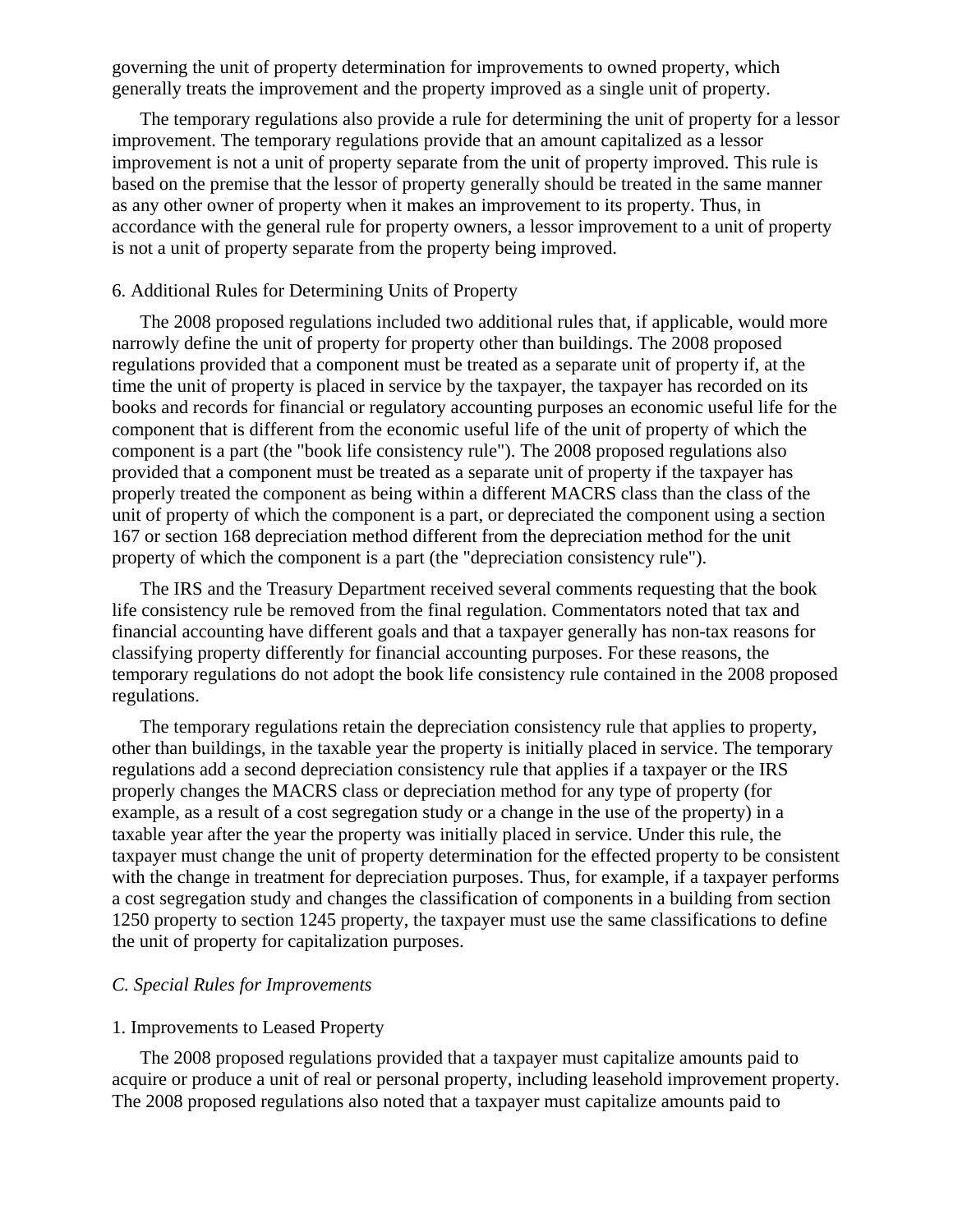governing the unit of property determination for improvements to owned property, which generally treats the improvement and the property improved as a single unit of property.

The temporary regulations also provide a rule for determining the unit of property for a lessor improvement. The temporary regulations provide that an amount capitalized as a lessor improvement is not a unit of property separate from the unit of property improved. This rule is based on the premise that the lessor of property generally should be treated in the same manner as any other owner of property when it makes an improvement to its property. Thus, in accordance with the general rule for property owners, a lessor improvement to a unit of property is not a unit of property separate from the property being improved.

6. Additional Rules for Determining Units of Property

The 2008 proposed regulations included two additional rules that, if applicable, would more narrowly define the unit of property for property other than buildings. The 2008 proposed regulations provided that a component must be treated as a separate unit of property if, at the time the unit of property is placed in service by the taxpayer, the taxpayer has recorded on its books and records for financial or regulatory accounting purposes an economic useful life for the component that is different from the economic useful life of the unit of property of which the component is a part (the "book life consistency rule"). The 2008 proposed regulations also provided that a component must be treated as a separate unit of property if the taxpayer has properly treated the component as being within a different MACRS class than the class of the unit of property of which the component is a part, or depreciated the component using a section 167 or section 168 depreciation method different from the depreciation method for the unit property of which the component is a part (the "depreciation consistency rule").

The IRS and the Treasury Department received several comments requesting that the book life consistency rule be removed from the final regulation. Commentators noted that tax and financial accounting have different goals and that a taxpayer generally has non-tax reasons for classifying property differently for financial accounting purposes. For these reasons, the temporary regulations do not adopt the book life consistency rule contained in the 2008 proposed regulations.

The temporary regulations retain the depreciation consistency rule that applies to property, other than buildings, in the taxable year the property is initially placed in service. The temporary regulations add a second depreciation consistency rule that applies if a taxpayer or the IRS properly changes the MACRS class or depreciation method for any type of property (for example, as a result of a cost segregation study or a change in the use of the property) in a taxable year after the year the property was initially placed in service. Under this rule, the taxpayer must change the unit of property determination for the effected property to be consistent with the change in treatment for depreciation purposes. Thus, for example, if a taxpayer performs a cost segregation study and changes the classification of components in a building from section 1250 property to section 1245 property, the taxpayer must use the same classifications to define the unit of property for capitalization purposes.

*C. Special Rules for Improvements*

1. Improvements to Leased Property

The 2008 proposed regulations provided that a taxpayer must capitalize amounts paid to acquire or produce a unit of real or personal property, including leasehold improvement property. The 2008 proposed regulations also noted that a taxpayer must capitalize amounts paid to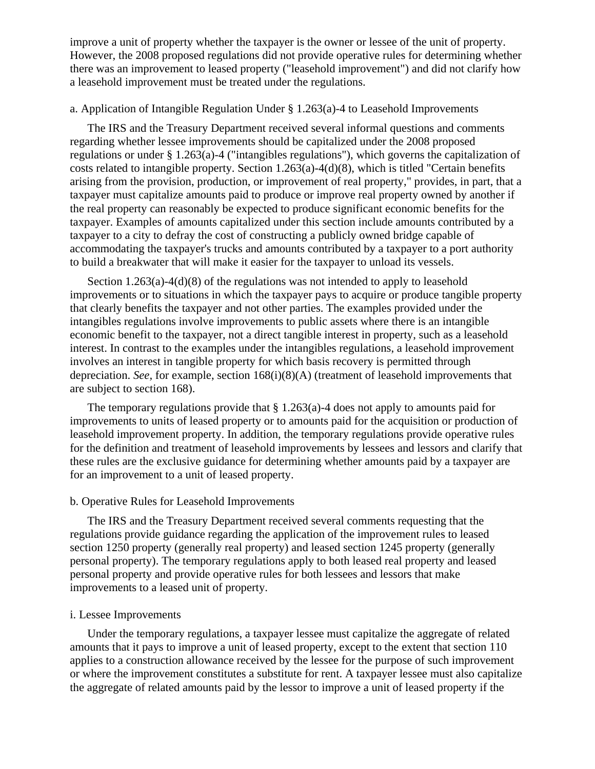improve a unit of property whether the taxpayer is the owner or lessee of the unit of property. However, the 2008 proposed regulations did not provide operative rules for determining whether there was an improvement to leased property ("leasehold improvement") and did not clarify how a leasehold improvement must be treated under the regulations.

a. Application of Intangible Regulation Under § 1.263(a)-4 to Leasehold Improvements

The IRS and the Treasury Department received several informal questions and comments regarding whether lessee improvements should be capitalized under the 2008 proposed regulations or under § 1.263(a)-4 ("intangibles regulations"), which governs the capitalization of costs related to intangible property. Section 1.263(a)-4(d)(8), which is titled "Certain benefits arising from the provision, production, or improvement of real property," provides, in part, that a taxpayer must capitalize amounts paid to produce or improve real property owned by another if the real property can reasonably be expected to produce significant economic benefits for the taxpayer. Examples of amounts capitalized under this section include amounts contributed by a taxpayer to a city to defray the cost of constructing a publicly owned bridge capable of accommodating the taxpayer's trucks and amounts contributed by a taxpayer to a port authority to build a breakwater that will make it easier for the taxpayer to unload its vessels.

Section 1.263(a)-4(d)(8) of the regulations was not intended to apply to leasehold improvements or to situations in which the taxpayer pays to acquire or produce tangible property that clearly benefits the taxpayer and not other parties. The examples provided under the intangibles regulations involve improvements to public assets where there is an intangible economic benefit to the taxpayer, not a direct tangible interest in property, such as a leasehold interest. In contrast to the examples under the intangibles regulations, a leasehold improvement involves an interest in tangible property for which basis recovery is permitted through depreciation. *See*, for example, section 168(i)(8)(A) (treatment of leasehold improvements that are subject to section 168).

The temporary regulations provide that § 1.263(a)-4 does not apply to amounts paid for improvements to units of leased property or to amounts paid for the acquisition or production of leasehold improvement property. In addition, the temporary regulations provide operative rules for the definition and treatment of leasehold improvements by lessees and lessors and clarify that these rules are the exclusive guidance for determining whether amounts paid by a taxpayer are for an improvement to a unit of leased property.

b. Operative Rules for Leasehold Improvements

The IRS and the Treasury Department received several comments requesting that the regulations provide guidance regarding the application of the improvement rules to leased section 1250 property (generally real property) and leased section 1245 property (generally personal property). The temporary regulations apply to both leased real property and leased personal property and provide operative rules for both lessees and lessors that make improvements to a leased unit of property.

i. Lessee Improvements

Under the temporary regulations, a taxpayer lessee must capitalize the aggregate of related amounts that it pays to improve a unit of leased property, except to the extent that section 110 applies to a construction allowance received by the lessee for the purpose of such improvement or where the improvement constitutes a substitute for rent. A taxpayer lessee must also capitalize the aggregate of related amounts paid by the lessor to improve a unit of leased property if the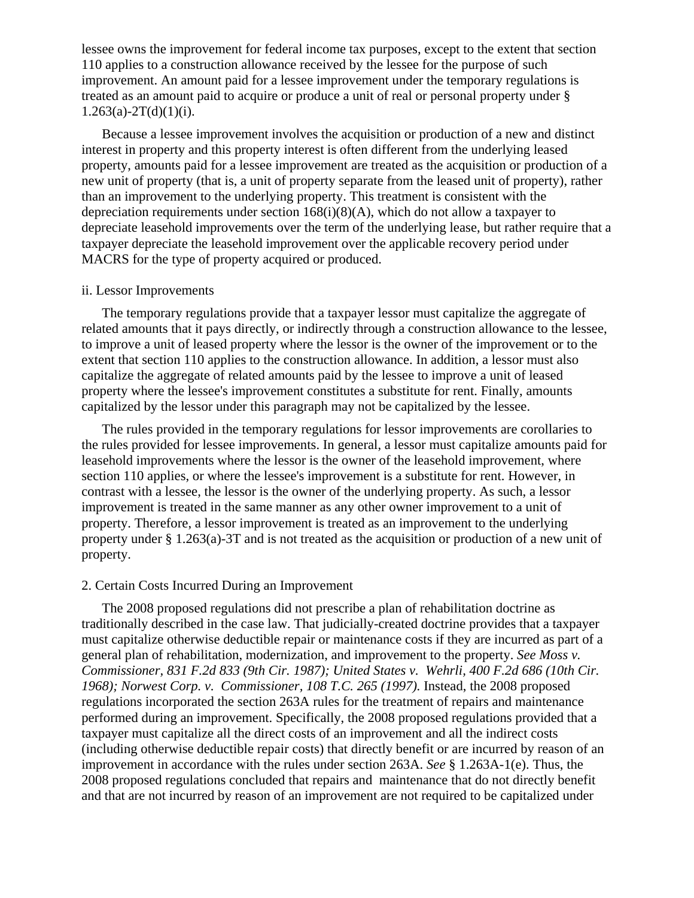lessee owns the improvement for federal income tax purposes, except to the extent that section 110 applies to a construction allowance received by the lessee for the purpose of such improvement. An amount paid for a lessee improvement under the temporary regulations is treated as an amount paid to acquire or produce a unit of real or personal property under § 1.263(a)-2T(d)(1)(i).

Because a lessee improvement involves the acquisition or production of a new and distinct interest in property and this property interest is often different from the underlying leased property, amounts paid for a lessee improvement are treated as the acquisition or production of a new unit of property (that is, a unit of property separate from the leased unit of property), rather than an improvement to the underlying property. This treatment is consistent with the depreciation requirements under section 168(i)(8)(A), which do not allow a taxpayer to depreciate leasehold improvements over the term of the underlying lease, but rather require that a taxpayer depreciate the leasehold improvement over the applicable recovery period under MACRS for the type of property acquired or produced.

ii. Lessor Improvements

The temporary regulations provide that a taxpayer lessor must capitalize the aggregate of related amounts that it pays directly, or indirectly through a construction allowance to the lessee, to improve a unit of leased property where the lessor is the owner of the improvement or to the extent that section 110 applies to the construction allowance. In addition, a lessor must also capitalize the aggregate of related amounts paid by the lessee to improve a unit of leased property where the lessee's improvement constitutes a substitute for rent. Finally, amounts capitalized by the lessor under this paragraph may not be capitalized by the lessee.

The rules provided in the temporary regulations for lessor improvements are corollaries to the rules provided for lessee improvements. In general, a lessor must capitalize amounts paid for leasehold improvements where the lessor is the owner of the leasehold improvement, where section 110 applies, or where the lessee's improvement is a substitute for rent. However, in contrast with a lessee, the lessor is the owner of the underlying property. As such, a lessor improvement is treated in the same manner as any other owner improvement to a unit of property. Therefore, a lessor improvement is treated as an improvement to the underlying property under § 1.263(a)-3T and is not treated as the acquisition or production of a new unit of property.

2. Certain Costs Incurred During an Improvement

The 2008 proposed regulations did not prescribe a plan of rehabilitation doctrine as traditionally described in the case law. That judicially-created doctrine provides that a taxpayer must capitalize otherwise deductible repair or maintenance costs if they are incurred as part of a general plan of rehabilitation, modernization, and improvement to the property. *See Moss v. Commissioner, 831 F.2d 833 (9th Cir. 1987); United States v. Wehrli, 400 F.2d 686 (10th Cir. 1968); Norwest Corp. v. Commissioner, 108 T.C. 265 (1997).* Instead, the 2008 proposed regulations incorporated the section 263A rules for the treatment of repairs and maintenance performed during an improvement. Specifically, the 2008 proposed regulations provided that a taxpayer must capitalize all the direct costs of an improvement and all the indirect costs (including otherwise deductible repair costs) that directly benefit or are incurred by reason of an improvement in accordance with the rules under section 263A. *See* § 1.263A-1(e). Thus, the 2008 proposed regulations concluded that repairs and maintenance that do not directly benefit and that are not incurred by reason of an improvement are not required to be capitalized under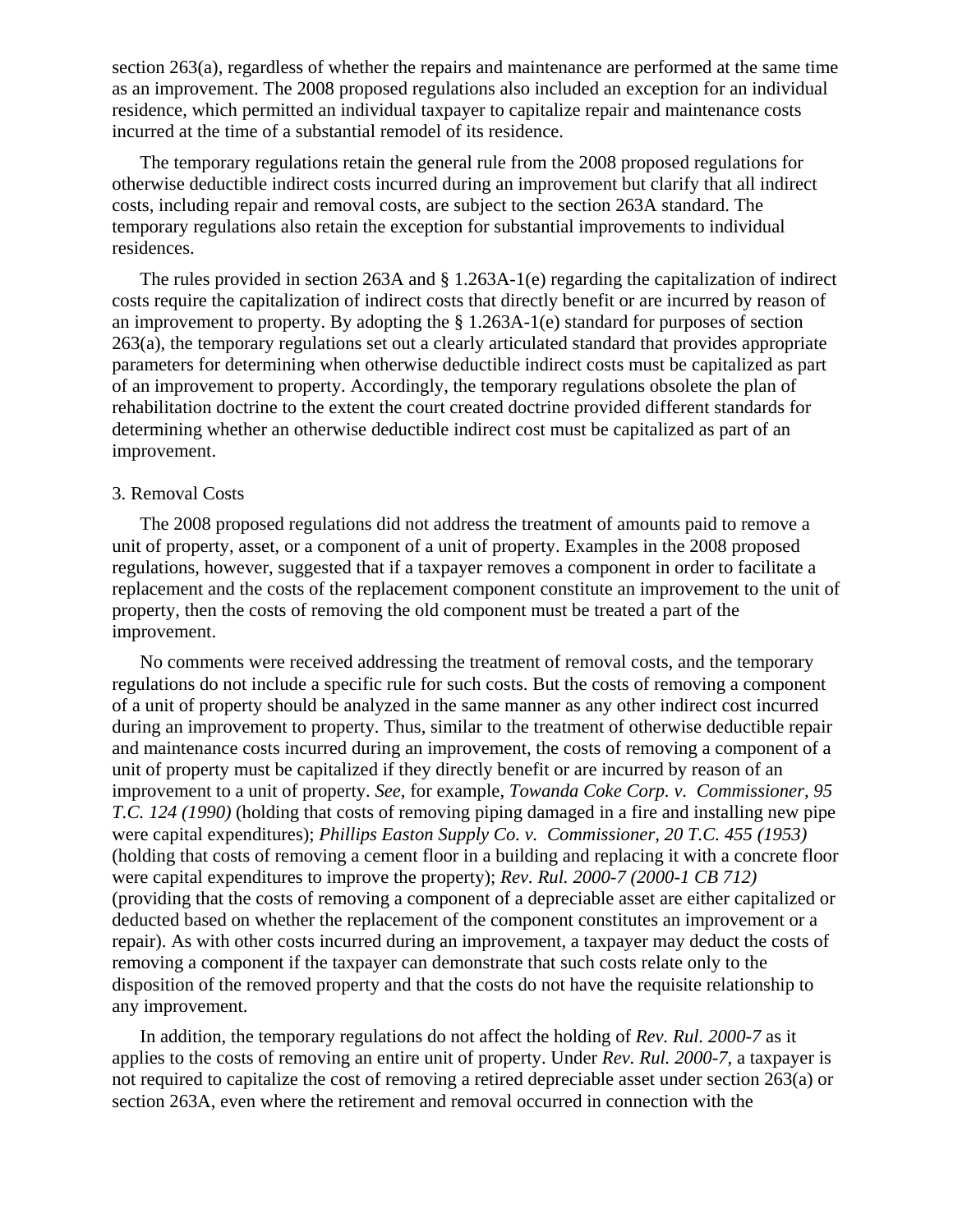section 263(a), regardless of whether the repairs and maintenance are performed at the same time as an improvement. The 2008 proposed regulations also included an exception for an individual residence, which permitted an individual taxpayer to capitalize repair and maintenance costs incurred at the time of a substantial remodel of its residence.

The temporary regulations retain the general rule from the 2008 proposed regulations for otherwise deductible indirect costs incurred during an improvement but clarify that all indirect costs, including repair and removal costs, are subject to the section 263A standard. The temporary regulations also retain the exception for substantial improvements to individual residences.

The rules provided in section 263A and § 1.263A-1(e) regarding the capitalization of indirect costs require the capitalization of indirect costs that directly benefit or are incurred by reason of an improvement to property. By adopting the § 1.263A-1(e) standard for purposes of section 263(a), the temporary regulations set out a clearly articulated standard that provides appropriate parameters for determining when otherwise deductible indirect costs must be capitalized as part of an improvement to property. Accordingly, the temporary regulations obsolete the plan of rehabilitation doctrine to the extent the court created doctrine provided different standards for determining whether an otherwise deductible indirect cost must be capitalized as part of an improvement.

3. Removal Costs

The 2008 proposed regulations did not address the treatment of amounts paid to remove a unit of property, asset, or a component of a unit of property. Examples in the 2008 proposed regulations, however, suggested that if a taxpayer removes a component in order to facilitate a replacement and the costs of the replacement component constitute an improvement to the unit of property, then the costs of removing the old component must be treated a part of the improvement.

No comments were received addressing the treatment of removal costs, and the temporary regulations do not include a specific rule for such costs. But the costs of removing a component of a unit of property should be analyzed in the same manner as any other indirect cost incurred during an improvement to property. Thus, similar to the treatment of otherwise deductible repair and maintenance costs incurred during an improvement, the costs of removing a component of a unit of property must be capitalized if they directly benefit or are incurred by reason of an improvement to a unit of property. *See,* for example, *Towanda Coke Corp. v. Commissioner, 95 T.C. 124 (1990)* (holding that costs of removing piping damaged in a fire and installing new pipe were capital expenditures); *Phillips Easton Supply Co. v. Commissioner, 20 T.C. 455 (1953)* (holding that costs of removing a cement floor in a building and replacing it with a concrete floor were capital expenditures to improve the property); *Rev. Rul. 2000-7 (2000-1 CB 712)* (providing that the costs of removing a component of a depreciable asset are either capitalized or deducted based on whether the replacement of the component constitutes an improvement or a repair). As with other costs incurred during an improvement, a taxpayer may deduct the costs of removing a component if the taxpayer can demonstrate that such costs relate only to the disposition of the removed property and that the costs do not have the requisite relationship to any improvement.

In addition, the temporary regulations do not affect the holding of *Rev. Rul. 2000-7* as it applies to the costs of removing an entire unit of property. Under *Rev. Rul. 2000-7,* a taxpayer is not required to capitalize the cost of removing a retired depreciable asset under section 263(a) or section 263A, even where the retirement and removal occurred in connection with the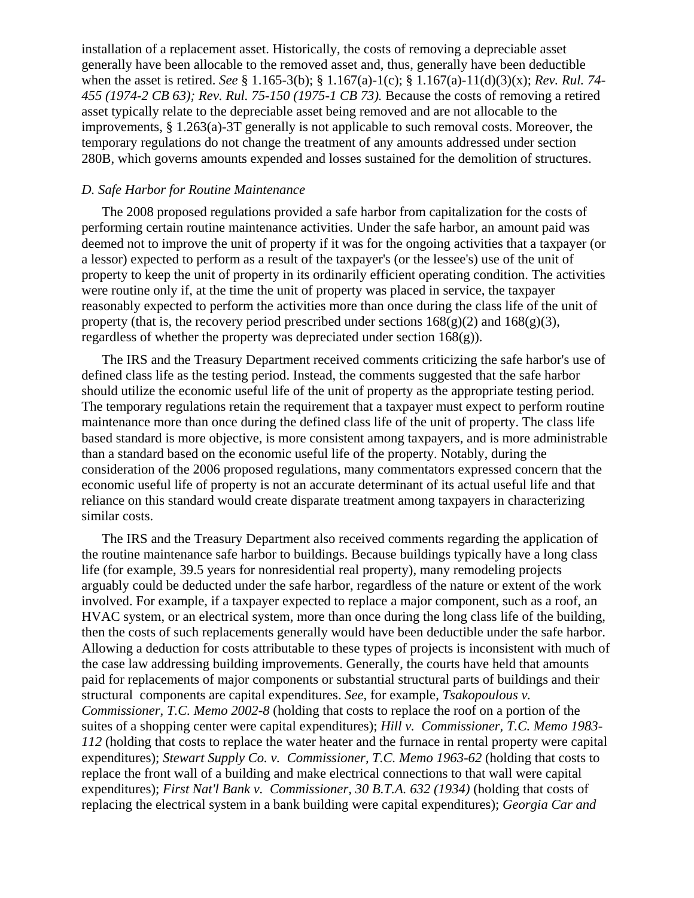installation of a replacement asset. Historically, the costs of removing a depreciable asset generally have been allocable to the removed asset and, thus, generally have been deductible when the asset is retired. *See* § 1.165-3(b); § 1.167(a)-1(c); § 1.167(a)-11(d)(3)(x); *Rev. Rul. 74-455 (1974-2 CB 63); Rev. Rul. 75-150 (1975-1 CB 73).* Because the costs of removing a retired asset typically relate to the depreciable asset being removed and are not allocable to the improvements, § 1.263(a)-3T generally is not applicable to such removal costs. Moreover, the temporary regulations do not change the treatment of any amounts addressed under section 280B, which governs amounts expended and losses sustained for the demolition of structures.

*D. Safe Harbor for Routine Maintenance*

The 2008 proposed regulations provided a safe harbor from capitalization for the costs of performing certain routine maintenance activities. Under the safe harbor, an amount paid was deemed not to improve the unit of property if it was for the ongoing activities that a taxpayer (or a lessor) expected to perform as a result of the taxpayer's (or the lessee's) use of the unit of property to keep the unit of property in its ordinarily efficient operating condition. The activities were routine only if, at the time the unit of property was placed in service, the taxpayer reasonably expected to perform the activities more than once during the class life of the unit of property (that is, the recovery period prescribed under sections 168(g)(2) and 168(g)(3), regardless of whether the property was depreciated under section 168(g)).

The IRS and the Treasury Department received comments criticizing the safe harbor's use of defined class life as the testing period. Instead, the comments suggested that the safe harbor should utilize the economic useful life of the unit of property as the appropriate testing period. The temporary regulations retain the requirement that a taxpayer must expect to perform routine maintenance more than once during the defined class life of the unit of property. The class life based standard is more objective, is more consistent among taxpayers, and is more administrable than a standard based on the economic useful life of the property. Notably, during the consideration of the 2006 proposed regulations, many commentators expressed concern that the economic useful life of property is not an accurate determinant of its actual useful life and that reliance on this standard would create disparate treatment among taxpayers in characterizing similar costs.

The IRS and the Treasury Department also received comments regarding the application of the routine maintenance safe harbor to buildings. Because buildings typically have a long class life (for example, 39.5 years for nonresidential real property), many remodeling projects arguably could be deducted under the safe harbor, regardless of the nature or extent of the work involved. For example, if a taxpayer expected to replace a major component, such as a roof, an HVAC system, or an electrical system, more than once during the long class life of the building, then the costs of such replacements generally would have been deductible under the safe harbor. Allowing a deduction for costs attributable to these types of projects is inconsistent with much of the case law addressing building improvements. Generally, the courts have held that amounts paid for replacements of major components or substantial structural parts of buildings and their structural components are capital expenditures. *See*, for example, *Tsakopoulous v. Commissioner, T.C. Memo 2002-8* (holding that costs to replace the roof on a portion of the suites of a shopping center were capital expenditures); *Hill v. Commissioner, T.C. Memo 1983-112* (holding that costs to replace the water heater and the furnace in rental property were capital expenditures); *Stewart Supply Co. v. Commissioner, T.C. Memo 1963-62* (holding that costs to replace the front wall of a building and make electrical connections to that wall were capital expenditures); *First Nat'l Bank v. Commissioner, 30 B.T.A. 632 (1934)* (holding that costs of replacing the electrical system in a bank building were capital expenditures); *Georgia Car and*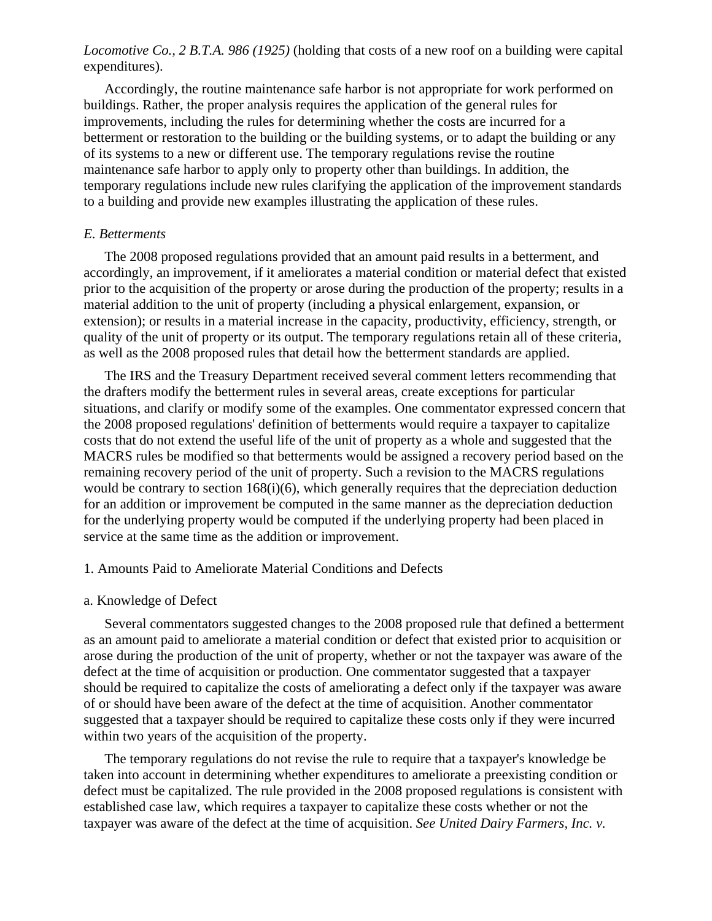*Locomotive Co., 2 B.T.A. 986 (1925)* (holding that costs of a new roof on a building were capital expenditures).

Accordingly, the routine maintenance safe harbor is not appropriate for work performed on buildings. Rather, the proper analysis requires the application of the general rules for improvements, including the rules for determining whether the costs are incurred for a betterment or restoration to the building or the building systems, or to adapt the building or any of its systems to a new or different use. The temporary regulations revise the routine maintenance safe harbor to apply only to property other than buildings. In addition, the temporary regulations include new rules clarifying the application of the improvement standards to a building and provide new examples illustrating the application of these rules.

*E. Betterments*

The 2008 proposed regulations provided that an amount paid results in a betterment, and accordingly, an improvement, if it ameliorates a material condition or material defect that existed prior to the acquisition of the property or arose during the production of the property; results in a material addition to the unit of property (including a physical enlargement, expansion, or extension); or results in a material increase in the capacity, productivity, efficiency, strength, or quality of the unit of property or its output. The temporary regulations retain all of these criteria, as well as the 2008 proposed rules that detail how the betterment standards are applied.

The IRS and the Treasury Department received several comment letters recommending that the drafters modify the betterment rules in several areas, create exceptions for particular situations, and clarify or modify some of the examples. One commentator expressed concern that the 2008 proposed regulations' definition of betterments would require a taxpayer to capitalize costs that do not extend the useful life of the unit of property as a whole and suggested that the MACRS rules be modified so that betterments would be assigned a recovery period based on the remaining recovery period of the unit of property. Such a revision to the MACRS regulations would be contrary to section 168(i)(6), which generally requires that the depreciation deduction for an addition or improvement be computed in the same manner as the depreciation deduction for the underlying property would be computed if the underlying property had been placed in service at the same time as the addition or improvement.

1. Amounts Paid to Ameliorate Material Conditions and Defects

a. Knowledge of Defect

Several commentators suggested changes to the 2008 proposed rule that defined a betterment as an amount paid to ameliorate a material condition or defect that existed prior to acquisition or arose during the production of the unit of property, whether or not the taxpayer was aware of the defect at the time of acquisition or production. One commentator suggested that a taxpayer should be required to capitalize the costs of ameliorating a defect only if the taxpayer was aware of or should have been aware of the defect at the time of acquisition. Another commentator suggested that a taxpayer should be required to capitalize these costs only if they were incurred within two years of the acquisition of the property.

The temporary regulations do not revise the rule to require that a taxpayer's knowledge be taken into account in determining whether expenditures to ameliorate a preexisting condition or defect must be capitalized. The rule provided in the 2008 proposed regulations is consistent with established case law, which requires a taxpayer to capitalize these costs whether or not the taxpayer was aware of the defect at the time of acquisition. *See United Dairy Farmers, Inc. v.*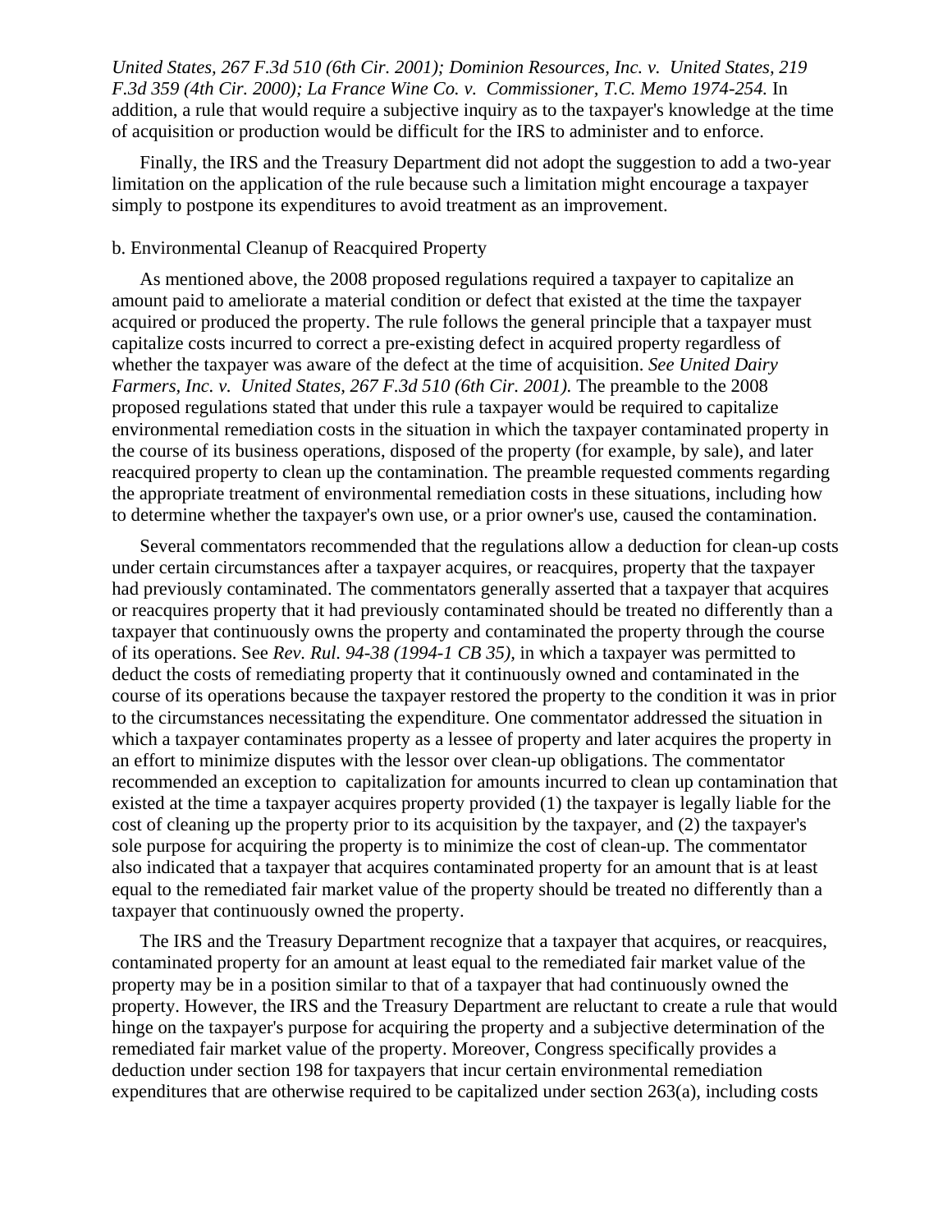*United States, 267 F.3d 510 (6th Cir. 2001); Dominion Resources, Inc. v. United States, 219 F.3d 359 (4th Cir. 2000); La France Wine Co. v. Commissioner, T.C. Memo 1974-254.* In addition, a rule that would require a subjective inquiry as to the taxpayer's knowledge at the time of acquisition or production would be difficult for the IRS to administer and to enforce.

Finally, the IRS and the Treasury Department did not adopt the suggestion to add a two-year limitation on the application of the rule because such a limitation might encourage a taxpayer simply to postpone its expenditures to avoid treatment as an improvement.

b. Environmental Cleanup of Reacquired Property

As mentioned above, the 2008 proposed regulations required a taxpayer to capitalize an amount paid to ameliorate a material condition or defect that existed at the time the taxpayer acquired or produced the property. The rule follows the general principle that a taxpayer must capitalize costs incurred to correct a pre-existing defect in acquired property regardless of whether the taxpayer was aware of the defect at the time of acquisition. *See United Dairy Farmers, Inc. v. United States, 267 F.3d 510 (6th Cir. 2001).* The preamble to the 2008 proposed regulations stated that under this rule a taxpayer would be required to capitalize environmental remediation costs in the situation in which the taxpayer contaminated property in the course of its business operations, disposed of the property (for example, by sale), and later reacquired property to clean up the contamination. The preamble requested comments regarding the appropriate treatment of environmental remediation costs in these situations, including how to determine whether the taxpayer's own use, or a prior owner's use, caused the contamination.

Several commentators recommended that the regulations allow a deduction for clean-up costs under certain circumstances after a taxpayer acquires, or reacquires, property that the taxpayer had previously contaminated. The commentators generally asserted that a taxpayer that acquires or reacquires property that it had previously contaminated should be treated no differently than a taxpayer that continuously owns the property and contaminated the property through the course of its operations. See *Rev. Rul. 94-38 (1994-1 CB 35),* in which a taxpayer was permitted to deduct the costs of remediating property that it continuously owned and contaminated in the course of its operations because the taxpayer restored the property to the condition it was in prior to the circumstances necessitating the expenditure. One commentator addressed the situation in which a taxpayer contaminates property as a lessee of property and later acquires the property in an effort to minimize disputes with the lessor over clean-up obligations. The commentator recommended an exception to capitalization for amounts incurred to clean up contamination that existed at the time a taxpayer acquires property provided (1) the taxpayer is legally liable for the cost of cleaning up the property prior to its acquisition by the taxpayer, and (2) the taxpayer's sole purpose for acquiring the property is to minimize the cost of clean-up. The commentator also indicated that a taxpayer that acquires contaminated property for an amount that is at least equal to the remediated fair market value of the property should be treated no differently than a taxpayer that continuously owned the property.

The IRS and the Treasury Department recognize that a taxpayer that acquires, or reacquires, contaminated property for an amount at least equal to the remediated fair market value of the property may be in a position similar to that of a taxpayer that had continuously owned the property. However, the IRS and the Treasury Department are reluctant to create a rule that would hinge on the taxpayer's purpose for acquiring the property and a subjective determination of the remediated fair market value of the property. Moreover, Congress specifically provides a deduction under section 198 for taxpayers that incur certain environmental remediation expenditures that are otherwise required to be capitalized under section 263(a), including costs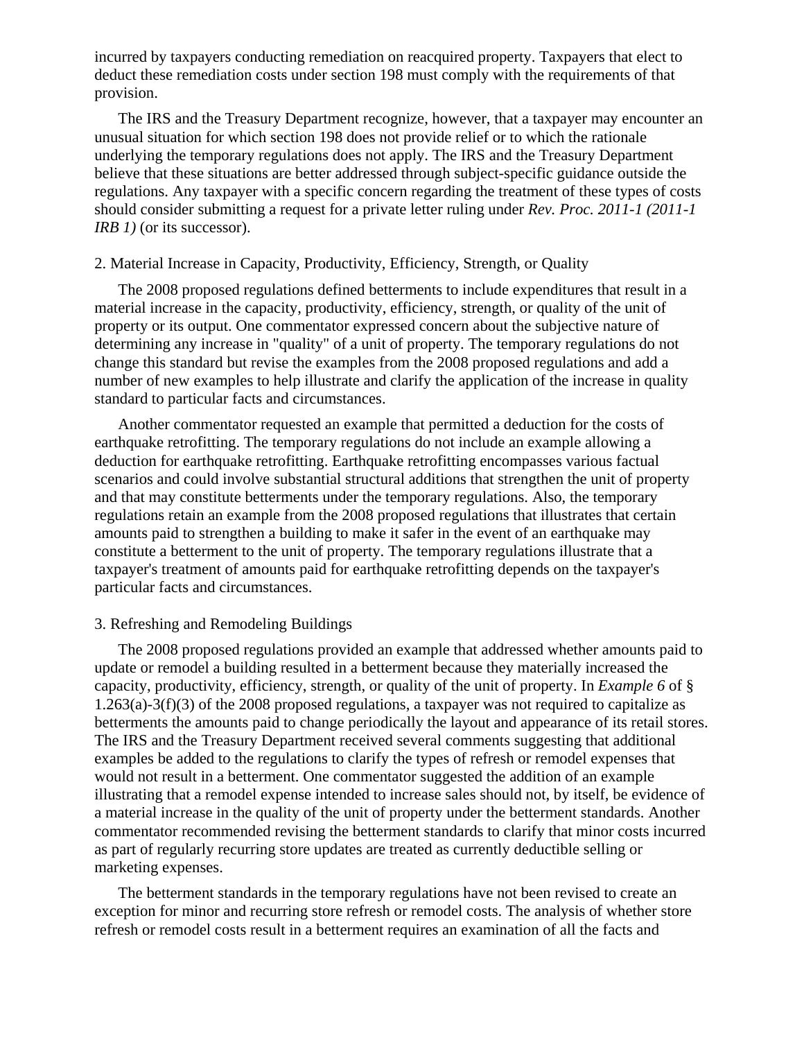incurred by taxpayers conducting remediation on reacquired property. Taxpayers that elect to deduct these remediation costs under section 198 must comply with the requirements of that provision.

The IRS and the Treasury Department recognize, however, that a taxpayer may encounter an unusual situation for which section 198 does not provide relief or to which the rationale underlying the temporary regulations does not apply. The IRS and the Treasury Department believe that these situations are better addressed through subject-specific guidance outside the regulations. Any taxpayer with a specific concern regarding the treatment of these types of costs should consider submitting a request for a private letter ruling under *Rev. Proc. 2011-1 (2011-1 IRB 1)* (or its successor).

2. Material Increase in Capacity, Productivity, Efficiency, Strength, or Quality

The 2008 proposed regulations defined betterments to include expenditures that result in a material increase in the capacity, productivity, efficiency, strength, or quality of the unit of property or its output. One commentator expressed concern about the subjective nature of determining any increase in "quality" of a unit of property. The temporary regulations do not change this standard but revise the examples from the 2008 proposed regulations and add a number of new examples to help illustrate and clarify the application of the increase in quality standard to particular facts and circumstances.

Another commentator requested an example that permitted a deduction for the costs of earthquake retrofitting. The temporary regulations do not include an example allowing a deduction for earthquake retrofitting. Earthquake retrofitting encompasses various factual scenarios and could involve substantial structural additions that strengthen the unit of property and that may constitute betterments under the temporary regulations. Also, the temporary regulations retain an example from the 2008 proposed regulations that illustrates that certain amounts paid to strengthen a building to make it safer in the event of an earthquake may constitute a betterment to the unit of property. The temporary regulations illustrate that a taxpayer's treatment of amounts paid for earthquake retrofitting depends on the taxpayer's particular facts and circumstances.

3. Refreshing and Remodeling Buildings

The 2008 proposed regulations provided an example that addressed whether amounts paid to update or remodel a building resulted in a betterment because they materially increased the capacity, productivity, efficiency, strength, or quality of the unit of property. In *Example 6* of § 1.263(a)-3(f)(3) of the 2008 proposed regulations, a taxpayer was not required to capitalize as betterments the amounts paid to change periodically the layout and appearance of its retail stores. The IRS and the Treasury Department received several comments suggesting that additional examples be added to the regulations to clarify the types of refresh or remodel expenses that would not result in a betterment. One commentator suggested the addition of an example illustrating that a remodel expense intended to increase sales should not, by itself, be evidence of a material increase in the quality of the unit of property under the betterment standards. Another commentator recommended revising the betterment standards to clarify that minor costs incurred as part of regularly recurring store updates are treated as currently deductible selling or marketing expenses.

The betterment standards in the temporary regulations have not been revised to create an exception for minor and recurring store refresh or remodel costs. The analysis of whether store refresh or remodel costs result in a betterment requires an examination of all the facts and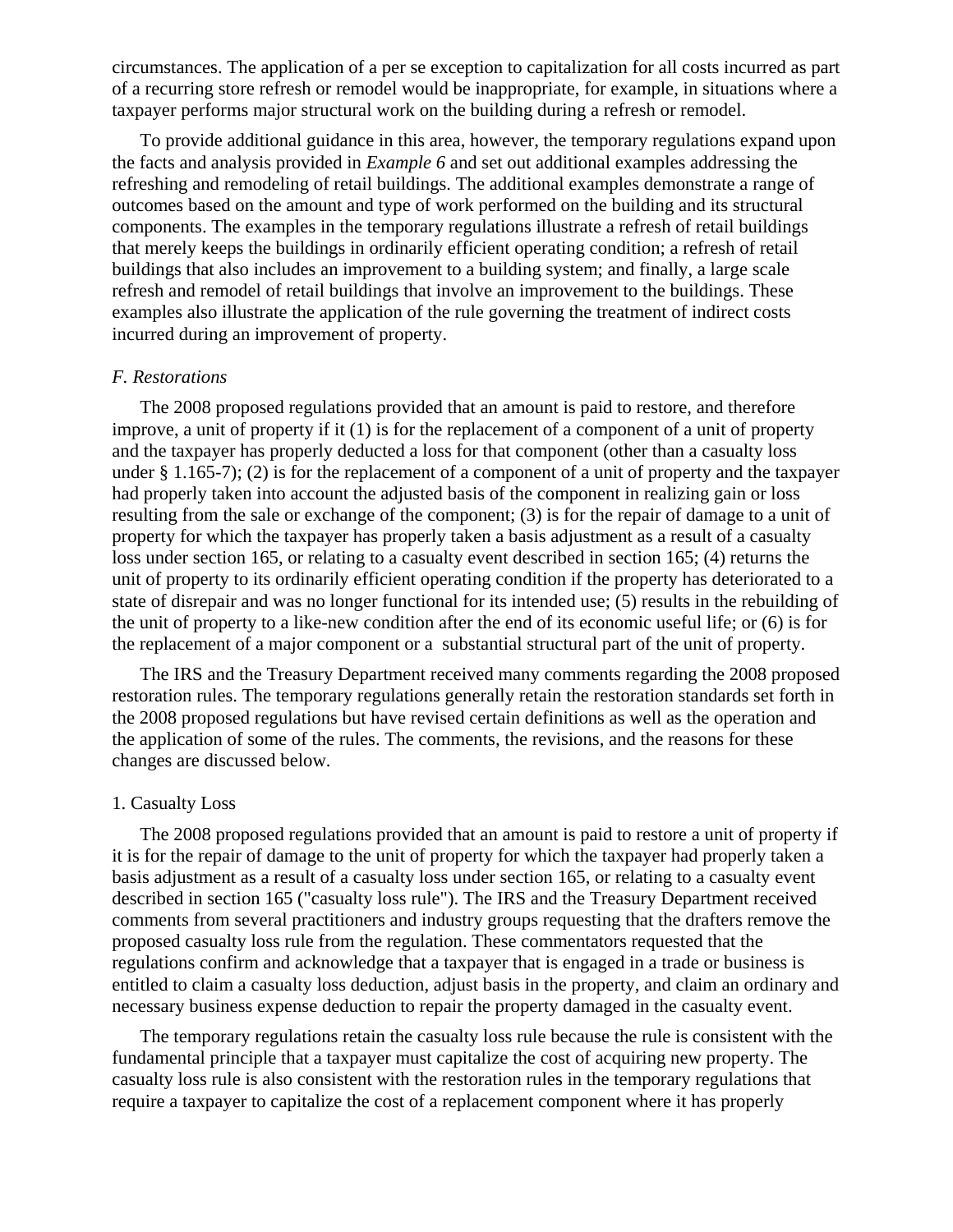circumstances. The application of a per se exception to capitalization for all costs incurred as part of a recurring store refresh or remodel would be inappropriate, for example, in situations where a taxpayer performs major structural work on the building during a refresh or remodel.

To provide additional guidance in this area, however, the temporary regulations expand upon the facts and analysis provided in *Example 6* and set out additional examples addressing the refreshing and remodeling of retail buildings. The additional examples demonstrate a range of outcomes based on the amount and type of work performed on the building and its structural components. The examples in the temporary regulations illustrate a refresh of retail buildings that merely keeps the buildings in ordinarily efficient operating condition; a refresh of retail buildings that also includes an improvement to a building system; and finally, a large scale refresh and remodel of retail buildings that involve an improvement to the buildings. These examples also illustrate the application of the rule governing the treatment of indirect costs incurred during an improvement of property.

*F. Restorations*

The 2008 proposed regulations provided that an amount is paid to restore, and therefore improve, a unit of property if it (1) is for the replacement of a component of a unit of property and the taxpayer has properly deducted a loss for that component (other than a casualty loss under § 1.165-7); (2) is for the replacement of a component of a unit of property and the taxpayer had properly taken into account the adjusted basis of the component in realizing gain or loss resulting from the sale or exchange of the component; (3) is for the repair of damage to a unit of property for which the taxpayer has properly taken a basis adjustment as a result of a casualty loss under section 165, or relating to a casualty event described in section 165; (4) returns the unit of property to its ordinarily efficient operating condition if the property has deteriorated to a state of disrepair and was no longer functional for its intended use; (5) results in the rebuilding of the unit of property to a like-new condition after the end of its economic useful life; or (6) is for the replacement of a major component or a substantial structural part of the unit of property.

The IRS and the Treasury Department received many comments regarding the 2008 proposed restoration rules. The temporary regulations generally retain the restoration standards set forth in the 2008 proposed regulations but have revised certain definitions as well as the operation and the application of some of the rules. The comments, the revisions, and the reasons for these changes are discussed below.

1. Casualty Loss

The 2008 proposed regulations provided that an amount is paid to restore a unit of property if it is for the repair of damage to the unit of property for which the taxpayer had properly taken a basis adjustment as a result of a casualty loss under section 165, or relating to a casualty event described in section 165 ("casualty loss rule"). The IRS and the Treasury Department received comments from several practitioners and industry groups requesting that the drafters remove the proposed casualty loss rule from the regulation. These commentators requested that the regulations confirm and acknowledge that a taxpayer that is engaged in a trade or business is entitled to claim a casualty loss deduction, adjust basis in the property, and claim an ordinary and necessary business expense deduction to repair the property damaged in the casualty event.

The temporary regulations retain the casualty loss rule because the rule is consistent with the fundamental principle that a taxpayer must capitalize the cost of acquiring new property. The casualty loss rule is also consistent with the restoration rules in the temporary regulations that require a taxpayer to capitalize the cost of a replacement component where it has properly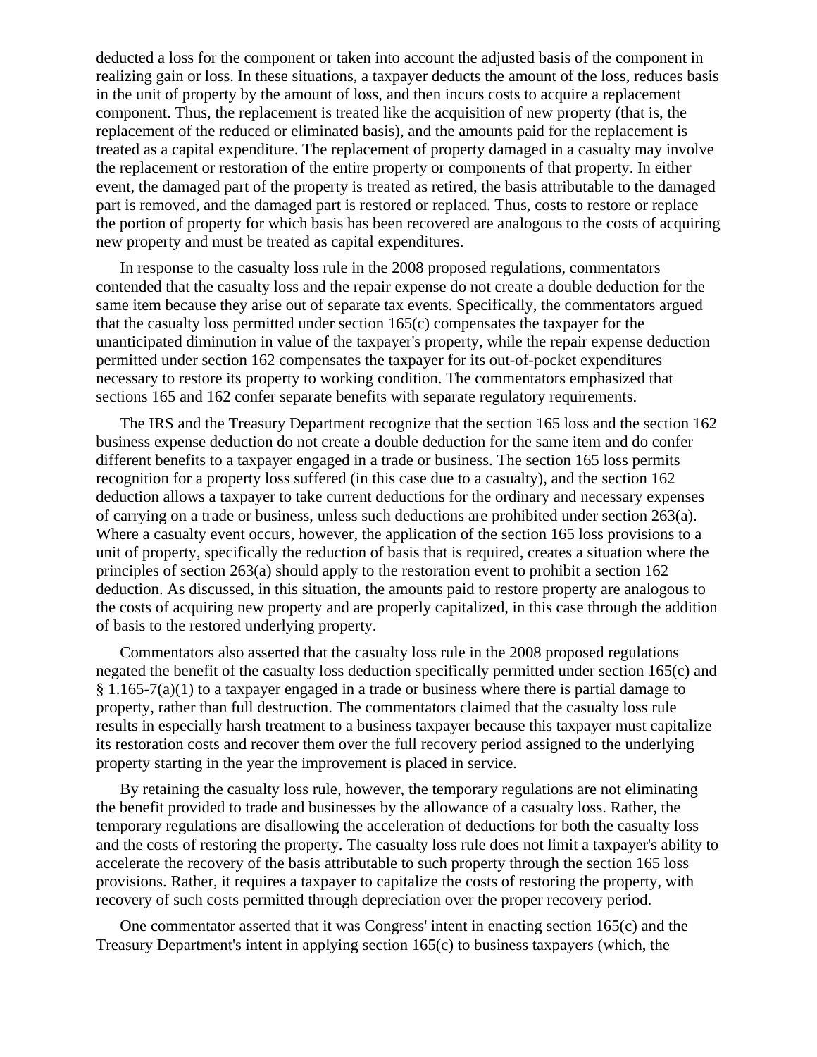deducted a loss for the component or taken into account the adjusted basis of the component in realizing gain or loss. In these situations, a taxpayer deducts the amount of the loss, reduces basis in the unit of property by the amount of loss, and then incurs costs to acquire a replacement component. Thus, the replacement is treated like the acquisition of new property (that is, the replacement of the reduced or eliminated basis), and the amounts paid for the replacement is treated as a capital expenditure. The replacement of property damaged in a casualty may involve the replacement or restoration of the entire property or components of that property. In either event, the damaged part of the property is treated as retired, the basis attributable to the damaged part is removed, and the damaged part is restored or replaced. Thus, costs to restore or replace the portion of property for which basis has been recovered are analogous to the costs of acquiring new property and must be treated as capital expenditures.

In response to the casualty loss rule in the 2008 proposed regulations, commentators contended that the casualty loss and the repair expense do not create a double deduction for the same item because they arise out of separate tax events. Specifically, the commentators argued that the casualty loss permitted under section 165(c) compensates the taxpayer for the unanticipated diminution in value of the taxpayer's property, while the repair expense deduction permitted under section 162 compensates the taxpayer for its out-of-pocket expenditures necessary to restore its property to working condition. The commentators emphasized that sections 165 and 162 confer separate benefits with separate regulatory requirements.

The IRS and the Treasury Department recognize that the section 165 loss and the section 162 business expense deduction do not create a double deduction for the same item and do confer different benefits to a taxpayer engaged in a trade or business. The section 165 loss permits recognition for a property loss suffered (in this case due to a casualty), and the section 162 deduction allows a taxpayer to take current deductions for the ordinary and necessary expenses of carrying on a trade or business, unless such deductions are prohibited under section 263(a). Where a casualty event occurs, however, the application of the section 165 loss provisions to a unit of property, specifically the reduction of basis that is required, creates a situation where the principles of section 263(a) should apply to the restoration event to prohibit a section 162 deduction. As discussed, in this situation, the amounts paid to restore property are analogous to the costs of acquiring new property and are properly capitalized, in this case through the addition of basis to the restored underlying property.

Commentators also asserted that the casualty loss rule in the 2008 proposed regulations negated the benefit of the casualty loss deduction specifically permitted under section 165(c) and § 1.165-7(a)(1) to a taxpayer engaged in a trade or business where there is partial damage to property, rather than full destruction. The commentators claimed that the casualty loss rule results in especially harsh treatment to a business taxpayer because this taxpayer must capitalize its restoration costs and recover them over the full recovery period assigned to the underlying property starting in the year the improvement is placed in service.

By retaining the casualty loss rule, however, the temporary regulations are not eliminating the benefit provided to trade and businesses by the allowance of a casualty loss. Rather, the temporary regulations are disallowing the acceleration of deductions for both the casualty loss and the costs of restoring the property. The casualty loss rule does not limit a taxpayer's ability to accelerate the recovery of the basis attributable to such property through the section 165 loss provisions. Rather, it requires a taxpayer to capitalize the costs of restoring the property, with recovery of such costs permitted through depreciation over the proper recovery period.

One commentator asserted that it was Congress' intent in enacting section 165(c) and the Treasury Department's intent in applying section 165(c) to business taxpayers (which, the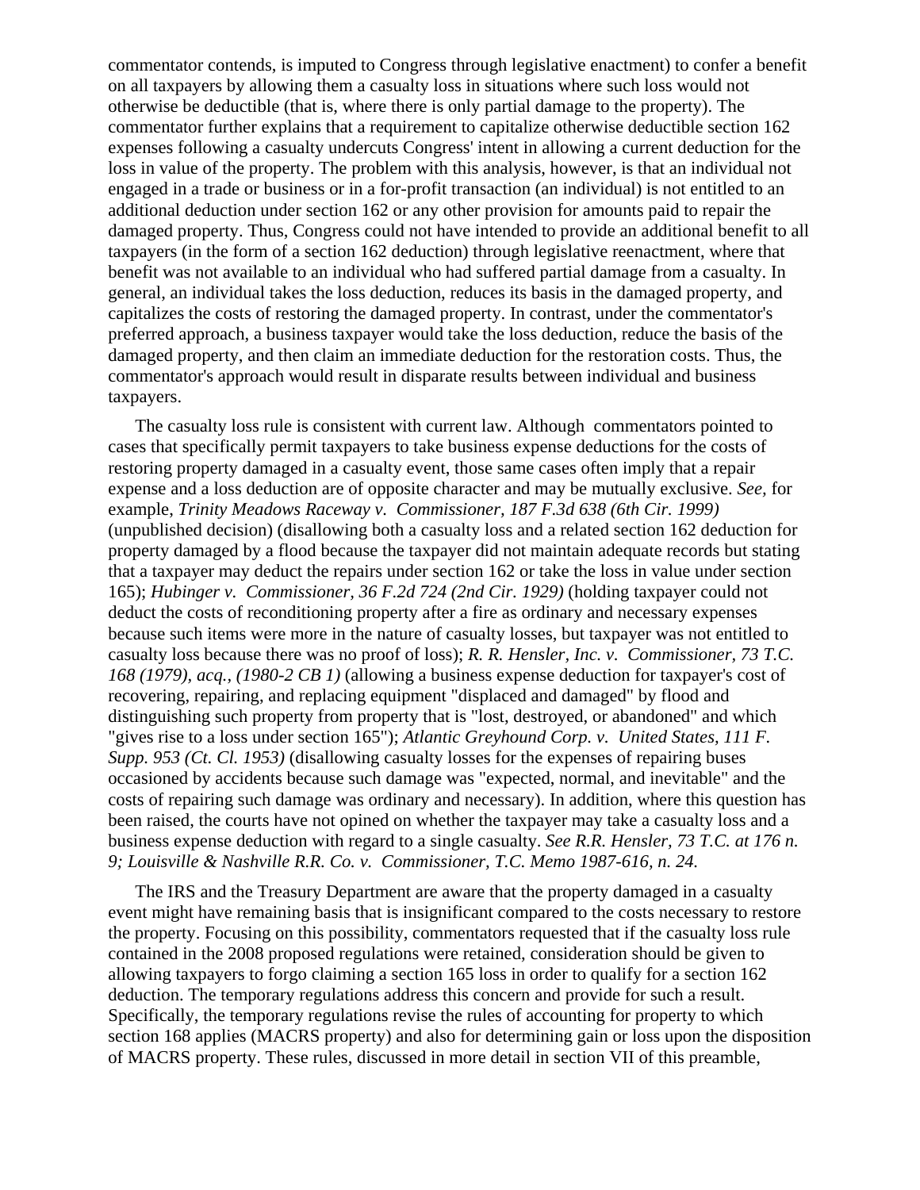commentator contends, is imputed to Congress through legislative enactment) to confer a benefit on all taxpayers by allowing them a casualty loss in situations where such loss would not otherwise be deductible (that is, where there is only partial damage to the property). The commentator further explains that a requirement to capitalize otherwise deductible section 162 expenses following a casualty undercuts Congress' intent in allowing a current deduction for the loss in value of the property. The problem with this analysis, however, is that an individual not engaged in a trade or business or in a for-profit transaction (an individual) is not entitled to an additional deduction under section 162 or any other provision for amounts paid to repair the damaged property. Thus, Congress could not have intended to provide an additional benefit to all taxpayers (in the form of a section 162 deduction) through legislative reenactment, where that benefit was not available to an individual who had suffered partial damage from a casualty. In general, an individual takes the loss deduction, reduces its basis in the damaged property, and capitalizes the costs of restoring the damaged property. In contrast, under the commentator's preferred approach, a business taxpayer would take the loss deduction, reduce the basis of the damaged property, and then claim an immediate deduction for the restoration costs. Thus, the commentator's approach would result in disparate results between individual and business taxpayers.

The casualty loss rule is consistent with current law. Although commentators pointed to cases that specifically permit taxpayers to take business expense deductions for the costs of restoring property damaged in a casualty event, those same cases often imply that a repair expense and a loss deduction are of opposite character and may be mutually exclusive. *See*, for example, *Trinity Meadows Raceway v. Commissioner, 187 F.3d 638 (6th Cir. 1999)* (unpublished decision) (disallowing both a casualty loss and a related section 162 deduction for property damaged by a flood because the taxpayer did not maintain adequate records but stating that a taxpayer may deduct the repairs under section 162 or take the loss in value under section 165); *Hubinger v. Commissioner, 36 F.2d 724 (2nd Cir. 1929)* (holding taxpayer could not deduct the costs of reconditioning property after a fire as ordinary and necessary expenses because such items were more in the nature of casualty losses, but taxpayer was not entitled to casualty loss because there was no proof of loss); *R. R. Hensler, Inc. v. Commissioner, 73 T.C. 168 (1979), acq., (1980-2 CB 1)* (allowing a business expense deduction for taxpayer's cost of recovering, repairing, and replacing equipment "displaced and damaged" by flood and distinguishing such property from property that is "lost, destroyed, or abandoned" and which "gives rise to a loss under section 165"); *Atlantic Greyhound Corp. v. United States, 111 F. Supp. 953 (Ct. Cl. 1953)* (disallowing casualty losses for the expenses of repairing buses occasioned by accidents because such damage was "expected, normal, and inevitable" and the costs of repairing such damage was ordinary and necessary). In addition, where this question has been raised, the courts have not opined on whether the taxpayer may take a casualty loss and a business expense deduction with regard to a single casualty. *See R.R. Hensler, 73 T.C. at 176 n. 9; Louisville & Nashville R.R. Co. v. Commissioner, T.C. Memo 1987-616, n. 24.*

The IRS and the Treasury Department are aware that the property damaged in a casualty event might have remaining basis that is insignificant compared to the costs necessary to restore the property. Focusing on this possibility, commentators requested that if the casualty loss rule contained in the 2008 proposed regulations were retained, consideration should be given to allowing taxpayers to forgo claiming a section 165 loss in order to qualify for a section 162 deduction. The temporary regulations address this concern and provide for such a result. Specifically, the temporary regulations revise the rules of accounting for property to which section 168 applies (MACRS property) and also for determining gain or loss upon the disposition of MACRS property. These rules, discussed in more detail in section VII of this preamble,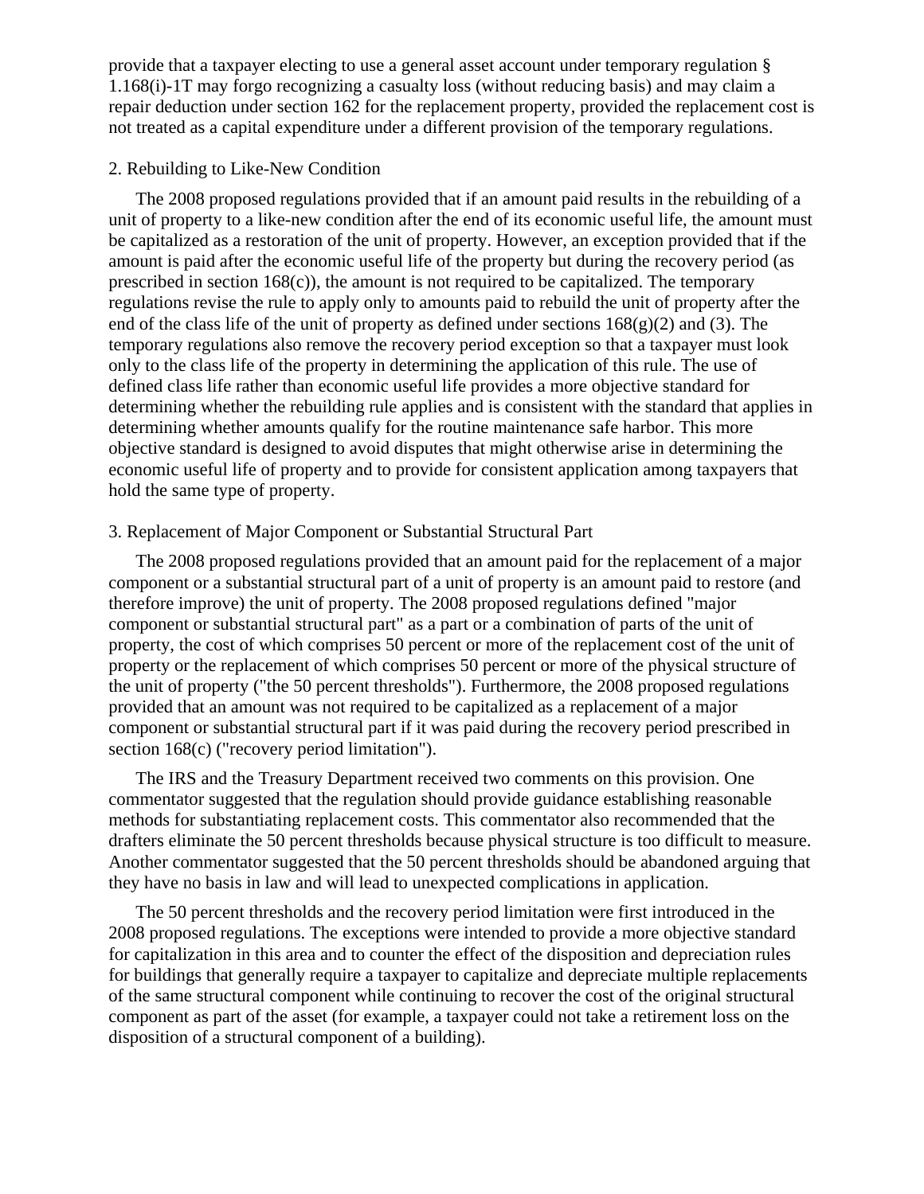provide that a taxpayer electing to use a general asset account under temporary regulation § 1.168(i)-1T may forgo recognizing a casualty loss (without reducing basis) and may claim a repair deduction under section 162 for the replacement property, provided the replacement cost is not treated as a capital expenditure under a different provision of the temporary regulations.

2. Rebuilding to Like-New Condition

The 2008 proposed regulations provided that if an amount paid results in the rebuilding of a unit of property to a like-new condition after the end of its economic useful life, the amount must be capitalized as a restoration of the unit of property. However, an exception provided that if the amount is paid after the economic useful life of the property but during the recovery period (as prescribed in section 168(c)), the amount is not required to be capitalized. The temporary regulations revise the rule to apply only to amounts paid to rebuild the unit of property after the end of the class life of the unit of property as defined under sections 168(g)(2) and (3). The temporary regulations also remove the recovery period exception so that a taxpayer must look only to the class life of the property in determining the application of this rule. The use of defined class life rather than economic useful life provides a more objective standard for determining whether the rebuilding rule applies and is consistent with the standard that applies in determining whether amounts qualify for the routine maintenance safe harbor. This more objective standard is designed to avoid disputes that might otherwise arise in determining the economic useful life of property and to provide for consistent application among taxpayers that hold the same type of property.

3. Replacement of Major Component or Substantial Structural Part

The 2008 proposed regulations provided that an amount paid for the replacement of a major component or a substantial structural part of a unit of property is an amount paid to restore (and therefore improve) the unit of property. The 2008 proposed regulations defined "major component or substantial structural part" as a part or a combination of parts of the unit of property, the cost of which comprises 50 percent or more of the replacement cost of the unit of property or the replacement of which comprises 50 percent or more of the physical structure of the unit of property ("the 50 percent thresholds"). Furthermore, the 2008 proposed regulations provided that an amount was not required to be capitalized as a replacement of a major component or substantial structural part if it was paid during the recovery period prescribed in section 168(c) ("recovery period limitation").

The IRS and the Treasury Department received two comments on this provision. One commentator suggested that the regulation should provide guidance establishing reasonable methods for substantiating replacement costs. This commentator also recommended that the drafters eliminate the 50 percent thresholds because physical structure is too difficult to measure. Another commentator suggested that the 50 percent thresholds should be abandoned arguing that they have no basis in law and will lead to unexpected complications in application.

The 50 percent thresholds and the recovery period limitation were first introduced in the 2008 proposed regulations. The exceptions were intended to provide a more objective standard for capitalization in this area and to counter the effect of the disposition and depreciation rules for buildings that generally require a taxpayer to capitalize and depreciate multiple replacements of the same structural component while continuing to recover the cost of the original structural component as part of the asset (for example, a taxpayer could not take a retirement loss on the disposition of a structural component of a building).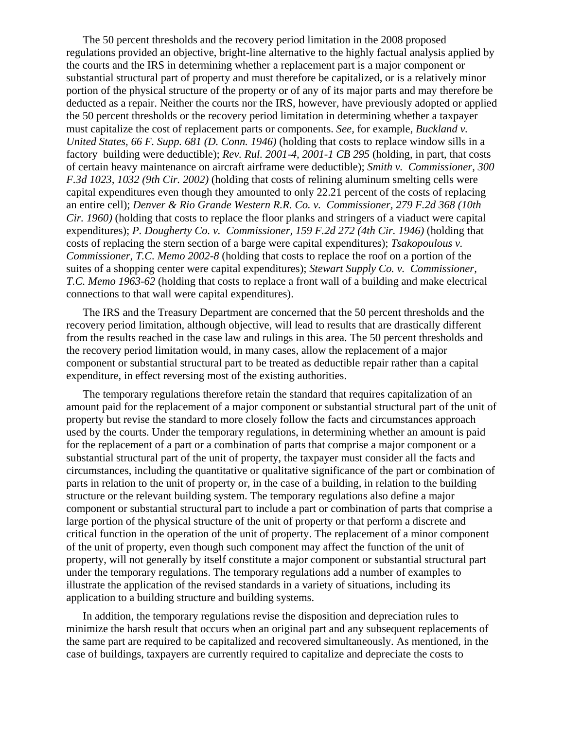The 50 percent thresholds and the recovery period limitation in the 2008 proposed regulations provided an objective, bright-line alternative to the highly factual analysis applied by the courts and the IRS in determining whether a replacement part is a major component or substantial structural part of property and must therefore be capitalized, or is a relatively minor portion of the physical structure of the property or of any of its major parts and may therefore be deducted as a repair. Neither the courts nor the IRS, however, have previously adopted or applied the 50 percent thresholds or the recovery period limitation in determining whether a taxpayer must capitalize the cost of replacement parts or components. *See,* for example, *Buckland v. United States, 66 F. Supp. 681 (D. Conn. 1946)* (holding that costs to replace window sills in a factory building were deductible); *Rev. Rul. 2001-4, 2001-1 CB 295* (holding, in part, that costs of certain heavy maintenance on aircraft airframe were deductible); *Smith v. Commissioner, 300 F.3d 1023, 1032 (9th Cir. 2002)* (holding that costs of relining aluminum smelting cells were capital expenditures even though they amounted to only 22.21 percent of the costs of replacing an entire cell); *Denver & Rio Grande Western R.R. Co. v. Commissioner, 279 F.2d 368 (10th Cir. 1960)* (holding that costs to replace the floor planks and stringers of a viaduct were capital expenditures); *P. Dougherty Co. v. Commissioner, 159 F.2d 272 (4th Cir. 1946)* (holding that costs of replacing the stern section of a barge were capital expenditures); *Tsakopoulous v. Commissioner, T.C. Memo 2002-8* (holding that costs to replace the roof on a portion of the suites of a shopping center were capital expenditures); *Stewart Supply Co. v. Commissioner, T.C. Memo 1963-62* (holding that costs to replace a front wall of a building and make electrical connections to that wall were capital expenditures).

The IRS and the Treasury Department are concerned that the 50 percent thresholds and the recovery period limitation, although objective, will lead to results that are drastically different from the results reached in the case law and rulings in this area. The 50 percent thresholds and the recovery period limitation would, in many cases, allow the replacement of a major component or substantial structural part to be treated as deductible repair rather than a capital expenditure, in effect reversing most of the existing authorities.

The temporary regulations therefore retain the standard that requires capitalization of an amount paid for the replacement of a major component or substantial structural part of the unit of property but revise the standard to more closely follow the facts and circumstances approach used by the courts. Under the temporary regulations, in determining whether an amount is paid for the replacement of a part or a combination of parts that comprise a major component or a substantial structural part of the unit of property, the taxpayer must consider all the facts and circumstances, including the quantitative or qualitative significance of the part or combination of parts in relation to the unit of property or, in the case of a building, in relation to the building structure or the relevant building system. The temporary regulations also define a major component or substantial structural part to include a part or combination of parts that comprise a large portion of the physical structure of the unit of property or that perform a discrete and critical function in the operation of the unit of property. The replacement of a minor component of the unit of property, even though such component may affect the function of the unit of property, will not generally by itself constitute a major component or substantial structural part under the temporary regulations. The temporary regulations add a number of examples to illustrate the application of the revised standards in a variety of situations, including its application to a building structure and building systems.

In addition, the temporary regulations revise the disposition and depreciation rules to minimize the harsh result that occurs when an original part and any subsequent replacements of the same part are required to be capitalized and recovered simultaneously. As mentioned, in the case of buildings, taxpayers are currently required to capitalize and depreciate the costs to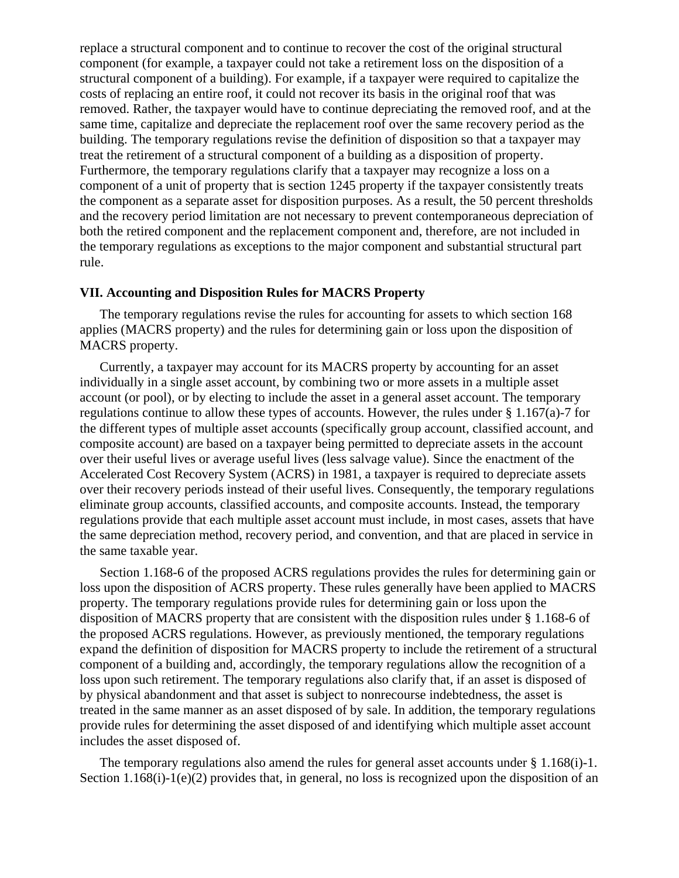replace a structural component and to continue to recover the cost of the original structural component (for example, a taxpayer could not take a retirement loss on the disposition of a structural component of a building). For example, if a taxpayer were required to capitalize the costs of replacing an entire roof, it could not recover its basis in the original roof that was removed. Rather, the taxpayer would have to continue depreciating the removed roof, and at the same time, capitalize and depreciate the replacement roof over the same recovery period as the building. The temporary regulations revise the definition of disposition so that a taxpayer may treat the retirement of a structural component of a building as a disposition of property. Furthermore, the temporary regulations clarify that a taxpayer may recognize a loss on a component of a unit of property that is section 1245 property if the taxpayer consistently treats the component as a separate asset for disposition purposes. As a result, the 50 percent thresholds and the recovery period limitation are not necessary to prevent contemporaneous depreciation of both the retired component and the replacement component and, therefore, are not included in the temporary regulations as exceptions to the major component and substantial structural part rule.

**VII. Accounting and Disposition Rules for MACRS Property**

The temporary regulations revise the rules for accounting for assets to which section 168 applies (MACRS property) and the rules for determining gain or loss upon the disposition of MACRS property.

Currently, a taxpayer may account for its MACRS property by accounting for an asset individually in a single asset account, by combining two or more assets in a multiple asset account (or pool), or by electing to include the asset in a general asset account. The temporary regulations continue to allow these types of accounts. However, the rules under § 1.167(a)-7 for the different types of multiple asset accounts (specifically group account, classified account, and composite account) are based on a taxpayer being permitted to depreciate assets in the account over their useful lives or average useful lives (less salvage value). Since the enactment of the Accelerated Cost Recovery System (ACRS) in 1981, a taxpayer is required to depreciate assets over their recovery periods instead of their useful lives. Consequently, the temporary regulations eliminate group accounts, classified accounts, and composite accounts. Instead, the temporary regulations provide that each multiple asset account must include, in most cases, assets that have the same depreciation method, recovery period, and convention, and that are placed in service in the same taxable year.

Section 1.168-6 of the proposed ACRS regulations provides the rules for determining gain or loss upon the disposition of ACRS property. These rules generally have been applied to MACRS property. The temporary regulations provide rules for determining gain or loss upon the disposition of MACRS property that are consistent with the disposition rules under § 1.168-6 of the proposed ACRS regulations. However, as previously mentioned, the temporary regulations expand the definition of disposition for MACRS property to include the retirement of a structural component of a building and, accordingly, the temporary regulations allow the recognition of a loss upon such retirement. The temporary regulations also clarify that, if an asset is disposed of by physical abandonment and that asset is subject to nonrecourse indebtedness, the asset is treated in the same manner as an asset disposed of by sale. In addition, the temporary regulations provide rules for determining the asset disposed of and identifying which multiple asset account includes the asset disposed of.

The temporary regulations also amend the rules for general asset accounts under § 1.168(i)-1. Section 1.168(i)-1(e)(2) provides that, in general, no loss is recognized upon the disposition of an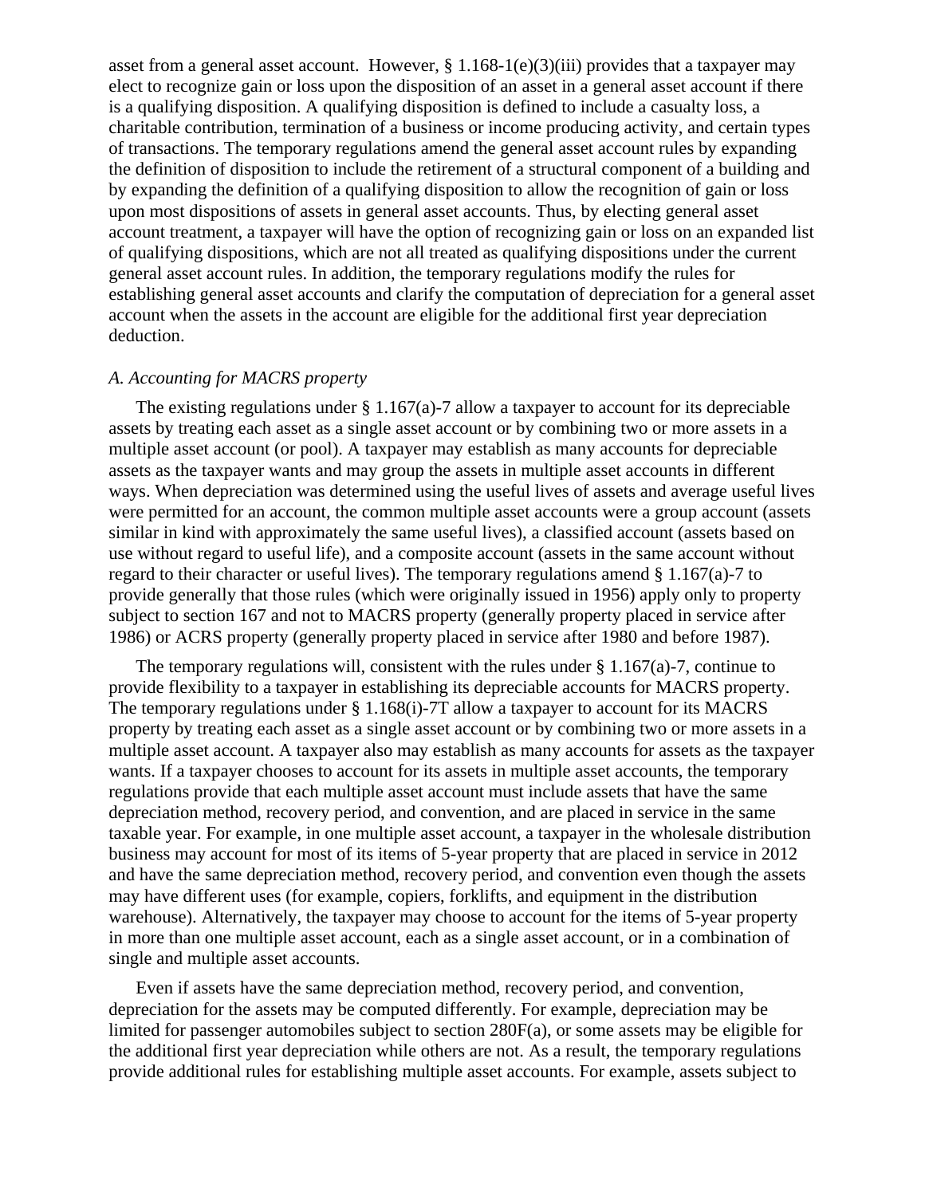asset from a general asset account. However, § 1.168-1(e)(3)(iii) provides that a taxpayer may elect to recognize gain or loss upon the disposition of an asset in a general asset account if there is a qualifying disposition. A qualifying disposition is defined to include a casualty loss, a charitable contribution, termination of a business or income producing activity, and certain types of transactions. The temporary regulations amend the general asset account rules by expanding the definition of disposition to include the retirement of a structural component of a building and by expanding the definition of a qualifying disposition to allow the recognition of gain or loss upon most dispositions of assets in general asset accounts. Thus, by electing general asset account treatment, a taxpayer will have the option of recognizing gain or loss on an expanded list of qualifying dispositions, which are not all treated as qualifying dispositions under the current general asset account rules. In addition, the temporary regulations modify the rules for establishing general asset accounts and clarify the computation of depreciation for a general asset account when the assets in the account are eligible for the additional first year depreciation deduction.

*A. Accounting for MACRS property*

The existing regulations under § 1.167(a)-7 allow a taxpayer to account for its depreciable assets by treating each asset as a single asset account or by combining two or more assets in a multiple asset account (or pool). A taxpayer may establish as many accounts for depreciable assets as the taxpayer wants and may group the assets in multiple asset accounts in different ways. When depreciation was determined using the useful lives of assets and average useful lives were permitted for an account, the common multiple asset accounts were a group account (assets similar in kind with approximately the same useful lives), a classified account (assets based on use without regard to useful life), and a composite account (assets in the same account without regard to their character or useful lives). The temporary regulations amend § 1.167(a)-7 to provide generally that those rules (which were originally issued in 1956) apply only to property subject to section 167 and not to MACRS property (generally property placed in service after 1986) or ACRS property (generally property placed in service after 1980 and before 1987).

The temporary regulations will, consistent with the rules under § 1.167(a)-7, continue to provide flexibility to a taxpayer in establishing its depreciable accounts for MACRS property. The temporary regulations under § 1.168(i)-7T allow a taxpayer to account for its MACRS property by treating each asset as a single asset account or by combining two or more assets in a multiple asset account. A taxpayer also may establish as many accounts for assets as the taxpayer wants. If a taxpayer chooses to account for its assets in multiple asset accounts, the temporary regulations provide that each multiple asset account must include assets that have the same depreciation method, recovery period, and convention, and are placed in service in the same taxable year. For example, in one multiple asset account, a taxpayer in the wholesale distribution business may account for most of its items of 5-year property that are placed in service in 2012 and have the same depreciation method, recovery period, and convention even though the assets may have different uses (for example, copiers, forklifts, and equipment in the distribution warehouse). Alternatively, the taxpayer may choose to account for the items of 5-year property in more than one multiple asset account, each as a single asset account, or in a combination of single and multiple asset accounts.

Even if assets have the same depreciation method, recovery period, and convention, depreciation for the assets may be computed differently. For example, depreciation may be limited for passenger automobiles subject to section 280F(a), or some assets may be eligible for the additional first year depreciation while others are not. As a result, the temporary regulations provide additional rules for establishing multiple asset accounts. For example, assets subject to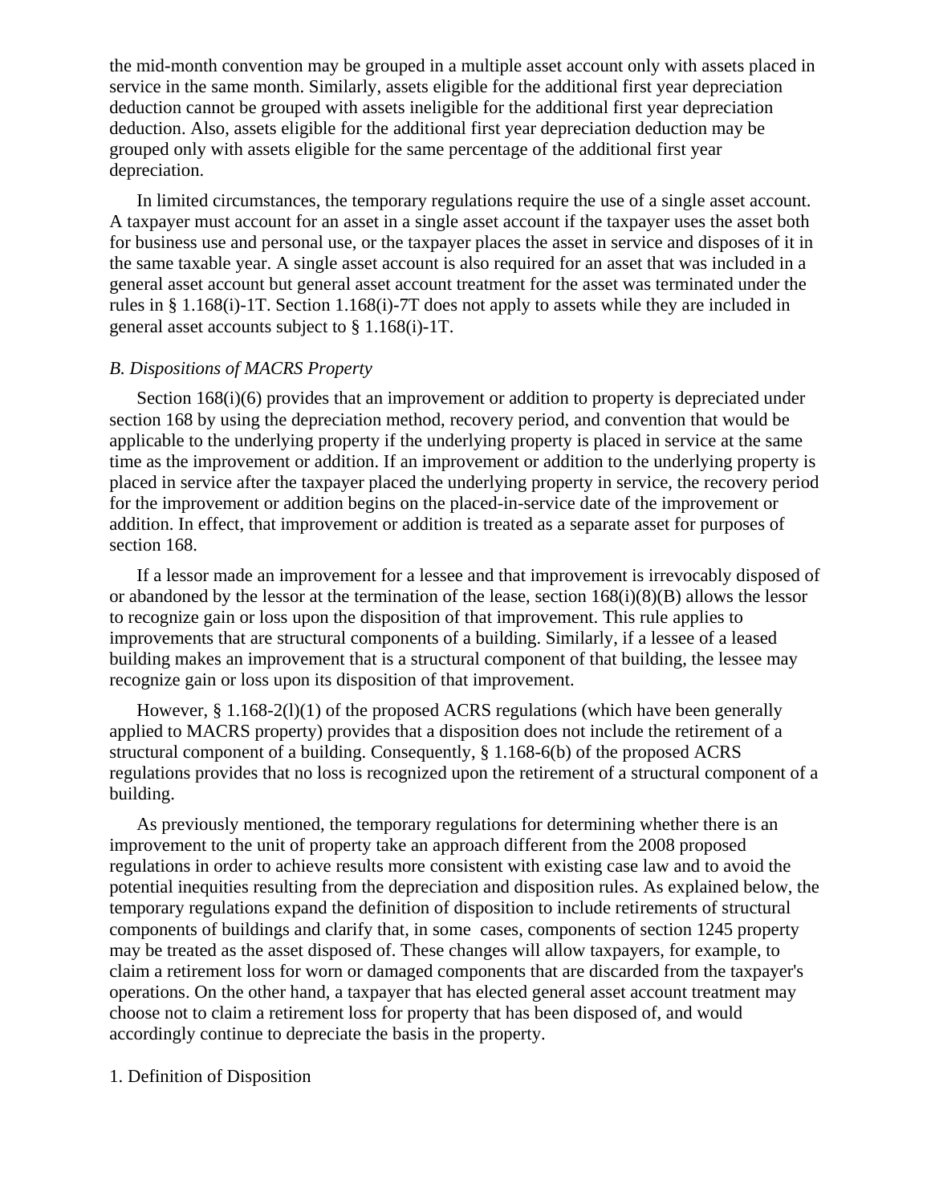the mid-month convention may be grouped in a multiple asset account only with assets placed in service in the same month. Similarly, assets eligible for the additional first year depreciation deduction cannot be grouped with assets ineligible for the additional first year depreciation deduction. Also, assets eligible for the additional first year depreciation deduction may be grouped only with assets eligible for the same percentage of the additional first year depreciation.

In limited circumstances, the temporary regulations require the use of a single asset account. A taxpayer must account for an asset in a single asset account if the taxpayer uses the asset both for business use and personal use, or the taxpayer places the asset in service and disposes of it in the same taxable year. A single asset account is also required for an asset that was included in a general asset account but general asset account treatment for the asset was terminated under the rules in § 1.168(i)-1T. Section 1.168(i)-7T does not apply to assets while they are included in general asset accounts subject to § 1.168(i)-1T.

*B. Dispositions of MACRS Property*

Section 168(i)(6) provides that an improvement or addition to property is depreciated under section 168 by using the depreciation method, recovery period, and convention that would be applicable to the underlying property if the underlying property is placed in service at the same time as the improvement or addition. If an improvement or addition to the underlying property is placed in service after the taxpayer placed the underlying property in service, the recovery period for the improvement or addition begins on the placed-in-service date of the improvement or addition. In effect, that improvement or addition is treated as a separate asset for purposes of section 168.

If a lessor made an improvement for a lessee and that improvement is irrevocably disposed of or abandoned by the lessor at the termination of the lease, section 168(i)(8)(B) allows the lessor to recognize gain or loss upon the disposition of that improvement. This rule applies to improvements that are structural components of a building. Similarly, if a lessee of a leased building makes an improvement that is a structural component of that building, the lessee may recognize gain or loss upon its disposition of that improvement.

However, § 1.168-2(l)(1) of the proposed ACRS regulations (which have been generally applied to MACRS property) provides that a disposition does not include the retirement of a structural component of a building. Consequently, § 1.168-6(b) of the proposed ACRS regulations provides that no loss is recognized upon the retirement of a structural component of a building.

As previously mentioned, the temporary regulations for determining whether there is an improvement to the unit of property take an approach different from the 2008 proposed regulations in order to achieve results more consistent with existing case law and to avoid the potential inequities resulting from the depreciation and disposition rules. As explained below, the temporary regulations expand the definition of disposition to include retirements of structural components of buildings and clarify that, in some cases, components of section 1245 property may be treated as the asset disposed of. These changes will allow taxpayers, for example, to claim a retirement loss for worn or damaged components that are discarded from the taxpayer's operations. On the other hand, a taxpayer that has elected general asset account treatment may choose not to claim a retirement loss for property that has been disposed of, and would accordingly continue to depreciate the basis in the property.

1. Definition of Disposition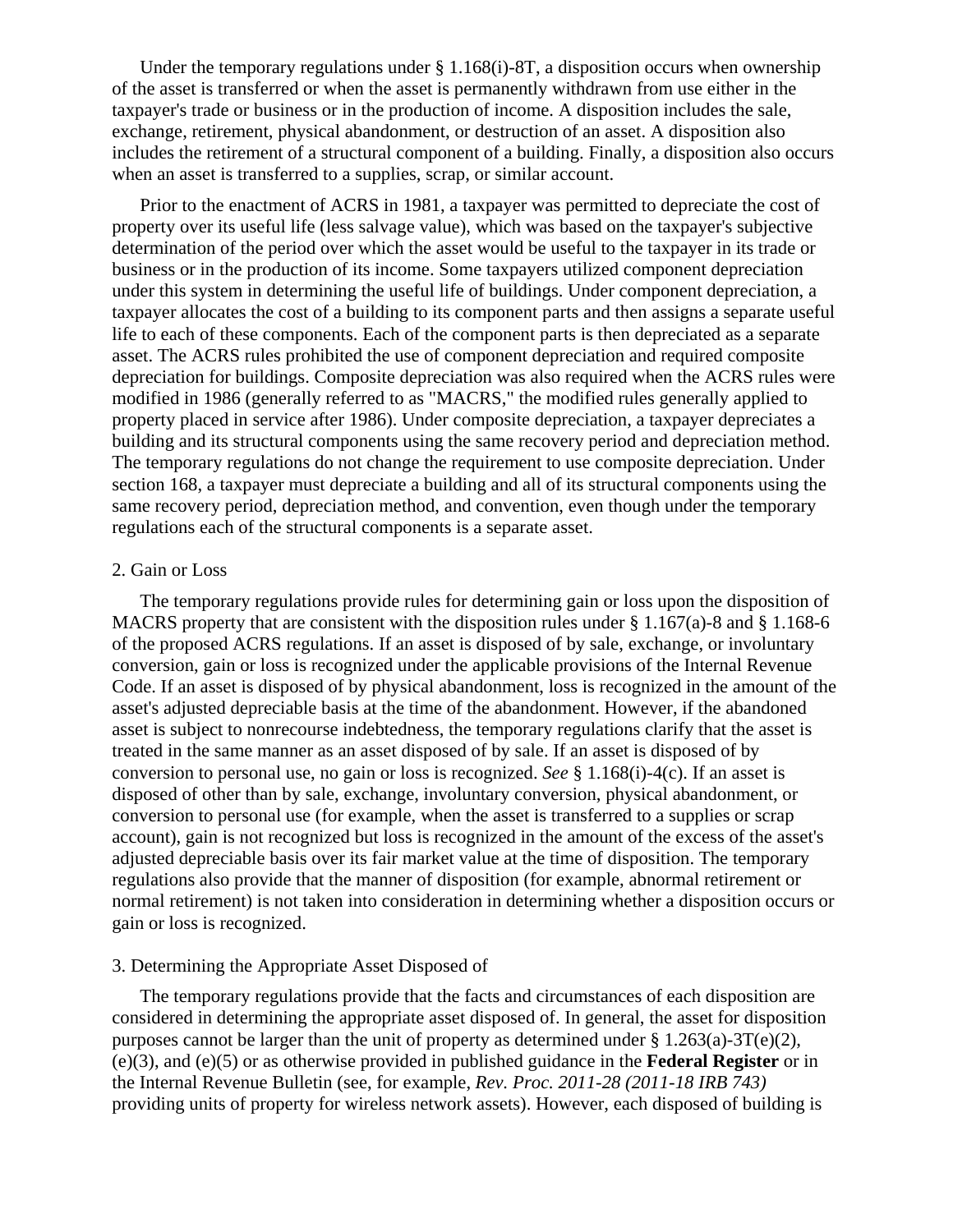Under the temporary regulations under § 1.168(i)-8T, a disposition occurs when ownership of the asset is transferred or when the asset is permanently withdrawn from use either in the taxpayer's trade or business or in the production of income. A disposition includes the sale, exchange, retirement, physical abandonment, or destruction of an asset. A disposition also includes the retirement of a structural component of a building. Finally, a disposition also occurs when an asset is transferred to a supplies, scrap, or similar account.

Prior to the enactment of ACRS in 1981, a taxpayer was permitted to depreciate the cost of property over its useful life (less salvage value), which was based on the taxpayer's subjective determination of the period over which the asset would be useful to the taxpayer in its trade or business or in the production of its income. Some taxpayers utilized component depreciation under this system in determining the useful life of buildings. Under component depreciation, a taxpayer allocates the cost of a building to its component parts and then assigns a separate useful life to each of these components. Each of the component parts is then depreciated as a separate asset. The ACRS rules prohibited the use of component depreciation and required composite depreciation for buildings. Composite depreciation was also required when the ACRS rules were modified in 1986 (generally referred to as "MACRS," the modified rules generally applied to property placed in service after 1986). Under composite depreciation, a taxpayer depreciates a building and its structural components using the same recovery period and depreciation method. The temporary regulations do not change the requirement to use composite depreciation. Under section 168, a taxpayer must depreciate a building and all of its structural components using the same recovery period, depreciation method, and convention, even though under the temporary regulations each of the structural components is a separate asset.

2. Gain or Loss

The temporary regulations provide rules for determining gain or loss upon the disposition of MACRS property that are consistent with the disposition rules under § 1.167(a)-8 and § 1.168-6 of the proposed ACRS regulations. If an asset is disposed of by sale, exchange, or involuntary conversion, gain or loss is recognized under the applicable provisions of the Internal Revenue Code. If an asset is disposed of by physical abandonment, loss is recognized in the amount of the asset's adjusted depreciable basis at the time of the abandonment. However, if the abandoned asset is subject to nonrecourse indebtedness, the temporary regulations clarify that the asset is treated in the same manner as an asset disposed of by sale. If an asset is disposed of by conversion to personal use, no gain or loss is recognized. *See* § 1.168(i)-4(c). If an asset is disposed of other than by sale, exchange, involuntary conversion, physical abandonment, or conversion to personal use (for example, when the asset is transferred to a supplies or scrap account), gain is not recognized but loss is recognized in the amount of the excess of the asset's adjusted depreciable basis over its fair market value at the time of disposition. The temporary regulations also provide that the manner of disposition (for example, abnormal retirement or normal retirement) is not taken into consideration in determining whether a disposition occurs or gain or loss is recognized.

3. Determining the Appropriate Asset Disposed of

The temporary regulations provide that the facts and circumstances of each disposition are considered in determining the appropriate asset disposed of. In general, the asset for disposition purposes cannot be larger than the unit of property as determined under § 1.263(a)-3T(e)(2), (e)(3), and (e)(5) or as otherwise provided in published guidance in the **Federal Register** or in the Internal Revenue Bulletin (see, for example, *Rev. Proc. 2011-28 (2011-18 IRB 743)* providing units of property for wireless network assets). However, each disposed of building is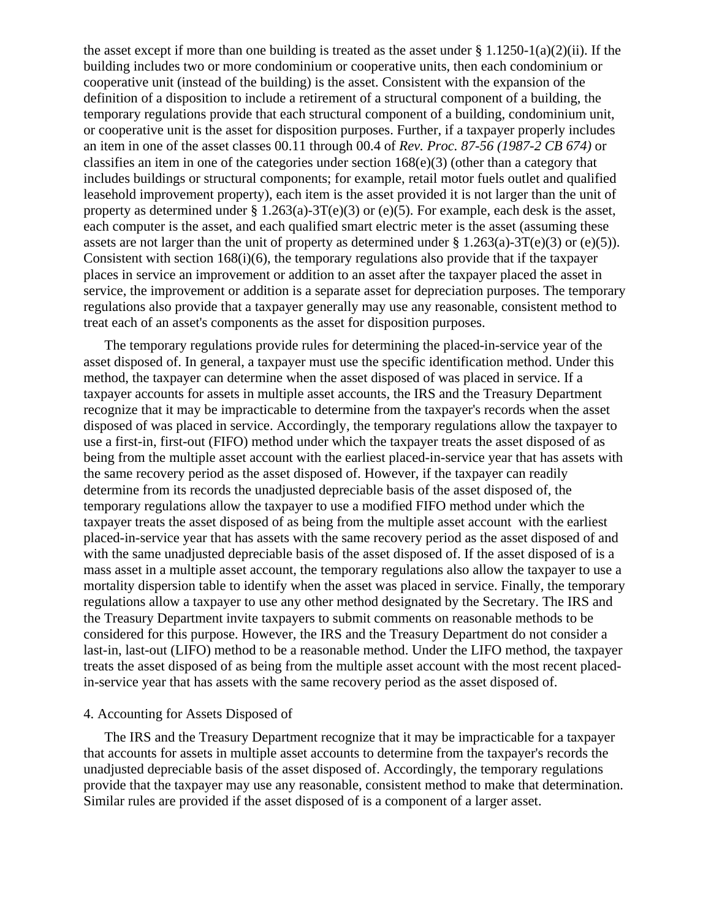the asset except if more than one building is treated as the asset under § 1.1250-1(a)(2)(ii). If the building includes two or more condominium or cooperative units, then each condominium or cooperative unit (instead of the building) is the asset. Consistent with the expansion of the definition of a disposition to include a retirement of a structural component of a building, the temporary regulations provide that each structural component of a building, condominium unit, or cooperative unit is the asset for disposition purposes. Further, if a taxpayer properly includes an item in one of the asset classes 00.11 through 00.4 of *Rev. Proc. 87-56 (1987-2 CB 674)* or classifies an item in one of the categories under section 168(e)(3) (other than a category that includes buildings or structural components; for example, retail motor fuels outlet and qualified leasehold improvement property), each item is the asset provided it is not larger than the unit of property as determined under § 1.263(a)-3T(e)(3) or (e)(5). For example, each desk is the asset, each computer is the asset, and each qualified smart electric meter is the asset (assuming these assets are not larger than the unit of property as determined under § 1.263(a)-3T(e)(3) or (e)(5)). Consistent with section 168(i)(6), the temporary regulations also provide that if the taxpayer places in service an improvement or addition to an asset after the taxpayer placed the asset in service, the improvement or addition is a separate asset for depreciation purposes. The temporary regulations also provide that a taxpayer generally may use any reasonable, consistent method to treat each of an asset's components as the asset for disposition purposes.

The temporary regulations provide rules for determining the placed-in-service year of the asset disposed of. In general, a taxpayer must use the specific identification method. Under this method, the taxpayer can determine when the asset disposed of was placed in service. If a taxpayer accounts for assets in multiple asset accounts, the IRS and the Treasury Department recognize that it may be impracticable to determine from the taxpayer's records when the asset disposed of was placed in service. Accordingly, the temporary regulations allow the taxpayer to use a first-in, first-out (FIFO) method under which the taxpayer treats the asset disposed of as being from the multiple asset account with the earliest placed-in-service year that has assets with the same recovery period as the asset disposed of. However, if the taxpayer can readily determine from its records the unadjusted depreciable basis of the asset disposed of, the temporary regulations allow the taxpayer to use a modified FIFO method under which the taxpayer treats the asset disposed of as being from the multiple asset account with the earliest placed-in-service year that has assets with the same recovery period as the asset disposed of and with the same unadjusted depreciable basis of the asset disposed of. If the asset disposed of is a mass asset in a multiple asset account, the temporary regulations also allow the taxpayer to use a mortality dispersion table to identify when the asset was placed in service. Finally, the temporary regulations allow a taxpayer to use any other method designated by the Secretary. The IRS and the Treasury Department invite taxpayers to submit comments on reasonable methods to be considered for this purpose. However, the IRS and the Treasury Department do not consider a last-in, last-out (LIFO) method to be a reasonable method. Under the LIFO method, the taxpayer treats the asset disposed of as being from the multiple asset account with the most recent placed-in-service year that has assets with the same recovery period as the asset disposed of.

4. Accounting for Assets Disposed of

The IRS and the Treasury Department recognize that it may be impracticable for a taxpayer that accounts for assets in multiple asset accounts to determine from the taxpayer's records the unadjusted depreciable basis of the asset disposed of. Accordingly, the temporary regulations provide that the taxpayer may use any reasonable, consistent method to make that determination. Similar rules are provided if the asset disposed of is a component of a larger asset.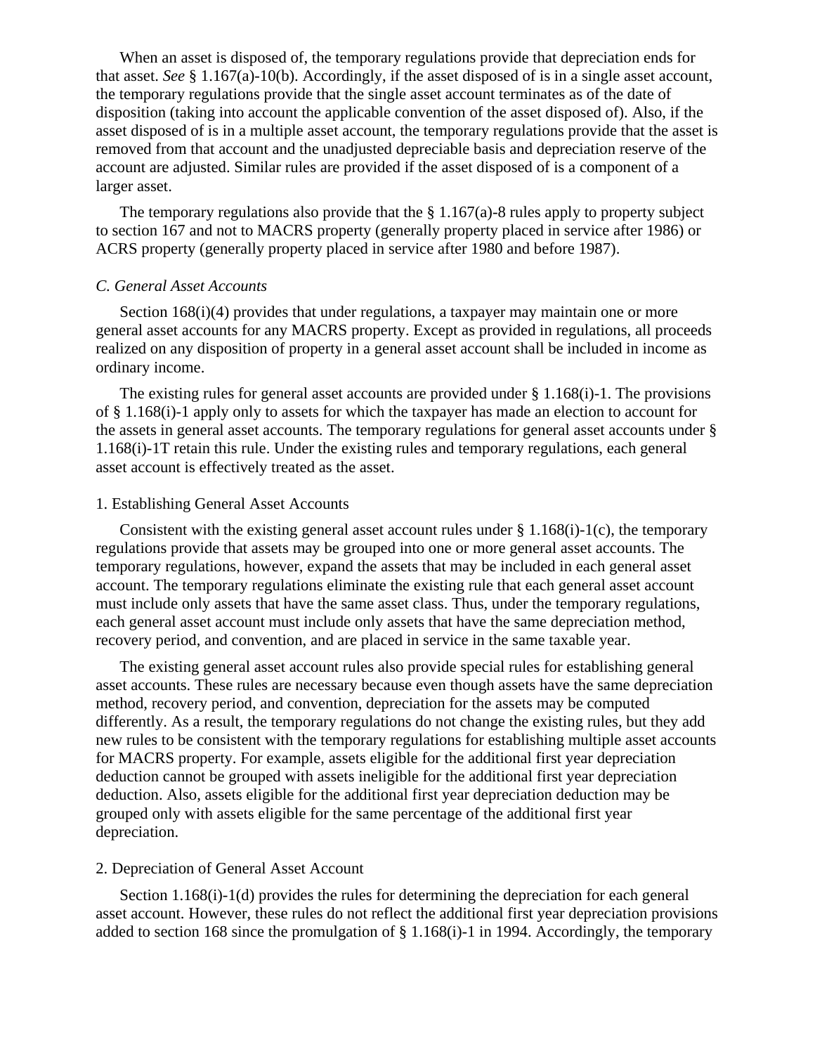When an asset is disposed of, the temporary regulations provide that depreciation ends for that asset. *See* § 1.167(a)-10(b). Accordingly, if the asset disposed of is in a single asset account, the temporary regulations provide that the single asset account terminates as of the date of disposition (taking into account the applicable convention of the asset disposed of). Also, if the asset disposed of is in a multiple asset account, the temporary regulations provide that the asset is removed from that account and the unadjusted depreciable basis and depreciation reserve of the account are adjusted. Similar rules are provided if the asset disposed of is a component of a larger asset.

The temporary regulations also provide that the § 1.167(a)-8 rules apply to property subject to section 167 and not to MACRS property (generally property placed in service after 1986) or ACRS property (generally property placed in service after 1980 and before 1987).

### *C. General Asset Accounts*

Section 168(i)(4) provides that under regulations, a taxpayer may maintain one or more general asset accounts for any MACRS property. Except as provided in regulations, all proceeds realized on any disposition of property in a general asset account shall be included in income as ordinary income.

The existing rules for general asset accounts are provided under § 1.168(i)-1. The provisions of § 1.168(i)-1 apply only to assets for which the taxpayer has made an election to account for the assets in general asset accounts. The temporary regulations for general asset accounts under § 1.168(i)-1T retain this rule. Under the existing rules and temporary regulations, each general asset account is effectively treated as the asset.

#### 1. Establishing General Asset Accounts

Consistent with the existing general asset account rules under § 1.168(i)-1(c), the temporary regulations provide that assets may be grouped into one or more general asset accounts. The temporary regulations, however, expand the assets that may be included in each general asset account. The temporary regulations eliminate the existing rule that each general asset account must include only assets that have the same asset class. Thus, under the temporary regulations, each general asset account must include only assets that have the same depreciation method, recovery period, and convention, and are placed in service in the same taxable year.

The existing general asset account rules also provide special rules for establishing general asset accounts. These rules are necessary because even though assets have the same depreciation method, recovery period, and convention, depreciation for the assets may be computed differently. As a result, the temporary regulations do not change the existing rules, but they add new rules to be consistent with the temporary regulations for establishing multiple asset accounts for MACRS property. For example, assets eligible for the additional first year depreciation deduction cannot be grouped with assets ineligible for the additional first year depreciation deduction. Also, assets eligible for the additional first year depreciation deduction may be grouped only with assets eligible for the same percentage of the additional first year depreciation.

#### 2. Depreciation of General Asset Account

Section 1.168(i)-1(d) provides the rules for determining the depreciation for each general asset account. However, these rules do not reflect the additional first year depreciation provisions added to section 168 since the promulgation of § 1.168(i)-1 in 1994. Accordingly, the temporary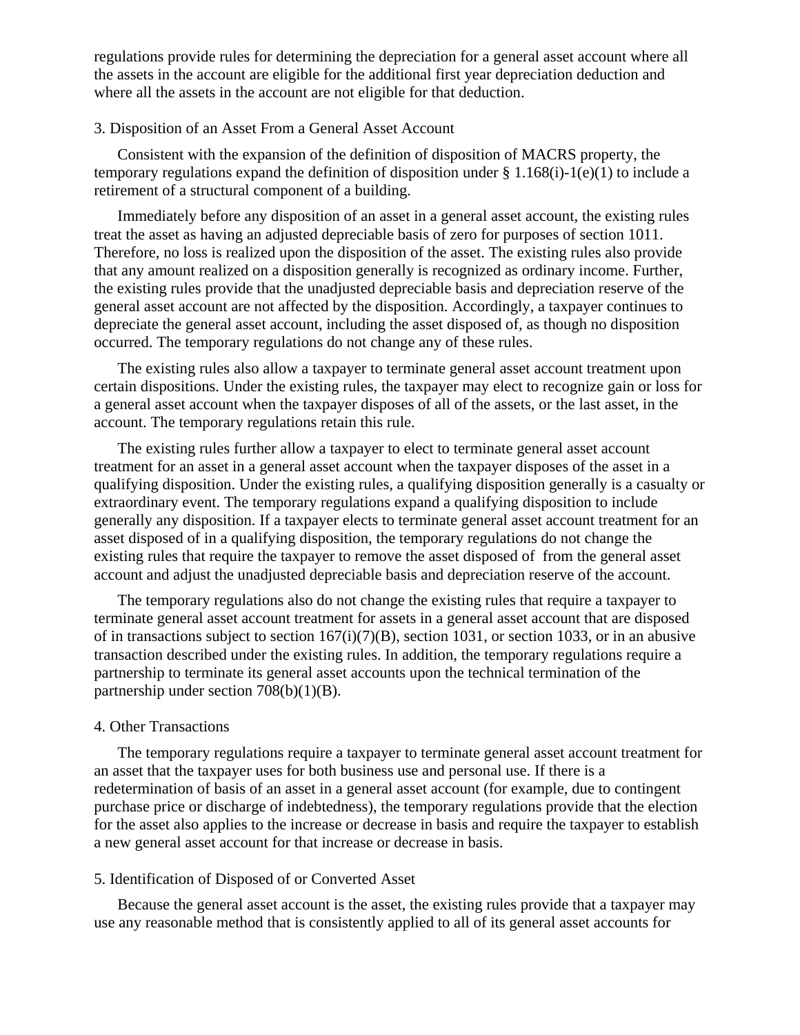regulations provide rules for determining the depreciation for a general asset account where all the assets in the account are eligible for the additional first year depreciation deduction and where all the assets in the account are not eligible for that deduction.

3. Disposition of an Asset From a General Asset Account

Consistent with the expansion of the definition of disposition of MACRS property, the temporary regulations expand the definition of disposition under § 1.168(i)-1(e)(1) to include a retirement of a structural component of a building.

Immediately before any disposition of an asset in a general asset account, the existing rules treat the asset as having an adjusted depreciable basis of zero for purposes of section 1011. Therefore, no loss is realized upon the disposition of the asset. The existing rules also provide that any amount realized on a disposition generally is recognized as ordinary income. Further, the existing rules provide that the unadjusted depreciable basis and depreciation reserve of the general asset account are not affected by the disposition. Accordingly, a taxpayer continues to depreciate the general asset account, including the asset disposed of, as though no disposition occurred. The temporary regulations do not change any of these rules.

The existing rules also allow a taxpayer to terminate general asset account treatment upon certain dispositions. Under the existing rules, the taxpayer may elect to recognize gain or loss for a general asset account when the taxpayer disposes of all of the assets, or the last asset, in the account. The temporary regulations retain this rule.

The existing rules further allow a taxpayer to elect to terminate general asset account treatment for an asset in a general asset account when the taxpayer disposes of the asset in a qualifying disposition. Under the existing rules, a qualifying disposition generally is a casualty or extraordinary event. The temporary regulations expand a qualifying disposition to include generally any disposition. If a taxpayer elects to terminate general asset account treatment for an asset disposed of in a qualifying disposition, the temporary regulations do not change the existing rules that require the taxpayer to remove the asset disposed of from the general asset account and adjust the unadjusted depreciable basis and depreciation reserve of the account.

The temporary regulations also do not change the existing rules that require a taxpayer to terminate general asset account treatment for assets in a general asset account that are disposed of in transactions subject to section 167(i)(7)(B), section 1031, or section 1033, or in an abusive transaction described under the existing rules. In addition, the temporary regulations require a partnership to terminate its general asset accounts upon the technical termination of the partnership under section 708(b)(1)(B).

4. Other Transactions

The temporary regulations require a taxpayer to terminate general asset account treatment for an asset that the taxpayer uses for both business use and personal use. If there is a redetermination of basis of an asset in a general asset account (for example, due to contingent purchase price or discharge of indebtedness), the temporary regulations provide that the election for the asset also applies to the increase or decrease in basis and require the taxpayer to establish a new general asset account for that increase or decrease in basis.

5. Identification of Disposed of or Converted Asset

Because the general asset account is the asset, the existing rules provide that a taxpayer may use any reasonable method that is consistently applied to all of its general asset accounts for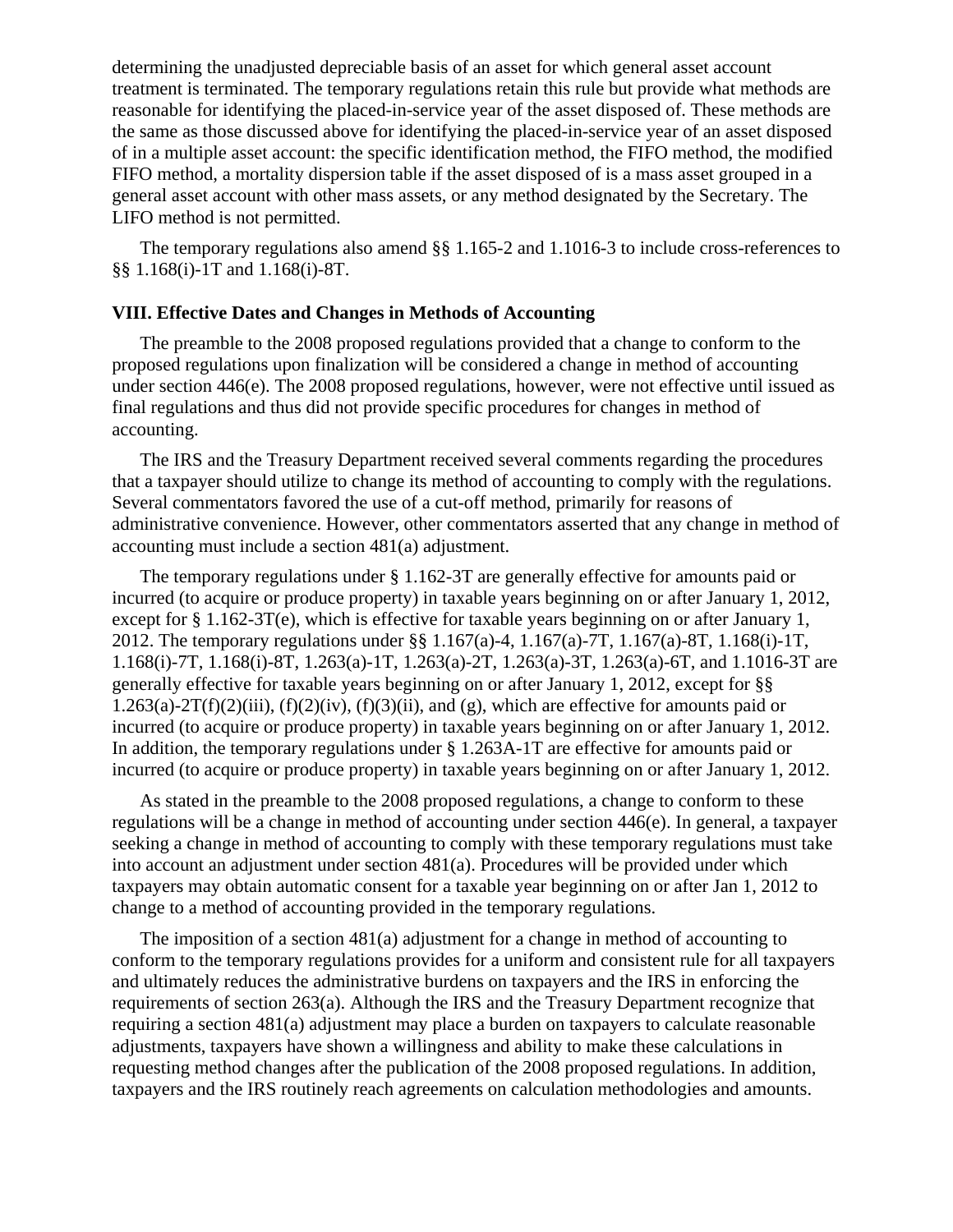determining the unadjusted depreciable basis of an asset for which general asset account treatment is terminated. The temporary regulations retain this rule but provide what methods are reasonable for identifying the placed-in-service year of the asset disposed of. These methods are the same as those discussed above for identifying the placed-in-service year of an asset disposed of in a multiple asset account: the specific identification method, the FIFO method, the modified FIFO method, a mortality dispersion table if the asset disposed of is a mass asset grouped in a general asset account with other mass assets, or any method designated by the Secretary. The LIFO method is not permitted.

The temporary regulations also amend §§ 1.165-2 and 1.1016-3 to include cross-references to §§ 1.168(i)-1T and 1.168(i)-8T.

**VIII. Effective Dates and Changes in Methods of Accounting**

The preamble to the 2008 proposed regulations provided that a change to conform to the proposed regulations upon finalization will be considered a change in method of accounting under section 446(e). The 2008 proposed regulations, however, were not effective until issued as final regulations and thus did not provide specific procedures for changes in method of accounting.

The IRS and the Treasury Department received several comments regarding the procedures that a taxpayer should utilize to change its method of accounting to comply with the regulations. Several commentators favored the use of a cut-off method, primarily for reasons of administrative convenience. However, other commentators asserted that any change in method of accounting must include a section 481(a) adjustment.

The temporary regulations under § 1.162-3T are generally effective for amounts paid or incurred (to acquire or produce property) in taxable years beginning on or after January 1, 2012, except for § 1.162-3T(e), which is effective for taxable years beginning on or after January 1, 2012. The temporary regulations under §§ 1.167(a)-4, 1.167(a)-7T, 1.167(a)-8T, 1.168(i)-1T, 1.168(i)-7T, 1.168(i)-8T, 1.263(a)-1T, 1.263(a)-2T, 1.263(a)-3T, 1.263(a)-6T, and 1.1016-3T are generally effective for taxable years beginning on or after January 1, 2012, except for §§ 1.263(a)-2T(f)(2)(iii), (f)(2)(iv), (f)(3)(ii), and (g), which are effective for amounts paid or incurred (to acquire or produce property) in taxable years beginning on or after January 1, 2012. In addition, the temporary regulations under § 1.263A-1T are effective for amounts paid or incurred (to acquire or produce property) in taxable years beginning on or after January 1, 2012.

As stated in the preamble to the 2008 proposed regulations, a change to conform to these regulations will be a change in method of accounting under section 446(e). In general, a taxpayer seeking a change in method of accounting to comply with these temporary regulations must take into account an adjustment under section 481(a). Procedures will be provided under which taxpayers may obtain automatic consent for a taxable year beginning on or after Jan 1, 2012 to change to a method of accounting provided in the temporary regulations.

The imposition of a section 481(a) adjustment for a change in method of accounting to conform to the temporary regulations provides for a uniform and consistent rule for all taxpayers and ultimately reduces the administrative burdens on taxpayers and the IRS in enforcing the requirements of section 263(a). Although the IRS and the Treasury Department recognize that requiring a section 481(a) adjustment may place a burden on taxpayers to calculate reasonable adjustments, taxpayers have shown a willingness and ability to make these calculations in requesting method changes after the publication of the 2008 proposed regulations. In addition, taxpayers and the IRS routinely reach agreements on calculation methodologies and amounts.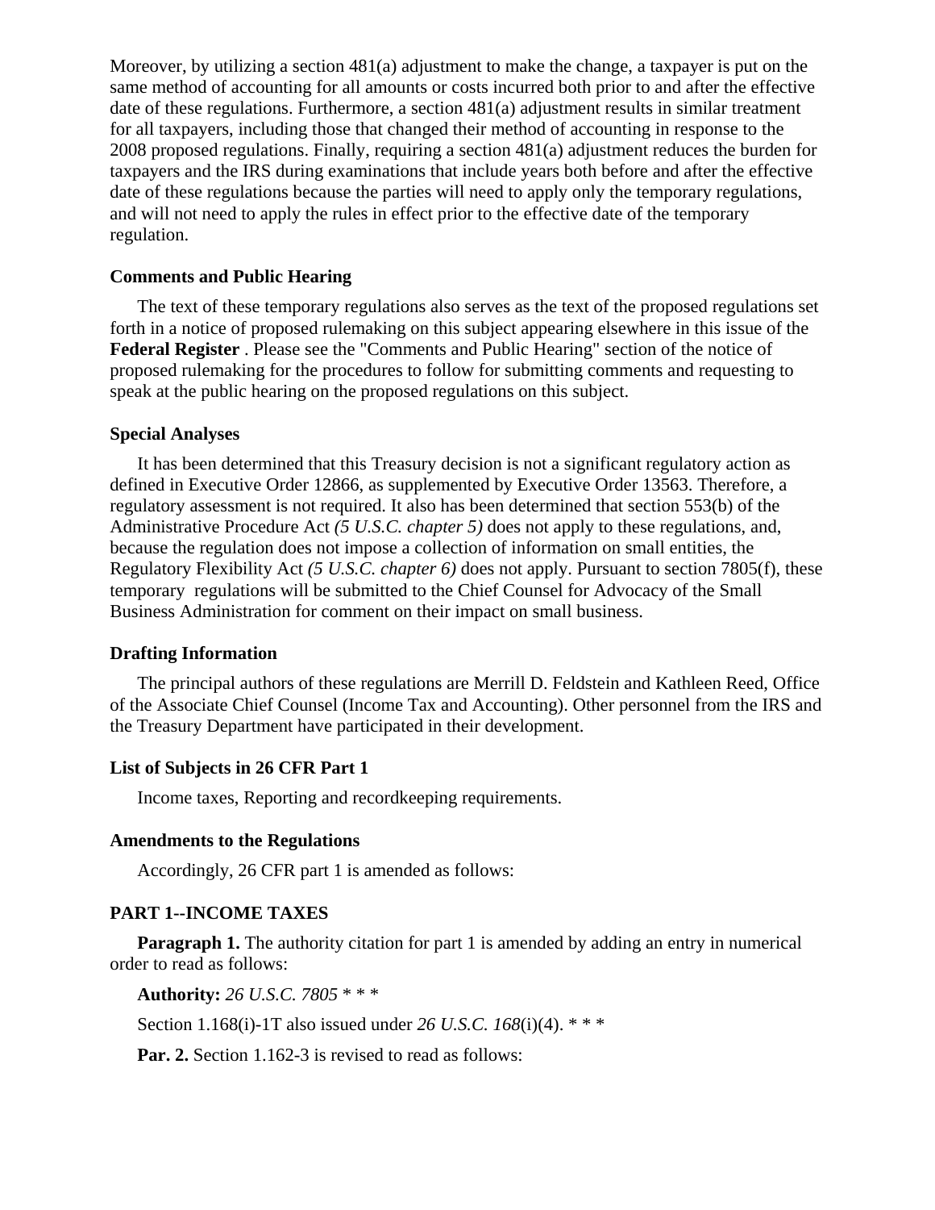Moreover, by utilizing a section 481(a) adjustment to make the change, a taxpayer is put on the same method of accounting for all amounts or costs incurred both prior to and after the effective date of these regulations. Furthermore, a section 481(a) adjustment results in similar treatment for all taxpayers, including those that changed their method of accounting in response to the 2008 proposed regulations. Finally, requiring a section 481(a) adjustment reduces the burden for taxpayers and the IRS during examinations that include years both before and after the effective date of these regulations because the parties will need to apply only the temporary regulations, and will not need to apply the rules in effect prior to the effective date of the temporary regulation.

**Comments and Public Hearing**

The text of these temporary regulations also serves as the text of the proposed regulations set forth in a notice of proposed rulemaking on this subject appearing elsewhere in this issue of the **Federal Register** . Please see the "Comments and Public Hearing" section of the notice of proposed rulemaking for the procedures to follow for submitting comments and requesting to speak at the public hearing on the proposed regulations on this subject.

**Special Analyses**

It has been determined that this Treasury decision is not a significant regulatory action as defined in Executive Order 12866, as supplemented by Executive Order 13563. Therefore, a regulatory assessment is not required. It also has been determined that section 553(b) of the Administrative Procedure Act *(5 U.S.C. chapter 5)* does not apply to these regulations, and, because the regulation does not impose a collection of information on small entities, the Regulatory Flexibility Act *(5 U.S.C. chapter 6)* does not apply. Pursuant to section 7805(f), these temporary regulations will be submitted to the Chief Counsel for Advocacy of the Small Business Administration for comment on their impact on small business.

**Drafting Information**

The principal authors of these regulations are Merrill D. Feldstein and Kathleen Reed, Office of the Associate Chief Counsel (Income Tax and Accounting). Other personnel from the IRS and the Treasury Department have participated in their development.

**List of Subjects in 26 CFR Part 1**

Income taxes, Reporting and recordkeeping requirements.

**Amendments to the Regulations**

Accordingly, 26 CFR part 1 is amended as follows:

**PART 1--INCOME TAXES**

**Paragraph 1.** The authority citation for part 1 is amended by adding an entry in numerical order to read as follows:

**Authority:** *26 U.S.C. 7805* * * *

Section 1.168(i)-1T also issued under *26 U.S.C. 168*(i)(4). * * *

**Par. 2.** Section 1.162-3 is revised to read as follows: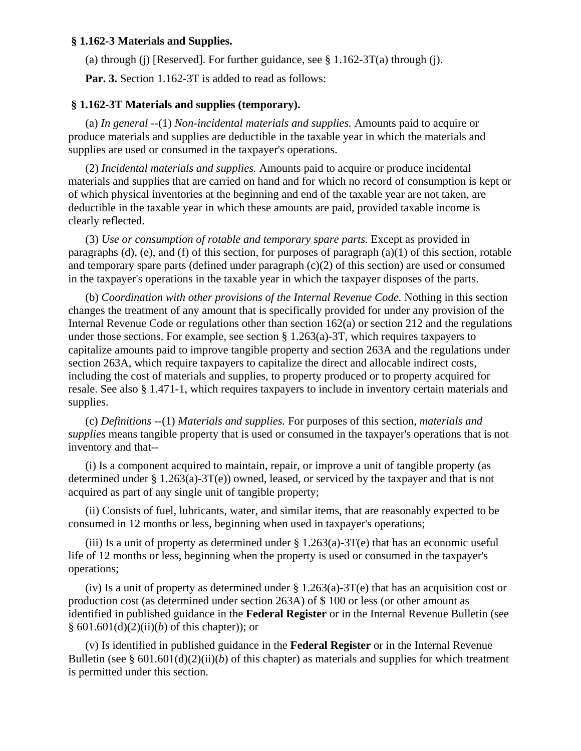**§ 1.162-3 Materials and Supplies.**

(a) through (j) [Reserved]. For further guidance, see § 1.162-3T(a) through (j).

**Par. 3.** Section 1.162-3T is added to read as follows:

**§ 1.162-3T Materials and supplies (temporary).**

(a) *In general* --(1) *Non-incidental materials and supplies.* Amounts paid to acquire or produce materials and supplies are deductible in the taxable year in which the materials and supplies are used or consumed in the taxpayer's operations.

(2) *Incidental materials and supplies.* Amounts paid to acquire or produce incidental materials and supplies that are carried on hand and for which no record of consumption is kept or of which physical inventories at the beginning and end of the taxable year are not taken, are deductible in the taxable year in which these amounts are paid, provided taxable income is clearly reflected.

(3) *Use or consumption of rotable and temporary spare parts.* Except as provided in paragraphs (d), (e), and (f) of this section, for purposes of paragraph (a)(1) of this section, rotable and temporary spare parts (defined under paragraph (c)(2) of this section) are used or consumed in the taxpayer's operations in the taxable year in which the taxpayer disposes of the parts.

(b) *Coordination with other provisions of the Internal Revenue Code.* Nothing in this section changes the treatment of any amount that is specifically provided for under any provision of the Internal Revenue Code or regulations other than section 162(a) or section 212 and the regulations under those sections. For example, see section § 1.263(a)-3T, which requires taxpayers to capitalize amounts paid to improve tangible property and section 263A and the regulations under section 263A, which require taxpayers to capitalize the direct and allocable indirect costs, including the cost of materials and supplies, to property produced or to property acquired for resale. See also § 1.471-1, which requires taxpayers to include in inventory certain materials and supplies.

(c) *Definitions* --(1) *Materials and supplies.* For purposes of this section, *materials and supplies* means tangible property that is used or consumed in the taxpayer's operations that is not inventory and that--

(i) Is a component acquired to maintain, repair, or improve a unit of tangible property (as determined under § 1.263(a)-3T(e)) owned, leased, or serviced by the taxpayer and that is not acquired as part of any single unit of tangible property;

(ii) Consists of fuel, lubricants, water, and similar items, that are reasonably expected to be consumed in 12 months or less, beginning when used in taxpayer's operations;

(iii) Is a unit of property as determined under § 1.263(a)-3T(e) that has an economic useful life of 12 months or less, beginning when the property is used or consumed in the taxpayer's operations;

(iv) Is a unit of property as determined under § 1.263(a)-3T(e) that has an acquisition cost or production cost (as determined under section 263A) of $ 100 or less (or other amount as identified in published guidance in the **Federal Register** or in the Internal Revenue Bulletin (see § 601.601(d)(2)(ii)(*b*) of this chapter)); or

(v) Is identified in published guidance in the **Federal Register** or in the Internal Revenue Bulletin (see § 601.601(d)(2)(ii)(*b*) of this chapter) as materials and supplies for which treatment is permitted under this section.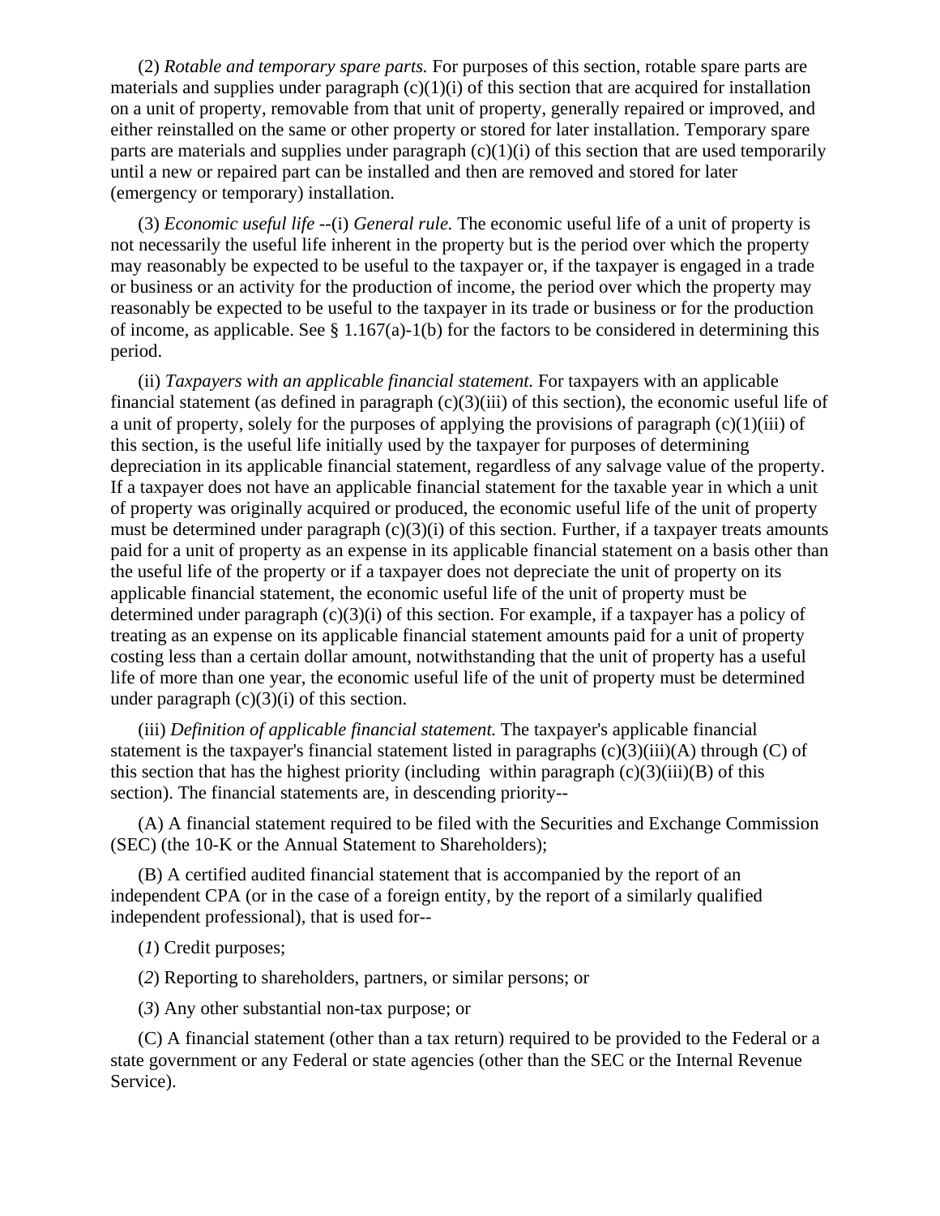(2) *Rotable and temporary spare parts.* For purposes of this section, rotable spare parts are materials and supplies under paragraph (c)(1)(i) of this section that are acquired for installation on a unit of property, removable from that unit of property, generally repaired or improved, and either reinstalled on the same or other property or stored for later installation. Temporary spare parts are materials and supplies under paragraph (c)(1)(i) of this section that are used temporarily until a new or repaired part can be installed and then are removed and stored for later (emergency or temporary) installation.

(3) *Economic useful life* --(i) *General rule.* The economic useful life of a unit of property is not necessarily the useful life inherent in the property but is the period over which the property may reasonably be expected to be useful to the taxpayer or, if the taxpayer is engaged in a trade or business or an activity for the production of income, the period over which the property may reasonably be expected to be useful to the taxpayer in its trade or business or for the production of income, as applicable. See § 1.167(a)-1(b) for the factors to be considered in determining this period.

(ii) *Taxpayers with an applicable financial statement.* For taxpayers with an applicable financial statement (as defined in paragraph (c)(3)(iii) of this section), the economic useful life of a unit of property, solely for the purposes of applying the provisions of paragraph (c)(1)(iii) of this section, is the useful life initially used by the taxpayer for purposes of determining depreciation in its applicable financial statement, regardless of any salvage value of the property. If a taxpayer does not have an applicable financial statement for the taxable year in which a unit of property was originally acquired or produced, the economic useful life of the unit of property must be determined under paragraph (c)(3)(i) of this section. Further, if a taxpayer treats amounts paid for a unit of property as an expense in its applicable financial statement on a basis other than the useful life of the property or if a taxpayer does not depreciate the unit of property on its applicable financial statement, the economic useful life of the unit of property must be determined under paragraph (c)(3)(i) of this section. For example, if a taxpayer has a policy of treating as an expense on its applicable financial statement amounts paid for a unit of property costing less than a certain dollar amount, notwithstanding that the unit of property has a useful life of more than one year, the economic useful life of the unit of property must be determined under paragraph (c)(3)(i) of this section.

(iii) *Definition of applicable financial statement.* The taxpayer's applicable financial statement is the taxpayer's financial statement listed in paragraphs (c)(3)(iii)(A) through (C) of this section that has the highest priority (including within paragraph (c)(3)(iii)(B) of this section). The financial statements are, in descending priority--

(A) A financial statement required to be filed with the Securities and Exchange Commission (SEC) (the 10-K or the Annual Statement to Shareholders);

(B) A certified audited financial statement that is accompanied by the report of an independent CPA (or in the case of a foreign entity, by the report of a similarly qualified independent professional), that is used for--

(*1*) Credit purposes;

(*2*) Reporting to shareholders, partners, or similar persons; or

(*3*) Any other substantial non-tax purpose; or

(C) A financial statement (other than a tax return) required to be provided to the Federal or a state government or any Federal or state agencies (other than the SEC or the Internal Revenue Service).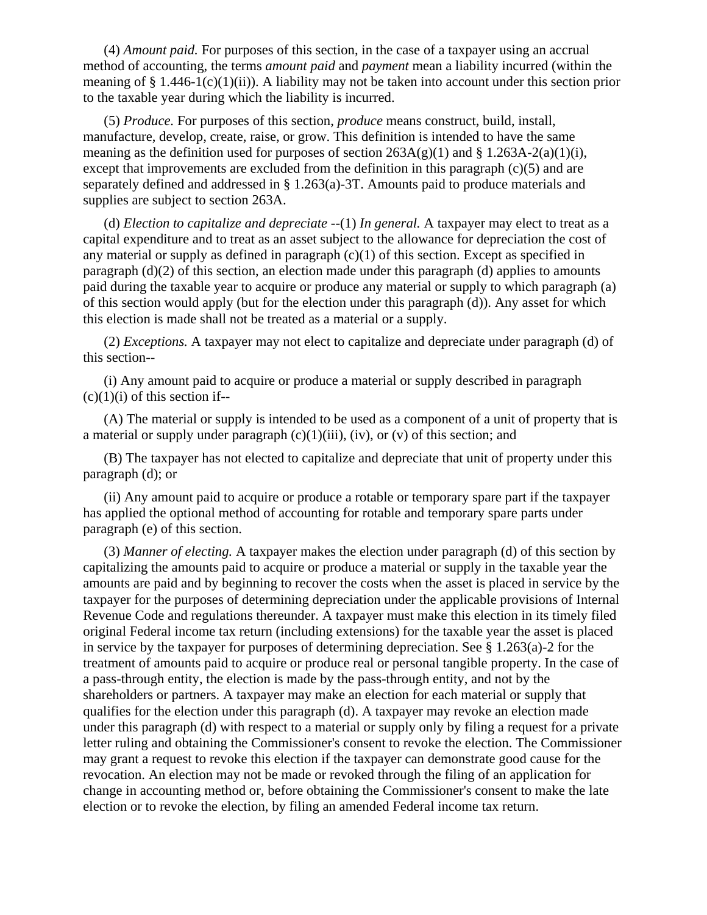(4) *Amount paid.* For purposes of this section, in the case of a taxpayer using an accrual method of accounting, the terms *amount paid* and *payment* mean a liability incurred (within the meaning of § 1.446-1(c)(1)(ii)). A liability may not be taken into account under this section prior to the taxable year during which the liability is incurred.

(5) *Produce.* For purposes of this section, *produce* means construct, build, install, manufacture, develop, create, raise, or grow. This definition is intended to have the same meaning as the definition used for purposes of section 263A(g)(1) and § 1.263A-2(a)(1)(i), except that improvements are excluded from the definition in this paragraph (c)(5) and are separately defined and addressed in § 1.263(a)-3T. Amounts paid to produce materials and supplies are subject to section 263A.

(d) *Election to capitalize and depreciate* --(1) *In general.* A taxpayer may elect to treat as a capital expenditure and to treat as an asset subject to the allowance for depreciation the cost of any material or supply as defined in paragraph (c)(1) of this section. Except as specified in paragraph (d)(2) of this section, an election made under this paragraph (d) applies to amounts paid during the taxable year to acquire or produce any material or supply to which paragraph (a) of this section would apply (but for the election under this paragraph (d)). Any asset for which this election is made shall not be treated as a material or a supply.

(2) *Exceptions.* A taxpayer may not elect to capitalize and depreciate under paragraph (d) of this section--

(i) Any amount paid to acquire or produce a material or supply described in paragraph (c)(1)(i) of this section if--

(A) The material or supply is intended to be used as a component of a unit of property that is a material or supply under paragraph (c)(1)(iii), (iv), or (v) of this section; and

(B) The taxpayer has not elected to capitalize and depreciate that unit of property under this paragraph (d); or

(ii) Any amount paid to acquire or produce a rotable or temporary spare part if the taxpayer has applied the optional method of accounting for rotable and temporary spare parts under paragraph (e) of this section.

(3) *Manner of electing.* A taxpayer makes the election under paragraph (d) of this section by capitalizing the amounts paid to acquire or produce a material or supply in the taxable year the amounts are paid and by beginning to recover the costs when the asset is placed in service by the taxpayer for the purposes of determining depreciation under the applicable provisions of Internal Revenue Code and regulations thereunder. A taxpayer must make this election in its timely filed original Federal income tax return (including extensions) for the taxable year the asset is placed in service by the taxpayer for purposes of determining depreciation. See § 1.263(a)-2 for the treatment of amounts paid to acquire or produce real or personal tangible property. In the case of a pass-through entity, the election is made by the pass-through entity, and not by the shareholders or partners. A taxpayer may make an election for each material or supply that qualifies for the election under this paragraph (d). A taxpayer may revoke an election made under this paragraph (d) with respect to a material or supply only by filing a request for a private letter ruling and obtaining the Commissioner's consent to revoke the election. The Commissioner may grant a request to revoke this election if the taxpayer can demonstrate good cause for the revocation. An election may not be made or revoked through the filing of an application for change in accounting method or, before obtaining the Commissioner's consent to make the late election or to revoke the election, by filing an amended Federal income tax return.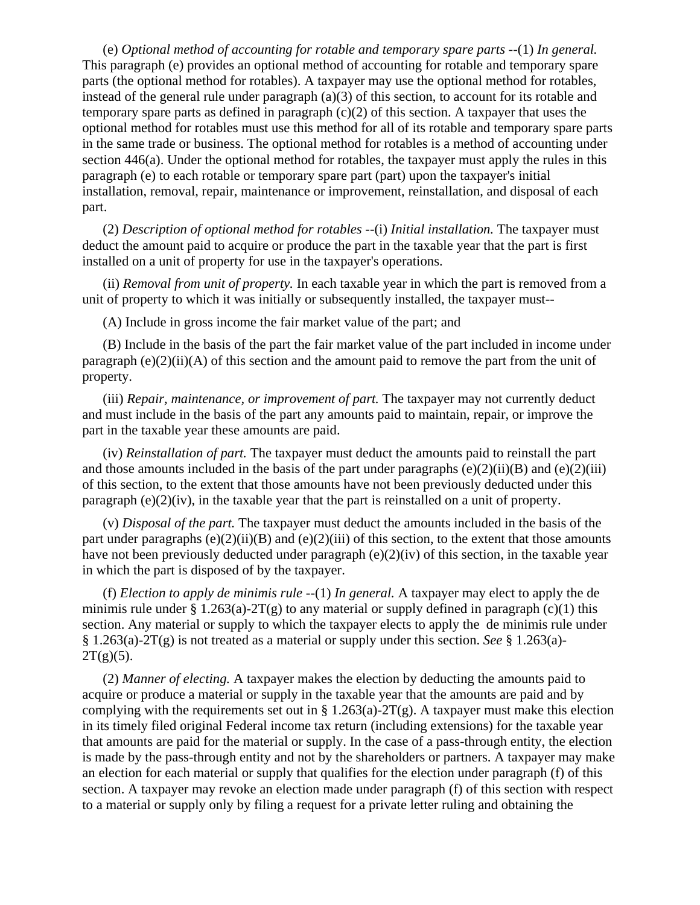(e) *Optional method of accounting for rotable and temporary spare parts* --(1) *In general.* This paragraph (e) provides an optional method of accounting for rotable and temporary spare parts (the optional method for rotables). A taxpayer may use the optional method for rotables, instead of the general rule under paragraph (a)(3) of this section, to account for its rotable and temporary spare parts as defined in paragraph (c)(2) of this section. A taxpayer that uses the optional method for rotables must use this method for all of its rotable and temporary spare parts in the same trade or business. The optional method for rotables is a method of accounting under section 446(a). Under the optional method for rotables, the taxpayer must apply the rules in this paragraph (e) to each rotable or temporary spare part (part) upon the taxpayer's initial installation, removal, repair, maintenance or improvement, reinstallation, and disposal of each part.

(2) *Description of optional method for rotables* --(i) *Initial installation.* The taxpayer must deduct the amount paid to acquire or produce the part in the taxable year that the part is first installed on a unit of property for use in the taxpayer's operations.

(ii) *Removal from unit of property.* In each taxable year in which the part is removed from a unit of property to which it was initially or subsequently installed, the taxpayer must--

(A) Include in gross income the fair market value of the part; and

(B) Include in the basis of the part the fair market value of the part included in income under paragraph (e)(2)(ii)(A) of this section and the amount paid to remove the part from the unit of property.

(iii) *Repair, maintenance, or improvement of part.* The taxpayer may not currently deduct and must include in the basis of the part any amounts paid to maintain, repair, or improve the part in the taxable year these amounts are paid.

(iv) *Reinstallation of part.* The taxpayer must deduct the amounts paid to reinstall the part and those amounts included in the basis of the part under paragraphs (e)(2)(ii)(B) and (e)(2)(iii) of this section, to the extent that those amounts have not been previously deducted under this paragraph (e)(2)(iv), in the taxable year that the part is reinstalled on a unit of property.

(v) *Disposal of the part.* The taxpayer must deduct the amounts included in the basis of the part under paragraphs (e)(2)(ii)(B) and (e)(2)(iii) of this section, to the extent that those amounts have not been previously deducted under paragraph (e)(2)(iv) of this section, in the taxable year in which the part is disposed of by the taxpayer.

(f) *Election to apply de minimis rule* --(1) *In general.* A taxpayer may elect to apply the de minimis rule under § 1.263(a)-2T(g) to any material or supply defined in paragraph (c)(1) this section. Any material or supply to which the taxpayer elects to apply the de minimis rule under § 1.263(a)-2T(g) is not treated as a material or supply under this section. *See* § 1.263(a)-2T(g)(5).

(2) *Manner of electing.* A taxpayer makes the election by deducting the amounts paid to acquire or produce a material or supply in the taxable year that the amounts are paid and by complying with the requirements set out in § 1.263(a)-2T(g). A taxpayer must make this election in its timely filed original Federal income tax return (including extensions) for the taxable year that amounts are paid for the material or supply. In the case of a pass-through entity, the election is made by the pass-through entity and not by the shareholders or partners. A taxpayer may make an election for each material or supply that qualifies for the election under paragraph (f) of this section. A taxpayer may revoke an election made under paragraph (f) of this section with respect to a material or supply only by filing a request for a private letter ruling and obtaining the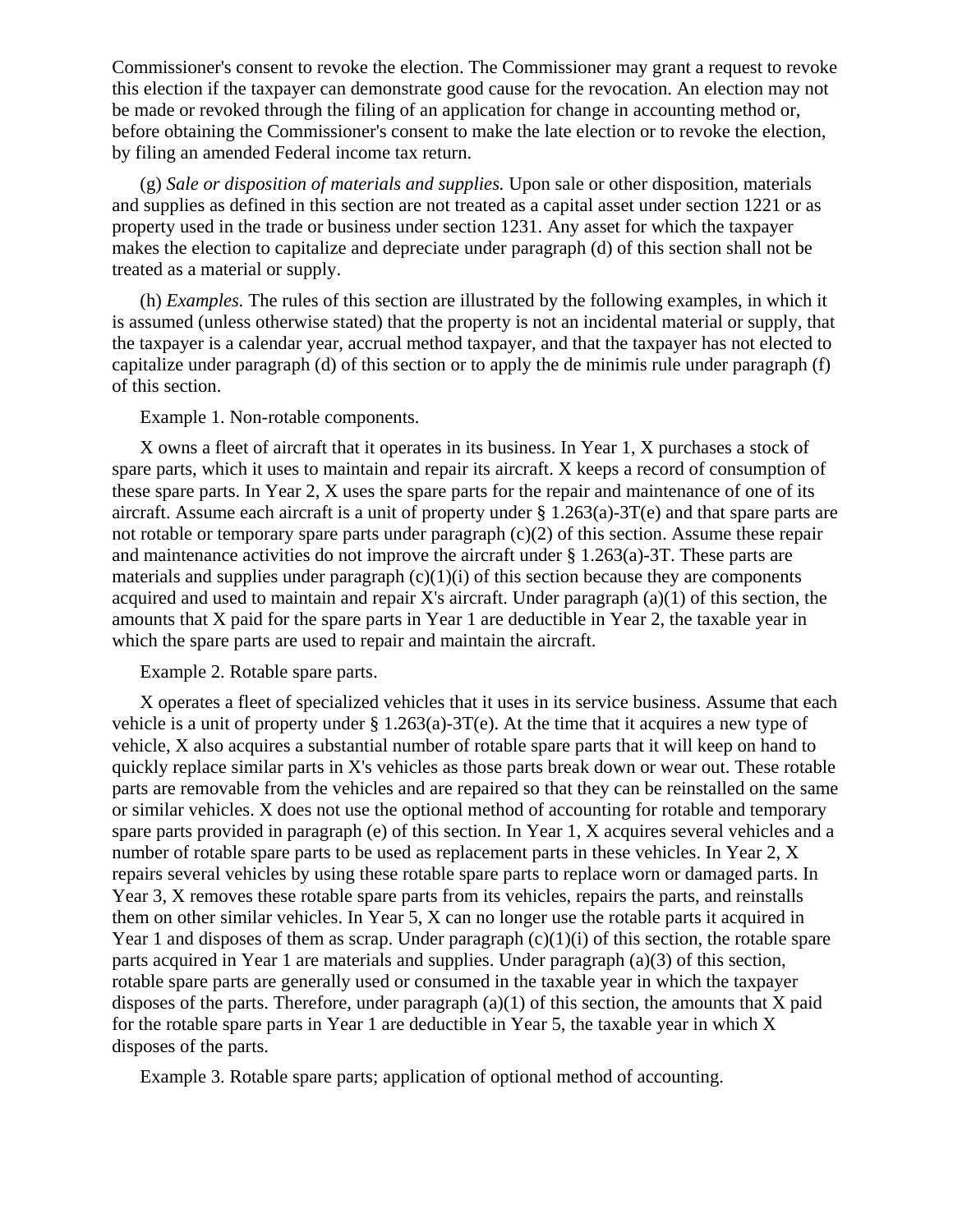Commissioner's consent to revoke the election. The Commissioner may grant a request to revoke this election if the taxpayer can demonstrate good cause for the revocation. An election may not be made or revoked through the filing of an application for change in accounting method or, before obtaining the Commissioner's consent to make the late election or to revoke the election, by filing an amended Federal income tax return.

(g) *Sale or disposition of materials and supplies.* Upon sale or other disposition, materials and supplies as defined in this section are not treated as a capital asset under section 1221 or as property used in the trade or business under section 1231. Any asset for which the taxpayer makes the election to capitalize and depreciate under paragraph (d) of this section shall not be treated as a material or supply.

(h) *Examples.* The rules of this section are illustrated by the following examples, in which it is assumed (unless otherwise stated) that the property is not an incidental material or supply, that the taxpayer is a calendar year, accrual method taxpayer, and that the taxpayer has not elected to capitalize under paragraph (d) of this section or to apply the de minimis rule under paragraph (f) of this section.

Example 1. Non-rotable components.

X owns a fleet of aircraft that it operates in its business. In Year 1, X purchases a stock of spare parts, which it uses to maintain and repair its aircraft. X keeps a record of consumption of these spare parts. In Year 2, X uses the spare parts for the repair and maintenance of one of its aircraft. Assume each aircraft is a unit of property under § 1.263(a)-3T(e) and that spare parts are not rotable or temporary spare parts under paragraph (c)(2) of this section. Assume these repair and maintenance activities do not improve the aircraft under § 1.263(a)-3T. These parts are materials and supplies under paragraph (c)(1)(i) of this section because they are components acquired and used to maintain and repair X's aircraft. Under paragraph (a)(1) of this section, the amounts that X paid for the spare parts in Year 1 are deductible in Year 2, the taxable year in which the spare parts are used to repair and maintain the aircraft.

Example 2. Rotable spare parts.

X operates a fleet of specialized vehicles that it uses in its service business. Assume that each vehicle is a unit of property under § 1.263(a)-3T(e). At the time that it acquires a new type of vehicle, X also acquires a substantial number of rotable spare parts that it will keep on hand to quickly replace similar parts in X's vehicles as those parts break down or wear out. These rotable parts are removable from the vehicles and are repaired so that they can be reinstalled on the same or similar vehicles. X does not use the optional method of accounting for rotable and temporary spare parts provided in paragraph (e) of this section. In Year 1, X acquires several vehicles and a number of rotable spare parts to be used as replacement parts in these vehicles. In Year 2, X repairs several vehicles by using these rotable spare parts to replace worn or damaged parts. In Year 3, X removes these rotable spare parts from its vehicles, repairs the parts, and reinstalls them on other similar vehicles. In Year 5, X can no longer use the rotable parts it acquired in Year 1 and disposes of them as scrap. Under paragraph (c)(1)(i) of this section, the rotable spare parts acquired in Year 1 are materials and supplies. Under paragraph (a)(3) of this section, rotable spare parts are generally used or consumed in the taxable year in which the taxpayer disposes of the parts. Therefore, under paragraph (a)(1) of this section, the amounts that X paid for the rotable spare parts in Year 1 are deductible in Year 5, the taxable year in which X disposes of the parts.

Example 3. Rotable spare parts; application of optional method of accounting.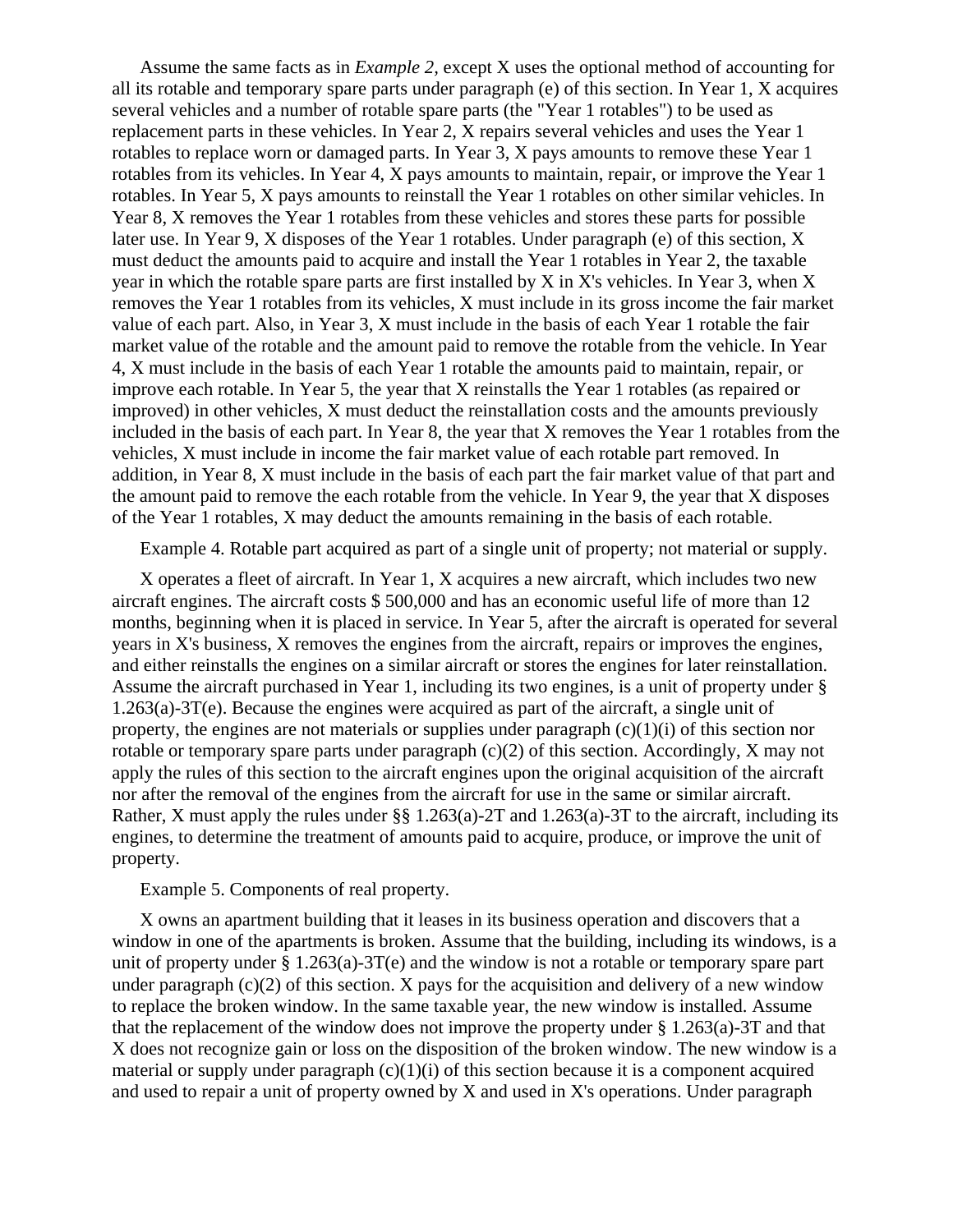Assume the same facts as in *Example 2*, except X uses the optional method of accounting for all its rotable and temporary spare parts under paragraph (e) of this section. In Year 1, X acquires several vehicles and a number of rotable spare parts (the "Year 1 rotables") to be used as replacement parts in these vehicles. In Year 2, X repairs several vehicles and uses the Year 1 rotables to replace worn or damaged parts. In Year 3, X pays amounts to remove these Year 1 rotables from its vehicles. In Year 4, X pays amounts to maintain, repair, or improve the Year 1 rotables. In Year 5, X pays amounts to reinstall the Year 1 rotables on other similar vehicles. In Year 8, X removes the Year 1 rotables from these vehicles and stores these parts for possible later use. In Year 9, X disposes of the Year 1 rotables. Under paragraph (e) of this section, X must deduct the amounts paid to acquire and install the Year 1 rotables in Year 2, the taxable year in which the rotable spare parts are first installed by X in X's vehicles. In Year 3, when X removes the Year 1 rotables from its vehicles, X must include in its gross income the fair market value of each part. Also, in Year 3, X must include in the basis of each Year 1 rotable the fair market value of the rotable and the amount paid to remove the rotable from the vehicle. In Year 4, X must include in the basis of each Year 1 rotable the amounts paid to maintain, repair, or improve each rotable. In Year 5, the year that X reinstalls the Year 1 rotables (as repaired or improved) in other vehicles, X must deduct the reinstallation costs and the amounts previously included in the basis of each part. In Year 8, the year that X removes the Year 1 rotables from the vehicles, X must include in income the fair market value of each rotable part removed. In addition, in Year 8, X must include in the basis of each part the fair market value of that part and the amount paid to remove the each rotable from the vehicle. In Year 9, the year that X disposes of the Year 1 rotables, X may deduct the amounts remaining in the basis of each rotable.

Example 4. Rotable part acquired as part of a single unit of property; not material or supply.

X operates a fleet of aircraft. In Year 1, X acquires a new aircraft, which includes two new aircraft engines. The aircraft costs $ 500,000 and has an economic useful life of more than 12 months, beginning when it is placed in service. In Year 5, after the aircraft is operated for several years in X's business, X removes the engines from the aircraft, repairs or improves the engines, and either reinstalls the engines on a similar aircraft or stores the engines for later reinstallation. Assume the aircraft purchased in Year 1, including its two engines, is a unit of property under § 1.263(a)-3T(e). Because the engines were acquired as part of the aircraft, a single unit of property, the engines are not materials or supplies under paragraph (c)(1)(i) of this section nor rotable or temporary spare parts under paragraph (c)(2) of this section. Accordingly, X may not apply the rules of this section to the aircraft engines upon the original acquisition of the aircraft nor after the removal of the engines from the aircraft for use in the same or similar aircraft. Rather, X must apply the rules under §§ 1.263(a)-2T and 1.263(a)-3T to the aircraft, including its engines, to determine the treatment of amounts paid to acquire, produce, or improve the unit of property.

Example 5. Components of real property.

X owns an apartment building that it leases in its business operation and discovers that a window in one of the apartments is broken. Assume that the building, including its windows, is a unit of property under § 1.263(a)-3T(e) and the window is not a rotable or temporary spare part under paragraph (c)(2) of this section. X pays for the acquisition and delivery of a new window to replace the broken window. In the same taxable year, the new window is installed. Assume that the replacement of the window does not improve the property under § 1.263(a)-3T and that X does not recognize gain or loss on the disposition of the broken window. The new window is a material or supply under paragraph (c)(1)(i) of this section because it is a component acquired and used to repair a unit of property owned by X and used in X's operations. Under paragraph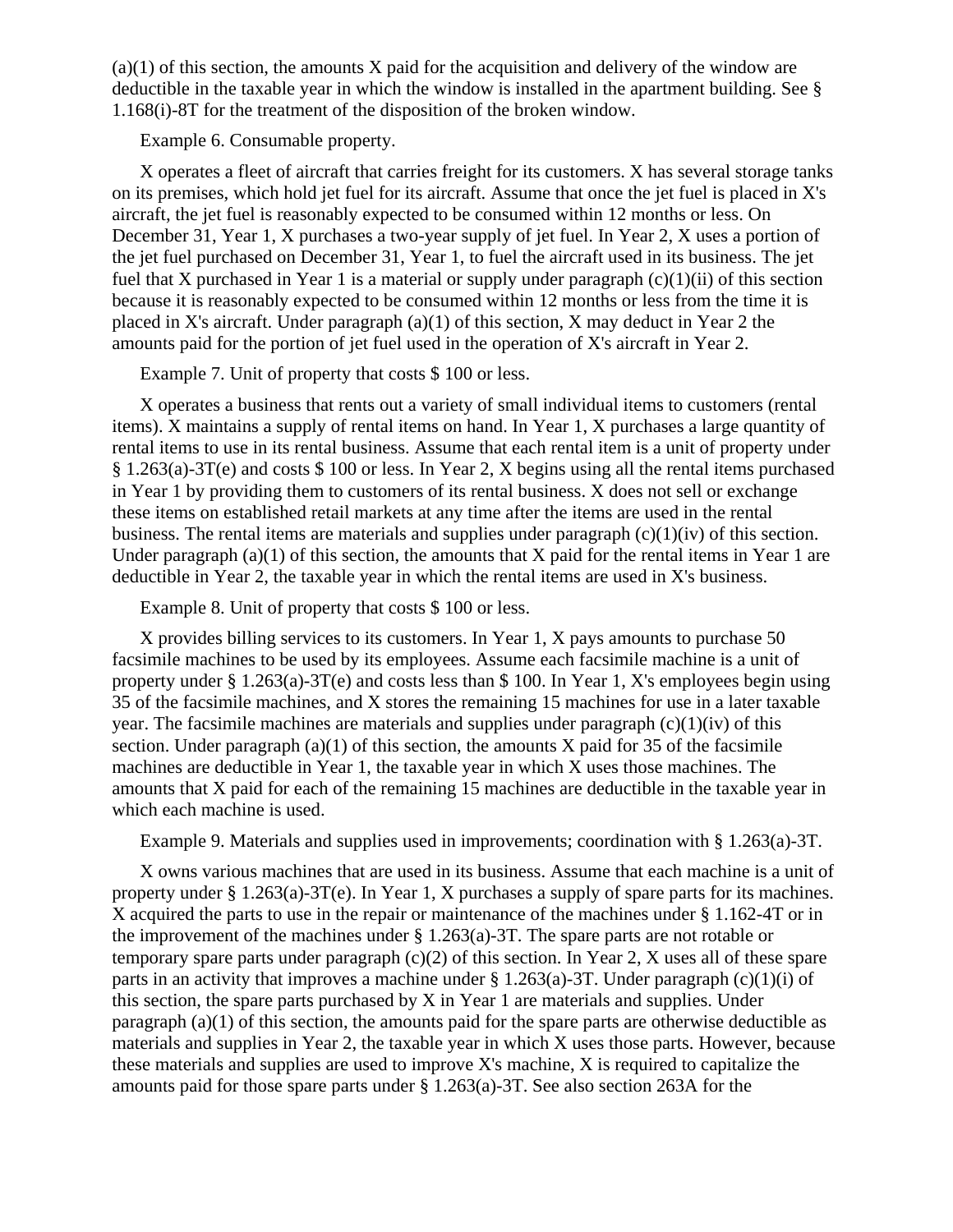(a)(1) of this section, the amounts X paid for the acquisition and delivery of the window are deductible in the taxable year in which the window is installed in the apartment building. See § 1.168(i)-8T for the treatment of the disposition of the broken window.

Example 6. Consumable property.

X operates a fleet of aircraft that carries freight for its customers. X has several storage tanks on its premises, which hold jet fuel for its aircraft. Assume that once the jet fuel is placed in X's aircraft, the jet fuel is reasonably expected to be consumed within 12 months or less. On December 31, Year 1, X purchases a two-year supply of jet fuel. In Year 2, X uses a portion of the jet fuel purchased on December 31, Year 1, to fuel the aircraft used in its business. The jet fuel that X purchased in Year 1 is a material or supply under paragraph (c)(1)(ii) of this section because it is reasonably expected to be consumed within 12 months or less from the time it is placed in X's aircraft. Under paragraph (a)(1) of this section, X may deduct in Year 2 the amounts paid for the portion of jet fuel used in the operation of X's aircraft in Year 2.

Example 7. Unit of property that costs $ 100 or less.

X operates a business that rents out a variety of small individual items to customers (rental items). X maintains a supply of rental items on hand. In Year 1, X purchases a large quantity of rental items to use in its rental business. Assume that each rental item is a unit of property under § 1.263(a)-3T(e) and costs $ 100 or less. In Year 2, X begins using all the rental items purchased in Year 1 by providing them to customers of its rental business. X does not sell or exchange these items on established retail markets at any time after the items are used in the rental business. The rental items are materials and supplies under paragraph (c)(1)(iv) of this section. Under paragraph (a)(1) of this section, the amounts that X paid for the rental items in Year 1 are deductible in Year 2, the taxable year in which the rental items are used in X's business.

Example 8. Unit of property that costs $ 100 or less.

X provides billing services to its customers. In Year 1, X pays amounts to purchase 50 facsimile machines to be used by its employees. Assume each facsimile machine is a unit of property under § 1.263(a)-3T(e) and costs less than $ 100. In Year 1, X's employees begin using 35 of the facsimile machines, and X stores the remaining 15 machines for use in a later taxable year. The facsimile machines are materials and supplies under paragraph (c)(1)(iv) of this section. Under paragraph (a)(1) of this section, the amounts X paid for 35 of the facsimile machines are deductible in Year 1, the taxable year in which X uses those machines. The amounts that X paid for each of the remaining 15 machines are deductible in the taxable year in which each machine is used.

Example 9. Materials and supplies used in improvements; coordination with § 1.263(a)-3T.

X owns various machines that are used in its business. Assume that each machine is a unit of property under § 1.263(a)-3T(e). In Year 1, X purchases a supply of spare parts for its machines. X acquired the parts to use in the repair or maintenance of the machines under § 1.162-4T or in the improvement of the machines under § 1.263(a)-3T. The spare parts are not rotable or temporary spare parts under paragraph (c)(2) of this section. In Year 2, X uses all of these spare parts in an activity that improves a machine under § 1.263(a)-3T. Under paragraph (c)(1)(i) of this section, the spare parts purchased by X in Year 1 are materials and supplies. Under paragraph (a)(1) of this section, the amounts paid for the spare parts are otherwise deductible as materials and supplies in Year 2, the taxable year in which X uses those parts. However, because these materials and supplies are used to improve X's machine, X is required to capitalize the amounts paid for those spare parts under § 1.263(a)-3T. See also section 263A for the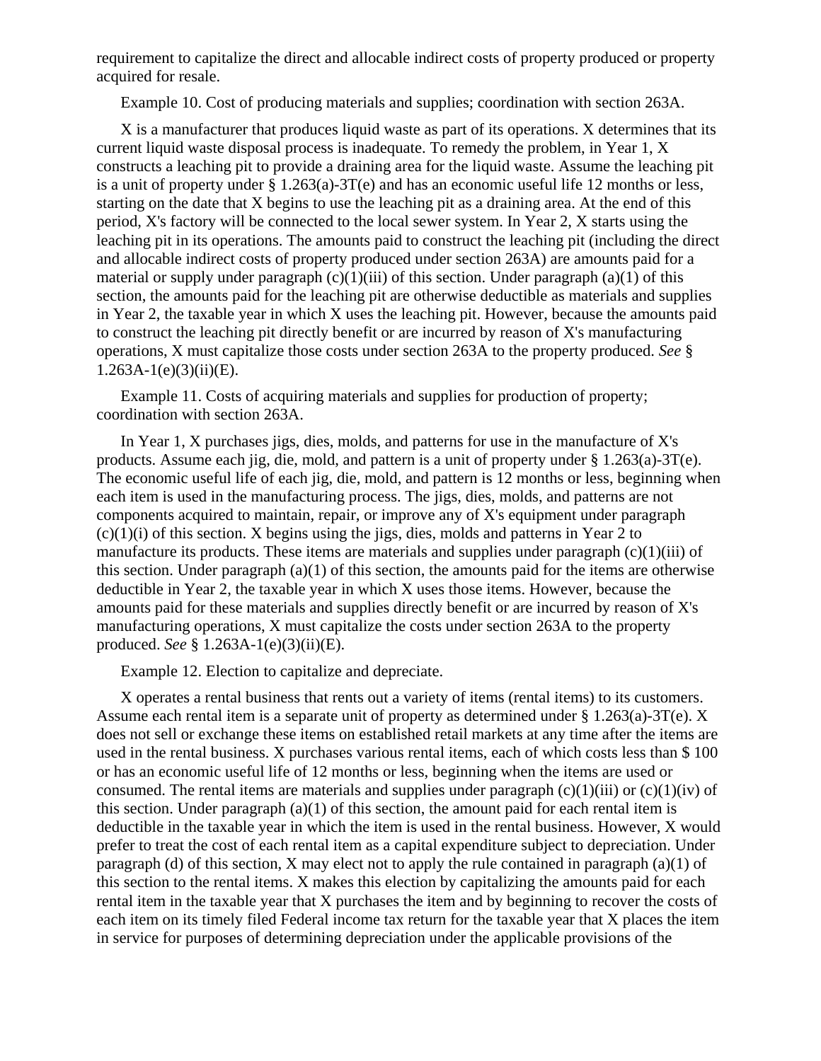requirement to capitalize the direct and allocable indirect costs of property produced or property acquired for resale.

Example 10. Cost of producing materials and supplies; coordination with section 263A.

X is a manufacturer that produces liquid waste as part of its operations. X determines that its current liquid waste disposal process is inadequate. To remedy the problem, in Year 1, X constructs a leaching pit to provide a draining area for the liquid waste. Assume the leaching pit is a unit of property under § 1.263(a)-3T(e) and has an economic useful life 12 months or less, starting on the date that X begins to use the leaching pit as a draining area. At the end of this period, X's factory will be connected to the local sewer system. In Year 2, X starts using the leaching pit in its operations. The amounts paid to construct the leaching pit (including the direct and allocable indirect costs of property produced under section 263A) are amounts paid for a material or supply under paragraph (c)(1)(iii) of this section. Under paragraph (a)(1) of this section, the amounts paid for the leaching pit are otherwise deductible as materials and supplies in Year 2, the taxable year in which X uses the leaching pit. However, because the amounts paid to construct the leaching pit directly benefit or are incurred by reason of X's manufacturing operations, X must capitalize those costs under section 263A to the property produced. *See* § 1.263A-1(e)(3)(ii)(E).

Example 11. Costs of acquiring materials and supplies for production of property; coordination with section 263A.

In Year 1, X purchases jigs, dies, molds, and patterns for use in the manufacture of X's products. Assume each jig, die, mold, and pattern is a unit of property under § 1.263(a)-3T(e). The economic useful life of each jig, die, mold, and pattern is 12 months or less, beginning when each item is used in the manufacturing process. The jigs, dies, molds, and patterns are not components acquired to maintain, repair, or improve any of X's equipment under paragraph (c)(1)(i) of this section. X begins using the jigs, dies, molds and patterns in Year 2 to manufacture its products. These items are materials and supplies under paragraph (c)(1)(iii) of this section. Under paragraph (a)(1) of this section, the amounts paid for the items are otherwise deductible in Year 2, the taxable year in which X uses those items. However, because the amounts paid for these materials and supplies directly benefit or are incurred by reason of X's manufacturing operations, X must capitalize the costs under section 263A to the property produced. *See* § 1.263A-1(e)(3)(ii)(E).

Example 12. Election to capitalize and depreciate.

X operates a rental business that rents out a variety of items (rental items) to its customers. Assume each rental item is a separate unit of property as determined under § 1.263(a)-3T(e). X does not sell or exchange these items on established retail markets at any time after the items are used in the rental business. X purchases various rental items, each of which costs less than $ 100 or has an economic useful life of 12 months or less, beginning when the items are used or consumed. The rental items are materials and supplies under paragraph (c)(1)(iii) or (c)(1)(iv) of this section. Under paragraph (a)(1) of this section, the amount paid for each rental item is deductible in the taxable year in which the item is used in the rental business. However, X would prefer to treat the cost of each rental item as a capital expenditure subject to depreciation. Under paragraph (d) of this section, X may elect not to apply the rule contained in paragraph (a)(1) of this section to the rental items. X makes this election by capitalizing the amounts paid for each rental item in the taxable year that X purchases the item and by beginning to recover the costs of each item on its timely filed Federal income tax return for the taxable year that X places the item in service for purposes of determining depreciation under the applicable provisions of the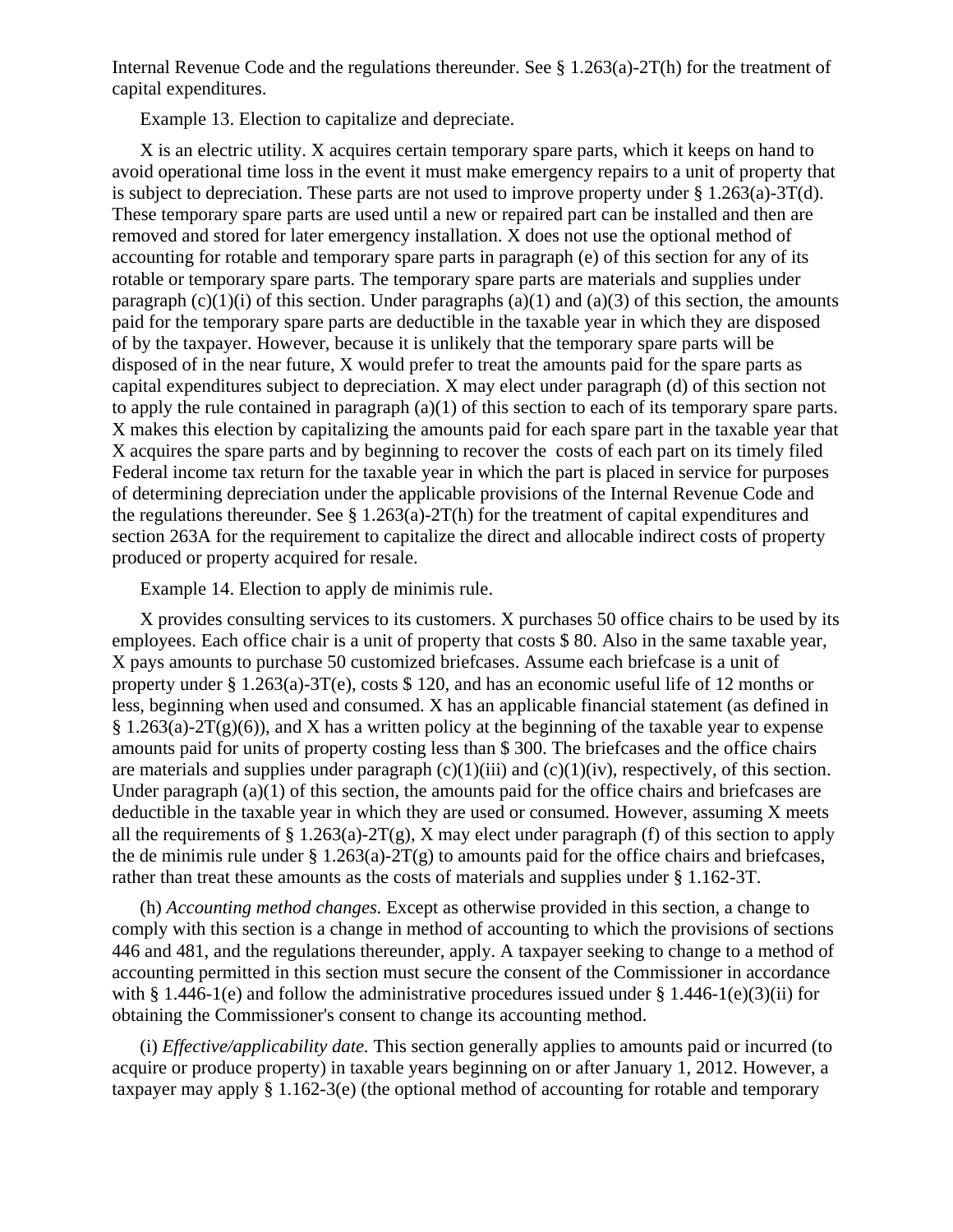Internal Revenue Code and the regulations thereunder. See § 1.263(a)-2T(h) for the treatment of capital expenditures.

Example 13. Election to capitalize and depreciate.

X is an electric utility. X acquires certain temporary spare parts, which it keeps on hand to avoid operational time loss in the event it must make emergency repairs to a unit of property that is subject to depreciation. These parts are not used to improve property under § 1.263(a)-3T(d). These temporary spare parts are used until a new or repaired part can be installed and then are removed and stored for later emergency installation. X does not use the optional method of accounting for rotable and temporary spare parts in paragraph (e) of this section for any of its rotable or temporary spare parts. The temporary spare parts are materials and supplies under paragraph (c)(1)(i) of this section. Under paragraphs (a)(1) and (a)(3) of this section, the amounts paid for the temporary spare parts are deductible in the taxable year in which they are disposed of by the taxpayer. However, because it is unlikely that the temporary spare parts will be disposed of in the near future, X would prefer to treat the amounts paid for the spare parts as capital expenditures subject to depreciation. X may elect under paragraph (d) of this section not to apply the rule contained in paragraph (a)(1) of this section to each of its temporary spare parts. X makes this election by capitalizing the amounts paid for each spare part in the taxable year that X acquires the spare parts and by beginning to recover the costs of each part on its timely filed Federal income tax return for the taxable year in which the part is placed in service for purposes of determining depreciation under the applicable provisions of the Internal Revenue Code and the regulations thereunder. See § 1.263(a)-2T(h) for the treatment of capital expenditures and section 263A for the requirement to capitalize the direct and allocable indirect costs of property produced or property acquired for resale.

Example 14. Election to apply de minimis rule.

X provides consulting services to its customers. X purchases 50 office chairs to be used by its employees. Each office chair is a unit of property that costs $ 80. Also in the same taxable year, X pays amounts to purchase 50 customized briefcases. Assume each briefcase is a unit of property under § 1.263(a)-3T(e), costs $ 120, and has an economic useful life of 12 months or less, beginning when used and consumed. X has an applicable financial statement (as defined in § 1.263(a)-2T(g)(6)), and X has a written policy at the beginning of the taxable year to expense amounts paid for units of property costing less than $ 300. The briefcases and the office chairs are materials and supplies under paragraph (c)(1)(iii) and (c)(1)(iv), respectively, of this section. Under paragraph (a)(1) of this section, the amounts paid for the office chairs and briefcases are deductible in the taxable year in which they are used or consumed. However, assuming X meets all the requirements of § 1.263(a)-2T(g), X may elect under paragraph (f) of this section to apply the de minimis rule under § 1.263(a)-2T(g) to amounts paid for the office chairs and briefcases, rather than treat these amounts as the costs of materials and supplies under § 1.162-3T.

(h) *Accounting method changes.* Except as otherwise provided in this section, a change to comply with this section is a change in method of accounting to which the provisions of sections 446 and 481, and the regulations thereunder, apply. A taxpayer seeking to change to a method of accounting permitted in this section must secure the consent of the Commissioner in accordance with § 1.446-1(e) and follow the administrative procedures issued under § 1.446-1(e)(3)(ii) for obtaining the Commissioner's consent to change its accounting method.

(i) *Effective/applicability date.* This section generally applies to amounts paid or incurred (to acquire or produce property) in taxable years beginning on or after January 1, 2012. However, a taxpayer may apply § 1.162-3(e) (the optional method of accounting for rotable and temporary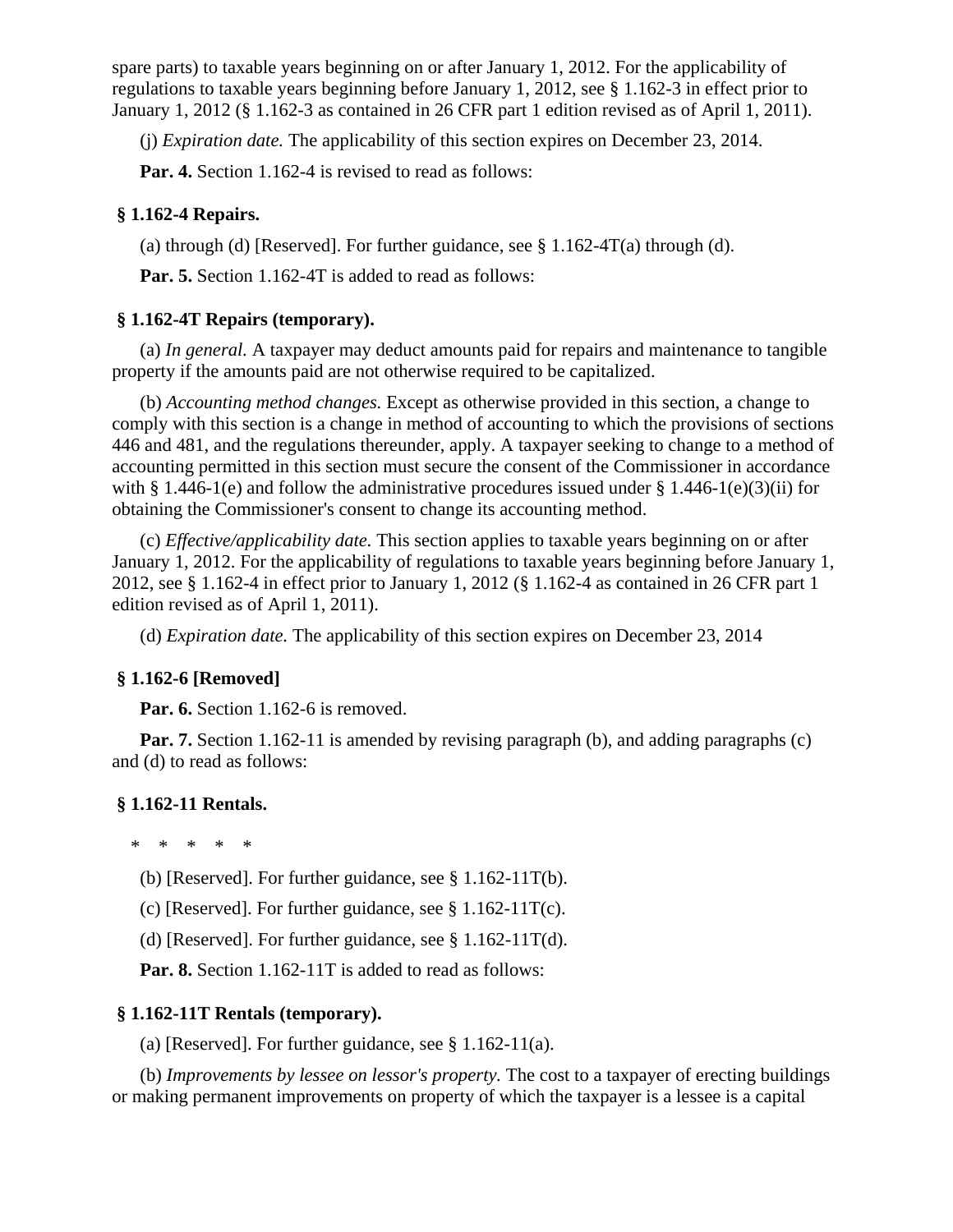spare parts) to taxable years beginning on or after January 1, 2012. For the applicability of regulations to taxable years beginning before January 1, 2012, see § 1.162-3 in effect prior to January 1, 2012 (§ 1.162-3 as contained in 26 CFR part 1 edition revised as of April 1, 2011).

(j) *Expiration date.* The applicability of this section expires on December 23, 2014.

**Par. 4.** Section 1.162-4 is revised to read as follows:

### § 1.162-4 Repairs.

(a) through (d) [Reserved]. For further guidance, see § 1.162-4T(a) through (d).

**Par. 5.** Section 1.162-4T is added to read as follows:

### § 1.162-4T Repairs (temporary).

(a) *In general.* A taxpayer may deduct amounts paid for repairs and maintenance to tangible property if the amounts paid are not otherwise required to be capitalized.

(b) *Accounting method changes.* Except as otherwise provided in this section, a change to comply with this section is a change in method of accounting to which the provisions of sections 446 and 481, and the regulations thereunder, apply. A taxpayer seeking to change to a method of accounting permitted in this section must secure the consent of the Commissioner in accordance with § 1.446-1(e) and follow the administrative procedures issued under § 1.446-1(e)(3)(ii) for obtaining the Commissioner's consent to change its accounting method.

(c) *Effective/applicability date.* This section applies to taxable years beginning on or after January 1, 2012. For the applicability of regulations to taxable years beginning before January 1, 2012, see § 1.162-4 in effect prior to January 1, 2012 (§ 1.162-4 as contained in 26 CFR part 1 edition revised as of April 1, 2011).

(d) *Expiration date.* The applicability of this section expires on December 23, 2014

### § 1.162-6 [Removed]

**Par. 6.** Section 1.162-6 is removed.

**Par. 7.** Section 1.162-11 is amended by revising paragraph (b), and adding paragraphs (c) and (d) to read as follows:

### § 1.162-11 Rentals.

\* \* \* \* \*

(b) [Reserved]. For further guidance, see § 1.162-11T(b).

(c) [Reserved]. For further guidance, see § 1.162-11T(c).

(d) [Reserved]. For further guidance, see § 1.162-11T(d).

**Par. 8.** Section 1.162-11T is added to read as follows:

### § 1.162-11T Rentals (temporary).

(a) [Reserved]. For further guidance, see § 1.162-11(a).

(b) *Improvements by lessee on lessor's property.* The cost to a taxpayer of erecting buildings or making permanent improvements on property of which the taxpayer is a lessee is a capital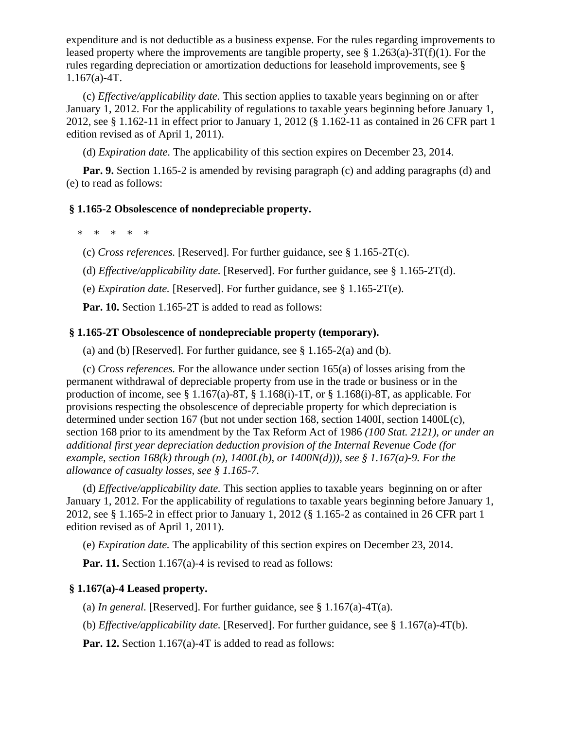expenditure and is not deductible as a business expense. For the rules regarding improvements to leased property where the improvements are tangible property, see § 1.263(a)-3T(f)(1). For the rules regarding depreciation or amortization deductions for leasehold improvements, see § 1.167(a)-4T.

(c) *Effective/applicability date.* This section applies to taxable years beginning on or after January 1, 2012. For the applicability of regulations to taxable years beginning before January 1, 2012, see § 1.162-11 in effect prior to January 1, 2012 (§ 1.162-11 as contained in 26 CFR part 1 edition revised as of April 1, 2011).

(d) *Expiration date.* The applicability of this section expires on December 23, 2014.

**Par. 9.** Section 1.165-2 is amended by revising paragraph (c) and adding paragraphs (d) and (e) to read as follows:

**§ 1.165-2 Obsolescence of nondepreciable property.**

\* \* \* \* \*

(c) *Cross references.* [Reserved]. For further guidance, see § 1.165-2T(c).

(d) *Effective/applicability date.* [Reserved]. For further guidance, see § 1.165-2T(d).

(e) *Expiration date.* [Reserved]. For further guidance, see § 1.165-2T(e).

**Par. 10.** Section 1.165-2T is added to read as follows:

**§ 1.165-2T Obsolescence of nondepreciable property (temporary).**

(a) and (b) [Reserved]. For further guidance, see § 1.165-2(a) and (b).

(c) *Cross references.* For the allowance under section 165(a) of losses arising from the permanent withdrawal of depreciable property from use in the trade or business or in the production of income, see § 1.167(a)-8T, § 1.168(i)-1T, or § 1.168(i)-8T, as applicable. For provisions respecting the obsolescence of depreciable property for which depreciation is determined under section 167 (but not under section 168, section 1400I, section 1400L(c), section 168 prior to its amendment by the Tax Reform Act of 1986 *(100 Stat. 2121), or under an additional first year depreciation deduction provision of the Internal Revenue Code (for example, section 168(k) through (n), 1400L(b), or 1400N(d))), see § 1.167(a)-9. For the allowance of casualty losses, see § 1.165-7.*

(d) *Effective/applicability date.* This section applies to taxable years beginning on or after January 1, 2012. For the applicability of regulations to taxable years beginning before January 1, 2012, see § 1.165-2 in effect prior to January 1, 2012 (§ 1.165-2 as contained in 26 CFR part 1 edition revised as of April 1, 2011).

(e) *Expiration date.* The applicability of this section expires on December 23, 2014.

**Par. 11.** Section 1.167(a)-4 is revised to read as follows:

**§ 1.167(a)-4 Leased property.**

(a) *In general.* [Reserved]. For further guidance, see § 1.167(a)-4T(a).

(b) *Effective/applicability date.* [Reserved]. For further guidance, see § 1.167(a)-4T(b).

**Par. 12.** Section 1.167(a)-4T is added to read as follows: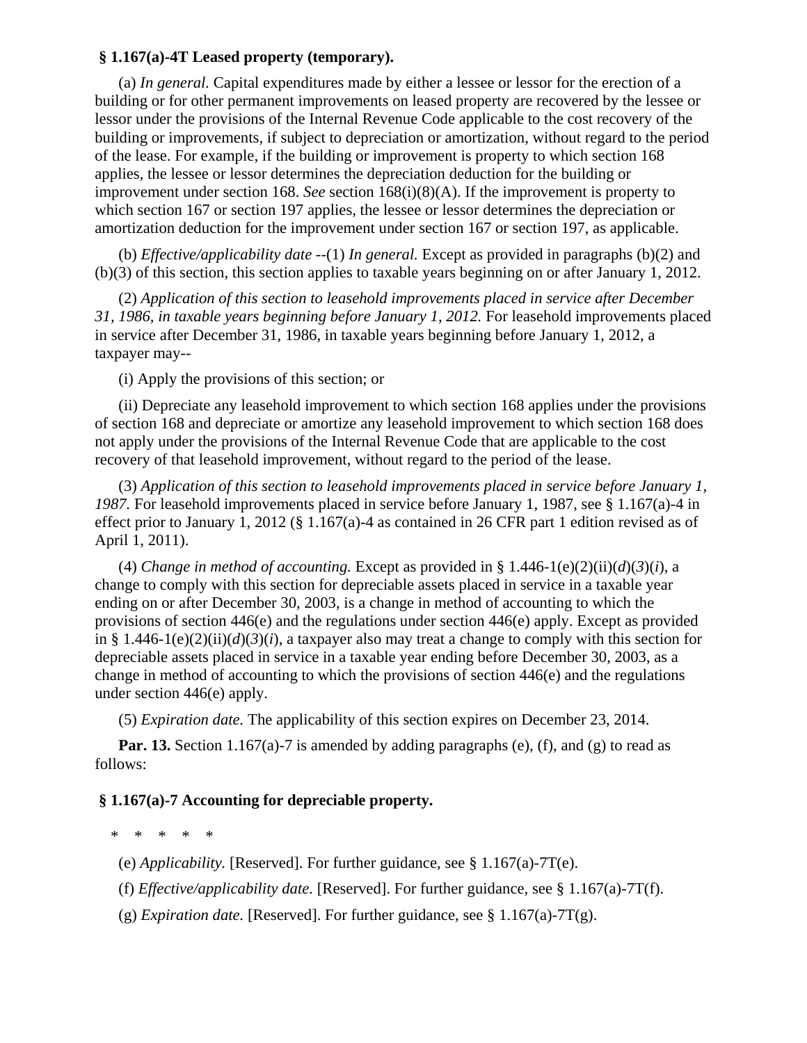**§ 1.167(a)-4T Leased property (temporary).**

(a) *In general.* Capital expenditures made by either a lessee or lessor for the erection of a building or for other permanent improvements on leased property are recovered by the lessee or lessor under the provisions of the Internal Revenue Code applicable to the cost recovery of the building or improvements, if subject to depreciation or amortization, without regard to the period of the lease. For example, if the building or improvement is property to which section 168 applies, the lessee or lessor determines the depreciation deduction for the building or improvement under section 168. *See* section 168(i)(8)(A). If the improvement is property to which section 167 or section 197 applies, the lessee or lessor determines the depreciation or amortization deduction for the improvement under section 167 or section 197, as applicable.

(b) *Effective/applicability date* --(1) *In general.* Except as provided in paragraphs (b)(2) and (b)(3) of this section, this section applies to taxable years beginning on or after January 1, 2012.

(2) *Application of this section to leasehold improvements placed in service after December 31, 1986, in taxable years beginning before January 1, 2012.* For leasehold improvements placed in service after December 31, 1986, in taxable years beginning before January 1, 2012, a taxpayer may--

(i) Apply the provisions of this section; or

(ii) Depreciate any leasehold improvement to which section 168 applies under the provisions of section 168 and depreciate or amortize any leasehold improvement to which section 168 does not apply under the provisions of the Internal Revenue Code that are applicable to the cost recovery of that leasehold improvement, without regard to the period of the lease.

(3) *Application of this section to leasehold improvements placed in service before January 1, 1987.* For leasehold improvements placed in service before January 1, 1987, see § 1.167(a)-4 in effect prior to January 1, 2012 (§ 1.167(a)-4 as contained in 26 CFR part 1 edition revised as of April 1, 2011).

(4) *Change in method of accounting.* Except as provided in § 1.446-1(e)(2)(ii)(*d*)(*3*)(*i*), a change to comply with this section for depreciable assets placed in service in a taxable year ending on or after December 30, 2003, is a change in method of accounting to which the provisions of section 446(e) and the regulations under section 446(e) apply. Except as provided in § 1.446-1(e)(2)(ii)(*d*)(*3*)(*i*), a taxpayer also may treat a change to comply with this section for depreciable assets placed in service in a taxable year ending before December 30, 2003, as a change in method of accounting to which the provisions of section 446(e) and the regulations under section 446(e) apply.

(5) *Expiration date.* The applicability of this section expires on December 23, 2014.

**Par. 13.** Section 1.167(a)-7 is amended by adding paragraphs (e), (f), and (g) to read as follows:

**§ 1.167(a)-7 Accounting for depreciable property.**

\* \* \* \* \*

(e) *Applicability.* [Reserved]. For further guidance, see § 1.167(a)-7T(e).

(f) *Effective/applicability date.* [Reserved]. For further guidance, see § 1.167(a)-7T(f).

(g) *Expiration date.* [Reserved]. For further guidance, see § 1.167(a)-7T(g).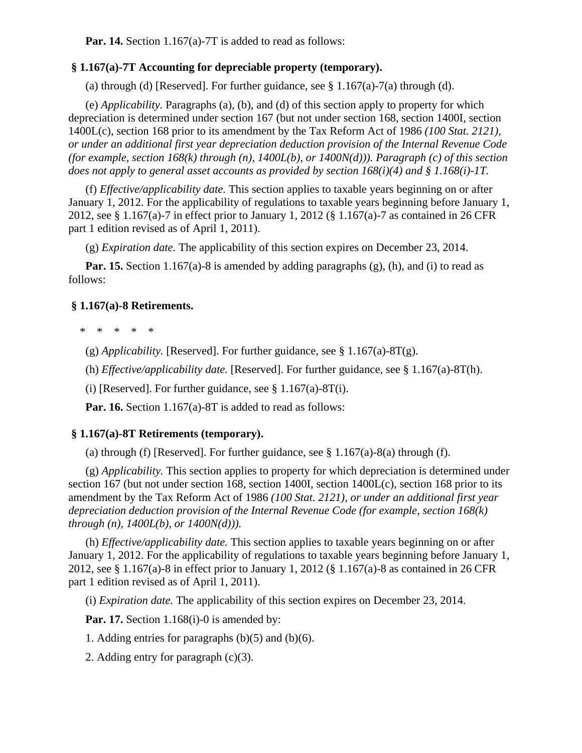**Par. 14.** Section 1.167(a)-7T is added to read as follows:

**§ 1.167(a)-7T Accounting for depreciable property (temporary).**

(a) through (d) [Reserved]. For further guidance, see § 1.167(a)-7(a) through (d).

(e) *Applicability.* Paragraphs (a), (b), and (d) of this section apply to property for which depreciation is determined under section 167 (but not under section 168, section 1400I, section 1400L(c), section 168 prior to its amendment by the Tax Reform Act of 1986 *(100 Stat. 2121), or under an additional first year depreciation deduction provision of the Internal Revenue Code (for example, section 168(k) through (n), 1400L(b), or 1400N(d))). Paragraph (c) of this section does not apply to general asset accounts as provided by section 168(i)(4) and § 1.168(i)-1T.*

(f) *Effective/applicability date.* This section applies to taxable years beginning on or after January 1, 2012. For the applicability of regulations to taxable years beginning before January 1, 2012, see § 1.167(a)-7 in effect prior to January 1, 2012 (§ 1.167(a)-7 as contained in 26 CFR part 1 edition revised as of April 1, 2011).

(g) *Expiration date.* The applicability of this section expires on December 23, 2014.

**Par. 15.** Section 1.167(a)-8 is amended by adding paragraphs (g), (h), and (i) to read as follows:

**§ 1.167(a)-8 Retirements.**

\* \* \* \* \*

(g) *Applicability.* [Reserved]. For further guidance, see § 1.167(a)-8T(g).

(h) *Effective/applicability date.* [Reserved]. For further guidance, see § 1.167(a)-8T(h).

(i) [Reserved]. For further guidance, see § 1.167(a)-8T(i).

**Par. 16.** Section 1.167(a)-8T is added to read as follows:

**§ 1.167(a)-8T Retirements (temporary).**

(a) through (f) [Reserved]. For further guidance, see § 1.167(a)-8(a) through (f).

(g) *Applicability.* This section applies to property for which depreciation is determined under section 167 (but not under section 168, section 1400I, section 1400L(c), section 168 prior to its amendment by the Tax Reform Act of 1986 *(100 Stat. 2121), or under an additional first year depreciation deduction provision of the Internal Revenue Code (for example, section 168(k) through (n), 1400L(b), or 1400N(d))).*

(h) *Effective/applicability date.* This section applies to taxable years beginning on or after January 1, 2012. For the applicability of regulations to taxable years beginning before January 1, 2012, see § 1.167(a)-8 in effect prior to January 1, 2012 (§ 1.167(a)-8 as contained in 26 CFR part 1 edition revised as of April 1, 2011).

(i) *Expiration date.* The applicability of this section expires on December 23, 2014.

**Par. 17.** Section 1.168(i)-0 is amended by:

1. Adding entries for paragraphs (b)(5) and (b)(6).

2. Adding entry for paragraph (c)(3).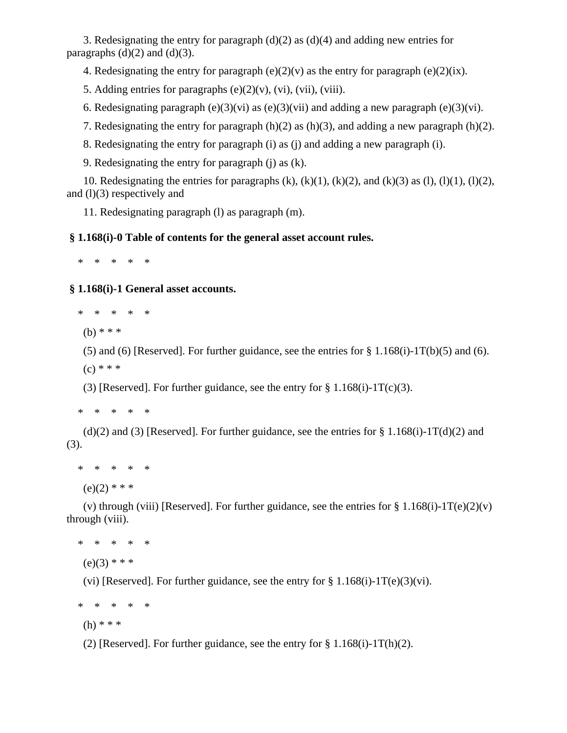3. Redesignating the entry for paragraph (d)(2) as (d)(4) and adding new entries for paragraphs (d)(2) and (d)(3).

4. Redesignating the entry for paragraph (e)(2)(v) as the entry for paragraph (e)(2)(ix).

5. Adding entries for paragraphs (e)(2)(v), (vi), (vii), (viii).

6. Redesignating paragraph (e)(3)(vi) as (e)(3)(vii) and adding a new paragraph (e)(3)(vi).

7. Redesignating the entry for paragraph (h)(2) as (h)(3), and adding a new paragraph (h)(2).

8. Redesignating the entry for paragraph (i) as (j) and adding a new paragraph (i).

9. Redesignating the entry for paragraph (j) as (k).

10. Redesignating the entries for paragraphs (k), (k)(1), (k)(2), and (k)(3) as (l), (l)(1), (l)(2), and (l)(3) respectively and

11. Redesignating paragraph (l) as paragraph (m).

**§ 1.168(i)-0 Table of contents for the general asset account rules.**

\* \* \* \* \*

**§ 1.168(i)-1 General asset accounts.**

\* \* \* \* \*

(b) \* \* \*

(5) and (6) [Reserved]. For further guidance, see the entries for § 1.168(i)-1T(b)(5) and (6).

(c) \* \* \*

(3) [Reserved]. For further guidance, see the entry for § 1.168(i)-1T(c)(3).

\* \* \* \* \*

(d)(2) and (3) [Reserved]. For further guidance, see the entries for § 1.168(i)-1T(d)(2) and (3).

\* \* \* \* \*

(e)(2) \* \* \*

(v) through (viii) [Reserved]. For further guidance, see the entries for § 1.168(i)-1T(e)(2)(v) through (viii).

\* \* \* \* \*

(e)(3) \* \* \*

(vi) [Reserved]. For further guidance, see the entry for § 1.168(i)-1T(e)(3)(vi).

\* \* \* \* \*

(h) \* \* \*

(2) [Reserved]. For further guidance, see the entry for § 1.168(i)-1T(h)(2).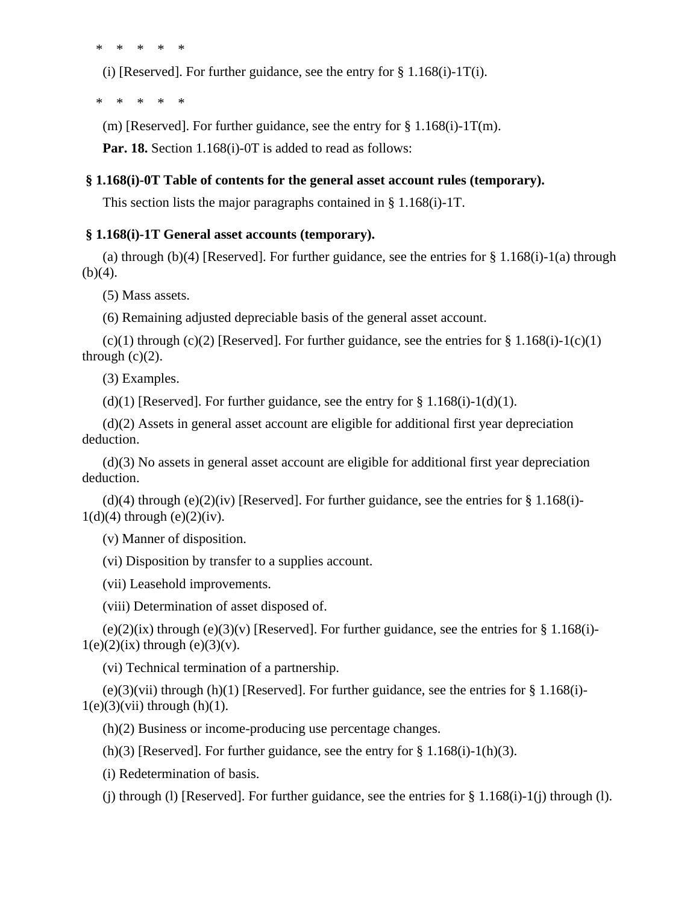\* \* \* \* \*

(i) [Reserved]. For further guidance, see the entry for § 1.168(i)-1T(i).

\* \* \* \* \*

(m) [Reserved]. For further guidance, see the entry for § 1.168(i)-1T(m).

**Par. 18.** Section 1.168(i)-0T is added to read as follows:

**§ 1.168(i)-0T Table of contents for the general asset account rules (temporary).**

This section lists the major paragraphs contained in § 1.168(i)-1T.

**§ 1.168(i)-1T General asset accounts (temporary).**

(a) through (b)(4) [Reserved]. For further guidance, see the entries for § 1.168(i)-1(a) through (b)(4).

(5) Mass assets.

(6) Remaining adjusted depreciable basis of the general asset account.

(c)(1) through (c)(2) [Reserved]. For further guidance, see the entries for § 1.168(i)-1(c)(1) through (c)(2).

(3) Examples.

(d)(1) [Reserved]. For further guidance, see the entry for § 1.168(i)-1(d)(1).

(d)(2) Assets in general asset account are eligible for additional first year depreciation deduction.

(d)(3) No assets in general asset account are eligible for additional first year depreciation deduction.

(d)(4) through (e)(2)(iv) [Reserved]. For further guidance, see the entries for § 1.168(i)-1(d)(4) through (e)(2)(iv).

(v) Manner of disposition.

(vi) Disposition by transfer to a supplies account.

(vii) Leasehold improvements.

(viii) Determination of asset disposed of.

(e)(2)(ix) through (e)(3)(v) [Reserved]. For further guidance, see the entries for § 1.168(i)-1(e)(2)(ix) through (e)(3)(v).

(vi) Technical termination of a partnership.

(e)(3)(vii) through (h)(1) [Reserved]. For further guidance, see the entries for § 1.168(i)-1(e)(3)(vii) through (h)(1).

(h)(2) Business or income-producing use percentage changes.

(h)(3) [Reserved]. For further guidance, see the entry for § 1.168(i)-1(h)(3).

(i) Redetermination of basis.

(j) through (l) [Reserved]. For further guidance, see the entries for § 1.168(i)-1(j) through (l).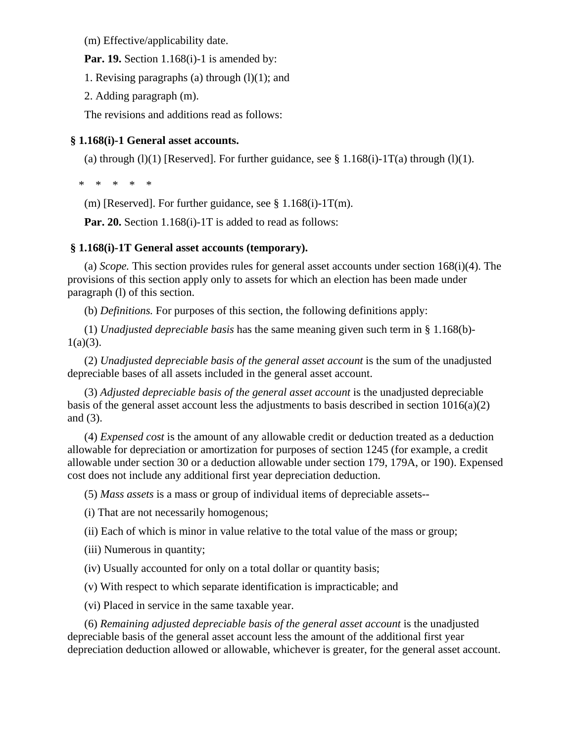(m) Effective/applicability date.

**Par. 19.** Section 1.168(i)-1 is amended by:

1. Revising paragraphs (a) through (l)(1); and

2. Adding paragraph (m).

The revisions and additions read as follows:

**§ 1.168(i)-1 General asset accounts.**

(a) through (l)(1) [Reserved]. For further guidance, see § 1.168(i)-1T(a) through (l)(1).

\* \* \* \* \*

(m) [Reserved]. For further guidance, see § 1.168(i)-1T(m).

**Par. 20.** Section 1.168(i)-1T is added to read as follows:

**§ 1.168(i)-1T General asset accounts (temporary).**

(a) *Scope.* This section provides rules for general asset accounts under section 168(i)(4). The provisions of this section apply only to assets for which an election has been made under paragraph (l) of this section.

(b) *Definitions.* For purposes of this section, the following definitions apply:

(1) *Unadjusted depreciable basis* has the same meaning given such term in § 1.168(b)-1(a)(3).

(2) *Unadjusted depreciable basis of the general asset account* is the sum of the unadjusted depreciable bases of all assets included in the general asset account.

(3) *Adjusted depreciable basis of the general asset account* is the unadjusted depreciable basis of the general asset account less the adjustments to basis described in section 1016(a)(2) and (3).

(4) *Expensed cost* is the amount of any allowable credit or deduction treated as a deduction allowable for depreciation or amortization for purposes of section 1245 (for example, a credit allowable under section 30 or a deduction allowable under section 179, 179A, or 190). Expensed cost does not include any additional first year depreciation deduction.

(5) *Mass assets* is a mass or group of individual items of depreciable assets--

(i) That are not necessarily homogenous;

(ii) Each of which is minor in value relative to the total value of the mass or group;

(iii) Numerous in quantity;

(iv) Usually accounted for only on a total dollar or quantity basis;

(v) With respect to which separate identification is impracticable; and

(vi) Placed in service in the same taxable year.

(6) *Remaining adjusted depreciable basis of the general asset account* is the unadjusted depreciable basis of the general asset account less the amount of the additional first year depreciation deduction allowed or allowable, whichever is greater, for the general asset account.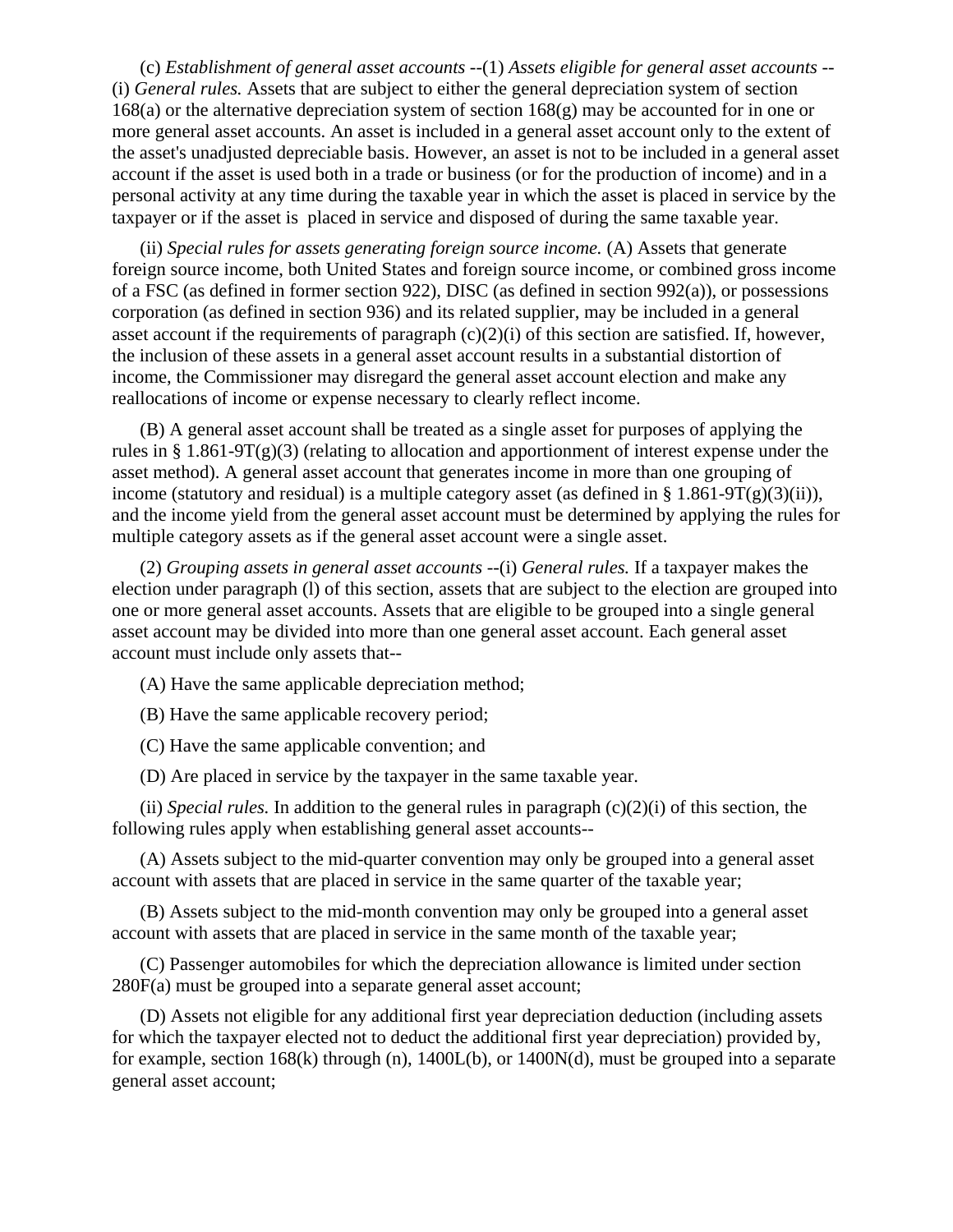(c) *Establishment of general asset accounts* --(1) *Assets eligible for general asset accounts* --(i) *General rules.* Assets that are subject to either the general depreciation system of section 168(a) or the alternative depreciation system of section 168(g) may be accounted for in one or more general asset accounts. An asset is included in a general asset account only to the extent of the asset's unadjusted depreciable basis. However, an asset is not to be included in a general asset account if the asset is used both in a trade or business (or for the production of income) and in a personal activity at any time during the taxable year in which the asset is placed in service by the taxpayer or if the asset is placed in service and disposed of during the same taxable year.

(ii) *Special rules for assets generating foreign source income.* (A) Assets that generate foreign source income, both United States and foreign source income, or combined gross income of a FSC (as defined in former section 922), DISC (as defined in section 992(a)), or possessions corporation (as defined in section 936) and its related supplier, may be included in a general asset account if the requirements of paragraph (c)(2)(i) of this section are satisfied. If, however, the inclusion of these assets in a general asset account results in a substantial distortion of income, the Commissioner may disregard the general asset account election and make any reallocations of income or expense necessary to clearly reflect income.

(B) A general asset account shall be treated as a single asset for purposes of applying the rules in § 1.861-9T(g)(3) (relating to allocation and apportionment of interest expense under the asset method). A general asset account that generates income in more than one grouping of income (statutory and residual) is a multiple category asset (as defined in § 1.861-9T(g)(3)(ii)), and the income yield from the general asset account must be determined by applying the rules for multiple category assets as if the general asset account were a single asset.

(2) *Grouping assets in general asset accounts* --(i) *General rules.* If a taxpayer makes the election under paragraph (l) of this section, assets that are subject to the election are grouped into one or more general asset accounts. Assets that are eligible to be grouped into a single general asset account may be divided into more than one general asset account. Each general asset account must include only assets that--

(A) Have the same applicable depreciation method;

(B) Have the same applicable recovery period;

(C) Have the same applicable convention; and

(D) Are placed in service by the taxpayer in the same taxable year.

(ii) *Special rules.* In addition to the general rules in paragraph (c)(2)(i) of this section, the following rules apply when establishing general asset accounts--

(A) Assets subject to the mid-quarter convention may only be grouped into a general asset account with assets that are placed in service in the same quarter of the taxable year;

(B) Assets subject to the mid-month convention may only be grouped into a general asset account with assets that are placed in service in the same month of the taxable year;

(C) Passenger automobiles for which the depreciation allowance is limited under section 280F(a) must be grouped into a separate general asset account;

(D) Assets not eligible for any additional first year depreciation deduction (including assets for which the taxpayer elected not to deduct the additional first year depreciation) provided by, for example, section 168(k) through (n), 1400L(b), or 1400N(d), must be grouped into a separate general asset account;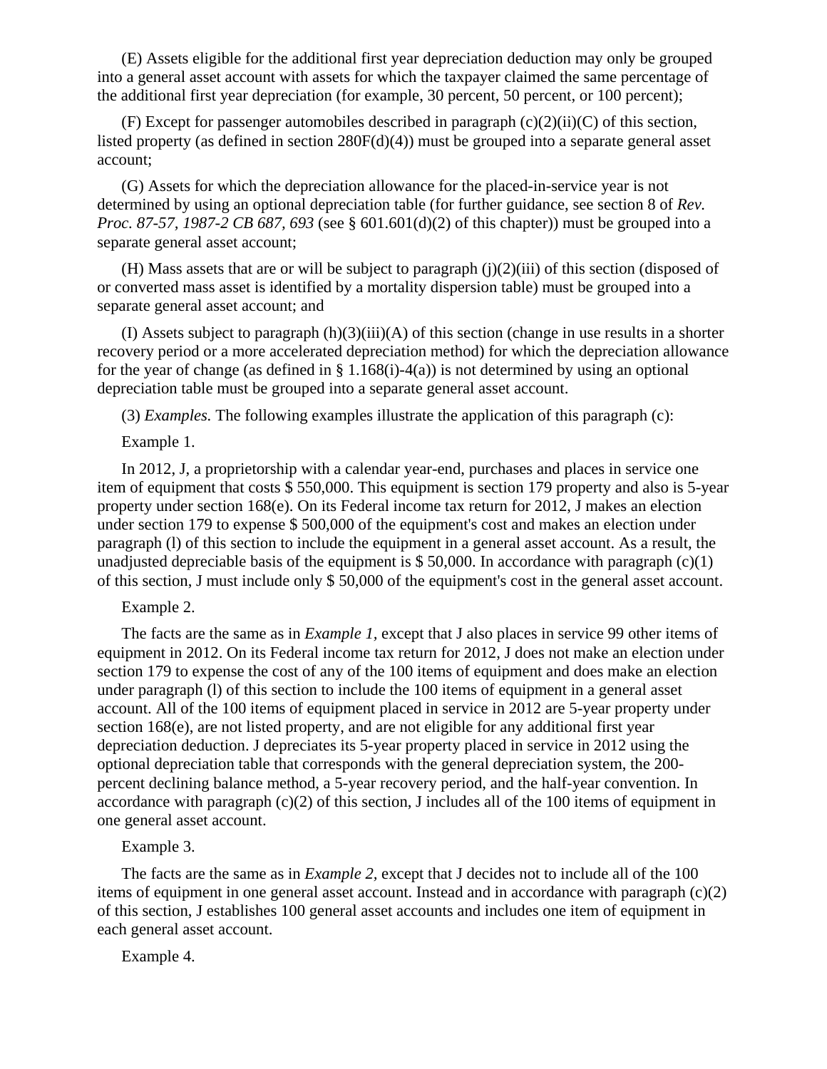(E) Assets eligible for the additional first year depreciation deduction may only be grouped into a general asset account with assets for which the taxpayer claimed the same percentage of the additional first year depreciation (for example, 30 percent, 50 percent, or 100 percent);

(F) Except for passenger automobiles described in paragraph (c)(2)(ii)(C) of this section, listed property (as defined in section 280F(d)(4)) must be grouped into a separate general asset account;

(G) Assets for which the depreciation allowance for the placed-in-service year is not determined by using an optional depreciation table (for further guidance, see section 8 of *Rev. Proc. 87-57, 1987-2 CB 687, 693* (see § 601.601(d)(2) of this chapter)) must be grouped into a separate general asset account;

(H) Mass assets that are or will be subject to paragraph (j)(2)(iii) of this section (disposed of or converted mass asset is identified by a mortality dispersion table) must be grouped into a separate general asset account; and

(I) Assets subject to paragraph (h)(3)(iii)(A) of this section (change in use results in a shorter recovery period or a more accelerated depreciation method) for which the depreciation allowance for the year of change (as defined in § 1.168(i)-4(a)) is not determined by using an optional depreciation table must be grouped into a separate general asset account.

(3) *Examples.* The following examples illustrate the application of this paragraph (c):

Example 1.

In 2012, J, a proprietorship with a calendar year-end, purchases and places in service one item of equipment that costs $ 550,000. This equipment is section 179 property and also is 5-year property under section 168(e). On its Federal income tax return for 2012, J makes an election under section 179 to expense $ 500,000 of the equipment's cost and makes an election under paragraph (l) of this section to include the equipment in a general asset account. As a result, the unadjusted depreciable basis of the equipment is $ 50,000. In accordance with paragraph (c)(1) of this section, J must include only $ 50,000 of the equipment's cost in the general asset account.

Example 2.

The facts are the same as in *Example 1,* except that J also places in service 99 other items of equipment in 2012. On its Federal income tax return for 2012, J does not make an election under section 179 to expense the cost of any of the 100 items of equipment and does make an election under paragraph (l) of this section to include the 100 items of equipment in a general asset account. All of the 100 items of equipment placed in service in 2012 are 5-year property under section 168(e), are not listed property, and are not eligible for any additional first year depreciation deduction. J depreciates its 5-year property placed in service in 2012 using the optional depreciation table that corresponds with the general depreciation system, the 200-percent declining balance method, a 5-year recovery period, and the half-year convention. In accordance with paragraph (c)(2) of this section, J includes all of the 100 items of equipment in one general asset account.

Example 3.

The facts are the same as in *Example 2,* except that J decides not to include all of the 100 items of equipment in one general asset account. Instead and in accordance with paragraph (c)(2) of this section, J establishes 100 general asset accounts and includes one item of equipment in each general asset account.

Example 4.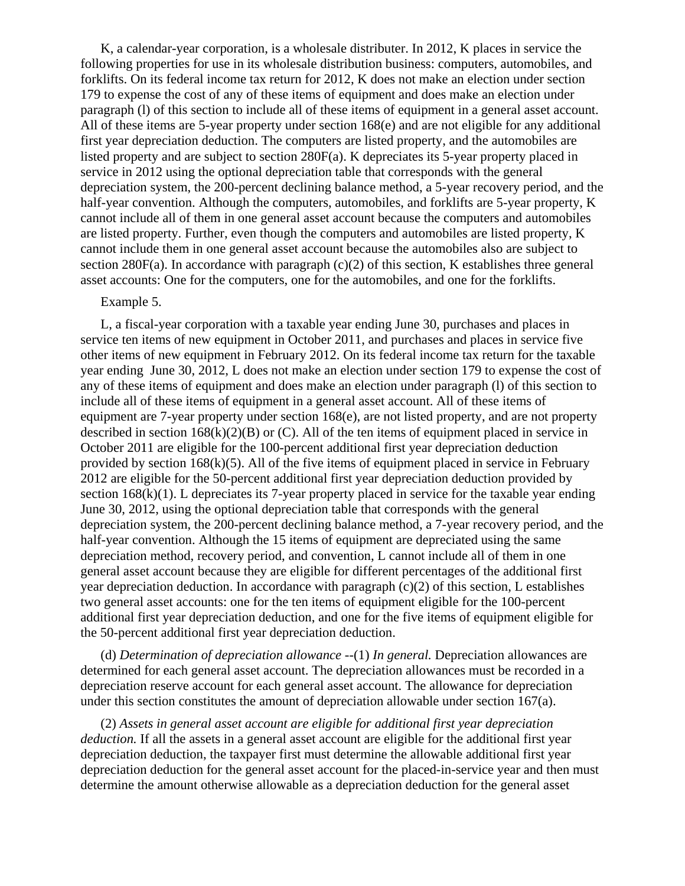K, a calendar-year corporation, is a wholesale distributer. In 2012, K places in service the following properties for use in its wholesale distribution business: computers, automobiles, and forklifts. On its federal income tax return for 2012, K does not make an election under section 179 to expense the cost of any of these items of equipment and does make an election under paragraph (l) of this section to include all of these items of equipment in a general asset account. All of these items are 5-year property under section 168(e) and are not eligible for any additional first year depreciation deduction. The computers are listed property, and the automobiles are listed property and are subject to section 280F(a). K depreciates its 5-year property placed in service in 2012 using the optional depreciation table that corresponds with the general depreciation system, the 200-percent declining balance method, a 5-year recovery period, and the half-year convention. Although the computers, automobiles, and forklifts are 5-year property, K cannot include all of them in one general asset account because the computers and automobiles are listed property. Further, even though the computers and automobiles are listed property, K cannot include them in one general asset account because the automobiles also are subject to section 280F(a). In accordance with paragraph (c)(2) of this section, K establishes three general asset accounts: One for the computers, one for the automobiles, and one for the forklifts.

Example 5.

L, a fiscal-year corporation with a taxable year ending June 30, purchases and places in service ten items of new equipment in October 2011, and purchases and places in service five other items of new equipment in February 2012. On its federal income tax return for the taxable year ending June 30, 2012, L does not make an election under section 179 to expense the cost of any of these items of equipment and does make an election under paragraph (l) of this section to include all of these items of equipment in a general asset account. All of these items of equipment are 7-year property under section 168(e), are not listed property, and are not property described in section 168(k)(2)(B) or (C). All of the ten items of equipment placed in service in October 2011 are eligible for the 100-percent additional first year depreciation deduction provided by section 168(k)(5). All of the five items of equipment placed in service in February 2012 are eligible for the 50-percent additional first year depreciation deduction provided by section 168(k)(1). L depreciates its 7-year property placed in service for the taxable year ending June 30, 2012, using the optional depreciation table that corresponds with the general depreciation system, the 200-percent declining balance method, a 7-year recovery period, and the half-year convention. Although the 15 items of equipment are depreciated using the same depreciation method, recovery period, and convention, L cannot include all of them in one general asset account because they are eligible for different percentages of the additional first year depreciation deduction. In accordance with paragraph (c)(2) of this section, L establishes two general asset accounts: one for the ten items of equipment eligible for the 100-percent additional first year depreciation deduction, and one for the five items of equipment eligible for the 50-percent additional first year depreciation deduction.

(d) *Determination of depreciation allowance* --(1) *In general.* Depreciation allowances are determined for each general asset account. The depreciation allowances must be recorded in a depreciation reserve account for each general asset account. The allowance for depreciation under this section constitutes the amount of depreciation allowable under section 167(a).

(2) *Assets in general asset account are eligible for additional first year depreciation deduction.* If all the assets in a general asset account are eligible for the additional first year depreciation deduction, the taxpayer first must determine the allowable additional first year depreciation deduction for the general asset account for the placed-in-service year and then must determine the amount otherwise allowable as a depreciation deduction for the general asset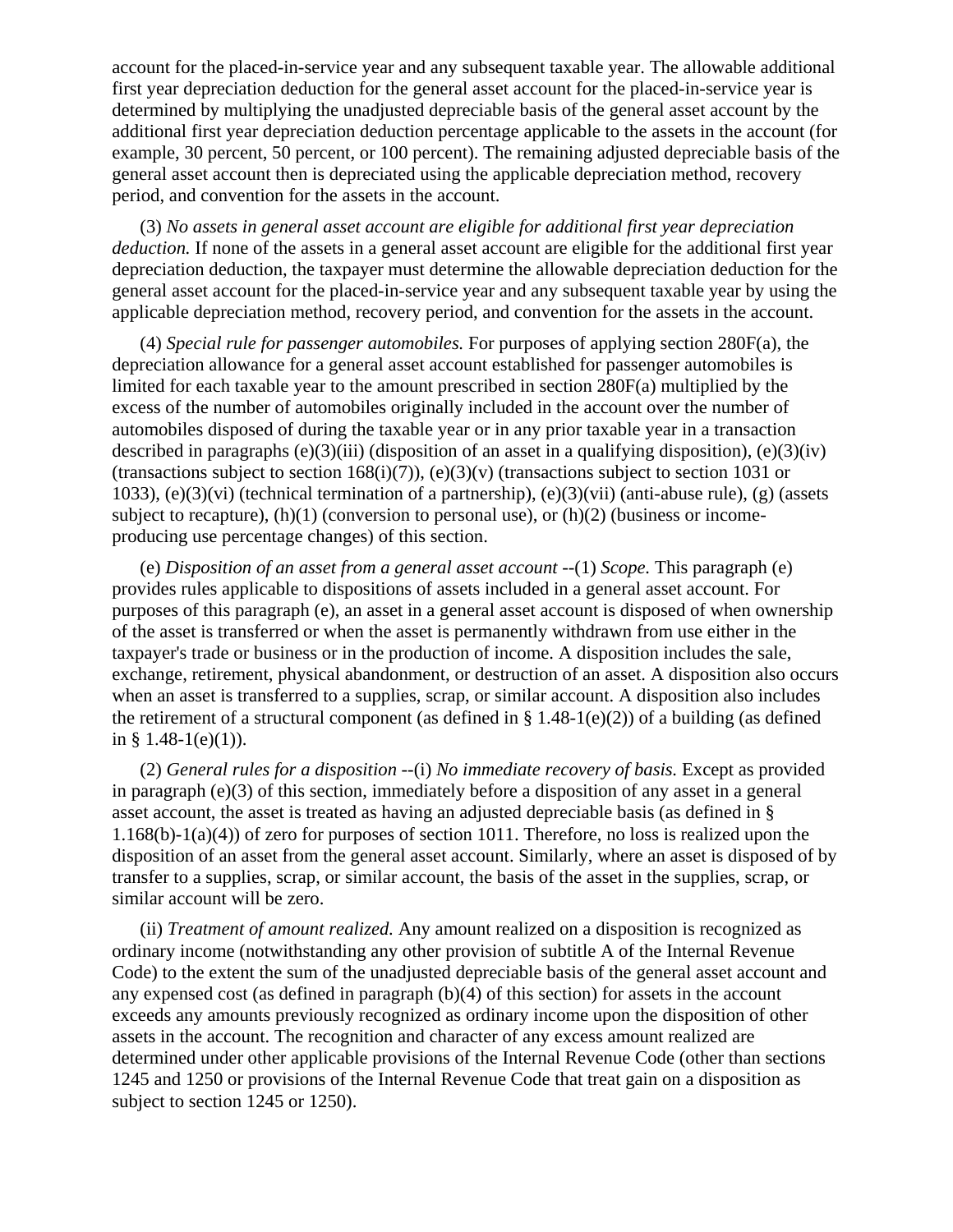account for the placed-in-service year and any subsequent taxable year. The allowable additional first year depreciation deduction for the general asset account for the placed-in-service year is determined by multiplying the unadjusted depreciable basis of the general asset account by the additional first year depreciation deduction percentage applicable to the assets in the account (for example, 30 percent, 50 percent, or 100 percent). The remaining adjusted depreciable basis of the general asset account then is depreciated using the applicable depreciation method, recovery period, and convention for the assets in the account.

(3) *No assets in general asset account are eligible for additional first year depreciation deduction.* If none of the assets in a general asset account are eligible for the additional first year depreciation deduction, the taxpayer must determine the allowable depreciation deduction for the general asset account for the placed-in-service year and any subsequent taxable year by using the applicable depreciation method, recovery period, and convention for the assets in the account.

(4) *Special rule for passenger automobiles.* For purposes of applying section 280F(a), the depreciation allowance for a general asset account established for passenger automobiles is limited for each taxable year to the amount prescribed in section 280F(a) multiplied by the excess of the number of automobiles originally included in the account over the number of automobiles disposed of during the taxable year or in any prior taxable year in a transaction described in paragraphs (e)(3)(iii) (disposition of an asset in a qualifying disposition), (e)(3)(iv) (transactions subject to section 168(i)(7)), (e)(3)(v) (transactions subject to section 1031 or 1033), (e)(3)(vi) (technical termination of a partnership), (e)(3)(vii) (anti-abuse rule), (g) (assets subject to recapture), (h)(1) (conversion to personal use), or (h)(2) (business or income-producing use percentage changes) of this section.

(e) *Disposition of an asset from a general asset account* --(1) *Scope.* This paragraph (e) provides rules applicable to dispositions of assets included in a general asset account. For purposes of this paragraph (e), an asset in a general asset account is disposed of when ownership of the asset is transferred or when the asset is permanently withdrawn from use either in the taxpayer's trade or business or in the production of income. A disposition includes the sale, exchange, retirement, physical abandonment, or destruction of an asset. A disposition also occurs when an asset is transferred to a supplies, scrap, or similar account. A disposition also includes the retirement of a structural component (as defined in § 1.48-1(e)(2)) of a building (as defined in § 1.48-1(e)(1)).

(2) *General rules for a disposition* --(i) *No immediate recovery of basis.* Except as provided in paragraph (e)(3) of this section, immediately before a disposition of any asset in a general asset account, the asset is treated as having an adjusted depreciable basis (as defined in § 1.168(b)-1(a)(4)) of zero for purposes of section 1011. Therefore, no loss is realized upon the disposition of an asset from the general asset account. Similarly, where an asset is disposed of by transfer to a supplies, scrap, or similar account, the basis of the asset in the supplies, scrap, or similar account will be zero.

(ii) *Treatment of amount realized.* Any amount realized on a disposition is recognized as ordinary income (notwithstanding any other provision of subtitle A of the Internal Revenue Code) to the extent the sum of the unadjusted depreciable basis of the general asset account and any expensed cost (as defined in paragraph (b)(4) of this section) for assets in the account exceeds any amounts previously recognized as ordinary income upon the disposition of other assets in the account. The recognition and character of any excess amount realized are determined under other applicable provisions of the Internal Revenue Code (other than sections 1245 and 1250 or provisions of the Internal Revenue Code that treat gain on a disposition as subject to section 1245 or 1250).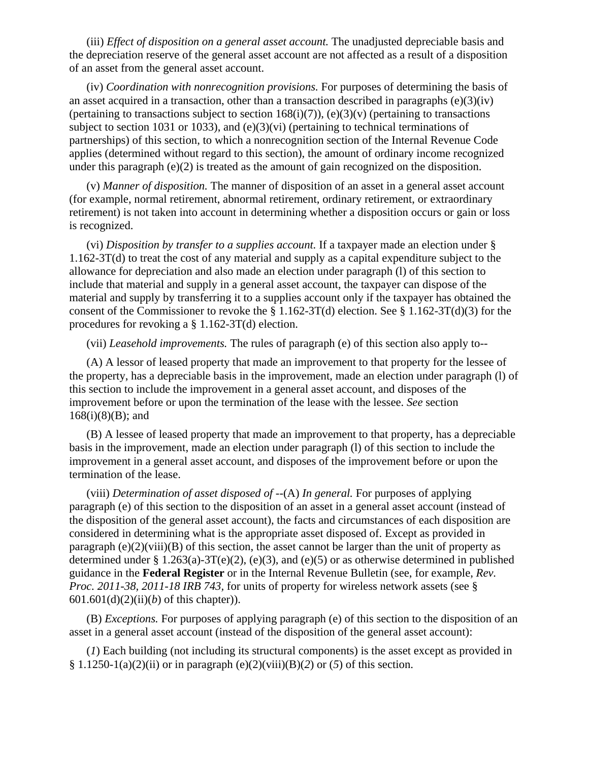(iii) *Effect of disposition on a general asset account.* The unadjusted depreciable basis and the depreciation reserve of the general asset account are not affected as a result of a disposition of an asset from the general asset account.

(iv) *Coordination with nonrecognition provisions.* For purposes of determining the basis of an asset acquired in a transaction, other than a transaction described in paragraphs (e)(3)(iv) (pertaining to transactions subject to section 168(i)(7)), (e)(3)(v) (pertaining to transactions subject to section 1031 or 1033), and (e)(3)(vi) (pertaining to technical terminations of partnerships) of this section, to which a nonrecognition section of the Internal Revenue Code applies (determined without regard to this section), the amount of ordinary income recognized under this paragraph (e)(2) is treated as the amount of gain recognized on the disposition.

(v) *Manner of disposition.* The manner of disposition of an asset in a general asset account (for example, normal retirement, abnormal retirement, ordinary retirement, or extraordinary retirement) is not taken into account in determining whether a disposition occurs or gain or loss is recognized.

(vi) *Disposition by transfer to a supplies account.* If a taxpayer made an election under § 1.162-3T(d) to treat the cost of any material and supply as a capital expenditure subject to the allowance for depreciation and also made an election under paragraph (l) of this section to include that material and supply in a general asset account, the taxpayer can dispose of the material and supply by transferring it to a supplies account only if the taxpayer has obtained the consent of the Commissioner to revoke the § 1.162-3T(d) election. See § 1.162-3T(d)(3) for the procedures for revoking a § 1.162-3T(d) election.

(vii) *Leasehold improvements.* The rules of paragraph (e) of this section also apply to--

(A) A lessor of leased property that made an improvement to that property for the lessee of the property, has a depreciable basis in the improvement, made an election under paragraph (l) of this section to include the improvement in a general asset account, and disposes of the improvement before or upon the termination of the lease with the lessee. *See* section 168(i)(8)(B); and

(B) A lessee of leased property that made an improvement to that property, has a depreciable basis in the improvement, made an election under paragraph (l) of this section to include the improvement in a general asset account, and disposes of the improvement before or upon the termination of the lease.

(viii) *Determination of asset disposed of* --(A) *In general.* For purposes of applying paragraph (e) of this section to the disposition of an asset in a general asset account (instead of the disposition of the general asset account), the facts and circumstances of each disposition are considered in determining what is the appropriate asset disposed of. Except as provided in paragraph (e)(2)(viii)(B) of this section, the asset cannot be larger than the unit of property as determined under § 1.263(a)-3T(e)(2), (e)(3), and (e)(5) or as otherwise determined in published guidance in the **Federal Register** or in the Internal Revenue Bulletin (see, for example, *Rev. Proc. 2011-38, 2011-18 IRB 743,* for units of property for wireless network assets (see § 601.601(d)(2)(ii)(*b*) of this chapter)).

(B) *Exceptions.* For purposes of applying paragraph (e) of this section to the disposition of an asset in a general asset account (instead of the disposition of the general asset account):

(*1*) Each building (not including its structural components) is the asset except as provided in § 1.1250-1(a)(2)(ii) or in paragraph (e)(2)(viii)(B)(*2*) or (*5*) of this section.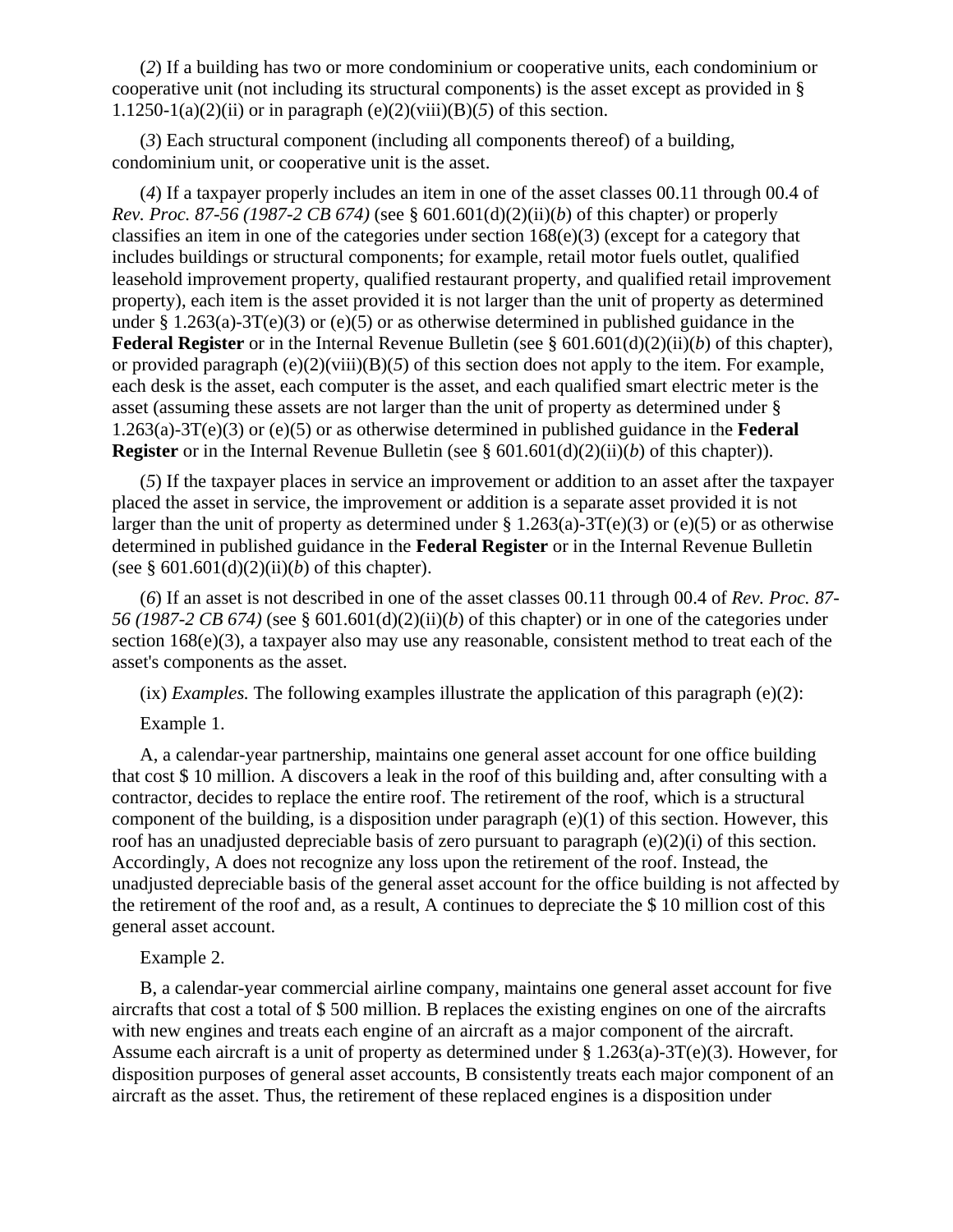(*2*) If a building has two or more condominium or cooperative units, each condominium or cooperative unit (not including its structural components) is the asset except as provided in § 1.1250-1(a)(2)(ii) or in paragraph (e)(2)(viii)(B)(*5*) of this section.

(*3*) Each structural component (including all components thereof) of a building, condominium unit, or cooperative unit is the asset.

(*4*) If a taxpayer properly includes an item in one of the asset classes 00.11 through 00.4 of *Rev. Proc. 87-56 (1987-2 CB 674)* (see § 601.601(d)(2)(ii)(*b*) of this chapter) or properly classifies an item in one of the categories under section 168(e)(3) (except for a category that includes buildings or structural components; for example, retail motor fuels outlet, qualified leasehold improvement property, qualified restaurant property, and qualified retail improvement property), each item is the asset provided it is not larger than the unit of property as determined under § 1.263(a)-3T(e)(3) or (e)(5) or as otherwise determined in published guidance in the **Federal Register** or in the Internal Revenue Bulletin (see § 601.601(d)(2)(ii)(*b*) of this chapter), or provided paragraph (e)(2)(viii)(B)(*5*) of this section does not apply to the item. For example, each desk is the asset, each computer is the asset, and each qualified smart electric meter is the asset (assuming these assets are not larger than the unit of property as determined under § 1.263(a)-3T(e)(3) or (e)(5) or as otherwise determined in published guidance in the **Federal Register** or in the Internal Revenue Bulletin (see § 601.601(d)(2)(ii)(*b*) of this chapter)).

(*5*) If the taxpayer places in service an improvement or addition to an asset after the taxpayer placed the asset in service, the improvement or addition is a separate asset provided it is not larger than the unit of property as determined under § 1.263(a)-3T(e)(3) or (e)(5) or as otherwise determined in published guidance in the **Federal Register** or in the Internal Revenue Bulletin (see § 601.601(d)(2)(ii)(*b*) of this chapter).

(*6*) If an asset is not described in one of the asset classes 00.11 through 00.4 of *Rev. Proc. 87-56 (1987-2 CB 674)* (see § 601.601(d)(2)(ii)(*b*) of this chapter) or in one of the categories under section 168(e)(3), a taxpayer also may use any reasonable, consistent method to treat each of the asset's components as the asset.

(ix) *Examples.* The following examples illustrate the application of this paragraph (e)(2):

Example 1.

A, a calendar-year partnership, maintains one general asset account for one office building that cost $ 10 million. A discovers a leak in the roof of this building and, after consulting with a contractor, decides to replace the entire roof. The retirement of the roof, which is a structural component of the building, is a disposition under paragraph (e)(1) of this section. However, this roof has an unadjusted depreciable basis of zero pursuant to paragraph (e)(2)(i) of this section. Accordingly, A does not recognize any loss upon the retirement of the roof. Instead, the unadjusted depreciable basis of the general asset account for the office building is not affected by the retirement of the roof and, as a result, A continues to depreciate the $ 10 million cost of this general asset account.

Example 2.

B, a calendar-year commercial airline company, maintains one general asset account for five aircrafts that cost a total of $ 500 million. B replaces the existing engines on one of the aircrafts with new engines and treats each engine of an aircraft as a major component of the aircraft. Assume each aircraft is a unit of property as determined under § 1.263(a)-3T(e)(3). However, for disposition purposes of general asset accounts, B consistently treats each major component of an aircraft as the asset. Thus, the retirement of these replaced engines is a disposition under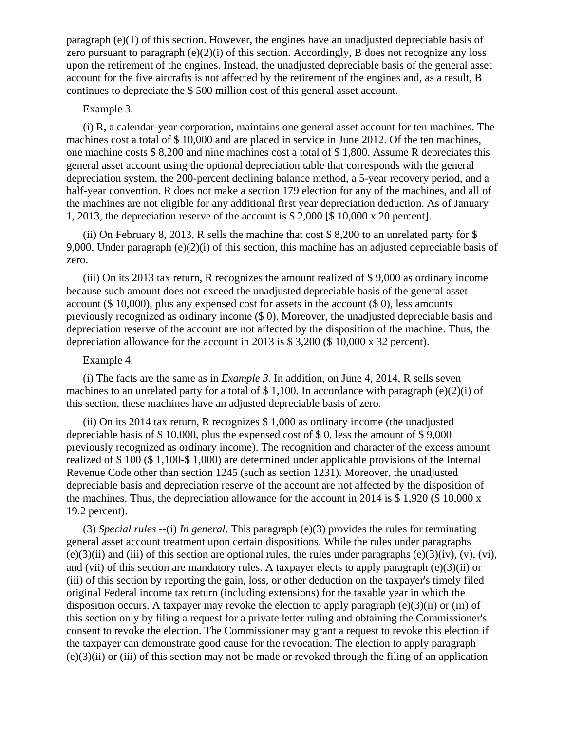paragraph (e)(1) of this section. However, the engines have an unadjusted depreciable basis of zero pursuant to paragraph (e)(2)(i) of this section. Accordingly, B does not recognize any loss upon the retirement of the engines. Instead, the unadjusted depreciable basis of the general asset account for the five aircrafts is not affected by the retirement of the engines and, as a result, B continues to depreciate the $ 500 million cost of this general asset account.

Example 3.

(i) R, a calendar-year corporation, maintains one general asset account for ten machines. The machines cost a total of $ 10,000 and are placed in service in June 2012. Of the ten machines, one machine costs $ 8,200 and nine machines cost a total of $ 1,800. Assume R depreciates this general asset account using the optional depreciation table that corresponds with the general depreciation system, the 200-percent declining balance method, a 5-year recovery period, and a half-year convention. R does not make a section 179 election for any of the machines, and all of the machines are not eligible for any additional first year depreciation deduction. As of January 1, 2013, the depreciation reserve of the account is $ 2,000 [$ 10,000 x 20 percent].

(ii) On February 8, 2013, R sells the machine that cost $ 8,200 to an unrelated party for $ 9,000. Under paragraph (e)(2)(i) of this section, this machine has an adjusted depreciable basis of zero.

(iii) On its 2013 tax return, R recognizes the amount realized of $ 9,000 as ordinary income because such amount does not exceed the unadjusted depreciable basis of the general asset account ($ 10,000), plus any expensed cost for assets in the account ($ 0), less amounts previously recognized as ordinary income ($ 0). Moreover, the unadjusted depreciable basis and depreciation reserve of the account are not affected by the disposition of the machine. Thus, the depreciation allowance for the account in 2013 is $ 3,200 ($ 10,000 x 32 percent).

Example 4.

(i) The facts are the same as in *Example 3.* In addition, on June 4, 2014, R sells seven machines to an unrelated party for a total of $ 1,100. In accordance with paragraph (e)(2)(i) of this section, these machines have an adjusted depreciable basis of zero.

(ii) On its 2014 tax return, R recognizes $ 1,000 as ordinary income (the unadjusted depreciable basis of $ 10,000, plus the expensed cost of $ 0, less the amount of $ 9,000 previously recognized as ordinary income). The recognition and character of the excess amount realized of $ 100 ($ 1,100-$ 1,000) are determined under applicable provisions of the Internal Revenue Code other than section 1245 (such as section 1231). Moreover, the unadjusted depreciable basis and depreciation reserve of the account are not affected by the disposition of the machines. Thus, the depreciation allowance for the account in 2014 is $ 1,920 ($ 10,000 x 19.2 percent).

(3) *Special rules* --(i) *In general.* This paragraph (e)(3) provides the rules for terminating general asset account treatment upon certain dispositions. While the rules under paragraphs (e)(3)(ii) and (iii) of this section are optional rules, the rules under paragraphs (e)(3)(iv), (v), (vi), and (vii) of this section are mandatory rules. A taxpayer elects to apply paragraph (e)(3)(ii) or (iii) of this section by reporting the gain, loss, or other deduction on the taxpayer's timely filed original Federal income tax return (including extensions) for the taxable year in which the disposition occurs. A taxpayer may revoke the election to apply paragraph (e)(3)(ii) or (iii) of this section only by filing a request for a private letter ruling and obtaining the Commissioner's consent to revoke the election. The Commissioner may grant a request to revoke this election if the taxpayer can demonstrate good cause for the revocation. The election to apply paragraph (e)(3)(ii) or (iii) of this section may not be made or revoked through the filing of an application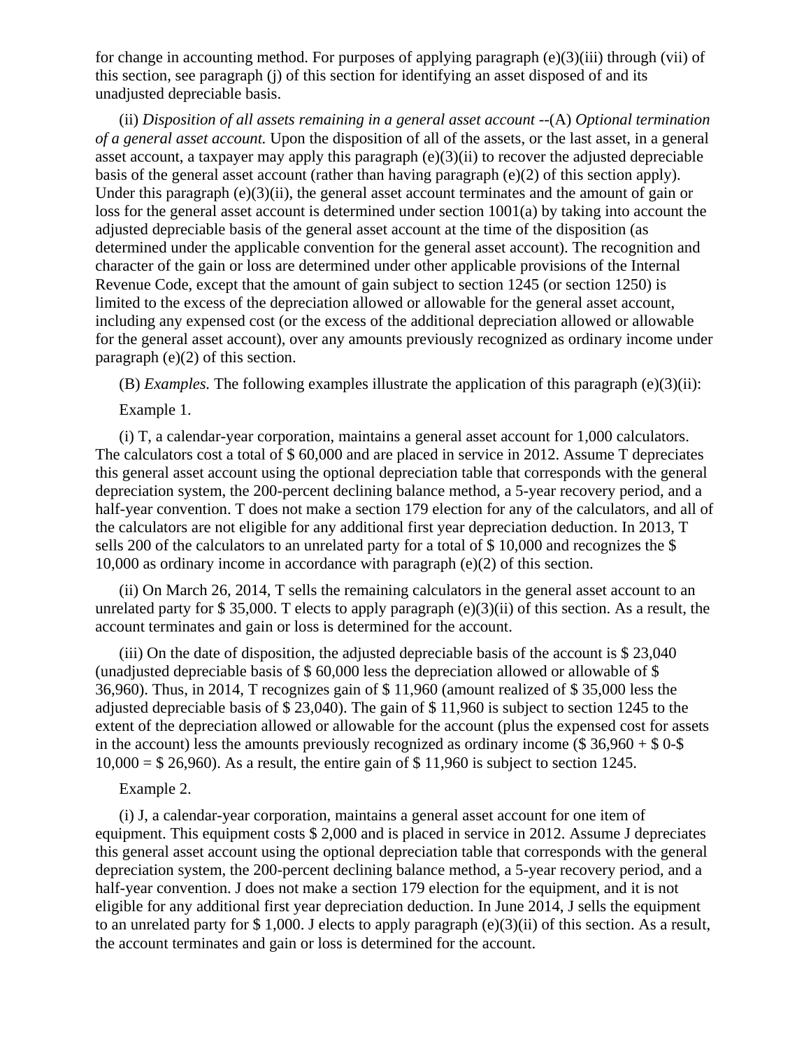for change in accounting method. For purposes of applying paragraph (e)(3)(iii) through (vii) of this section, see paragraph (j) of this section for identifying an asset disposed of and its unadjusted depreciable basis.

(ii) *Disposition of all assets remaining in a general asset account* --(A) *Optional termination of a general asset account.* Upon the disposition of all of the assets, or the last asset, in a general asset account, a taxpayer may apply this paragraph (e)(3)(ii) to recover the adjusted depreciable basis of the general asset account (rather than having paragraph (e)(2) of this section apply). Under this paragraph (e)(3)(ii), the general asset account terminates and the amount of gain or loss for the general asset account is determined under section 1001(a) by taking into account the adjusted depreciable basis of the general asset account at the time of the disposition (as determined under the applicable convention for the general asset account). The recognition and character of the gain or loss are determined under other applicable provisions of the Internal Revenue Code, except that the amount of gain subject to section 1245 (or section 1250) is limited to the excess of the depreciation allowed or allowable for the general asset account, including any expensed cost (or the excess of the additional depreciation allowed or allowable for the general asset account), over any amounts previously recognized as ordinary income under paragraph (e)(2) of this section.

(B) *Examples.* The following examples illustrate the application of this paragraph (e)(3)(ii):

Example 1.

(i) T, a calendar-year corporation, maintains a general asset account for 1,000 calculators. The calculators cost a total of $ 60,000 and are placed in service in 2012. Assume T depreciates this general asset account using the optional depreciation table that corresponds with the general depreciation system, the 200-percent declining balance method, a 5-year recovery period, and a half-year convention. T does not make a section 179 election for any of the calculators, and all of the calculators are not eligible for any additional first year depreciation deduction. In 2013, T sells 200 of the calculators to an unrelated party for a total of $ 10,000 and recognizes the $ 10,000 as ordinary income in accordance with paragraph (e)(2) of this section.

(ii) On March 26, 2014, T sells the remaining calculators in the general asset account to an unrelated party for $ 35,000. T elects to apply paragraph (e)(3)(ii) of this section. As a result, the account terminates and gain or loss is determined for the account.

(iii) On the date of disposition, the adjusted depreciable basis of the account is $ 23,040 (unadjusted depreciable basis of $ 60,000 less the depreciation allowed or allowable of $ 36,960). Thus, in 2014, T recognizes gain of $ 11,960 (amount realized of $ 35,000 less the adjusted depreciable basis of $ 23,040). The gain of $ 11,960 is subject to section 1245 to the extent of the depreciation allowed or allowable for the account (plus the expensed cost for assets in the account) less the amounts previously recognized as ordinary income ($ 36,960 + $ 0-$ 10,000 = $ 26,960). As a result, the entire gain of $ 11,960 is subject to section 1245.

Example 2.

(i) J, a calendar-year corporation, maintains a general asset account for one item of equipment. This equipment costs $ 2,000 and is placed in service in 2012. Assume J depreciates this general asset account using the optional depreciation table that corresponds with the general depreciation system, the 200-percent declining balance method, a 5-year recovery period, and a half-year convention. J does not make a section 179 election for the equipment, and it is not eligible for any additional first year depreciation deduction. In June 2014, J sells the equipment to an unrelated party for $ 1,000. J elects to apply paragraph (e)(3)(ii) of this section. As a result, the account terminates and gain or loss is determined for the account.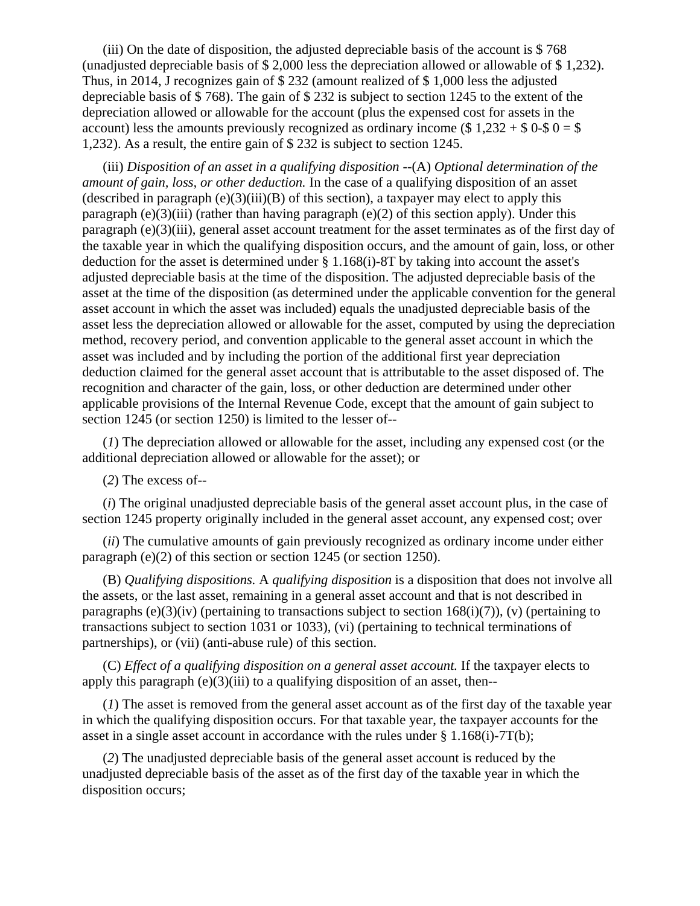(iii) On the date of disposition, the adjusted depreciable basis of the account is $ 768 (unadjusted depreciable basis of $ 2,000 less the depreciation allowed or allowable of $ 1,232). Thus, in 2014, J recognizes gain of $ 232 (amount realized of $ 1,000 less the adjusted depreciable basis of $ 768). The gain of $ 232 is subject to section 1245 to the extent of the depreciation allowed or allowable for the account (plus the expensed cost for assets in the account) less the amounts previously recognized as ordinary income ($ 1,232 + $ 0-$ 0 = $ 1,232). As a result, the entire gain of $ 232 is subject to section 1245.

(iii) *Disposition of an asset in a qualifying disposition* --(A) *Optional determination of the amount of gain, loss, or other deduction.* In the case of a qualifying disposition of an asset (described in paragraph (e)(3)(iii)(B) of this section), a taxpayer may elect to apply this paragraph (e)(3)(iii) (rather than having paragraph (e)(2) of this section apply). Under this paragraph (e)(3)(iii), general asset account treatment for the asset terminates as of the first day of the taxable year in which the qualifying disposition occurs, and the amount of gain, loss, or other deduction for the asset is determined under § 1.168(i)-8T by taking into account the asset's adjusted depreciable basis at the time of the disposition. The adjusted depreciable basis of the asset at the time of the disposition (as determined under the applicable convention for the general asset account in which the asset was included) equals the unadjusted depreciable basis of the asset less the depreciation allowed or allowable for the asset, computed by using the depreciation method, recovery period, and convention applicable to the general asset account in which the asset was included and by including the portion of the additional first year depreciation deduction claimed for the general asset account that is attributable to the asset disposed of. The recognition and character of the gain, loss, or other deduction are determined under other applicable provisions of the Internal Revenue Code, except that the amount of gain subject to section 1245 (or section 1250) is limited to the lesser of--

(*1*) The depreciation allowed or allowable for the asset, including any expensed cost (or the additional depreciation allowed or allowable for the asset); or

(*2*) The excess of--

(*i*) The original unadjusted depreciable basis of the general asset account plus, in the case of section 1245 property originally included in the general asset account, any expensed cost; over

(*ii*) The cumulative amounts of gain previously recognized as ordinary income under either paragraph (e)(2) of this section or section 1245 (or section 1250).

(B) *Qualifying dispositions.* A *qualifying disposition* is a disposition that does not involve all the assets, or the last asset, remaining in a general asset account and that is not described in paragraphs (e)(3)(iv) (pertaining to transactions subject to section 168(i)(7)), (v) (pertaining to transactions subject to section 1031 or 1033), (vi) (pertaining to technical terminations of partnerships), or (vii) (anti-abuse rule) of this section.

(C) *Effect of a qualifying disposition on a general asset account.* If the taxpayer elects to apply this paragraph (e)(3)(iii) to a qualifying disposition of an asset, then--

(*1*) The asset is removed from the general asset account as of the first day of the taxable year in which the qualifying disposition occurs. For that taxable year, the taxpayer accounts for the asset in a single asset account in accordance with the rules under § 1.168(i)-7T(b);

(*2*) The unadjusted depreciable basis of the general asset account is reduced by the unadjusted depreciable basis of the asset as of the first day of the taxable year in which the disposition occurs;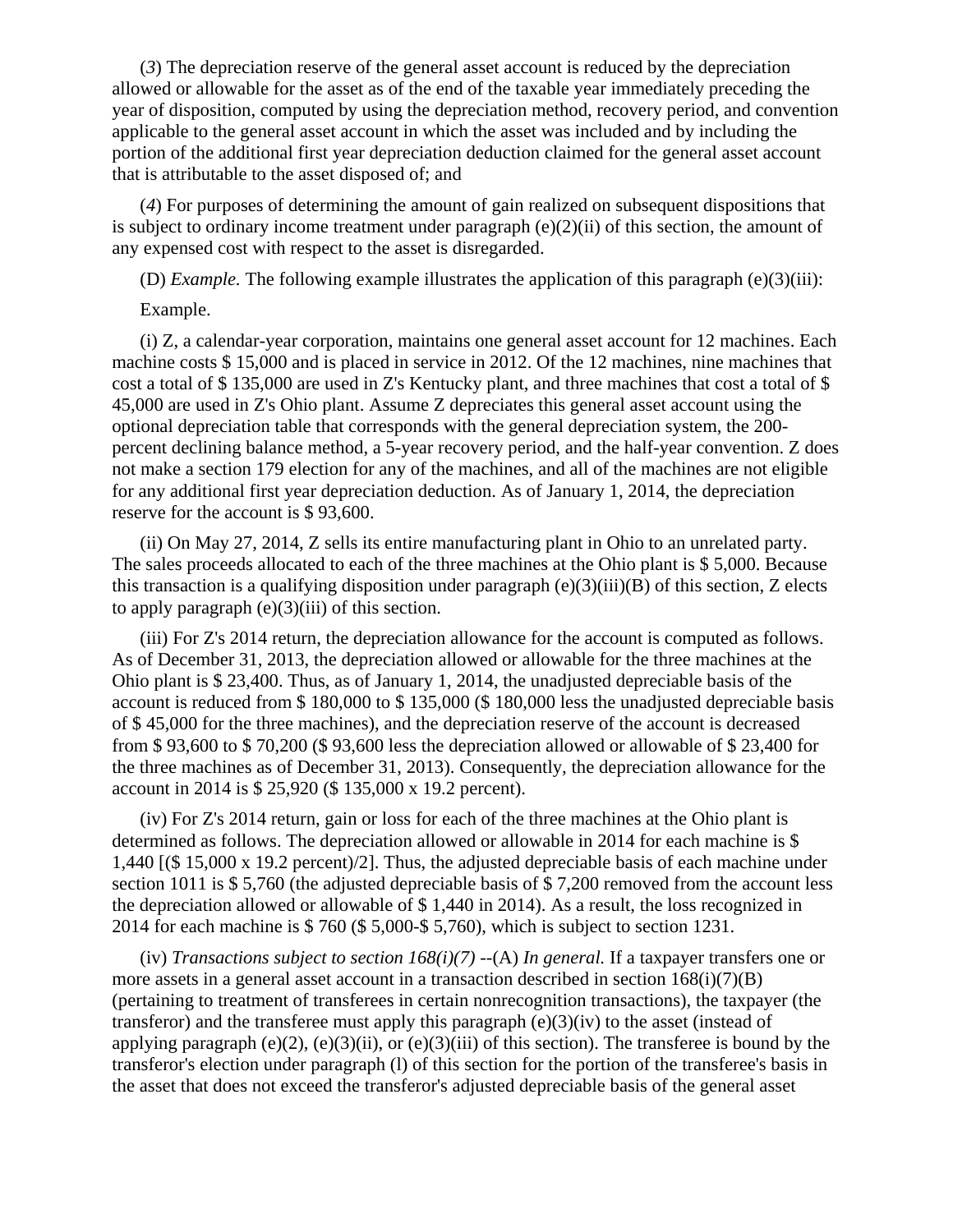(*3*) The depreciation reserve of the general asset account is reduced by the depreciation allowed or allowable for the asset as of the end of the taxable year immediately preceding the year of disposition, computed by using the depreciation method, recovery period, and convention applicable to the general asset account in which the asset was included and by including the portion of the additional first year depreciation deduction claimed for the general asset account that is attributable to the asset disposed of; and

(*4*) For purposes of determining the amount of gain realized on subsequent dispositions that is subject to ordinary income treatment under paragraph (e)(2)(ii) of this section, the amount of any expensed cost with respect to the asset is disregarded.

(D) *Example.* The following example illustrates the application of this paragraph (e)(3)(iii):

Example.

(i) Z, a calendar-year corporation, maintains one general asset account for 12 machines. Each machine costs $ 15,000 and is placed in service in 2012. Of the 12 machines, nine machines that cost a total of $ 135,000 are used in Z's Kentucky plant, and three machines that cost a total of $ 45,000 are used in Z's Ohio plant. Assume Z depreciates this general asset account using the optional depreciation table that corresponds with the general depreciation system, the 200-percent declining balance method, a 5-year recovery period, and the half-year convention. Z does not make a section 179 election for any of the machines, and all of the machines are not eligible for any additional first year depreciation deduction. As of January 1, 2014, the depreciation reserve for the account is $ 93,600.

(ii) On May 27, 2014, Z sells its entire manufacturing plant in Ohio to an unrelated party. The sales proceeds allocated to each of the three machines at the Ohio plant is $ 5,000. Because this transaction is a qualifying disposition under paragraph (e)(3)(iii)(B) of this section, Z elects to apply paragraph (e)(3)(iii) of this section.

(iii) For Z's 2014 return, the depreciation allowance for the account is computed as follows. As of December 31, 2013, the depreciation allowed or allowable for the three machines at the Ohio plant is $ 23,400. Thus, as of January 1, 2014, the unadjusted depreciable basis of the account is reduced from $ 180,000 to $ 135,000 ($ 180,000 less the unadjusted depreciable basis of $ 45,000 for the three machines), and the depreciation reserve of the account is decreased from $ 93,600 to $ 70,200 ($ 93,600 less the depreciation allowed or allowable of $ 23,400 for the three machines as of December 31, 2013). Consequently, the depreciation allowance for the account in 2014 is $ 25,920 ($ 135,000 x 19.2 percent).

(iv) For Z's 2014 return, gain or loss for each of the three machines at the Ohio plant is determined as follows. The depreciation allowed or allowable in 2014 for each machine is $ 1,440 [($ 15,000 x 19.2 percent)/2]. Thus, the adjusted depreciable basis of each machine under section 1011 is $ 5,760 (the adjusted depreciable basis of $ 7,200 removed from the account less the depreciation allowed or allowable of $ 1,440 in 2014). As a result, the loss recognized in 2014 for each machine is $ 760 ($ 5,000-$ 5,760), which is subject to section 1231.

(iv) *Transactions subject to section 168(i)(7)* --(A) *In general.* If a taxpayer transfers one or more assets in a general asset account in a transaction described in section 168(i)(7)(B) (pertaining to treatment of transferees in certain nonrecognition transactions), the taxpayer (the transferor) and the transferee must apply this paragraph (e)(3)(iv) to the asset (instead of applying paragraph (e)(2), (e)(3)(ii), or (e)(3)(iii) of this section). The transferee is bound by the transferor's election under paragraph (l) of this section for the portion of the transferee's basis in the asset that does not exceed the transferor's adjusted depreciable basis of the general asset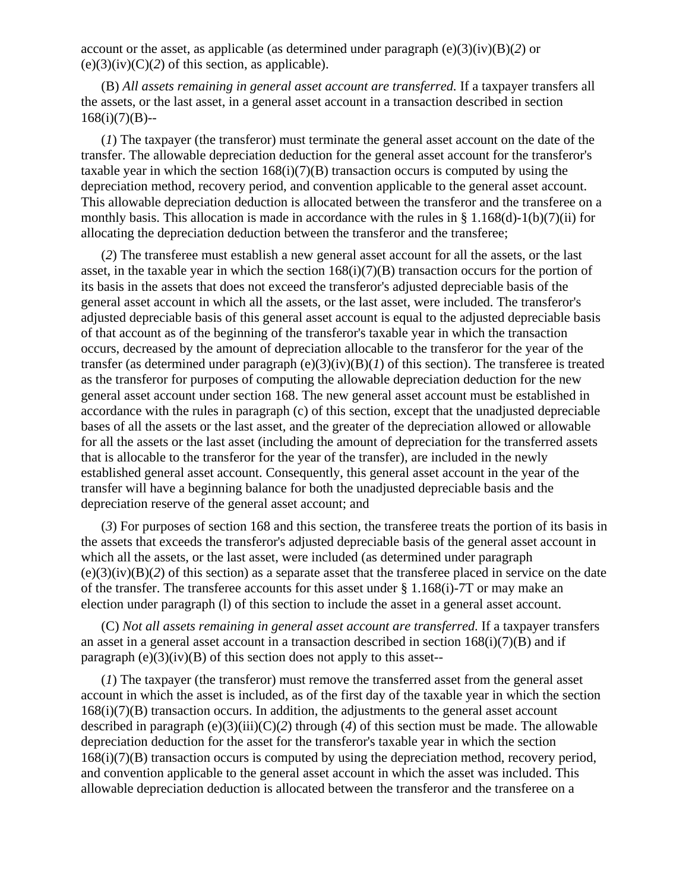account or the asset, as applicable (as determined under paragraph (e)(3)(iv)(B)(*2*) or (e)(3)(iv)(C)(*2*) of this section, as applicable).

(B) *All assets remaining in general asset account are transferred.* If a taxpayer transfers all the assets, or the last asset, in a general asset account in a transaction described in section 168(i)(7)(B)--

(*1*) The taxpayer (the transferor) must terminate the general asset account on the date of the transfer. The allowable depreciation deduction for the general asset account for the transferor's taxable year in which the section 168(i)(7)(B) transaction occurs is computed by using the depreciation method, recovery period, and convention applicable to the general asset account. This allowable depreciation deduction is allocated between the transferor and the transferee on a monthly basis. This allocation is made in accordance with the rules in § 1.168(d)-1(b)(7)(ii) for allocating the depreciation deduction between the transferor and the transferee;

(*2*) The transferee must establish a new general asset account for all the assets, or the last asset, in the taxable year in which the section 168(i)(7)(B) transaction occurs for the portion of its basis in the assets that does not exceed the transferor's adjusted depreciable basis of the general asset account in which all the assets, or the last asset, were included. The transferor's adjusted depreciable basis of this general asset account is equal to the adjusted depreciable basis of that account as of the beginning of the transferor's taxable year in which the transaction occurs, decreased by the amount of depreciation allocable to the transferor for the year of the transfer (as determined under paragraph (e)(3)(iv)(B)(*1*) of this section). The transferee is treated as the transferor for purposes of computing the allowable depreciation deduction for the new general asset account under section 168. The new general asset account must be established in accordance with the rules in paragraph (c) of this section, except that the unadjusted depreciable bases of all the assets or the last asset, and the greater of the depreciation allowed or allowable for all the assets or the last asset (including the amount of depreciation for the transferred assets that is allocable to the transferor for the year of the transfer), are included in the newly established general asset account. Consequently, this general asset account in the year of the transfer will have a beginning balance for both the unadjusted depreciable basis and the depreciation reserve of the general asset account; and

(*3*) For purposes of section 168 and this section, the transferee treats the portion of its basis in the assets that exceeds the transferor's adjusted depreciable basis of the general asset account in which all the assets, or the last asset, were included (as determined under paragraph (e)(3)(iv)(B)(*2*) of this section) as a separate asset that the transferee placed in service on the date of the transfer. The transferee accounts for this asset under § 1.168(i)-7T or may make an election under paragraph (l) of this section to include the asset in a general asset account.

(C) *Not all assets remaining in general asset account are transferred.* If a taxpayer transfers an asset in a general asset account in a transaction described in section 168(i)(7)(B) and if paragraph (e)(3)(iv)(B) of this section does not apply to this asset--

(*1*) The taxpayer (the transferor) must remove the transferred asset from the general asset account in which the asset is included, as of the first day of the taxable year in which the section 168(i)(7)(B) transaction occurs. In addition, the adjustments to the general asset account described in paragraph (e)(3)(iii)(C)(*2*) through (*4*) of this section must be made. The allowable depreciation deduction for the asset for the transferor's taxable year in which the section 168(i)(7)(B) transaction occurs is computed by using the depreciation method, recovery period, and convention applicable to the general asset account in which the asset was included. This allowable depreciation deduction is allocated between the transferor and the transferee on a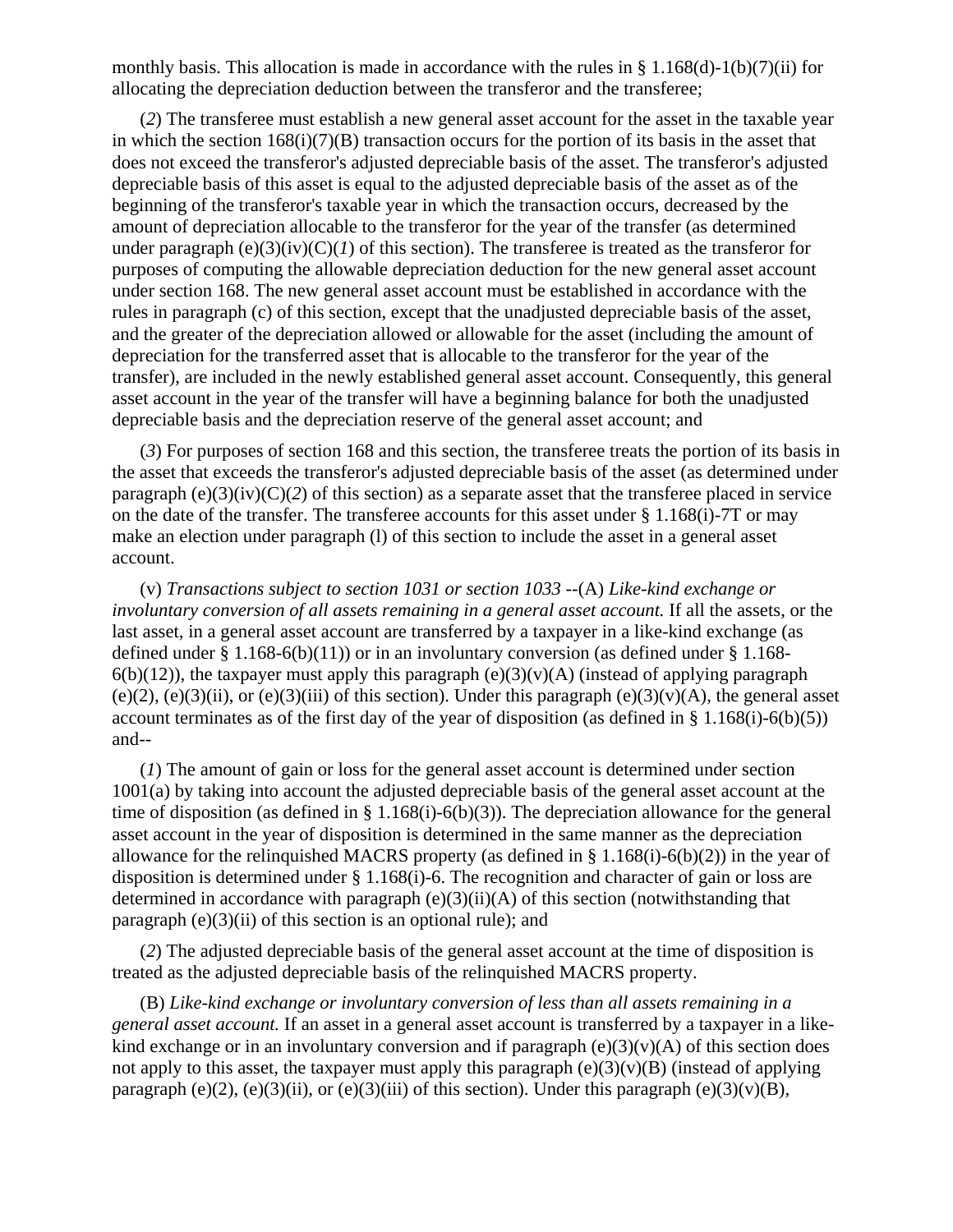monthly basis. This allocation is made in accordance with the rules in § 1.168(d)-1(b)(7)(ii) for allocating the depreciation deduction between the transferor and the transferee;

(*2*) The transferee must establish a new general asset account for the asset in the taxable year in which the section 168(i)(7)(B) transaction occurs for the portion of its basis in the asset that does not exceed the transferor's adjusted depreciable basis of the asset. The transferor's adjusted depreciable basis of this asset is equal to the adjusted depreciable basis of the asset as of the beginning of the transferor's taxable year in which the transaction occurs, decreased by the amount of depreciation allocable to the transferor for the year of the transfer (as determined under paragraph (e)(3)(iv)(C)(*1*) of this section). The transferee is treated as the transferor for purposes of computing the allowable depreciation deduction for the new general asset account under section 168. The new general asset account must be established in accordance with the rules in paragraph (c) of this section, except that the unadjusted depreciable basis of the asset, and the greater of the depreciation allowed or allowable for the asset (including the amount of depreciation for the transferred asset that is allocable to the transferor for the year of the transfer), are included in the newly established general asset account. Consequently, this general asset account in the year of the transfer will have a beginning balance for both the unadjusted depreciable basis and the depreciation reserve of the general asset account; and

(*3*) For purposes of section 168 and this section, the transferee treats the portion of its basis in the asset that exceeds the transferor's adjusted depreciable basis of the asset (as determined under paragraph (e)(3)(iv)(C)(*2*) of this section) as a separate asset that the transferee placed in service on the date of the transfer. The transferee accounts for this asset under § 1.168(i)-7T or may make an election under paragraph (l) of this section to include the asset in a general asset account.

(v) *Transactions subject to section 1031 or section 1033* --(A) *Like-kind exchange or involuntary conversion of all assets remaining in a general asset account.* If all the assets, or the last asset, in a general asset account are transferred by a taxpayer in a like-kind exchange (as defined under § 1.168-6(b)(11)) or in an involuntary conversion (as defined under § 1.168-6(b)(12)), the taxpayer must apply this paragraph (e)(3)(v)(A) (instead of applying paragraph (e)(2), (e)(3)(ii), or (e)(3)(iii) of this section). Under this paragraph (e)(3)(v)(A), the general asset account terminates as of the first day of the year of disposition (as defined in § 1.168(i)-6(b)(5)) and--

(*1*) The amount of gain or loss for the general asset account is determined under section 1001(a) by taking into account the adjusted depreciable basis of the general asset account at the time of disposition (as defined in § 1.168(i)-6(b)(3)). The depreciation allowance for the general asset account in the year of disposition is determined in the same manner as the depreciation allowance for the relinquished MACRS property (as defined in § 1.168(i)-6(b)(2)) in the year of disposition is determined under § 1.168(i)-6. The recognition and character of gain or loss are determined in accordance with paragraph (e)(3)(ii)(A) of this section (notwithstanding that paragraph (e)(3)(ii) of this section is an optional rule); and

(*2*) The adjusted depreciable basis of the general asset account at the time of disposition is treated as the adjusted depreciable basis of the relinquished MACRS property.

(B) *Like-kind exchange or involuntary conversion of less than all assets remaining in a general asset account.* If an asset in a general asset account is transferred by a taxpayer in a like-kind exchange or in an involuntary conversion and if paragraph (e)(3)(v)(A) of this section does not apply to this asset, the taxpayer must apply this paragraph (e)(3)(v)(B) (instead of applying paragraph (e)(2), (e)(3)(ii), or (e)(3)(iii) of this section). Under this paragraph (e)(3)(v)(B),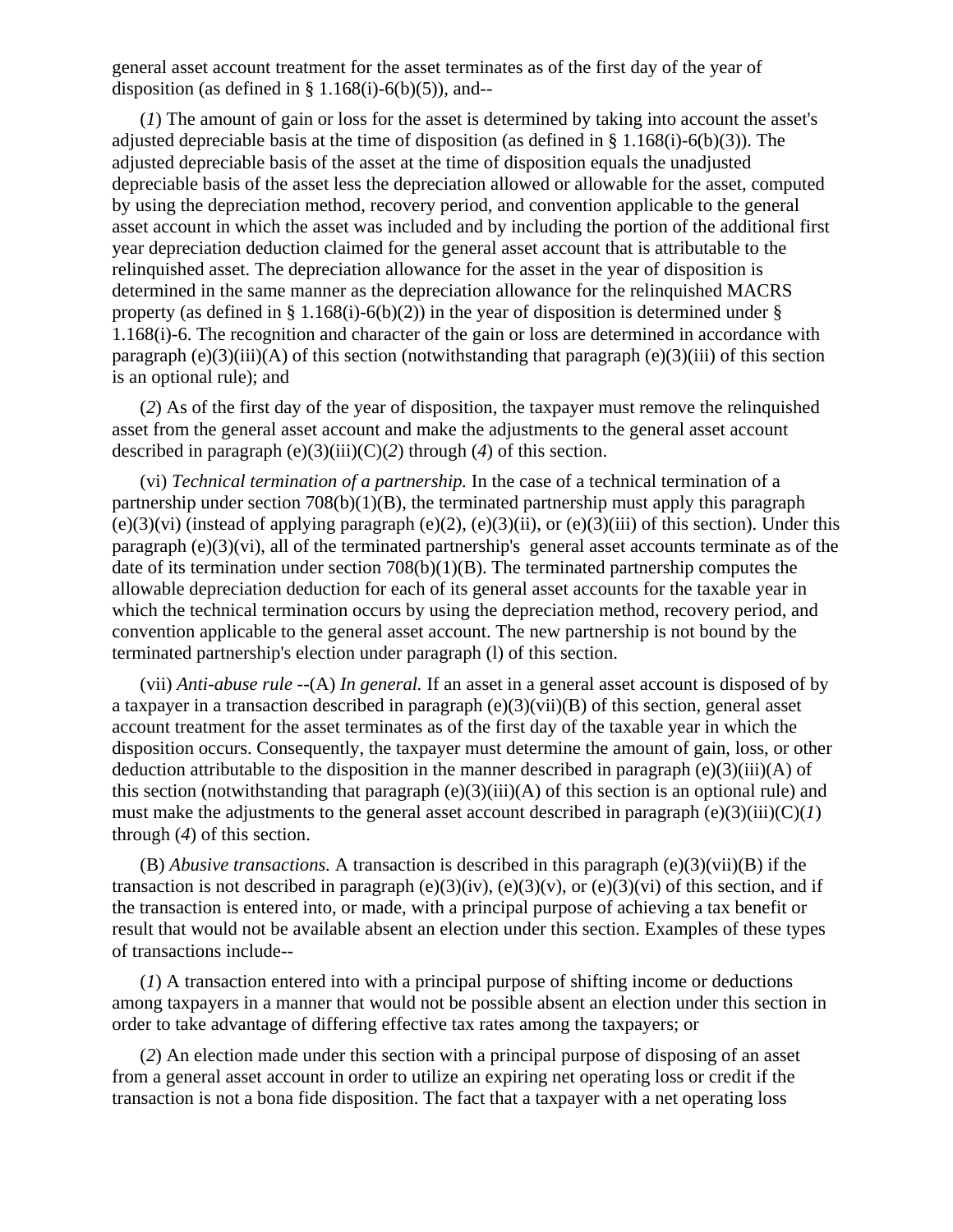general asset account treatment for the asset terminates as of the first day of the year of disposition (as defined in § 1.168(i)-6(b)(5)), and--

(*1*) The amount of gain or loss for the asset is determined by taking into account the asset's adjusted depreciable basis at the time of disposition (as defined in § 1.168(i)-6(b)(3)). The adjusted depreciable basis of the asset at the time of disposition equals the unadjusted depreciable basis of the asset less the depreciation allowed or allowable for the asset, computed by using the depreciation method, recovery period, and convention applicable to the general asset account in which the asset was included and by including the portion of the additional first year depreciation deduction claimed for the general asset account that is attributable to the relinquished asset. The depreciation allowance for the asset in the year of disposition is determined in the same manner as the depreciation allowance for the relinquished MACRS property (as defined in § 1.168(i)-6(b)(2)) in the year of disposition is determined under § 1.168(i)-6. The recognition and character of the gain or loss are determined in accordance with paragraph (e)(3)(iii)(A) of this section (notwithstanding that paragraph (e)(3)(iii) of this section is an optional rule); and

(*2*) As of the first day of the year of disposition, the taxpayer must remove the relinquished asset from the general asset account and make the adjustments to the general asset account described in paragraph (e)(3)(iii)(C)(*2*) through (*4*) of this section.

(vi) *Technical termination of a partnership.* In the case of a technical termination of a partnership under section 708(b)(1)(B), the terminated partnership must apply this paragraph (e)(3)(vi) (instead of applying paragraph (e)(2), (e)(3)(ii), or (e)(3)(iii) of this section). Under this paragraph (e)(3)(vi), all of the terminated partnership's general asset accounts terminate as of the date of its termination under section 708(b)(1)(B). The terminated partnership computes the allowable depreciation deduction for each of its general asset accounts for the taxable year in which the technical termination occurs by using the depreciation method, recovery period, and convention applicable to the general asset account. The new partnership is not bound by the terminated partnership's election under paragraph (l) of this section.

(vii) *Anti-abuse rule* --(A) *In general.* If an asset in a general asset account is disposed of by a taxpayer in a transaction described in paragraph (e)(3)(vii)(B) of this section, general asset account treatment for the asset terminates as of the first day of the taxable year in which the disposition occurs. Consequently, the taxpayer must determine the amount of gain, loss, or other deduction attributable to the disposition in the manner described in paragraph (e)(3)(iii)(A) of this section (notwithstanding that paragraph (e)(3)(iii)(A) of this section is an optional rule) and must make the adjustments to the general asset account described in paragraph (e)(3)(iii)(C)(*1*) through (*4*) of this section.

(B) *Abusive transactions.* A transaction is described in this paragraph (e)(3)(vii)(B) if the transaction is not described in paragraph (e)(3)(iv), (e)(3)(v), or (e)(3)(vi) of this section, and if the transaction is entered into, or made, with a principal purpose of achieving a tax benefit or result that would not be available absent an election under this section. Examples of these types of transactions include--

(*1*) A transaction entered into with a principal purpose of shifting income or deductions among taxpayers in a manner that would not be possible absent an election under this section in order to take advantage of differing effective tax rates among the taxpayers; or

(*2*) An election made under this section with a principal purpose of disposing of an asset from a general asset account in order to utilize an expiring net operating loss or credit if the transaction is not a bona fide disposition. The fact that a taxpayer with a net operating loss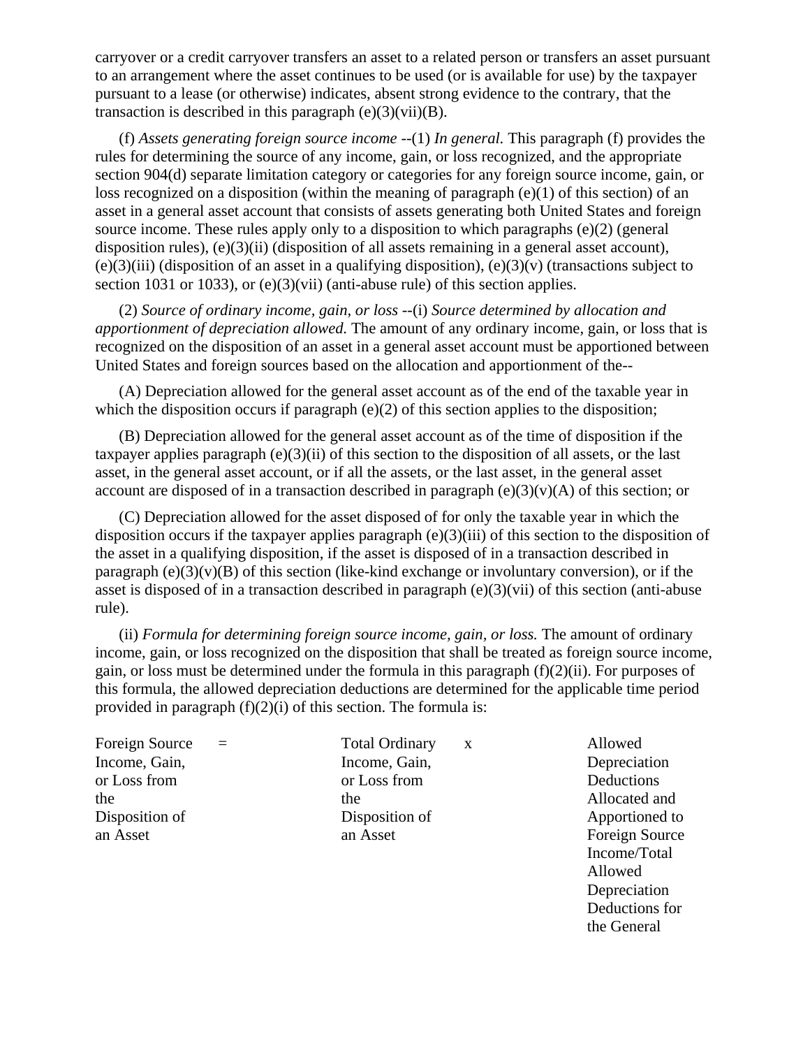carryover or a credit carryover transfers an asset to a related person or transfers an asset pursuant to an arrangement where the asset continues to be used (or is available for use) by the taxpayer pursuant to a lease (or otherwise) indicates, absent strong evidence to the contrary, that the transaction is described in this paragraph (e)(3)(vii)(B).

(f) *Assets generating foreign source income* --(1) *In general.* This paragraph (f) provides the rules for determining the source of any income, gain, or loss recognized, and the appropriate section 904(d) separate limitation category or categories for any foreign source income, gain, or loss recognized on a disposition (within the meaning of paragraph (e)(1) of this section) of an asset in a general asset account that consists of assets generating both United States and foreign source income. These rules apply only to a disposition to which paragraphs (e)(2) (general disposition rules), (e)(3)(ii) (disposition of all assets remaining in a general asset account), (e)(3)(iii) (disposition of an asset in a qualifying disposition), (e)(3)(v) (transactions subject to section 1031 or 1033), or (e)(3)(vii) (anti-abuse rule) of this section applies.

(2) *Source of ordinary income, gain, or loss* --(i) *Source determined by allocation and apportionment of depreciation allowed.* The amount of any ordinary income, gain, or loss that is recognized on the disposition of an asset in a general asset account must be apportioned between United States and foreign sources based on the allocation and apportionment of the--

(A) Depreciation allowed for the general asset account as of the end of the taxable year in which the disposition occurs if paragraph (e)(2) of this section applies to the disposition;

(B) Depreciation allowed for the general asset account as of the time of disposition if the taxpayer applies paragraph (e)(3)(ii) of this section to the disposition of all assets, or the last asset, in the general asset account, or if all the assets, or the last asset, in the general asset account are disposed of in a transaction described in paragraph (e)(3)(v)(A) of this section; or

(C) Depreciation allowed for the asset disposed of for only the taxable year in which the disposition occurs if the taxpayer applies paragraph (e)(3)(iii) of this section to the disposition of the asset in a qualifying disposition, if the asset is disposed of in a transaction described in paragraph (e)(3)(v)(B) of this section (like-kind exchange or involuntary conversion), or if the asset is disposed of in a transaction described in paragraph (e)(3)(vii) of this section (anti-abuse rule).

(ii) *Formula for determining foreign source income, gain, or loss.* The amount of ordinary income, gain, or loss recognized on the disposition that shall be treated as foreign source income, gain, or loss must be determined under the formula in this paragraph (f)(2)(ii). For purposes of this formula, the allowed depreciation deductions are determined for the applicable time period provided in paragraph (f)(2)(i) of this section. The formula is:

| | | | | |
|---|---|---|---|---|
| Foreign Source Income, Gain, or Loss from the Disposition of an Asset | = | Total Ordinary Income, Gain, or Loss from the Disposition of an Asset | x | Allowed Depreciation Deductions Allocated and Apportioned to Foreign Source Income/Total Allowed Depreciation Deductions for the General |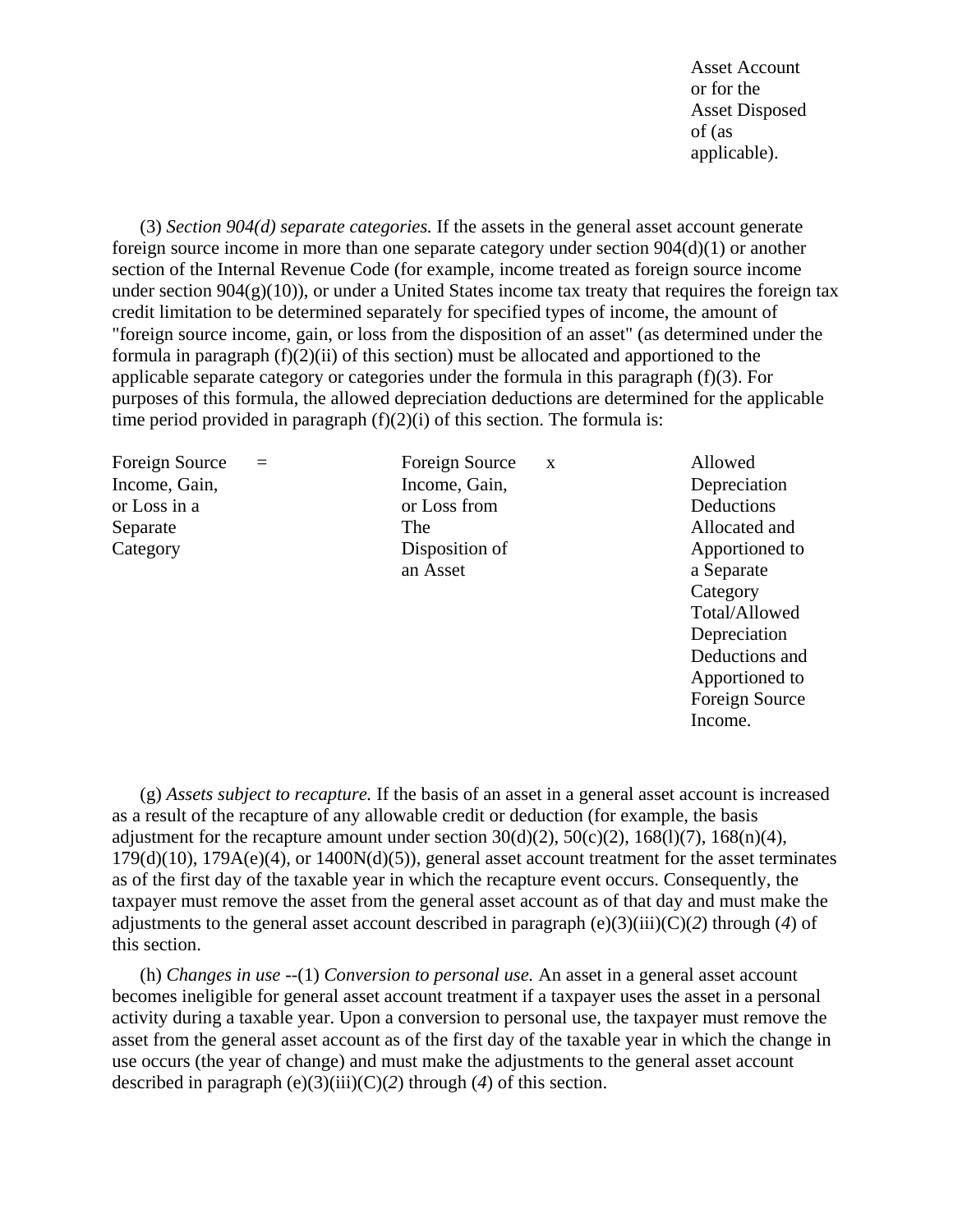Asset Account or for the Asset Disposed of (as applicable).

(3) *Section 904(d) separate categories.* If the assets in the general asset account generate foreign source income in more than one separate category under section 904(d)(1) or another section of the Internal Revenue Code (for example, income treated as foreign source income under section 904(g)(10)), or under a United States income tax treaty that requires the foreign tax credit limitation to be determined separately for specified types of income, the amount of "foreign source income, gain, or loss from the disposition of an asset" (as determined under the formula in paragraph (f)(2)(ii) of this section) must be allocated and apportioned to the applicable separate category or categories under the formula in this paragraph (f)(3). For purposes of this formula, the allowed depreciation deductions are determined for the applicable time period provided in paragraph (f)(2)(i) of this section. The formula is:

| | | | | |
|---|---|---|---|---|
| Foreign Source Income, Gain, or Loss in a Separate Category | = | Foreign Source Income, Gain, or Loss from The Disposition of an Asset | x | Allowed Depreciation Deductions Allocated and Apportioned to a Separate Category Total/Allowed Depreciation Deductions and Apportioned to Foreign Source Income. |

(g) *Assets subject to recapture.* If the basis of an asset in a general asset account is increased as a result of the recapture of any allowable credit or deduction (for example, the basis adjustment for the recapture amount under section 30(d)(2), 50(c)(2), 168(l)(7), 168(n)(4), 179(d)(10), 179A(e)(4), or 1400N(d)(5)), general asset account treatment for the asset terminates as of the first day of the taxable year in which the recapture event occurs. Consequently, the taxpayer must remove the asset from the general asset account as of that day and must make the adjustments to the general asset account described in paragraph (e)(3)(iii)(C)(*2*) through (*4*) of this section.

(h) *Changes in use* --(1) *Conversion to personal use.* An asset in a general asset account becomes ineligible for general asset account treatment if a taxpayer uses the asset in a personal activity during a taxable year. Upon a conversion to personal use, the taxpayer must remove the asset from the general asset account as of the first day of the taxable year in which the change in use occurs (the year of change) and must make the adjustments to the general asset account described in paragraph (e)(3)(iii)(C)(*2*) through (*4*) of this section.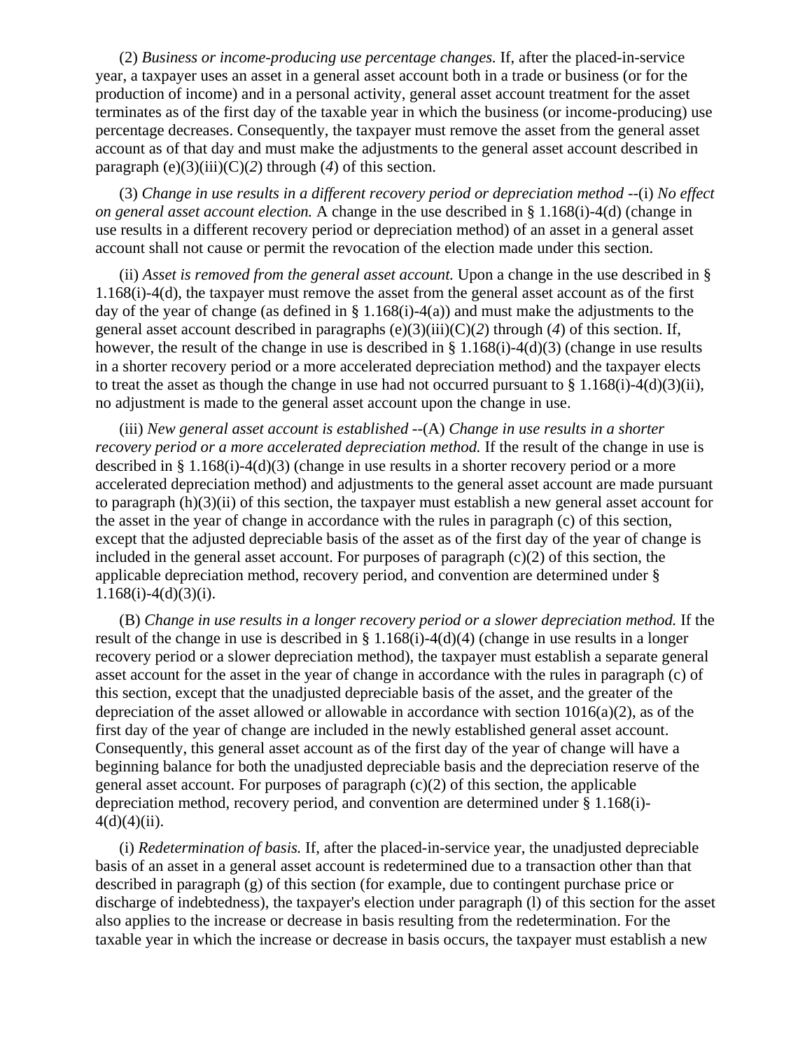(2) *Business or income-producing use percentage changes.* If, after the placed-in-service year, a taxpayer uses an asset in a general asset account both in a trade or business (or for the production of income) and in a personal activity, general asset account treatment for the asset terminates as of the first day of the taxable year in which the business (or income-producing) use percentage decreases. Consequently, the taxpayer must remove the asset from the general asset account as of that day and must make the adjustments to the general asset account described in paragraph (e)(3)(iii)(C)(*2*) through (*4*) of this section.

(3) *Change in use results in a different recovery period or depreciation method* --(i) *No effect on general asset account election.* A change in the use described in § 1.168(i)-4(d) (change in use results in a different recovery period or depreciation method) of an asset in a general asset account shall not cause or permit the revocation of the election made under this section.

(ii) *Asset is removed from the general asset account.* Upon a change in the use described in § 1.168(i)-4(d), the taxpayer must remove the asset from the general asset account as of the first day of the year of change (as defined in § 1.168(i)-4(a)) and must make the adjustments to the general asset account described in paragraphs (e)(3)(iii)(C)(*2*) through (*4*) of this section. If, however, the result of the change in use is described in § 1.168(i)-4(d)(3) (change in use results in a shorter recovery period or a more accelerated depreciation method) and the taxpayer elects to treat the asset as though the change in use had not occurred pursuant to § 1.168(i)-4(d)(3)(ii), no adjustment is made to the general asset account upon the change in use.

(iii) *New general asset account is established* --(A) *Change in use results in a shorter recovery period or a more accelerated depreciation method.* If the result of the change in use is described in § 1.168(i)-4(d)(3) (change in use results in a shorter recovery period or a more accelerated depreciation method) and adjustments to the general asset account are made pursuant to paragraph (h)(3)(ii) of this section, the taxpayer must establish a new general asset account for the asset in the year of change in accordance with the rules in paragraph (c) of this section, except that the adjusted depreciable basis of the asset as of the first day of the year of change is included in the general asset account. For purposes of paragraph (c)(2) of this section, the applicable depreciation method, recovery period, and convention are determined under § 1.168(i)-4(d)(3)(i).

(B) *Change in use results in a longer recovery period or a slower depreciation method.* If the result of the change in use is described in § 1.168(i)-4(d)(4) (change in use results in a longer recovery period or a slower depreciation method), the taxpayer must establish a separate general asset account for the asset in the year of change in accordance with the rules in paragraph (c) of this section, except that the unadjusted depreciable basis of the asset, and the greater of the depreciation of the asset allowed or allowable in accordance with section 1016(a)(2), as of the first day of the year of change are included in the newly established general asset account. Consequently, this general asset account as of the first day of the year of change will have a beginning balance for both the unadjusted depreciable basis and the depreciation reserve of the general asset account. For purposes of paragraph (c)(2) of this section, the applicable depreciation method, recovery period, and convention are determined under § 1.168(i)-4(d)(4)(ii).

(i) *Redetermination of basis.* If, after the placed-in-service year, the unadjusted depreciable basis of an asset in a general asset account is redetermined due to a transaction other than that described in paragraph (g) of this section (for example, due to contingent purchase price or discharge of indebtedness), the taxpayer's election under paragraph (l) of this section for the asset also applies to the increase or decrease in basis resulting from the redetermination. For the taxable year in which the increase or decrease in basis occurs, the taxpayer must establish a new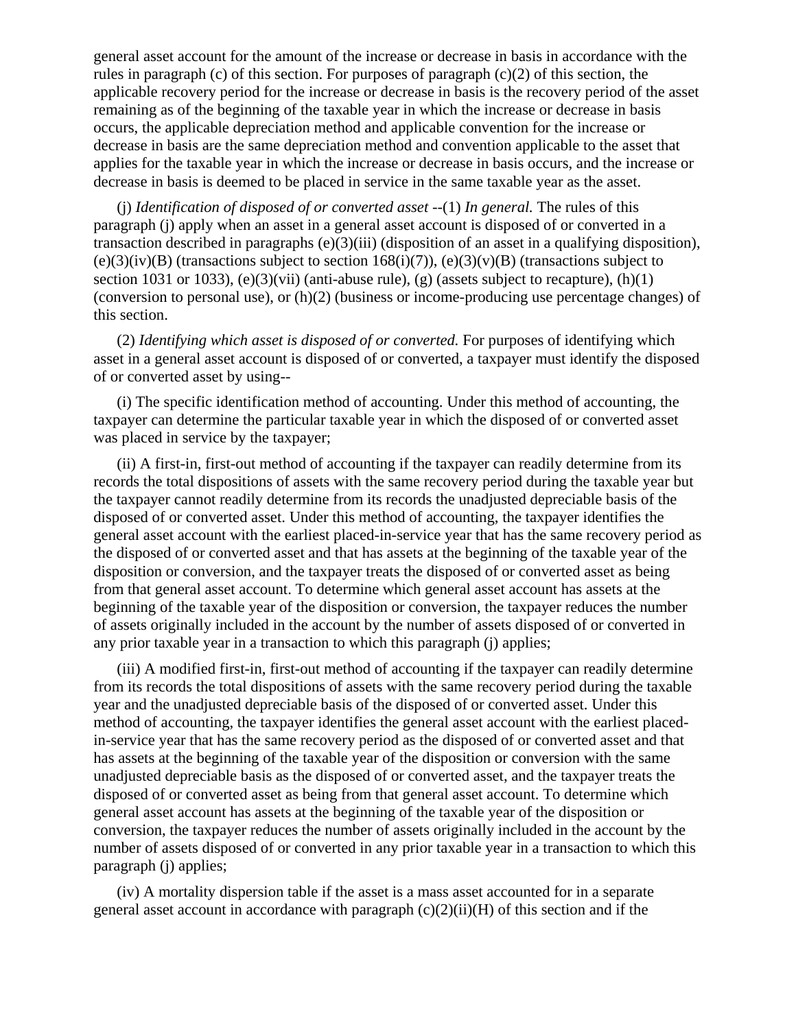general asset account for the amount of the increase or decrease in basis in accordance with the rules in paragraph (c) of this section. For purposes of paragraph (c)(2) of this section, the applicable recovery period for the increase or decrease in basis is the recovery period of the asset remaining as of the beginning of the taxable year in which the increase or decrease in basis occurs, the applicable depreciation method and applicable convention for the increase or decrease in basis are the same depreciation method and convention applicable to the asset that applies for the taxable year in which the increase or decrease in basis occurs, and the increase or decrease in basis is deemed to be placed in service in the same taxable year as the asset.

(j) *Identification of disposed of or converted asset* --(1) *In general.* The rules of this paragraph (j) apply when an asset in a general asset account is disposed of or converted in a transaction described in paragraphs (e)(3)(iii) (disposition of an asset in a qualifying disposition), (e)(3)(iv)(B) (transactions subject to section 168(i)(7)), (e)(3)(v)(B) (transactions subject to section 1031 or 1033), (e)(3)(vii) (anti-abuse rule), (g) (assets subject to recapture), (h)(1) (conversion to personal use), or (h)(2) (business or income-producing use percentage changes) of this section.

(2) *Identifying which asset is disposed of or converted.* For purposes of identifying which asset in a general asset account is disposed of or converted, a taxpayer must identify the disposed of or converted asset by using--

(i) The specific identification method of accounting. Under this method of accounting, the taxpayer can determine the particular taxable year in which the disposed of or converted asset was placed in service by the taxpayer;

(ii) A first-in, first-out method of accounting if the taxpayer can readily determine from its records the total dispositions of assets with the same recovery period during the taxable year but the taxpayer cannot readily determine from its records the unadjusted depreciable basis of the disposed of or converted asset. Under this method of accounting, the taxpayer identifies the general asset account with the earliest placed-in-service year that has the same recovery period as the disposed of or converted asset and that has assets at the beginning of the taxable year of the disposition or conversion, and the taxpayer treats the disposed of or converted asset as being from that general asset account. To determine which general asset account has assets at the beginning of the taxable year of the disposition or conversion, the taxpayer reduces the number of assets originally included in the account by the number of assets disposed of or converted in any prior taxable year in a transaction to which this paragraph (j) applies;

(iii) A modified first-in, first-out method of accounting if the taxpayer can readily determine from its records the total dispositions of assets with the same recovery period during the taxable year and the unadjusted depreciable basis of the disposed of or converted asset. Under this method of accounting, the taxpayer identifies the general asset account with the earliest placed-in-service year that has the same recovery period as the disposed of or converted asset and that has assets at the beginning of the taxable year of the disposition or conversion with the same unadjusted depreciable basis as the disposed of or converted asset, and the taxpayer treats the disposed of or converted asset as being from that general asset account. To determine which general asset account has assets at the beginning of the taxable year of the disposition or conversion, the taxpayer reduces the number of assets originally included in the account by the number of assets disposed of or converted in any prior taxable year in a transaction to which this paragraph (j) applies;

(iv) A mortality dispersion table if the asset is a mass asset accounted for in a separate general asset account in accordance with paragraph (c)(2)(ii)(H) of this section and if the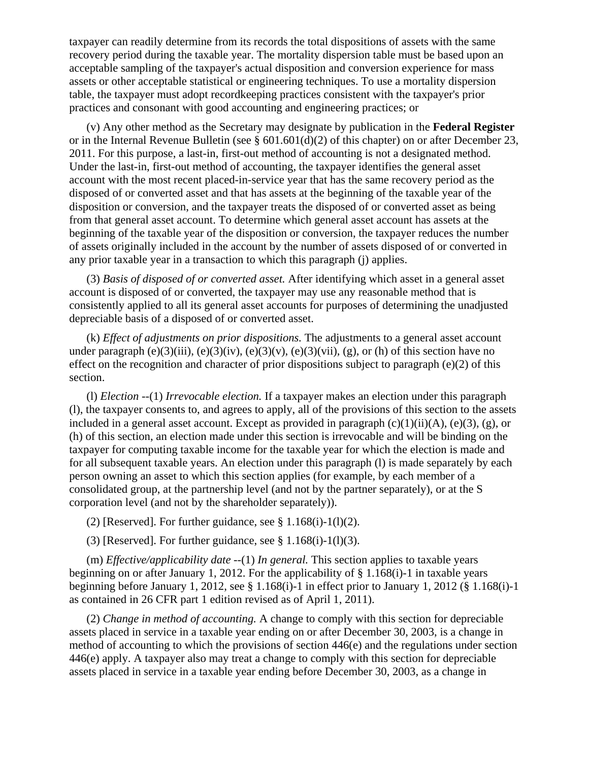taxpayer can readily determine from its records the total dispositions of assets with the same recovery period during the taxable year. The mortality dispersion table must be based upon an acceptable sampling of the taxpayer's actual disposition and conversion experience for mass assets or other acceptable statistical or engineering techniques. To use a mortality dispersion table, the taxpayer must adopt recordkeeping practices consistent with the taxpayer's prior practices and consonant with good accounting and engineering practices; or

(v) Any other method as the Secretary may designate by publication in the **Federal Register** or in the Internal Revenue Bulletin (see § 601.601(d)(2) of this chapter) on or after December 23, 2011. For this purpose, a last-in, first-out method of accounting is not a designated method. Under the last-in, first-out method of accounting, the taxpayer identifies the general asset account with the most recent placed-in-service year that has the same recovery period as the disposed of or converted asset and that has assets at the beginning of the taxable year of the disposition or conversion, and the taxpayer treats the disposed of or converted asset as being from that general asset account. To determine which general asset account has assets at the beginning of the taxable year of the disposition or conversion, the taxpayer reduces the number of assets originally included in the account by the number of assets disposed of or converted in any prior taxable year in a transaction to which this paragraph (j) applies.

(3) *Basis of disposed of or converted asset.* After identifying which asset in a general asset account is disposed of or converted, the taxpayer may use any reasonable method that is consistently applied to all its general asset accounts for purposes of determining the unadjusted depreciable basis of a disposed of or converted asset.

(k) *Effect of adjustments on prior dispositions.* The adjustments to a general asset account under paragraph (e)(3)(iii), (e)(3)(iv), (e)(3)(v), (e)(3)(vii), (g), or (h) of this section have no effect on the recognition and character of prior dispositions subject to paragraph (e)(2) of this section.

(l) *Election* --(1) *Irrevocable election.* If a taxpayer makes an election under this paragraph (l), the taxpayer consents to, and agrees to apply, all of the provisions of this section to the assets included in a general asset account. Except as provided in paragraph (c)(1)(ii)(A), (e)(3), (g), or (h) of this section, an election made under this section is irrevocable and will be binding on the taxpayer for computing taxable income for the taxable year for which the election is made and for all subsequent taxable years. An election under this paragraph (l) is made separately by each person owning an asset to which this section applies (for example, by each member of a consolidated group, at the partnership level (and not by the partner separately), or at the S corporation level (and not by the shareholder separately)).

(2) [Reserved]. For further guidance, see § 1.168(i)-1(l)(2).

(3) [Reserved]. For further guidance, see § 1.168(i)-1(l)(3).

(m) *Effective/applicability date* --(1) *In general.* This section applies to taxable years beginning on or after January 1, 2012. For the applicability of § 1.168(i)-1 in taxable years beginning before January 1, 2012, see § 1.168(i)-1 in effect prior to January 1, 2012 (§ 1.168(i)-1 as contained in 26 CFR part 1 edition revised as of April 1, 2011).

(2) *Change in method of accounting.* A change to comply with this section for depreciable assets placed in service in a taxable year ending on or after December 30, 2003, is a change in method of accounting to which the provisions of section 446(e) and the regulations under section 446(e) apply. A taxpayer also may treat a change to comply with this section for depreciable assets placed in service in a taxable year ending before December 30, 2003, as a change in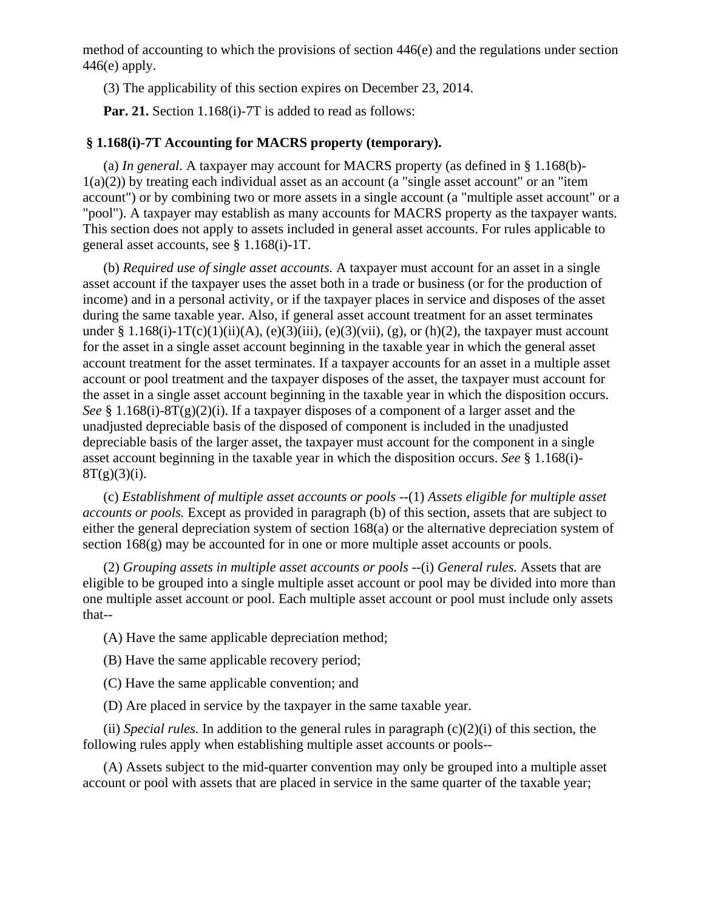method of accounting to which the provisions of section 446(e) and the regulations under section 446(e) apply.

(3) The applicability of this section expires on December 23, 2014.

**Par. 21.** Section 1.168(i)-7T is added to read as follows:

### § 1.168(i)-7T Accounting for MACRS property (temporary).

(a) *In general.* A taxpayer may account for MACRS property (as defined in § 1.168(b)-1(a)(2)) by treating each individual asset as an account (a "single asset account" or an "item account") or by combining two or more assets in a single account (a "multiple asset account" or a "pool"). A taxpayer may establish as many accounts for MACRS property as the taxpayer wants. This section does not apply to assets included in general asset accounts. For rules applicable to general asset accounts, see § 1.168(i)-1T.

(b) *Required use of single asset accounts.* A taxpayer must account for an asset in a single asset account if the taxpayer uses the asset both in a trade or business (or for the production of income) and in a personal activity, or if the taxpayer places in service and disposes of the asset during the same taxable year. Also, if general asset account treatment for an asset terminates under § 1.168(i)-1T(c)(1)(ii)(A), (e)(3)(iii), (e)(3)(vii), (g), or (h)(2), the taxpayer must account for the asset in a single asset account beginning in the taxable year in which the general asset account treatment for the asset terminates. If a taxpayer accounts for an asset in a multiple asset account or pool treatment and the taxpayer disposes of the asset, the taxpayer must account for the asset in a single asset account beginning in the taxable year in which the disposition occurs. *See* § 1.168(i)-8T(g)(2)(i). If a taxpayer disposes of a component of a larger asset and the unadjusted depreciable basis of the disposed of component is included in the unadjusted depreciable basis of the larger asset, the taxpayer must account for the component in a single asset account beginning in the taxable year in which the disposition occurs. *See* § 1.168(i)-8T(g)(3)(i).

(c) *Establishment of multiple asset accounts or pools* --(1) *Assets eligible for multiple asset accounts or pools.* Except as provided in paragraph (b) of this section, assets that are subject to either the general depreciation system of section 168(a) or the alternative depreciation system of section 168(g) may be accounted for in one or more multiple asset accounts or pools.

(2) *Grouping assets in multiple asset accounts or pools* --(i) *General rules.* Assets that are eligible to be grouped into a single multiple asset account or pool may be divided into more than one multiple asset account or pool. Each multiple asset account or pool must include only assets that--

(A) Have the same applicable depreciation method;

(B) Have the same applicable recovery period;

(C) Have the same applicable convention; and

(D) Are placed in service by the taxpayer in the same taxable year.

(ii) *Special rules.* In addition to the general rules in paragraph (c)(2)(i) of this section, the following rules apply when establishing multiple asset accounts or pools--

(A) Assets subject to the mid-quarter convention may only be grouped into a multiple asset account or pool with assets that are placed in service in the same quarter of the taxable year;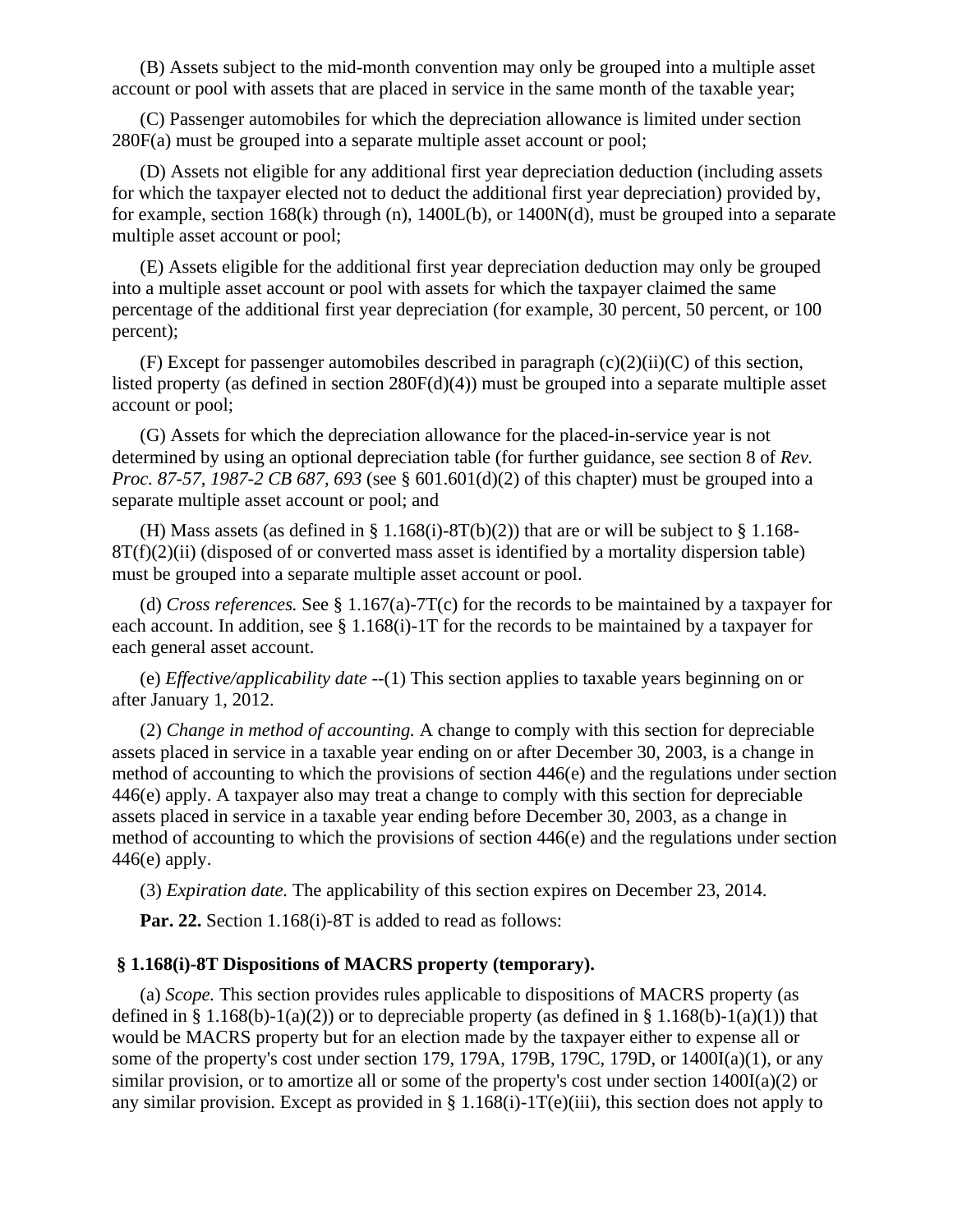(B) Assets subject to the mid-month convention may only be grouped into a multiple asset account or pool with assets that are placed in service in the same month of the taxable year;

(C) Passenger automobiles for which the depreciation allowance is limited under section 280F(a) must be grouped into a separate multiple asset account or pool;

(D) Assets not eligible for any additional first year depreciation deduction (including assets for which the taxpayer elected not to deduct the additional first year depreciation) provided by, for example, section 168(k) through (n), 1400L(b), or 1400N(d), must be grouped into a separate multiple asset account or pool;

(E) Assets eligible for the additional first year depreciation deduction may only be grouped into a multiple asset account or pool with assets for which the taxpayer claimed the same percentage of the additional first year depreciation (for example, 30 percent, 50 percent, or 100 percent);

(F) Except for passenger automobiles described in paragraph (c)(2)(ii)(C) of this section, listed property (as defined in section 280F(d)(4)) must be grouped into a separate multiple asset account or pool;

(G) Assets for which the depreciation allowance for the placed-in-service year is not determined by using an optional depreciation table (for further guidance, see section 8 of *Rev. Proc. 87-57, 1987-2 CB 687, 693* (see § 601.601(d)(2) of this chapter) must be grouped into a separate multiple asset account or pool; and

(H) Mass assets (as defined in § 1.168(i)-8T(b)(2)) that are or will be subject to § 1.168-8T(f)(2)(ii) (disposed of or converted mass asset is identified by a mortality dispersion table) must be grouped into a separate multiple asset account or pool.

(d) *Cross references.* See § 1.167(a)-7T(c) for the records to be maintained by a taxpayer for each account. In addition, see § 1.168(i)-1T for the records to be maintained by a taxpayer for each general asset account.

(e) *Effective/applicability date* --(1) This section applies to taxable years beginning on or after January 1, 2012.

(2) *Change in method of accounting.* A change to comply with this section for depreciable assets placed in service in a taxable year ending on or after December 30, 2003, is a change in method of accounting to which the provisions of section 446(e) and the regulations under section 446(e) apply. A taxpayer also may treat a change to comply with this section for depreciable assets placed in service in a taxable year ending before December 30, 2003, as a change in method of accounting to which the provisions of section 446(e) and the regulations under section 446(e) apply.

(3) *Expiration date.* The applicability of this section expires on December 23, 2014.

**Par. 22.** Section 1.168(i)-8T is added to read as follows:

### § 1.168(i)-8T Dispositions of MACRS property (temporary).

(a) *Scope.* This section provides rules applicable to dispositions of MACRS property (as defined in § 1.168(b)-1(a)(2)) or to depreciable property (as defined in § 1.168(b)-1(a)(1)) that would be MACRS property but for an election made by the taxpayer either to expense all or some of the property's cost under section 179, 179A, 179B, 179C, 179D, or 1400I(a)(1), or any similar provision, or to amortize all or some of the property's cost under section 1400I(a)(2) or any similar provision. Except as provided in § 1.168(i)-1T(e)(iii), this section does not apply to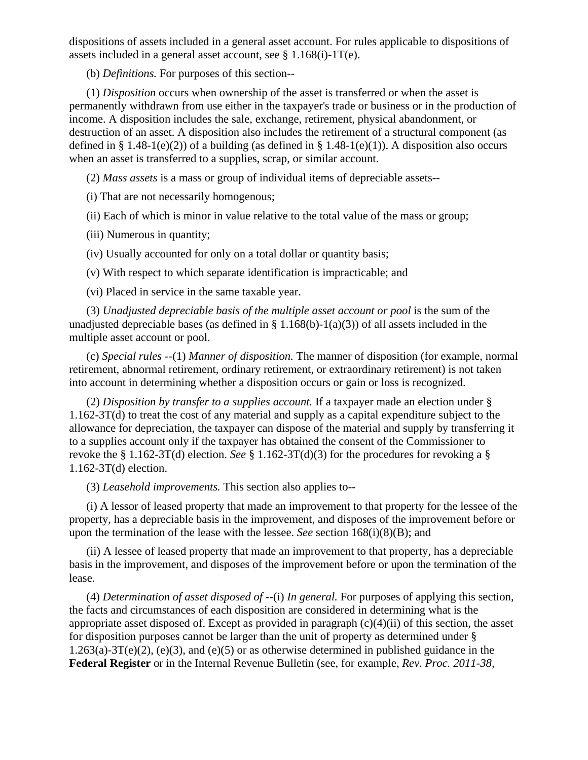dispositions of assets included in a general asset account. For rules applicable to dispositions of assets included in a general asset account, see § 1.168(i)-1T(e).

(b) *Definitions.* For purposes of this section--

(1) *Disposition* occurs when ownership of the asset is transferred or when the asset is permanently withdrawn from use either in the taxpayer's trade or business or in the production of income. A disposition includes the sale, exchange, retirement, physical abandonment, or destruction of an asset. A disposition also includes the retirement of a structural component (as defined in § 1.48-1(e)(2)) of a building (as defined in § 1.48-1(e)(1)). A disposition also occurs when an asset is transferred to a supplies, scrap, or similar account.

(2) *Mass assets* is a mass or group of individual items of depreciable assets--

(i) That are not necessarily homogenous;

(ii) Each of which is minor in value relative to the total value of the mass or group;

(iii) Numerous in quantity;

(iv) Usually accounted for only on a total dollar or quantity basis;

(v) With respect to which separate identification is impracticable; and

(vi) Placed in service in the same taxable year.

(3) *Unadjusted depreciable basis of the multiple asset account or pool* is the sum of the unadjusted depreciable bases (as defined in § 1.168(b)-1(a)(3)) of all assets included in the multiple asset account or pool.

(c) *Special rules* --(1) *Manner of disposition.* The manner of disposition (for example, normal retirement, abnormal retirement, ordinary retirement, or extraordinary retirement) is not taken into account in determining whether a disposition occurs or gain or loss is recognized.

(2) *Disposition by transfer to a supplies account.* If a taxpayer made an election under § 1.162-3T(d) to treat the cost of any material and supply as a capital expenditure subject to the allowance for depreciation, the taxpayer can dispose of the material and supply by transferring it to a supplies account only if the taxpayer has obtained the consent of the Commissioner to revoke the § 1.162-3T(d) election. *See* § 1.162-3T(d)(3) for the procedures for revoking a § 1.162-3T(d) election.

(3) *Leasehold improvements.* This section also applies to--

(i) A lessor of leased property that made an improvement to that property for the lessee of the property, has a depreciable basis in the improvement, and disposes of the improvement before or upon the termination of the lease with the lessee. *See* section 168(i)(8)(B); and

(ii) A lessee of leased property that made an improvement to that property, has a depreciable basis in the improvement, and disposes of the improvement before or upon the termination of the lease.

(4) *Determination of asset disposed of* --(i) *In general.* For purposes of applying this section, the facts and circumstances of each disposition are considered in determining what is the appropriate asset disposed of. Except as provided in paragraph (c)(4)(ii) of this section, the asset for disposition purposes cannot be larger than the unit of property as determined under § 1.263(a)-3T(e)(2), (e)(3), and (e)(5) or as otherwise determined in published guidance in the **Federal Register** or in the Internal Revenue Bulletin (see, for example, *Rev. Proc. 2011-38,*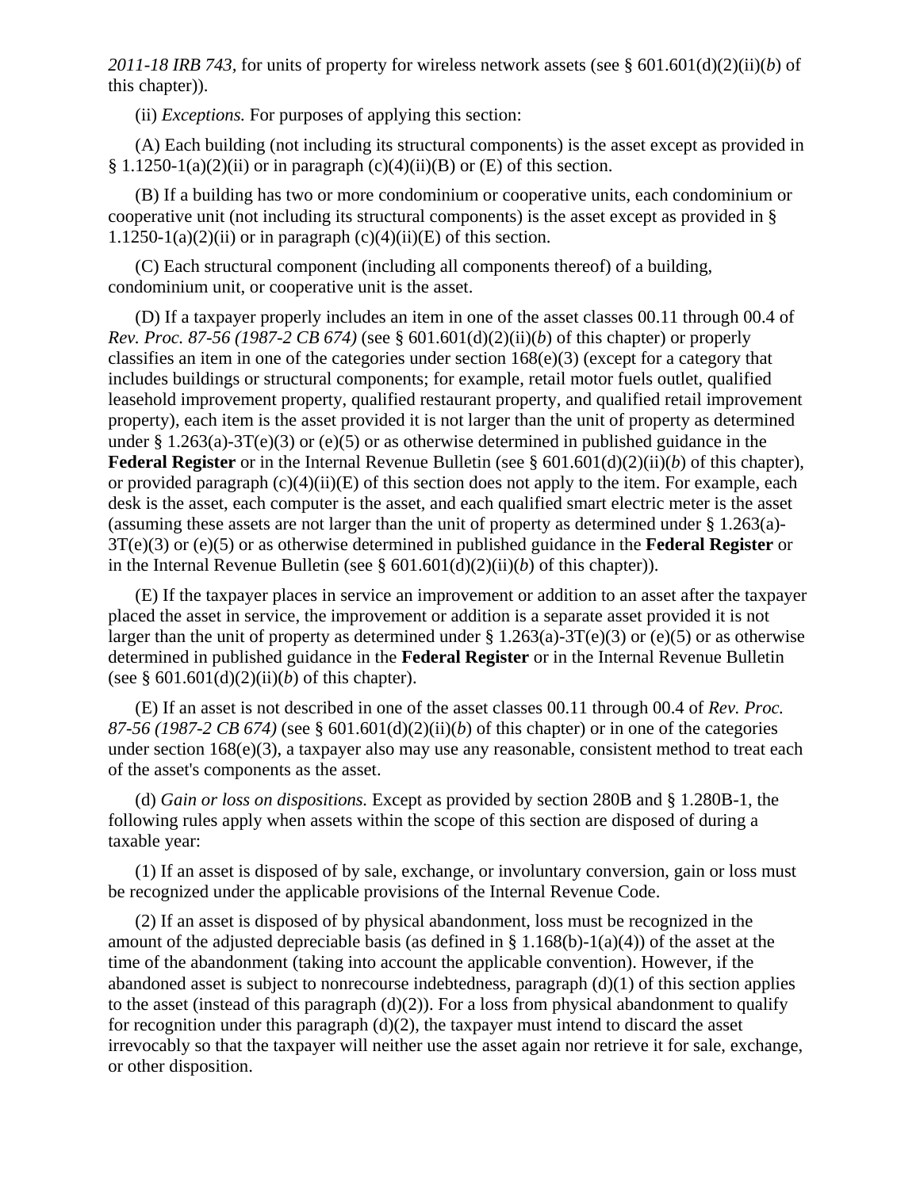*2011-18 IRB 743,* for units of property for wireless network assets (see § 601.601(d)(2)(ii)(*b*) of this chapter)).

(ii) *Exceptions.* For purposes of applying this section:

(A) Each building (not including its structural components) is the asset except as provided in § 1.1250-1(a)(2)(ii) or in paragraph (c)(4)(ii)(B) or (E) of this section.

(B) If a building has two or more condominium or cooperative units, each condominium or cooperative unit (not including its structural components) is the asset except as provided in § 1.1250-1(a)(2)(ii) or in paragraph (c)(4)(ii)(E) of this section.

(C) Each structural component (including all components thereof) of a building, condominium unit, or cooperative unit is the asset.

(D) If a taxpayer properly includes an item in one of the asset classes 00.11 through 00.4 of *Rev. Proc. 87-56 (1987-2 CB 674)* (see § 601.601(d)(2)(ii)(*b*) of this chapter) or properly classifies an item in one of the categories under section 168(e)(3) (except for a category that includes buildings or structural components; for example, retail motor fuels outlet, qualified leasehold improvement property, qualified restaurant property, and qualified retail improvement property), each item is the asset provided it is not larger than the unit of property as determined under § 1.263(a)-3T(e)(3) or (e)(5) or as otherwise determined in published guidance in the **Federal Register** or in the Internal Revenue Bulletin (see § 601.601(d)(2)(ii)(*b*) of this chapter), or provided paragraph (c)(4)(ii)(E) of this section does not apply to the item. For example, each desk is the asset, each computer is the asset, and each qualified smart electric meter is the asset (assuming these assets are not larger than the unit of property as determined under § 1.263(a)-3T(e)(3) or (e)(5) or as otherwise determined in published guidance in the **Federal Register** or in the Internal Revenue Bulletin (see § 601.601(d)(2)(ii)(*b*) of this chapter)).

(E) If the taxpayer places in service an improvement or addition to an asset after the taxpayer placed the asset in service, the improvement or addition is a separate asset provided it is not larger than the unit of property as determined under § 1.263(a)-3T(e)(3) or (e)(5) or as otherwise determined in published guidance in the **Federal Register** or in the Internal Revenue Bulletin (see § 601.601(d)(2)(ii)(*b*) of this chapter).

(E) If an asset is not described in one of the asset classes 00.11 through 00.4 of *Rev. Proc. 87-56 (1987-2 CB 674)* (see § 601.601(d)(2)(ii)(*b*) of this chapter) or in one of the categories under section 168(e)(3), a taxpayer also may use any reasonable, consistent method to treat each of the asset's components as the asset.

(d) *Gain or loss on dispositions.* Except as provided by section 280B and § 1.280B-1, the following rules apply when assets within the scope of this section are disposed of during a taxable year:

(1) If an asset is disposed of by sale, exchange, or involuntary conversion, gain or loss must be recognized under the applicable provisions of the Internal Revenue Code.

(2) If an asset is disposed of by physical abandonment, loss must be recognized in the amount of the adjusted depreciable basis (as defined in § 1.168(b)-1(a)(4)) of the asset at the time of the abandonment (taking into account the applicable convention). However, if the abandoned asset is subject to nonrecourse indebtedness, paragraph (d)(1) of this section applies to the asset (instead of this paragraph (d)(2)). For a loss from physical abandonment to qualify for recognition under this paragraph (d)(2), the taxpayer must intend to discard the asset irrevocably so that the taxpayer will neither use the asset again nor retrieve it for sale, exchange, or other disposition.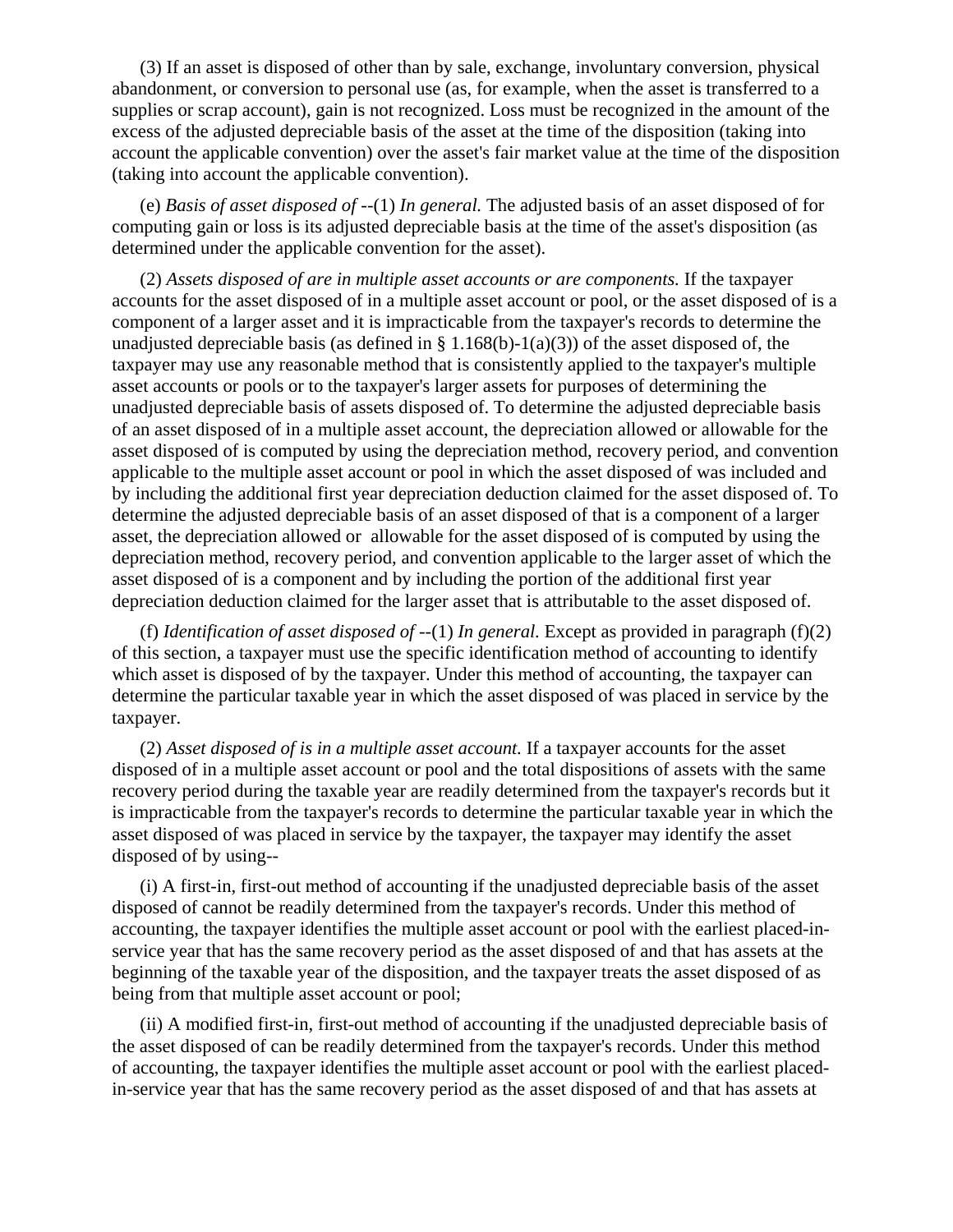(3) If an asset is disposed of other than by sale, exchange, involuntary conversion, physical abandonment, or conversion to personal use (as, for example, when the asset is transferred to a supplies or scrap account), gain is not recognized. Loss must be recognized in the amount of the excess of the adjusted depreciable basis of the asset at the time of the disposition (taking into account the applicable convention) over the asset's fair market value at the time of the disposition (taking into account the applicable convention).

(e) *Basis of asset disposed of* --(1) *In general.* The adjusted basis of an asset disposed of for computing gain or loss is its adjusted depreciable basis at the time of the asset's disposition (as determined under the applicable convention for the asset).

(2) *Assets disposed of are in multiple asset accounts or are components.* If the taxpayer accounts for the asset disposed of in a multiple asset account or pool, or the asset disposed of is a component of a larger asset and it is impracticable from the taxpayer's records to determine the unadjusted depreciable basis (as defined in § 1.168(b)-1(a)(3)) of the asset disposed of, the taxpayer may use any reasonable method that is consistently applied to the taxpayer's multiple asset accounts or pools or to the taxpayer's larger assets for purposes of determining the unadjusted depreciable basis of assets disposed of. To determine the adjusted depreciable basis of an asset disposed of in a multiple asset account, the depreciation allowed or allowable for the asset disposed of is computed by using the depreciation method, recovery period, and convention applicable to the multiple asset account or pool in which the asset disposed of was included and by including the additional first year depreciation deduction claimed for the asset disposed of. To determine the adjusted depreciable basis of an asset disposed of that is a component of a larger asset, the depreciation allowed or allowable for the asset disposed of is computed by using the depreciation method, recovery period, and convention applicable to the larger asset of which the asset disposed of is a component and by including the portion of the additional first year depreciation deduction claimed for the larger asset that is attributable to the asset disposed of.

(f) *Identification of asset disposed of* --(1) *In general.* Except as provided in paragraph (f)(2) of this section, a taxpayer must use the specific identification method of accounting to identify which asset is disposed of by the taxpayer. Under this method of accounting, the taxpayer can determine the particular taxable year in which the asset disposed of was placed in service by the taxpayer.

(2) *Asset disposed of is in a multiple asset account.* If a taxpayer accounts for the asset disposed of in a multiple asset account or pool and the total dispositions of assets with the same recovery period during the taxable year are readily determined from the taxpayer's records but it is impracticable from the taxpayer's records to determine the particular taxable year in which the asset disposed of was placed in service by the taxpayer, the taxpayer may identify the asset disposed of by using--

(i) A first-in, first-out method of accounting if the unadjusted depreciable basis of the asset disposed of cannot be readily determined from the taxpayer's records. Under this method of accounting, the taxpayer identifies the multiple asset account or pool with the earliest placed-in-service year that has the same recovery period as the asset disposed of and that has assets at the beginning of the taxable year of the disposition, and the taxpayer treats the asset disposed of as being from that multiple asset account or pool;

(ii) A modified first-in, first-out method of accounting if the unadjusted depreciable basis of the asset disposed of can be readily determined from the taxpayer's records. Under this method of accounting, the taxpayer identifies the multiple asset account or pool with the earliest placed-in-service year that has the same recovery period as the asset disposed of and that has assets at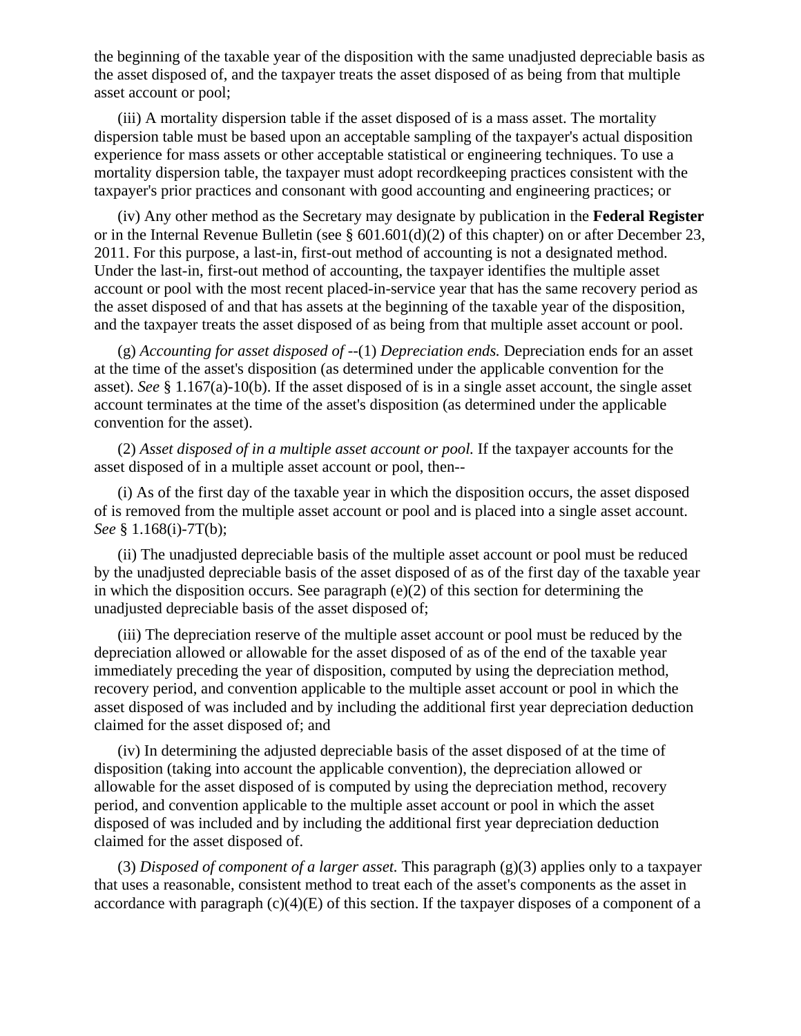the beginning of the taxable year of the disposition with the same unadjusted depreciable basis as the asset disposed of, and the taxpayer treats the asset disposed of as being from that multiple asset account or pool;

(iii) A mortality dispersion table if the asset disposed of is a mass asset. The mortality dispersion table must be based upon an acceptable sampling of the taxpayer's actual disposition experience for mass assets or other acceptable statistical or engineering techniques. To use a mortality dispersion table, the taxpayer must adopt recordkeeping practices consistent with the taxpayer's prior practices and consonant with good accounting and engineering practices; or

(iv) Any other method as the Secretary may designate by publication in the **Federal Register** or in the Internal Revenue Bulletin (see § 601.601(d)(2) of this chapter) on or after December 23, 2011. For this purpose, a last-in, first-out method of accounting is not a designated method. Under the last-in, first-out method of accounting, the taxpayer identifies the multiple asset account or pool with the most recent placed-in-service year that has the same recovery period as the asset disposed of and that has assets at the beginning of the taxable year of the disposition, and the taxpayer treats the asset disposed of as being from that multiple asset account or pool.

(g) *Accounting for asset disposed of* --(1) *Depreciation ends.* Depreciation ends for an asset at the time of the asset's disposition (as determined under the applicable convention for the asset). *See* § 1.167(a)-10(b). If the asset disposed of is in a single asset account, the single asset account terminates at the time of the asset's disposition (as determined under the applicable convention for the asset).

(2) *Asset disposed of in a multiple asset account or pool.* If the taxpayer accounts for the asset disposed of in a multiple asset account or pool, then--

(i) As of the first day of the taxable year in which the disposition occurs, the asset disposed of is removed from the multiple asset account or pool and is placed into a single asset account. *See* § 1.168(i)-7T(b);

(ii) The unadjusted depreciable basis of the multiple asset account or pool must be reduced by the unadjusted depreciable basis of the asset disposed of as of the first day of the taxable year in which the disposition occurs. See paragraph (e)(2) of this section for determining the unadjusted depreciable basis of the asset disposed of;

(iii) The depreciation reserve of the multiple asset account or pool must be reduced by the depreciation allowed or allowable for the asset disposed of as of the end of the taxable year immediately preceding the year of disposition, computed by using the depreciation method, recovery period, and convention applicable to the multiple asset account or pool in which the asset disposed of was included and by including the additional first year depreciation deduction claimed for the asset disposed of; and

(iv) In determining the adjusted depreciable basis of the asset disposed of at the time of disposition (taking into account the applicable convention), the depreciation allowed or allowable for the asset disposed of is computed by using the depreciation method, recovery period, and convention applicable to the multiple asset account or pool in which the asset disposed of was included and by including the additional first year depreciation deduction claimed for the asset disposed of.

(3) *Disposed of component of a larger asset.* This paragraph (g)(3) applies only to a taxpayer that uses a reasonable, consistent method to treat each of the asset's components as the asset in accordance with paragraph (c)(4)(E) of this section. If the taxpayer disposes of a component of a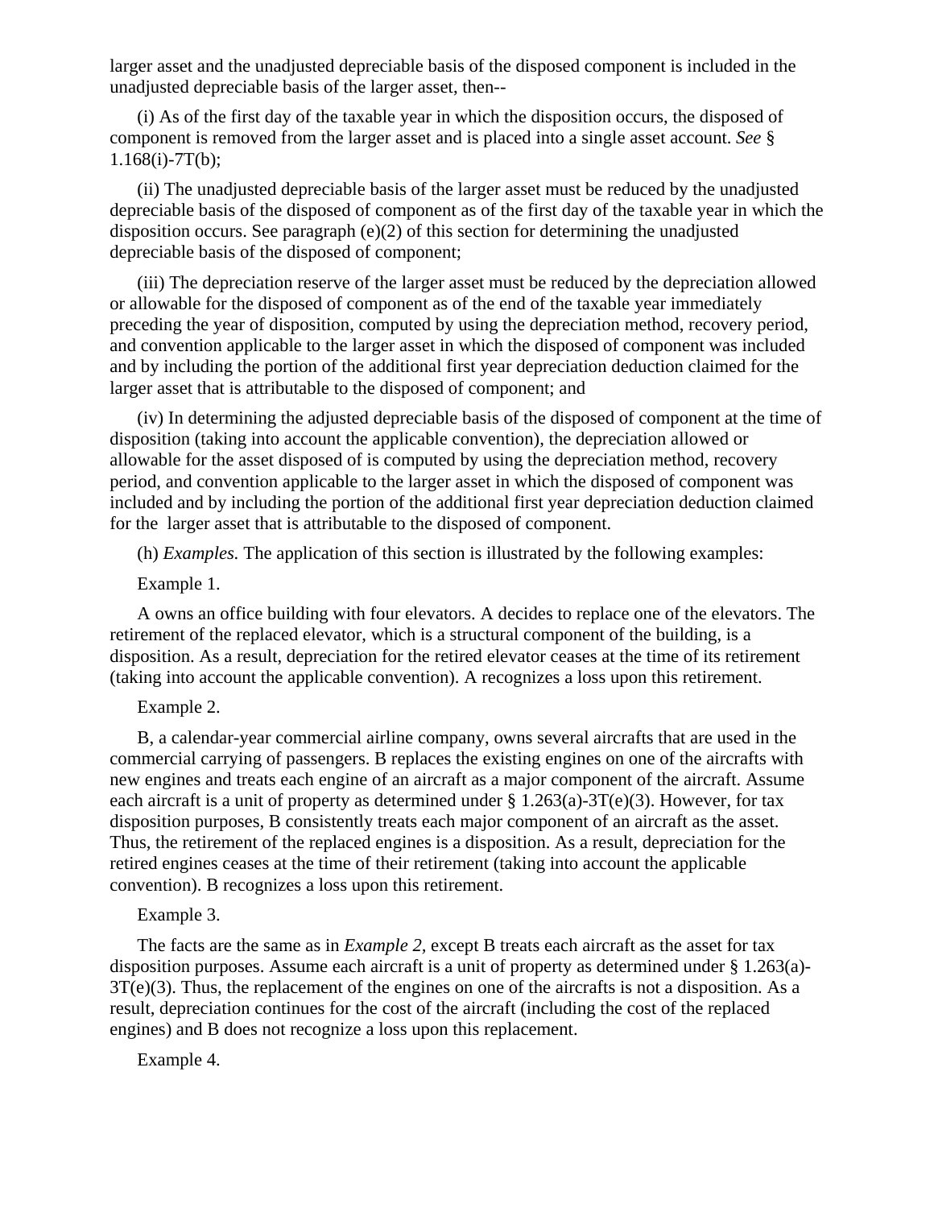larger asset and the unadjusted depreciable basis of the disposed component is included in the unadjusted depreciable basis of the larger asset, then--

(i) As of the first day of the taxable year in which the disposition occurs, the disposed of component is removed from the larger asset and is placed into a single asset account. *See* § 1.168(i)-7T(b);

(ii) The unadjusted depreciable basis of the larger asset must be reduced by the unadjusted depreciable basis of the disposed of component as of the first day of the taxable year in which the disposition occurs. See paragraph (e)(2) of this section for determining the unadjusted depreciable basis of the disposed of component;

(iii) The depreciation reserve of the larger asset must be reduced by the depreciation allowed or allowable for the disposed of component as of the end of the taxable year immediately preceding the year of disposition, computed by using the depreciation method, recovery period, and convention applicable to the larger asset in which the disposed of component was included and by including the portion of the additional first year depreciation deduction claimed for the larger asset that is attributable to the disposed of component; and

(iv) In determining the adjusted depreciable basis of the disposed of component at the time of disposition (taking into account the applicable convention), the depreciation allowed or allowable for the asset disposed of is computed by using the depreciation method, recovery period, and convention applicable to the larger asset in which the disposed of component was included and by including the portion of the additional first year depreciation deduction claimed for the larger asset that is attributable to the disposed of component.

(h) *Examples.* The application of this section is illustrated by the following examples:

Example 1.

A owns an office building with four elevators. A decides to replace one of the elevators. The retirement of the replaced elevator, which is a structural component of the building, is a disposition. As a result, depreciation for the retired elevator ceases at the time of its retirement (taking into account the applicable convention). A recognizes a loss upon this retirement.

Example 2.

B, a calendar-year commercial airline company, owns several aircrafts that are used in the commercial carrying of passengers. B replaces the existing engines on one of the aircrafts with new engines and treats each engine of an aircraft as a major component of the aircraft. Assume each aircraft is a unit of property as determined under § 1.263(a)-3T(e)(3). However, for tax disposition purposes, B consistently treats each major component of an aircraft as the asset. Thus, the retirement of the replaced engines is a disposition. As a result, depreciation for the retired engines ceases at the time of their retirement (taking into account the applicable convention). B recognizes a loss upon this retirement.

Example 3.

The facts are the same as in *Example 2,* except B treats each aircraft as the asset for tax disposition purposes. Assume each aircraft is a unit of property as determined under § 1.263(a)-3T(e)(3). Thus, the replacement of the engines on one of the aircrafts is not a disposition. As a result, depreciation continues for the cost of the aircraft (including the cost of the replaced engines) and B does not recognize a loss upon this replacement.

Example 4.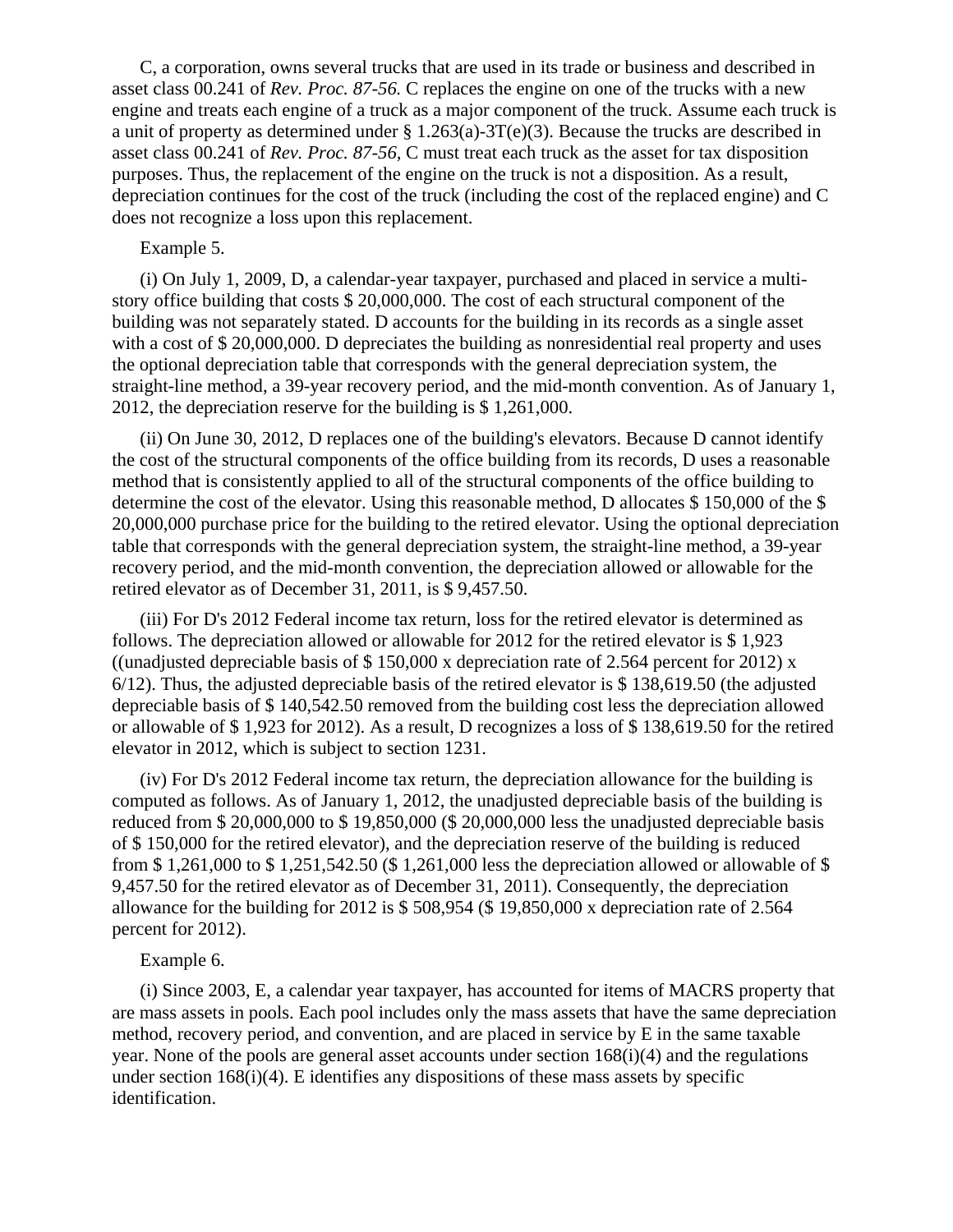C, a corporation, owns several trucks that are used in its trade or business and described in asset class 00.241 of *Rev. Proc. 87-56.* C replaces the engine on one of the trucks with a new engine and treats each engine of a truck as a major component of the truck. Assume each truck is a unit of property as determined under § 1.263(a)-3T(e)(3). Because the trucks are described in asset class 00.241 of *Rev. Proc. 87-56,* C must treat each truck as the asset for tax disposition purposes. Thus, the replacement of the engine on the truck is not a disposition. As a result, depreciation continues for the cost of the truck (including the cost of the replaced engine) and C does not recognize a loss upon this replacement.

Example 5.

(i) On July 1, 2009, D, a calendar-year taxpayer, purchased and placed in service a multi-story office building that costs $ 20,000,000. The cost of each structural component of the building was not separately stated. D accounts for the building in its records as a single asset with a cost of $ 20,000,000. D depreciates the building as nonresidential real property and uses the optional depreciation table that corresponds with the general depreciation system, the straight-line method, a 39-year recovery period, and the mid-month convention. As of January 1, 2012, the depreciation reserve for the building is $ 1,261,000.

(ii) On June 30, 2012, D replaces one of the building's elevators. Because D cannot identify the cost of the structural components of the office building from its records, D uses a reasonable method that is consistently applied to all of the structural components of the office building to determine the cost of the elevator. Using this reasonable method, D allocates $ 150,000 of the $ 20,000,000 purchase price for the building to the retired elevator. Using the optional depreciation table that corresponds with the general depreciation system, the straight-line method, a 39-year recovery period, and the mid-month convention, the depreciation allowed or allowable for the retired elevator as of December 31, 2011, is $ 9,457.50.

(iii) For D's 2012 Federal income tax return, loss for the retired elevator is determined as follows. The depreciation allowed or allowable for 2012 for the retired elevator is $ 1,923 ((unadjusted depreciable basis of $ 150,000 x depreciation rate of 2.564 percent for 2012) x 6/12). Thus, the adjusted depreciable basis of the retired elevator is $ 138,619.50 (the adjusted depreciable basis of $ 140,542.50 removed from the building cost less the depreciation allowed or allowable of $ 1,923 for 2012). As a result, D recognizes a loss of $ 138,619.50 for the retired elevator in 2012, which is subject to section 1231.

(iv) For D's 2012 Federal income tax return, the depreciation allowance for the building is computed as follows. As of January 1, 2012, the unadjusted depreciable basis of the building is reduced from $ 20,000,000 to $ 19,850,000 ($ 20,000,000 less the unadjusted depreciable basis of $ 150,000 for the retired elevator), and the depreciation reserve of the building is reduced from $ 1,261,000 to $ 1,251,542.50 ($ 1,261,000 less the depreciation allowed or allowable of $ 9,457.50 for the retired elevator as of December 31, 2011). Consequently, the depreciation allowance for the building for 2012 is $ 508,954 ($ 19,850,000 x depreciation rate of 2.564 percent for 2012).

Example 6.

(i) Since 2003, E, a calendar year taxpayer, has accounted for items of MACRS property that are mass assets in pools. Each pool includes only the mass assets that have the same depreciation method, recovery period, and convention, and are placed in service by E in the same taxable year. None of the pools are general asset accounts under section 168(i)(4) and the regulations under section 168(i)(4). E identifies any dispositions of these mass assets by specific identification.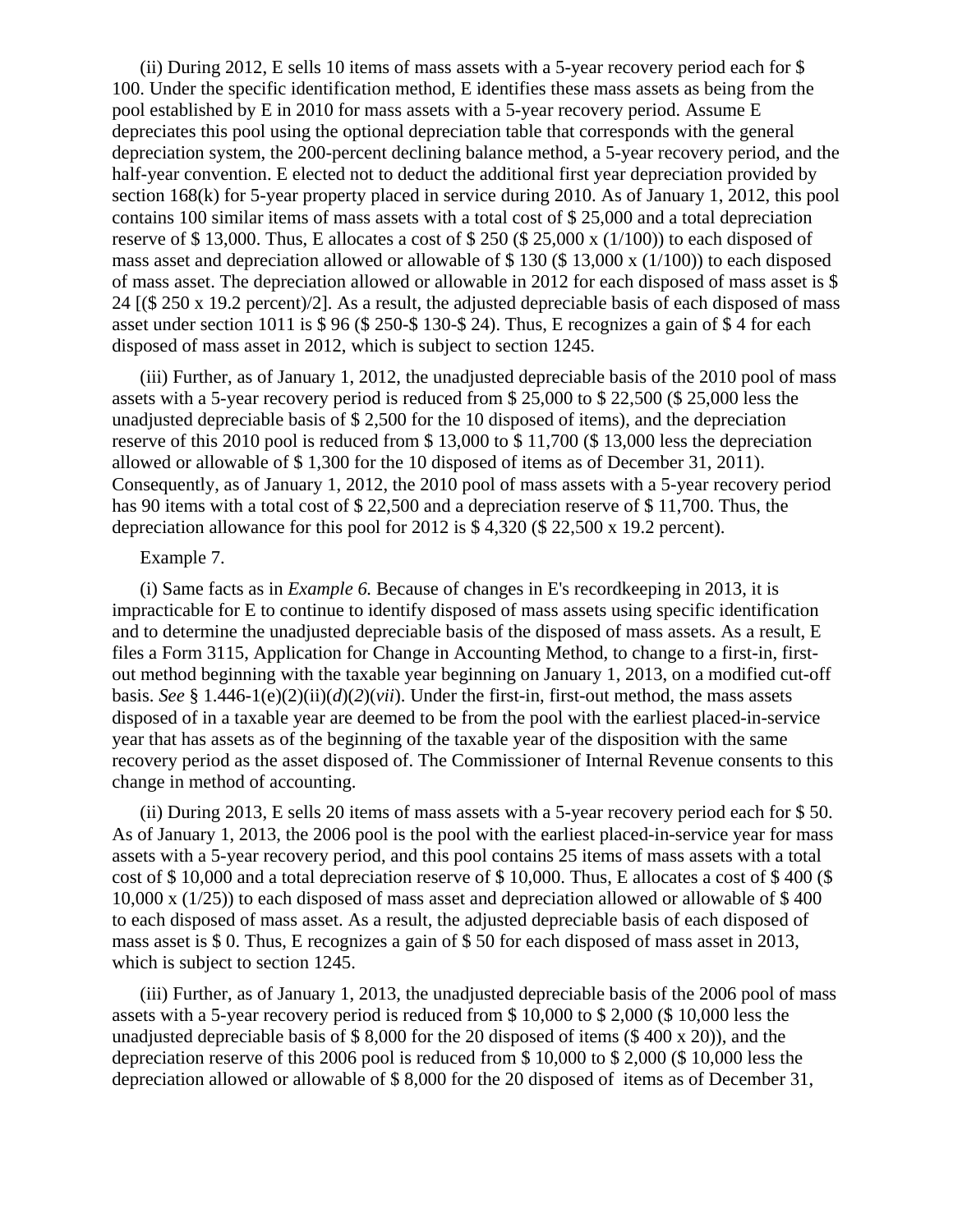(ii) During 2012, E sells 10 items of mass assets with a 5-year recovery period each for $ 100. Under the specific identification method, E identifies these mass assets as being from the pool established by E in 2010 for mass assets with a 5-year recovery period. Assume E depreciates this pool using the optional depreciation table that corresponds with the general depreciation system, the 200-percent declining balance method, a 5-year recovery period, and the half-year convention. E elected not to deduct the additional first year depreciation provided by section 168(k) for 5-year property placed in service during 2010. As of January 1, 2012, this pool contains 100 similar items of mass assets with a total cost of $ 25,000 and a total depreciation reserve of $ 13,000. Thus, E allocates a cost of $ 250 ($ 25,000 x (1/100)) to each disposed of mass asset and depreciation allowed or allowable of $ 130 ($ 13,000 x (1/100)) to each disposed of mass asset. The depreciation allowed or allowable in 2012 for each disposed of mass asset is $ 24 [($ 250 x 19.2 percent)/2]. As a result, the adjusted depreciable basis of each disposed of mass asset under section 1011 is $ 96 ($ 250-$ 130-$ 24). Thus, E recognizes a gain of $ 4 for each disposed of mass asset in 2012, which is subject to section 1245.

(iii) Further, as of January 1, 2012, the unadjusted depreciable basis of the 2010 pool of mass assets with a 5-year recovery period is reduced from $ 25,000 to $ 22,500 ($ 25,000 less the unadjusted depreciable basis of $ 2,500 for the 10 disposed of items), and the depreciation reserve of this 2010 pool is reduced from $ 13,000 to $ 11,700 ($ 13,000 less the depreciation allowed or allowable of $ 1,300 for the 10 disposed of items as of December 31, 2011). Consequently, as of January 1, 2012, the 2010 pool of mass assets with a 5-year recovery period has 90 items with a total cost of $ 22,500 and a depreciation reserve of $ 11,700. Thus, the depreciation allowance for this pool for 2012 is $ 4,320 ($ 22,500 x 19.2 percent).

Example 7.

(i) Same facts as in *Example 6.* Because of changes in E's recordkeeping in 2013, it is impracticable for E to continue to identify disposed of mass assets using specific identification and to determine the unadjusted depreciable basis of the disposed of mass assets. As a result, E files a Form 3115, Application for Change in Accounting Method, to change to a first-in, first-out method beginning with the taxable year beginning on January 1, 2013, on a modified cut-off basis. *See* § 1.446-1(e)(2)(ii)(*d*)(*2*)(*vii*). Under the first-in, first-out method, the mass assets disposed of in a taxable year are deemed to be from the pool with the earliest placed-in-service year that has assets as of the beginning of the taxable year of the disposition with the same recovery period as the asset disposed of. The Commissioner of Internal Revenue consents to this change in method of accounting.

(ii) During 2013, E sells 20 items of mass assets with a 5-year recovery period each for $ 50. As of January 1, 2013, the 2006 pool is the pool with the earliest placed-in-service year for mass assets with a 5-year recovery period, and this pool contains 25 items of mass assets with a total cost of $ 10,000 and a total depreciation reserve of $ 10,000. Thus, E allocates a cost of $ 400 ($ 10,000 x (1/25)) to each disposed of mass asset and depreciation allowed or allowable of $ 400 to each disposed of mass asset. As a result, the adjusted depreciable basis of each disposed of mass asset is $ 0. Thus, E recognizes a gain of $ 50 for each disposed of mass asset in 2013, which is subject to section 1245.

(iii) Further, as of January 1, 2013, the unadjusted depreciable basis of the 2006 pool of mass assets with a 5-year recovery period is reduced from $ 10,000 to $ 2,000 ($ 10,000 less the unadjusted depreciable basis of $ 8,000 for the 20 disposed of items ($ 400 x 20)), and the depreciation reserve of this 2006 pool is reduced from $ 10,000 to $ 2,000 ($ 10,000 less the depreciation allowed or allowable of $ 8,000 for the 20 disposed of items as of December 31,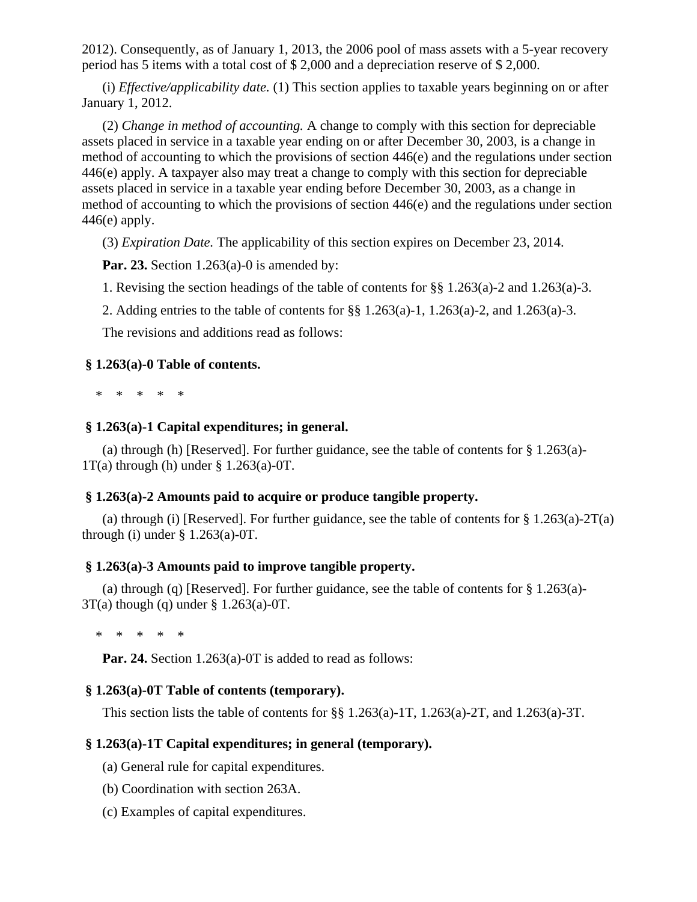2012). Consequently, as of January 1, 2013, the 2006 pool of mass assets with a 5-year recovery period has 5 items with a total cost of $ 2,000 and a depreciation reserve of $ 2,000.

(i) *Effective/applicability date.* (1) This section applies to taxable years beginning on or after January 1, 2012.

(2) *Change in method of accounting.* A change to comply with this section for depreciable assets placed in service in a taxable year ending on or after December 30, 2003, is a change in method of accounting to which the provisions of section 446(e) and the regulations under section 446(e) apply. A taxpayer also may treat a change to comply with this section for depreciable assets placed in service in a taxable year ending before December 30, 2003, as a change in method of accounting to which the provisions of section 446(e) and the regulations under section 446(e) apply.

(3) *Expiration Date.* The applicability of this section expires on December 23, 2014.

**Par. 23.** Section 1.263(a)-0 is amended by:

1. Revising the section headings of the table of contents for §§ 1.263(a)-2 and 1.263(a)-3.

2. Adding entries to the table of contents for §§ 1.263(a)-1, 1.263(a)-2, and 1.263(a)-3.

The revisions and additions read as follows:

**§ 1.263(a)-0 Table of contents.**

\* \* \* \* \*

**§ 1.263(a)-1 Capital expenditures; in general.**

(a) through (h) [Reserved]. For further guidance, see the table of contents for § 1.263(a)-1T(a) through (h) under § 1.263(a)-0T.

**§ 1.263(a)-2 Amounts paid to acquire or produce tangible property.**

(a) through (i) [Reserved]. For further guidance, see the table of contents for § 1.263(a)-2T(a) through (i) under § 1.263(a)-0T.

**§ 1.263(a)-3 Amounts paid to improve tangible property.**

(a) through (q) [Reserved]. For further guidance, see the table of contents for § 1.263(a)-3T(a) though (q) under § 1.263(a)-0T.

\* \* \* \* \*

**Par. 24.** Section 1.263(a)-0T is added to read as follows:

**§ 1.263(a)-0T Table of contents (temporary).**

This section lists the table of contents for §§ 1.263(a)-1T, 1.263(a)-2T, and 1.263(a)-3T.

**§ 1.263(a)-1T Capital expenditures; in general (temporary).**

(a) General rule for capital expenditures.

(b) Coordination with section 263A.

(c) Examples of capital expenditures.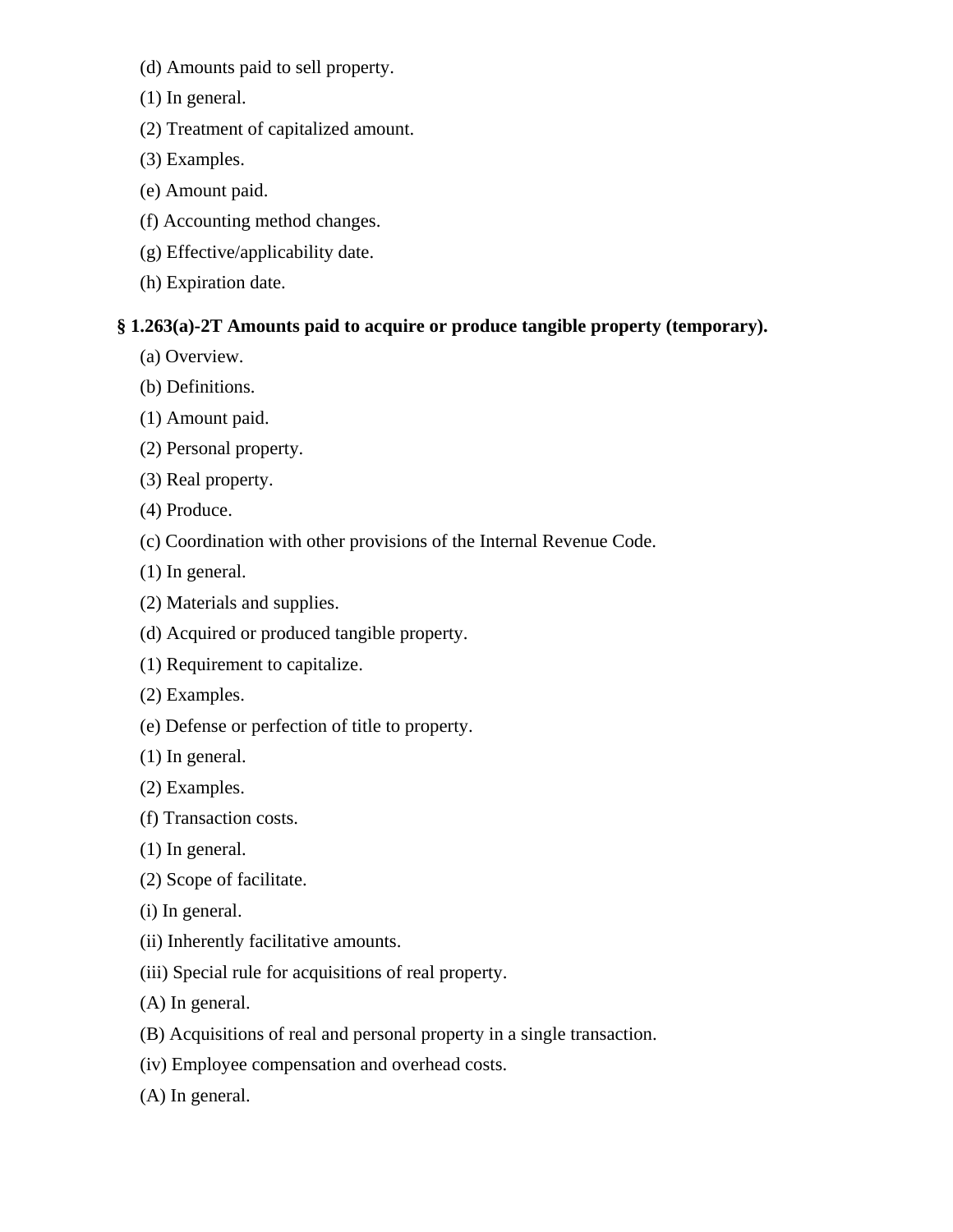(d) Amounts paid to sell property.

(1) In general.

(2) Treatment of capitalized amount.

(3) Examples.

(e) Amount paid.

(f) Accounting method changes.

(g) Effective/applicability date.

(h) Expiration date.

**§ 1.263(a)-2T Amounts paid to acquire or produce tangible property (temporary).**

(a) Overview.

(b) Definitions.

(1) Amount paid.

(2) Personal property.

(3) Real property.

(4) Produce.

(c) Coordination with other provisions of the Internal Revenue Code.

(1) In general.

(2) Materials and supplies.

(d) Acquired or produced tangible property.

(1) Requirement to capitalize.

(2) Examples.

(e) Defense or perfection of title to property.

(1) In general.

(2) Examples.

(f) Transaction costs.

(1) In general.

(2) Scope of facilitate.

(i) In general.

(ii) Inherently facilitative amounts.

(iii) Special rule for acquisitions of real property.

(A) In general.

(B) Acquisitions of real and personal property in a single transaction.

(iv) Employee compensation and overhead costs.

(A) In general.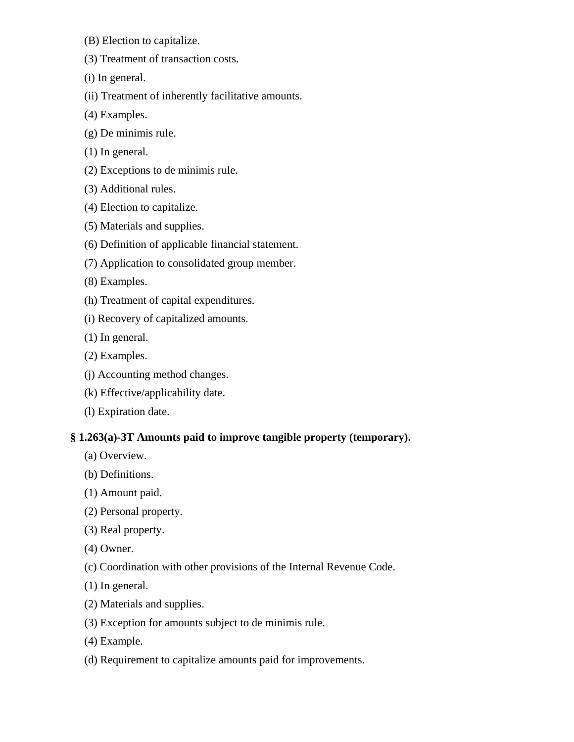(B) Election to capitalize.

(3) Treatment of transaction costs.

(i) In general.

(ii) Treatment of inherently facilitative amounts.

(4) Examples.

(g) De minimis rule.

(1) In general.

(2) Exceptions to de minimis rule.

(3) Additional rules.

(4) Election to capitalize.

(5) Materials and supplies.

(6) Definition of applicable financial statement.

(7) Application to consolidated group member.

(8) Examples.

(h) Treatment of capital expenditures.

(i) Recovery of capitalized amounts.

(1) In general.

(2) Examples.

(j) Accounting method changes.

(k) Effective/applicability date.

(l) Expiration date.

**§ 1.263(a)-3T Amounts paid to improve tangible property (temporary).**

(a) Overview.

(b) Definitions.

(1) Amount paid.

(2) Personal property.

(3) Real property.

(4) Owner.

(c) Coordination with other provisions of the Internal Revenue Code.

(1) In general.

(2) Materials and supplies.

(3) Exception for amounts subject to de minimis rule.

(4) Example.

(d) Requirement to capitalize amounts paid for improvements.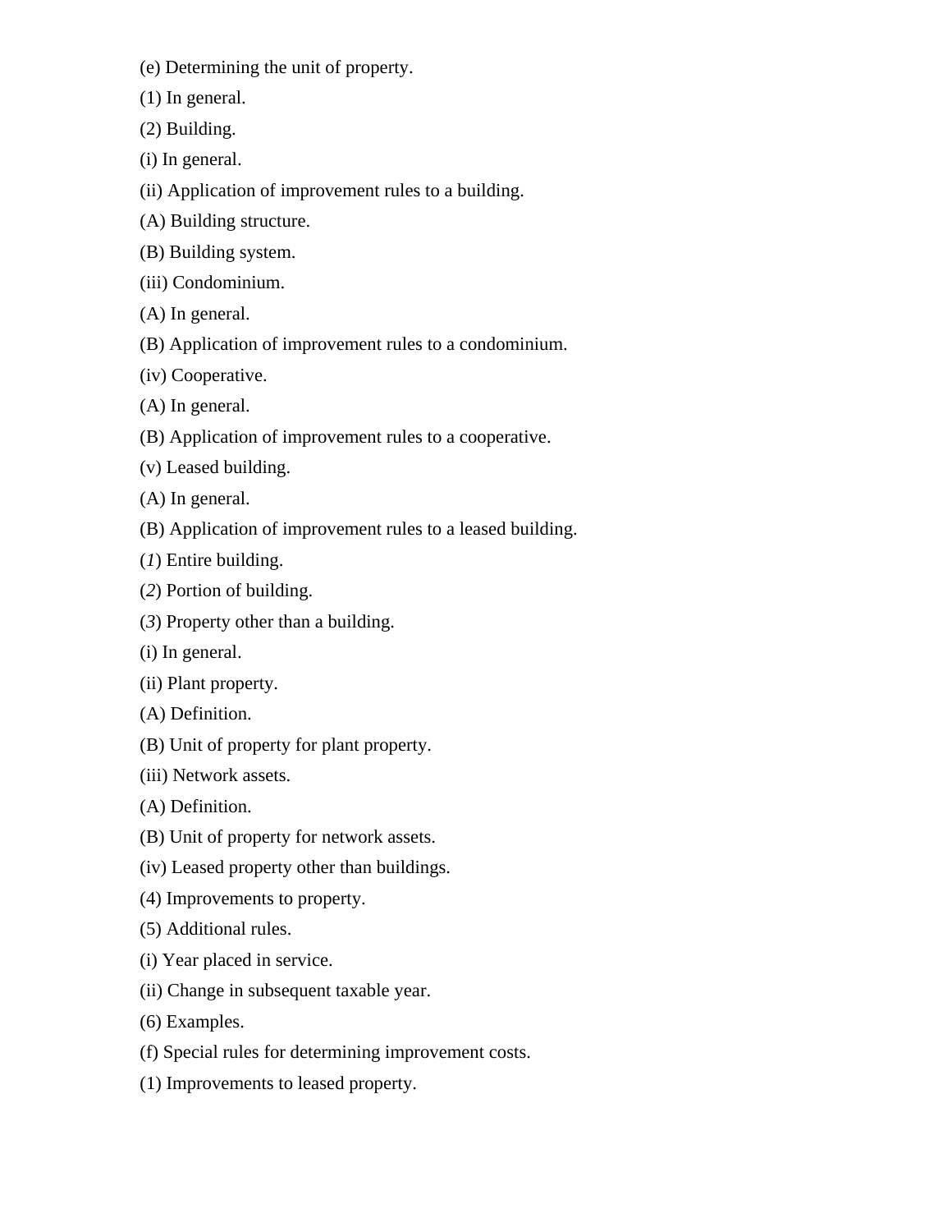(e) Determining the unit of property.

(1) In general.

(2) Building.

(i) In general.

(ii) Application of improvement rules to a building.

(A) Building structure.

(B) Building system.

(iii) Condominium.

(A) In general.

(B) Application of improvement rules to a condominium.

(iv) Cooperative.

(A) In general.

(B) Application of improvement rules to a cooperative.

(v) Leased building.

(A) In general.

(B) Application of improvement rules to a leased building.

(*1*) Entire building.

(*2*) Portion of building.

(*3*) Property other than a building.

(i) In general.

(ii) Plant property.

(A) Definition.

(B) Unit of property for plant property.

(iii) Network assets.

(A) Definition.

(B) Unit of property for network assets.

(iv) Leased property other than buildings.

(4) Improvements to property.

(5) Additional rules.

(i) Year placed in service.

(ii) Change in subsequent taxable year.

(6) Examples.

(f) Special rules for determining improvement costs.

(1) Improvements to leased property.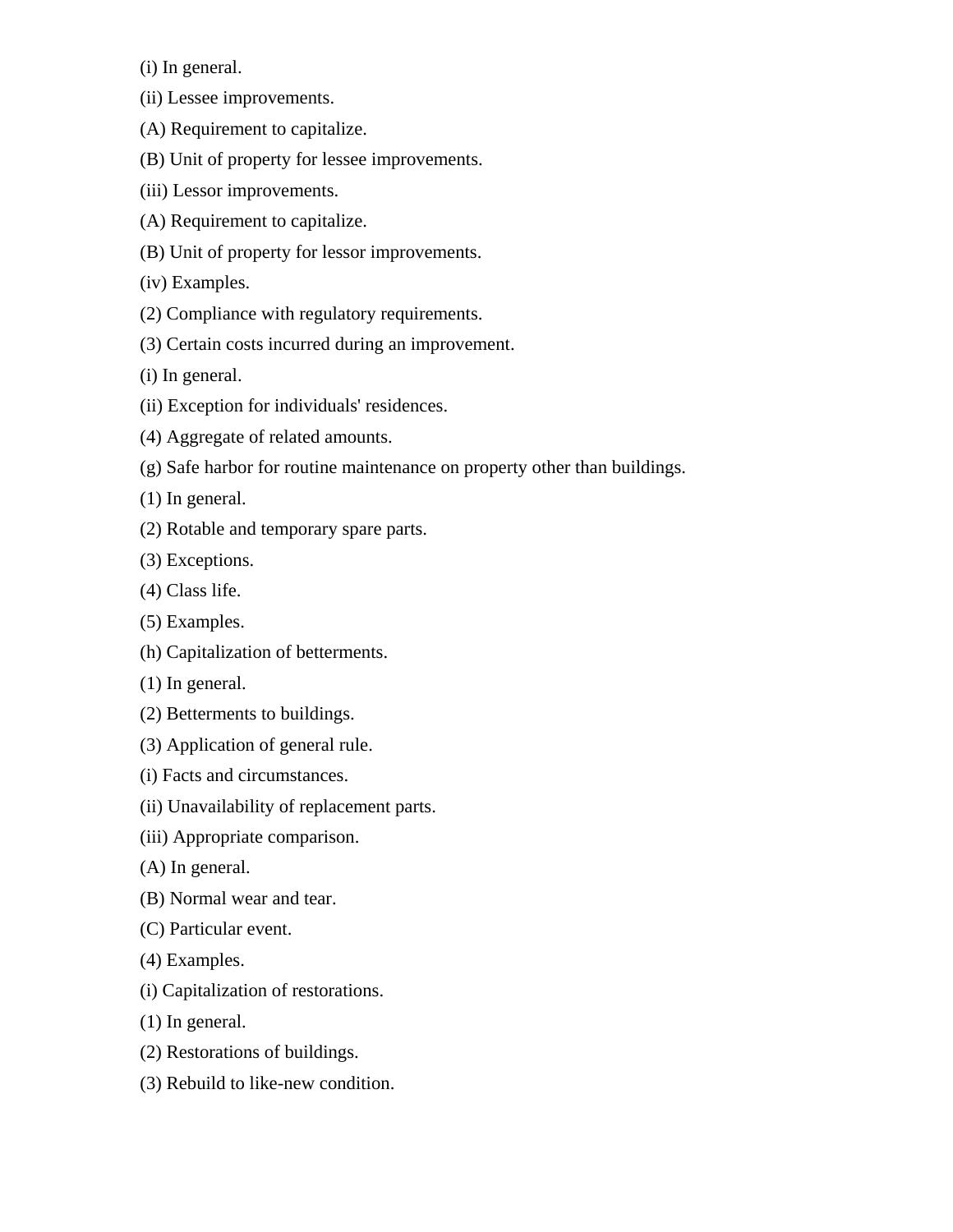(i) In general.

(ii) Lessee improvements.

(A) Requirement to capitalize.

(B) Unit of property for lessee improvements.

(iii) Lessor improvements.

(A) Requirement to capitalize.

(B) Unit of property for lessor improvements.

(iv) Examples.

(2) Compliance with regulatory requirements.

(3) Certain costs incurred during an improvement.

(i) In general.

(ii) Exception for individuals' residences.

(4) Aggregate of related amounts.

(g) Safe harbor for routine maintenance on property other than buildings.

(1) In general.

(2) Rotable and temporary spare parts.

(3) Exceptions.

(4) Class life.

(5) Examples.

(h) Capitalization of betterments.

(1) In general.

(2) Betterments to buildings.

(3) Application of general rule.

(i) Facts and circumstances.

(ii) Unavailability of replacement parts.

(iii) Appropriate comparison.

(A) In general.

(B) Normal wear and tear.

(C) Particular event.

(4) Examples.

(i) Capitalization of restorations.

(1) In general.

(2) Restorations of buildings.

(3) Rebuild to like-new condition.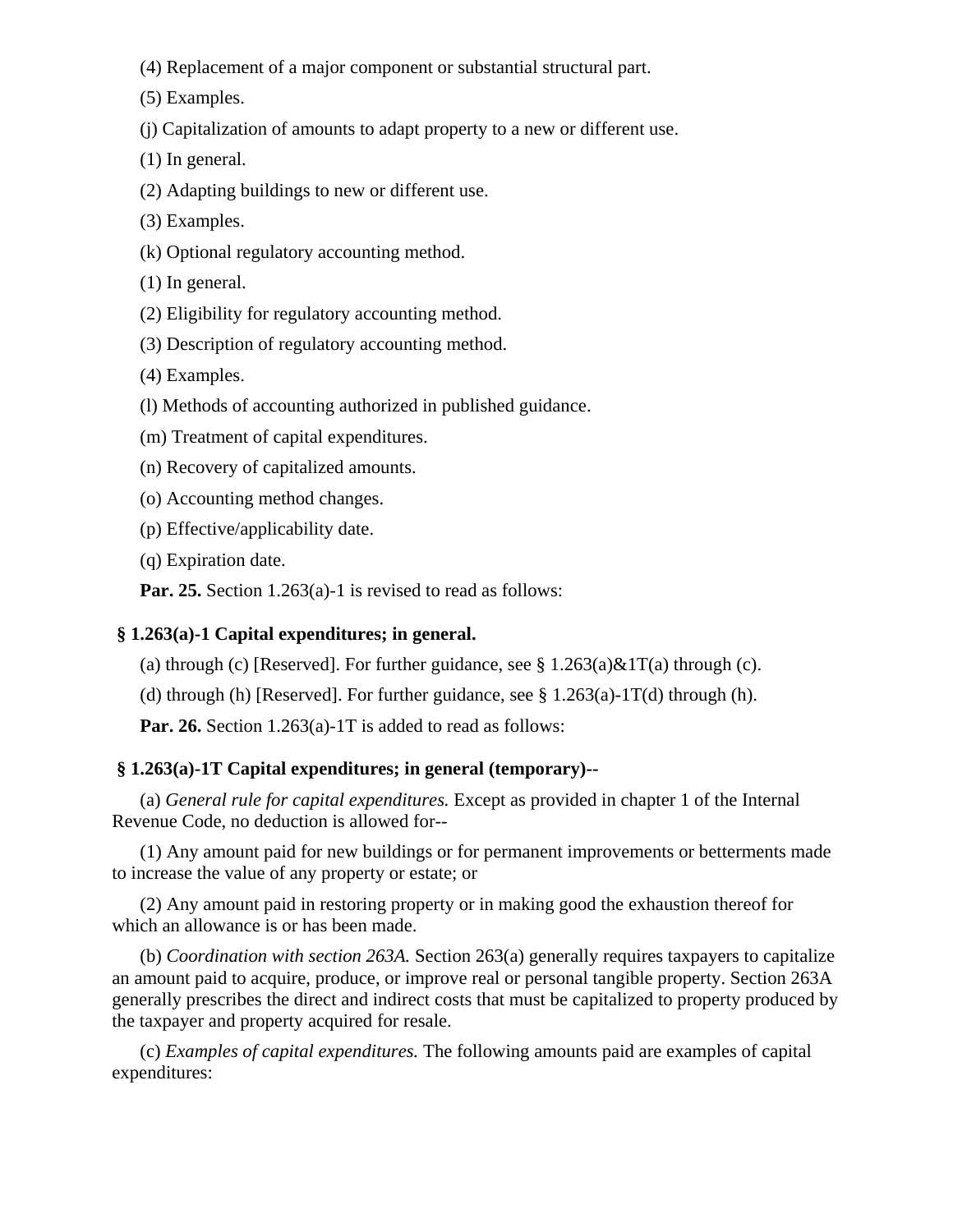(4) Replacement of a major component or substantial structural part.

(5) Examples.

(j) Capitalization of amounts to adapt property to a new or different use.

(1) In general.

(2) Adapting buildings to new or different use.

(3) Examples.

(k) Optional regulatory accounting method.

(1) In general.

(2) Eligibility for regulatory accounting method.

(3) Description of regulatory accounting method.

(4) Examples.

(l) Methods of accounting authorized in published guidance.

(m) Treatment of capital expenditures.

(n) Recovery of capitalized amounts.

(o) Accounting method changes.

(p) Effective/applicability date.

(q) Expiration date.

**Par. 25.** Section 1.263(a)-1 is revised to read as follows:

### § 1.263(a)-1 Capital expenditures; in general.

(a) through (c) [Reserved]. For further guidance, see § 1.263(a)&1T(a) through (c).

(d) through (h) [Reserved]. For further guidance, see § 1.263(a)-1T(d) through (h).

**Par. 26.** Section 1.263(a)-1T is added to read as follows:

### § 1.263(a)-1T Capital expenditures; in general (temporary)--

(a) *General rule for capital expenditures.* Except as provided in chapter 1 of the Internal Revenue Code, no deduction is allowed for--

(1) Any amount paid for new buildings or for permanent improvements or betterments made to increase the value of any property or estate; or

(2) Any amount paid in restoring property or in making good the exhaustion thereof for which an allowance is or has been made.

(b) *Coordination with section 263A.* Section 263(a) generally requires taxpayers to capitalize an amount paid to acquire, produce, or improve real or personal tangible property. Section 263A generally prescribes the direct and indirect costs that must be capitalized to property produced by the taxpayer and property acquired for resale.

(c) *Examples of capital expenditures.* The following amounts paid are examples of capital expenditures: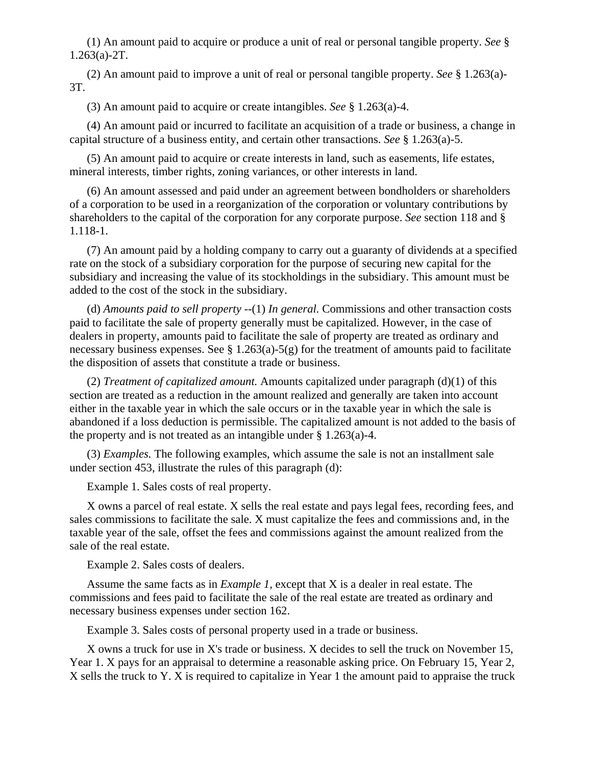(1) An amount paid to acquire or produce a unit of real or personal tangible property. *See* § 1.263(a)-2T.

(2) An amount paid to improve a unit of real or personal tangible property. *See* § 1.263(a)-3T.

(3) An amount paid to acquire or create intangibles. *See* § 1.263(a)-4.

(4) An amount paid or incurred to facilitate an acquisition of a trade or business, a change in capital structure of a business entity, and certain other transactions. *See* § 1.263(a)-5.

(5) An amount paid to acquire or create interests in land, such as easements, life estates, mineral interests, timber rights, zoning variances, or other interests in land.

(6) An amount assessed and paid under an agreement between bondholders or shareholders of a corporation to be used in a reorganization of the corporation or voluntary contributions by shareholders to the capital of the corporation for any corporate purpose. *See* section 118 and § 1.118-1.

(7) An amount paid by a holding company to carry out a guaranty of dividends at a specified rate on the stock of a subsidiary corporation for the purpose of securing new capital for the subsidiary and increasing the value of its stockholdings in the subsidiary. This amount must be added to the cost of the stock in the subsidiary.

(d) *Amounts paid to sell property* --(1) *In general.* Commissions and other transaction costs paid to facilitate the sale of property generally must be capitalized. However, in the case of dealers in property, amounts paid to facilitate the sale of property are treated as ordinary and necessary business expenses. See § 1.263(a)-5(g) for the treatment of amounts paid to facilitate the disposition of assets that constitute a trade or business.

(2) *Treatment of capitalized amount.* Amounts capitalized under paragraph (d)(1) of this section are treated as a reduction in the amount realized and generally are taken into account either in the taxable year in which the sale occurs or in the taxable year in which the sale is abandoned if a loss deduction is permissible. The capitalized amount is not added to the basis of the property and is not treated as an intangible under § 1.263(a)-4.

(3) *Examples.* The following examples, which assume the sale is not an installment sale under section 453, illustrate the rules of this paragraph (d):

Example 1. Sales costs of real property.

X owns a parcel of real estate. X sells the real estate and pays legal fees, recording fees, and sales commissions to facilitate the sale. X must capitalize the fees and commissions and, in the taxable year of the sale, offset the fees and commissions against the amount realized from the sale of the real estate.

Example 2. Sales costs of dealers.

Assume the same facts as in *Example 1*, except that X is a dealer in real estate. The commissions and fees paid to facilitate the sale of the real estate are treated as ordinary and necessary business expenses under section 162.

Example 3. Sales costs of personal property used in a trade or business.

X owns a truck for use in X's trade or business. X decides to sell the truck on November 15, Year 1. X pays for an appraisal to determine a reasonable asking price. On February 15, Year 2, X sells the truck to Y. X is required to capitalize in Year 1 the amount paid to appraise the truck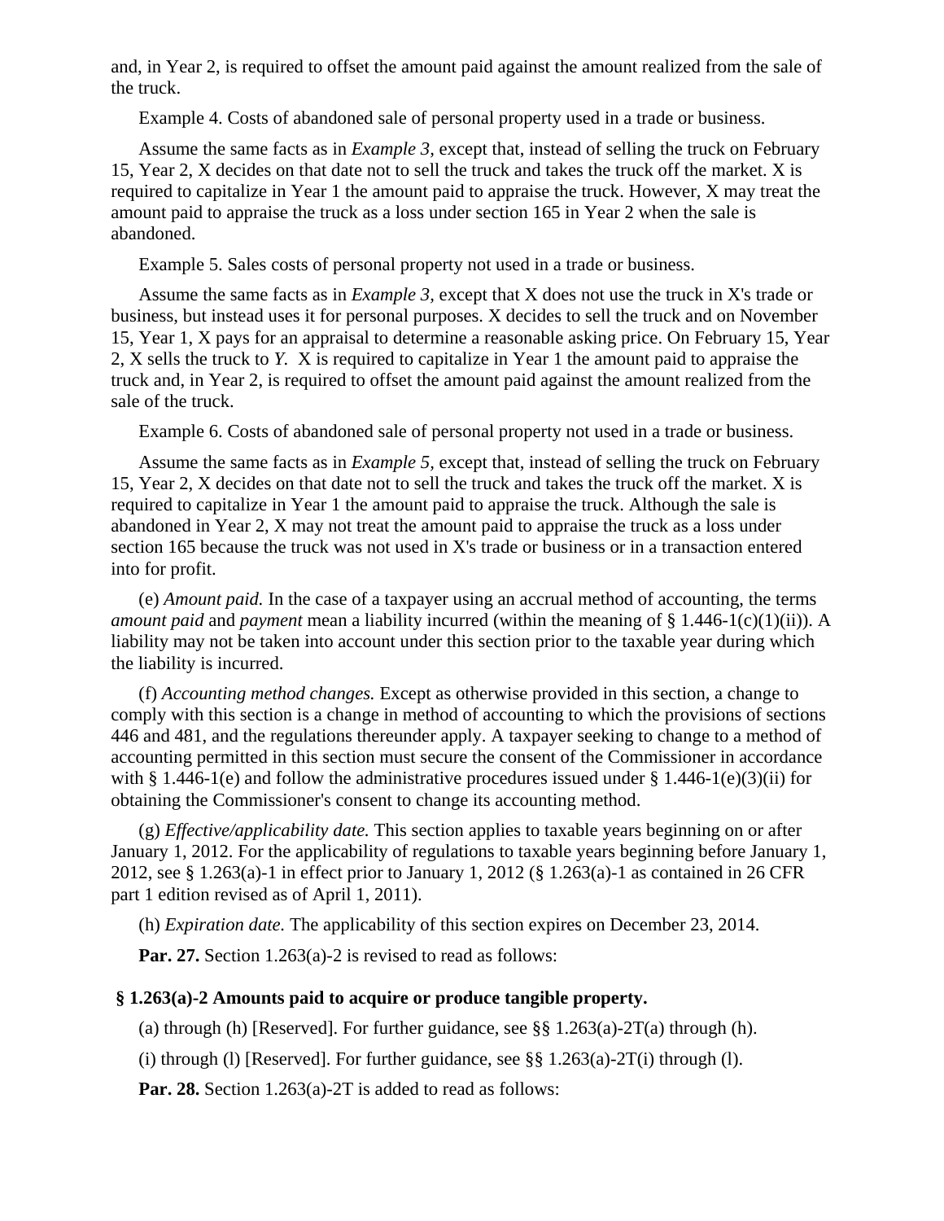and, in Year 2, is required to offset the amount paid against the amount realized from the sale of the truck.

Example 4. Costs of abandoned sale of personal property used in a trade or business.

Assume the same facts as in *Example 3*, except that, instead of selling the truck on February 15, Year 2, X decides on that date not to sell the truck and takes the truck off the market. X is required to capitalize in Year 1 the amount paid to appraise the truck. However, X may treat the amount paid to appraise the truck as a loss under section 165 in Year 2 when the sale is abandoned.

Example 5. Sales costs of personal property not used in a trade or business.

Assume the same facts as in *Example 3*, except that X does not use the truck in X's trade or business, but instead uses it for personal purposes. X decides to sell the truck and on November 15, Year 1, X pays for an appraisal to determine a reasonable asking price. On February 15, Year 2, X sells the truck to *Y*. X is required to capitalize in Year 1 the amount paid to appraise the truck and, in Year 2, is required to offset the amount paid against the amount realized from the sale of the truck.

Example 6. Costs of abandoned sale of personal property not used in a trade or business.

Assume the same facts as in *Example 5*, except that, instead of selling the truck on February 15, Year 2, X decides on that date not to sell the truck and takes the truck off the market. X is required to capitalize in Year 1 the amount paid to appraise the truck. Although the sale is abandoned in Year 2, X may not treat the amount paid to appraise the truck as a loss under section 165 because the truck was not used in X's trade or business or in a transaction entered into for profit.

(e) *Amount paid.* In the case of a taxpayer using an accrual method of accounting, the terms *amount paid* and *payment* mean a liability incurred (within the meaning of § 1.446-1(c)(1)(ii)). A liability may not be taken into account under this section prior to the taxable year during which the liability is incurred.

(f) *Accounting method changes.* Except as otherwise provided in this section, a change to comply with this section is a change in method of accounting to which the provisions of sections 446 and 481, and the regulations thereunder apply. A taxpayer seeking to change to a method of accounting permitted in this section must secure the consent of the Commissioner in accordance with § 1.446-1(e) and follow the administrative procedures issued under § 1.446-1(e)(3)(ii) for obtaining the Commissioner's consent to change its accounting method.

(g) *Effective/applicability date.* This section applies to taxable years beginning on or after January 1, 2012. For the applicability of regulations to taxable years beginning before January 1, 2012, see § 1.263(a)-1 in effect prior to January 1, 2012 (§ 1.263(a)-1 as contained in 26 CFR part 1 edition revised as of April 1, 2011).

(h) *Expiration date.* The applicability of this section expires on December 23, 2014.

**Par. 27.** Section 1.263(a)-2 is revised to read as follows:

**§ 1.263(a)-2 Amounts paid to acquire or produce tangible property.**

(a) through (h) [Reserved]. For further guidance, see §§ 1.263(a)-2T(a) through (h).

(i) through (l) [Reserved]. For further guidance, see §§ 1.263(a)-2T(i) through (l).

**Par. 28.** Section 1.263(a)-2T is added to read as follows: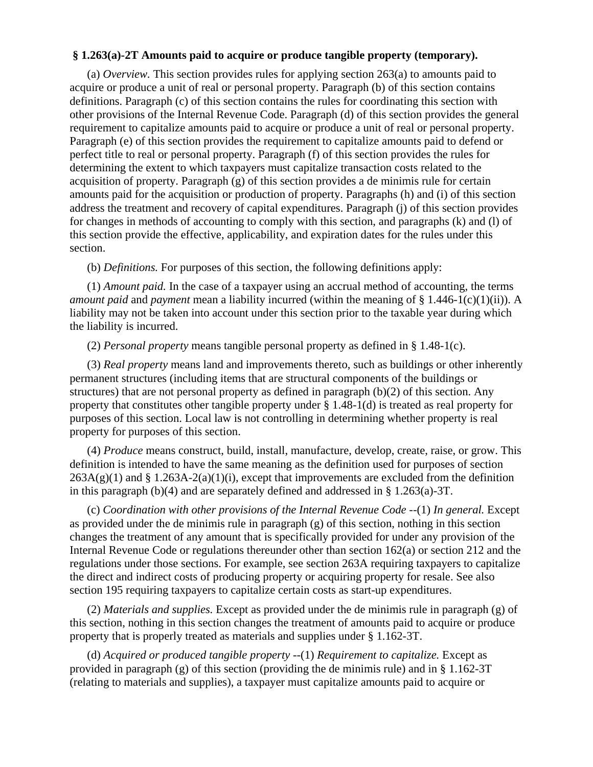**§ 1.263(a)-2T Amounts paid to acquire or produce tangible property (temporary).**

(a) *Overview.* This section provides rules for applying section 263(a) to amounts paid to acquire or produce a unit of real or personal property. Paragraph (b) of this section contains definitions. Paragraph (c) of this section contains the rules for coordinating this section with other provisions of the Internal Revenue Code. Paragraph (d) of this section provides the general requirement to capitalize amounts paid to acquire or produce a unit of real or personal property. Paragraph (e) of this section provides the requirement to capitalize amounts paid to defend or perfect title to real or personal property. Paragraph (f) of this section provides the rules for determining the extent to which taxpayers must capitalize transaction costs related to the acquisition of property. Paragraph (g) of this section provides a de minimis rule for certain amounts paid for the acquisition or production of property. Paragraphs (h) and (i) of this section address the treatment and recovery of capital expenditures. Paragraph (j) of this section provides for changes in methods of accounting to comply with this section, and paragraphs (k) and (l) of this section provide the effective, applicability, and expiration dates for the rules under this section.

(b) *Definitions.* For purposes of this section, the following definitions apply:

(1) *Amount paid.* In the case of a taxpayer using an accrual method of accounting, the terms *amount paid* and *payment* mean a liability incurred (within the meaning of § 1.446-1(c)(1)(ii)). A liability may not be taken into account under this section prior to the taxable year during which the liability is incurred.

(2) *Personal property* means tangible personal property as defined in § 1.48-1(c).

(3) *Real property* means land and improvements thereto, such as buildings or other inherently permanent structures (including items that are structural components of the buildings or structures) that are not personal property as defined in paragraph (b)(2) of this section. Any property that constitutes other tangible property under § 1.48-1(d) is treated as real property for purposes of this section. Local law is not controlling in determining whether property is real property for purposes of this section.

(4) *Produce* means construct, build, install, manufacture, develop, create, raise, or grow. This definition is intended to have the same meaning as the definition used for purposes of section 263A(g)(1) and § 1.263A-2(a)(1)(i), except that improvements are excluded from the definition in this paragraph (b)(4) and are separately defined and addressed in § 1.263(a)-3T.

(c) *Coordination with other provisions of the Internal Revenue Code* --(1) *In general.* Except as provided under the de minimis rule in paragraph (g) of this section, nothing in this section changes the treatment of any amount that is specifically provided for under any provision of the Internal Revenue Code or regulations thereunder other than section 162(a) or section 212 and the regulations under those sections. For example, see section 263A requiring taxpayers to capitalize the direct and indirect costs of producing property or acquiring property for resale. See also section 195 requiring taxpayers to capitalize certain costs as start-up expenditures.

(2) *Materials and supplies.* Except as provided under the de minimis rule in paragraph (g) of this section, nothing in this section changes the treatment of amounts paid to acquire or produce property that is properly treated as materials and supplies under § 1.162-3T.

(d) *Acquired or produced tangible property* --(1) *Requirement to capitalize.* Except as provided in paragraph (g) of this section (providing the de minimis rule) and in § 1.162-3T (relating to materials and supplies), a taxpayer must capitalize amounts paid to acquire or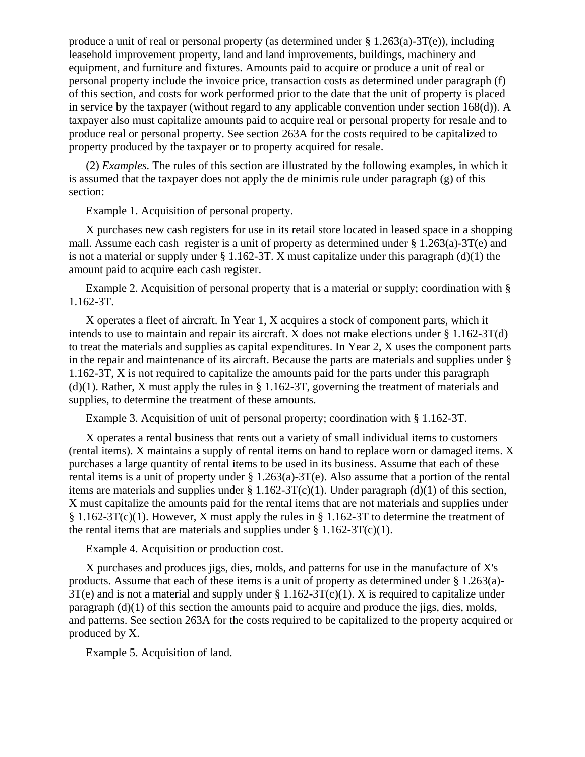produce a unit of real or personal property (as determined under § 1.263(a)-3T(e)), including leasehold improvement property, land and land improvements, buildings, machinery and equipment, and furniture and fixtures. Amounts paid to acquire or produce a unit of real or personal property include the invoice price, transaction costs as determined under paragraph (f) of this section, and costs for work performed prior to the date that the unit of property is placed in service by the taxpayer (without regard to any applicable convention under section 168(d)). A taxpayer also must capitalize amounts paid to acquire real or personal property for resale and to produce real or personal property. See section 263A for the costs required to be capitalized to property produced by the taxpayer or to property acquired for resale.

(2) *Examples.* The rules of this section are illustrated by the following examples, in which it is assumed that the taxpayer does not apply the de minimis rule under paragraph (g) of this section:

Example 1. Acquisition of personal property.

X purchases new cash registers for use in its retail store located in leased space in a shopping mall. Assume each cash register is a unit of property as determined under § 1.263(a)-3T(e) and is not a material or supply under § 1.162-3T. X must capitalize under this paragraph (d)(1) the amount paid to acquire each cash register.

Example 2. Acquisition of personal property that is a material or supply; coordination with § 1.162-3T.

X operates a fleet of aircraft. In Year 1, X acquires a stock of component parts, which it intends to use to maintain and repair its aircraft. X does not make elections under § 1.162-3T(d) to treat the materials and supplies as capital expenditures. In Year 2, X uses the component parts in the repair and maintenance of its aircraft. Because the parts are materials and supplies under § 1.162-3T, X is not required to capitalize the amounts paid for the parts under this paragraph (d)(1). Rather, X must apply the rules in § 1.162-3T, governing the treatment of materials and supplies, to determine the treatment of these amounts.

Example 3. Acquisition of unit of personal property; coordination with § 1.162-3T.

X operates a rental business that rents out a variety of small individual items to customers (rental items). X maintains a supply of rental items on hand to replace worn or damaged items. X purchases a large quantity of rental items to be used in its business. Assume that each of these rental items is a unit of property under § 1.263(a)-3T(e). Also assume that a portion of the rental items are materials and supplies under § 1.162-3T(c)(1). Under paragraph (d)(1) of this section, X must capitalize the amounts paid for the rental items that are not materials and supplies under § 1.162-3T(c)(1). However, X must apply the rules in § 1.162-3T to determine the treatment of the rental items that are materials and supplies under § 1.162-3T(c)(1).

Example 4. Acquisition or production cost.

X purchases and produces jigs, dies, molds, and patterns for use in the manufacture of X's products. Assume that each of these items is a unit of property as determined under § 1.263(a)-3T(e) and is not a material and supply under § 1.162-3T(c)(1). X is required to capitalize under paragraph (d)(1) of this section the amounts paid to acquire and produce the jigs, dies, molds, and patterns. See section 263A for the costs required to be capitalized to the property acquired or produced by X.

Example 5. Acquisition of land.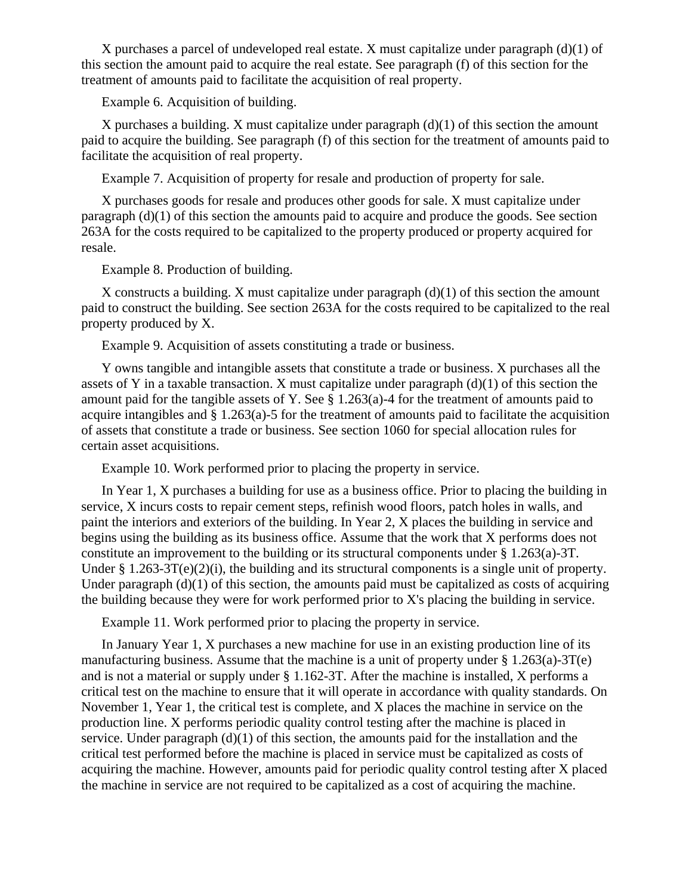X purchases a parcel of undeveloped real estate. X must capitalize under paragraph (d)(1) of this section the amount paid to acquire the real estate. See paragraph (f) of this section for the treatment of amounts paid to facilitate the acquisition of real property.

Example 6. Acquisition of building.

X purchases a building. X must capitalize under paragraph (d)(1) of this section the amount paid to acquire the building. See paragraph (f) of this section for the treatment of amounts paid to facilitate the acquisition of real property.

Example 7. Acquisition of property for resale and production of property for sale.

X purchases goods for resale and produces other goods for sale. X must capitalize under paragraph (d)(1) of this section the amounts paid to acquire and produce the goods. See section 263A for the costs required to be capitalized to the property produced or property acquired for resale.

Example 8. Production of building.

X constructs a building. X must capitalize under paragraph (d)(1) of this section the amount paid to construct the building. See section 263A for the costs required to be capitalized to the real property produced by X.

Example 9. Acquisition of assets constituting a trade or business.

Y owns tangible and intangible assets that constitute a trade or business. X purchases all the assets of Y in a taxable transaction. X must capitalize under paragraph (d)(1) of this section the amount paid for the tangible assets of Y. See § 1.263(a)-4 for the treatment of amounts paid to acquire intangibles and § 1.263(a)-5 for the treatment of amounts paid to facilitate the acquisition of assets that constitute a trade or business. See section 1060 for special allocation rules for certain asset acquisitions.

Example 10. Work performed prior to placing the property in service.

In Year 1, X purchases a building for use as a business office. Prior to placing the building in service, X incurs costs to repair cement steps, refinish wood floors, patch holes in walls, and paint the interiors and exteriors of the building. In Year 2, X places the building in service and begins using the building as its business office. Assume that the work that X performs does not constitute an improvement to the building or its structural components under § 1.263(a)-3T. Under § 1.263-3T(e)(2)(i), the building and its structural components is a single unit of property. Under paragraph (d)(1) of this section, the amounts paid must be capitalized as costs of acquiring the building because they were for work performed prior to X's placing the building in service.

Example 11. Work performed prior to placing the property in service.

In January Year 1, X purchases a new machine for use in an existing production line of its manufacturing business. Assume that the machine is a unit of property under § 1.263(a)-3T(e) and is not a material or supply under § 1.162-3T. After the machine is installed, X performs a critical test on the machine to ensure that it will operate in accordance with quality standards. On November 1, Year 1, the critical test is complete, and X places the machine in service on the production line. X performs periodic quality control testing after the machine is placed in service. Under paragraph (d)(1) of this section, the amounts paid for the installation and the critical test performed before the machine is placed in service must be capitalized as costs of acquiring the machine. However, amounts paid for periodic quality control testing after X placed the machine in service are not required to be capitalized as a cost of acquiring the machine.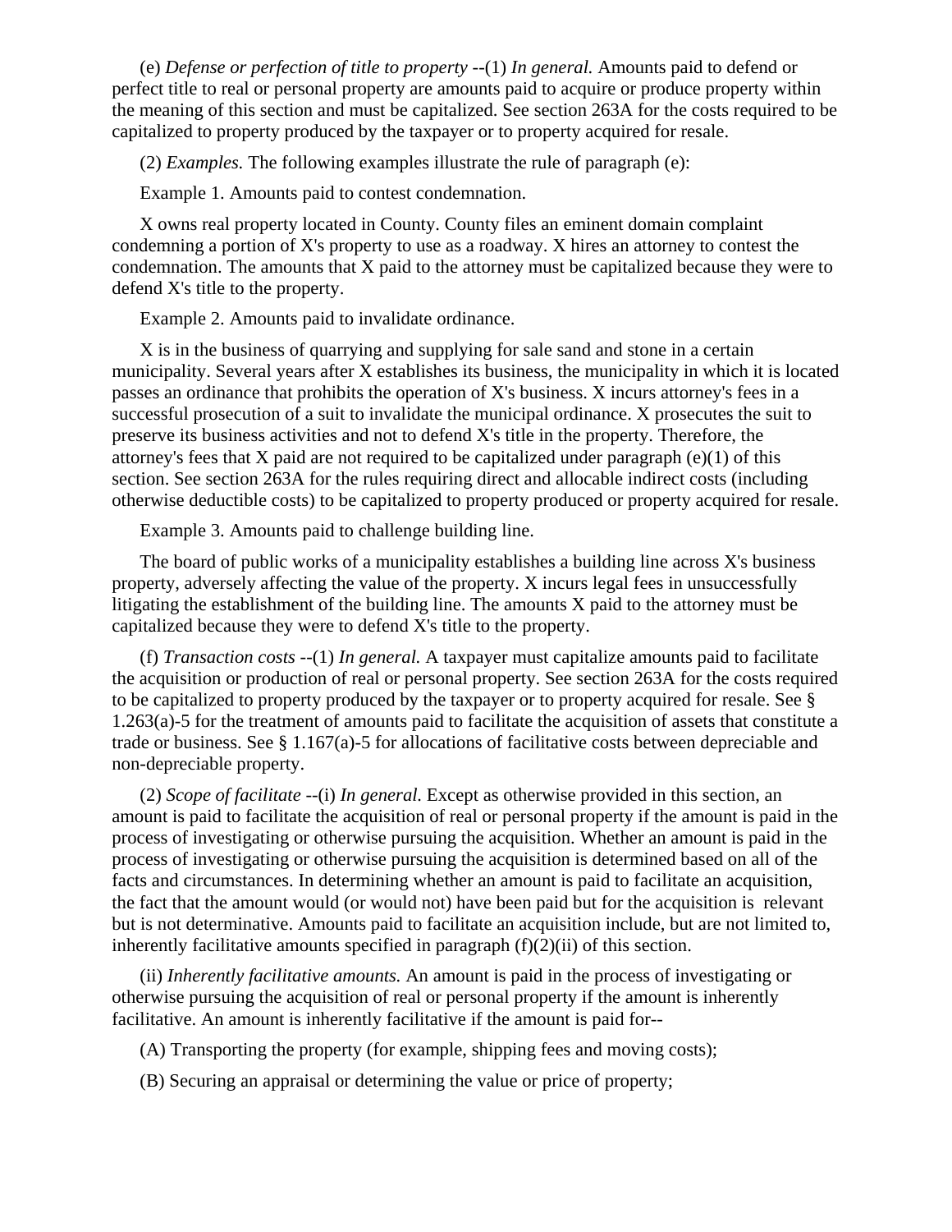(e) *Defense or perfection of title to property* --(1) *In general.* Amounts paid to defend or perfect title to real or personal property are amounts paid to acquire or produce property within the meaning of this section and must be capitalized. See section 263A for the costs required to be capitalized to property produced by the taxpayer or to property acquired for resale.

(2) *Examples.* The following examples illustrate the rule of paragraph (e):

Example 1. Amounts paid to contest condemnation.

X owns real property located in County. County files an eminent domain complaint condemning a portion of X's property to use as a roadway. X hires an attorney to contest the condemnation. The amounts that X paid to the attorney must be capitalized because they were to defend X's title to the property.

Example 2. Amounts paid to invalidate ordinance.

X is in the business of quarrying and supplying for sale sand and stone in a certain municipality. Several years after X establishes its business, the municipality in which it is located passes an ordinance that prohibits the operation of X's business. X incurs attorney's fees in a successful prosecution of a suit to invalidate the municipal ordinance. X prosecutes the suit to preserve its business activities and not to defend X's title in the property. Therefore, the attorney's fees that X paid are not required to be capitalized under paragraph (e)(1) of this section. See section 263A for the rules requiring direct and allocable indirect costs (including otherwise deductible costs) to be capitalized to property produced or property acquired for resale.

Example 3. Amounts paid to challenge building line.

The board of public works of a municipality establishes a building line across X's business property, adversely affecting the value of the property. X incurs legal fees in unsuccessfully litigating the establishment of the building line. The amounts X paid to the attorney must be capitalized because they were to defend X's title to the property.

(f) *Transaction costs* --(1) *In general.* A taxpayer must capitalize amounts paid to facilitate the acquisition or production of real or personal property. See section 263A for the costs required to be capitalized to property produced by the taxpayer or to property acquired for resale. See § 1.263(a)-5 for the treatment of amounts paid to facilitate the acquisition of assets that constitute a trade or business. See § 1.167(a)-5 for allocations of facilitative costs between depreciable and non-depreciable property.

(2) *Scope of facilitate* --(i) *In general.* Except as otherwise provided in this section, an amount is paid to facilitate the acquisition of real or personal property if the amount is paid in the process of investigating or otherwise pursuing the acquisition. Whether an amount is paid in the process of investigating or otherwise pursuing the acquisition is determined based on all of the facts and circumstances. In determining whether an amount is paid to facilitate an acquisition, the fact that the amount would (or would not) have been paid but for the acquisition is relevant but is not determinative. Amounts paid to facilitate an acquisition include, but are not limited to, inherently facilitative amounts specified in paragraph (f)(2)(ii) of this section.

(ii) *Inherently facilitative amounts.* An amount is paid in the process of investigating or otherwise pursuing the acquisition of real or personal property if the amount is inherently facilitative. An amount is inherently facilitative if the amount is paid for--

(A) Transporting the property (for example, shipping fees and moving costs);

(B) Securing an appraisal or determining the value or price of property;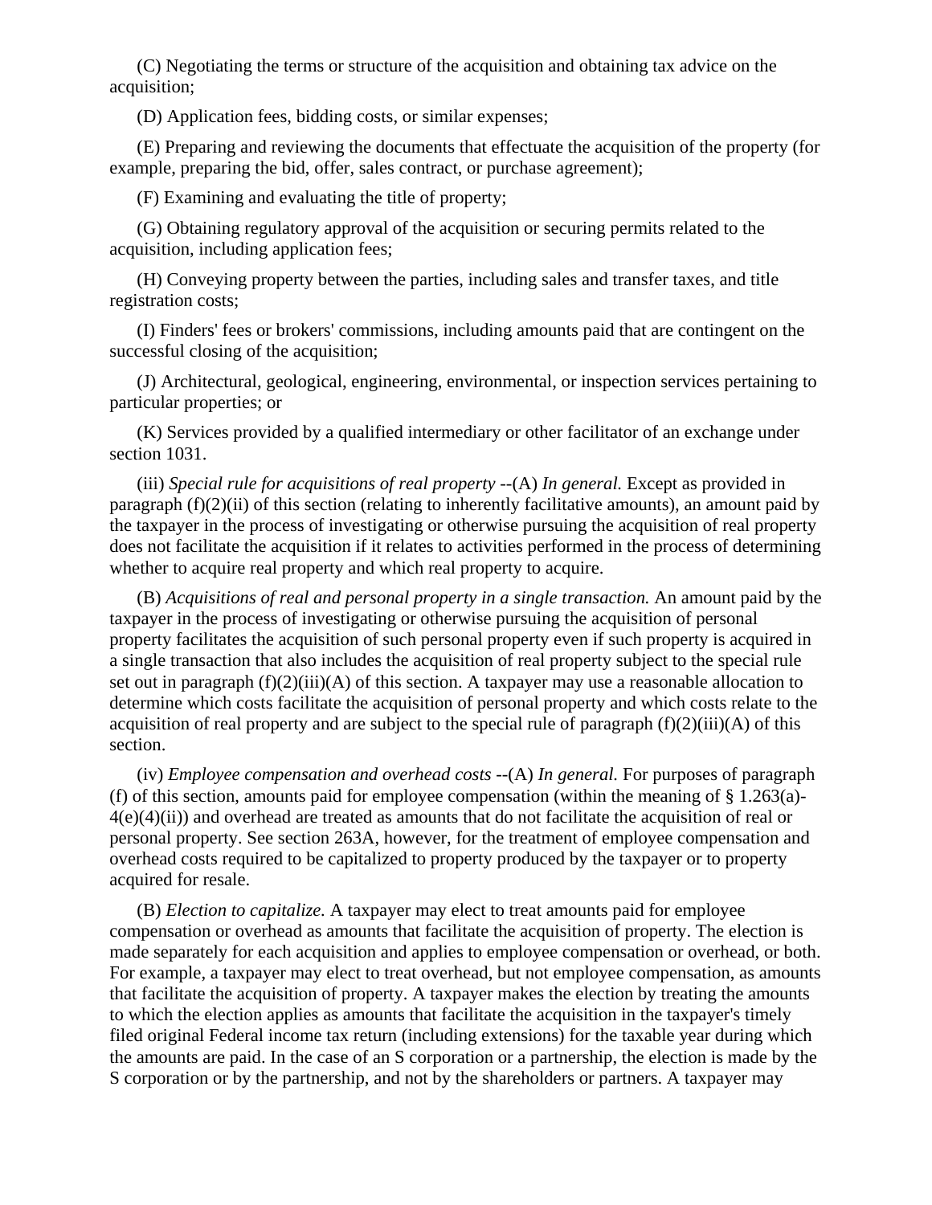(C) Negotiating the terms or structure of the acquisition and obtaining tax advice on the acquisition;

(D) Application fees, bidding costs, or similar expenses;

(E) Preparing and reviewing the documents that effectuate the acquisition of the property (for example, preparing the bid, offer, sales contract, or purchase agreement);

(F) Examining and evaluating the title of property;

(G) Obtaining regulatory approval of the acquisition or securing permits related to the acquisition, including application fees;

(H) Conveying property between the parties, including sales and transfer taxes, and title registration costs;

(I) Finders' fees or brokers' commissions, including amounts paid that are contingent on the successful closing of the acquisition;

(J) Architectural, geological, engineering, environmental, or inspection services pertaining to particular properties; or

(K) Services provided by a qualified intermediary or other facilitator of an exchange under section 1031.

(iii) *Special rule for acquisitions of real property* --(A) *In general.* Except as provided in paragraph (f)(2)(ii) of this section (relating to inherently facilitative amounts), an amount paid by the taxpayer in the process of investigating or otherwise pursuing the acquisition of real property does not facilitate the acquisition if it relates to activities performed in the process of determining whether to acquire real property and which real property to acquire.

(B) *Acquisitions of real and personal property in a single transaction.* An amount paid by the taxpayer in the process of investigating or otherwise pursuing the acquisition of personal property facilitates the acquisition of such personal property even if such property is acquired in a single transaction that also includes the acquisition of real property subject to the special rule set out in paragraph (f)(2)(iii)(A) of this section. A taxpayer may use a reasonable allocation to determine which costs facilitate the acquisition of personal property and which costs relate to the acquisition of real property and are subject to the special rule of paragraph (f)(2)(iii)(A) of this section.

(iv) *Employee compensation and overhead costs* --(A) *In general.* For purposes of paragraph (f) of this section, amounts paid for employee compensation (within the meaning of § 1.263(a)-4(e)(4)(ii)) and overhead are treated as amounts that do not facilitate the acquisition of real or personal property. See section 263A, however, for the treatment of employee compensation and overhead costs required to be capitalized to property produced by the taxpayer or to property acquired for resale.

(B) *Election to capitalize.* A taxpayer may elect to treat amounts paid for employee compensation or overhead as amounts that facilitate the acquisition of property. The election is made separately for each acquisition and applies to employee compensation or overhead, or both. For example, a taxpayer may elect to treat overhead, but not employee compensation, as amounts that facilitate the acquisition of property. A taxpayer makes the election by treating the amounts to which the election applies as amounts that facilitate the acquisition in the taxpayer's timely filed original Federal income tax return (including extensions) for the taxable year during which the amounts are paid. In the case of an S corporation or a partnership, the election is made by the S corporation or by the partnership, and not by the shareholders or partners. A taxpayer may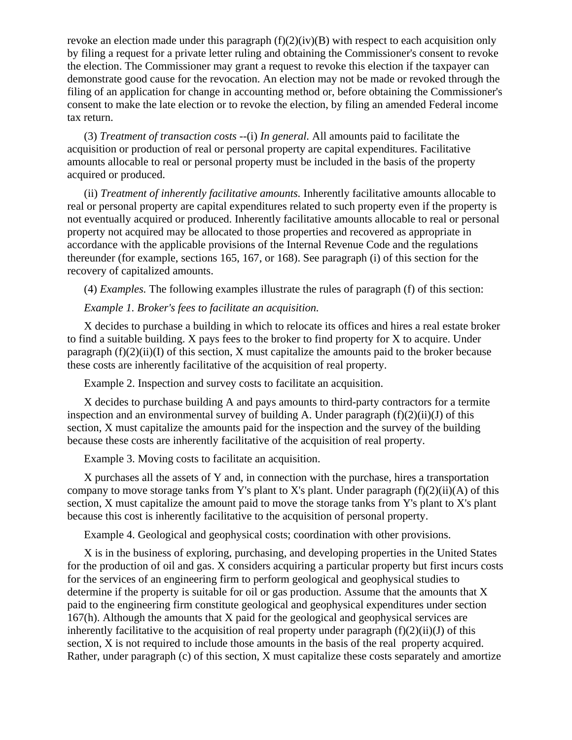revoke an election made under this paragraph (f)(2)(iv)(B) with respect to each acquisition only by filing a request for a private letter ruling and obtaining the Commissioner's consent to revoke the election. The Commissioner may grant a request to revoke this election if the taxpayer can demonstrate good cause for the revocation. An election may not be made or revoked through the filing of an application for change in accounting method or, before obtaining the Commissioner's consent to make the late election or to revoke the election, by filing an amended Federal income tax return.

(3) *Treatment of transaction costs* --(i) *In general*. All amounts paid to facilitate the acquisition or production of real or personal property are capital expenditures. Facilitative amounts allocable to real or personal property must be included in the basis of the property acquired or produced.

(ii) *Treatment of inherently facilitative amounts.* Inherently facilitative amounts allocable to real or personal property are capital expenditures related to such property even if the property is not eventually acquired or produced. Inherently facilitative amounts allocable to real or personal property not acquired may be allocated to those properties and recovered as appropriate in accordance with the applicable provisions of the Internal Revenue Code and the regulations thereunder (for example, sections 165, 167, or 168). See paragraph (i) of this section for the recovery of capitalized amounts.

(4) *Examples.* The following examples illustrate the rules of paragraph (f) of this section:

*Example 1. Broker's fees to facilitate an acquisition.*

X decides to purchase a building in which to relocate its offices and hires a real estate broker to find a suitable building. X pays fees to the broker to find property for X to acquire. Under paragraph (f)(2)(ii)(I) of this section, X must capitalize the amounts paid to the broker because these costs are inherently facilitative of the acquisition of real property.

Example 2. Inspection and survey costs to facilitate an acquisition.

X decides to purchase building A and pays amounts to third-party contractors for a termite inspection and an environmental survey of building A. Under paragraph (f)(2)(ii)(J) of this section, X must capitalize the amounts paid for the inspection and the survey of the building because these costs are inherently facilitative of the acquisition of real property.

Example 3. Moving costs to facilitate an acquisition.

X purchases all the assets of Y and, in connection with the purchase, hires a transportation company to move storage tanks from Y's plant to X's plant. Under paragraph (f)(2)(ii)(A) of this section, X must capitalize the amount paid to move the storage tanks from Y's plant to X's plant because this cost is inherently facilitative to the acquisition of personal property.

Example 4. Geological and geophysical costs; coordination with other provisions.

X is in the business of exploring, purchasing, and developing properties in the United States for the production of oil and gas. X considers acquiring a particular property but first incurs costs for the services of an engineering firm to perform geological and geophysical studies to determine if the property is suitable for oil or gas production. Assume that the amounts that X paid to the engineering firm constitute geological and geophysical expenditures under section 167(h). Although the amounts that X paid for the geological and geophysical services are inherently facilitative to the acquisition of real property under paragraph (f)(2)(ii)(J) of this section, X is not required to include those amounts in the basis of the real property acquired. Rather, under paragraph (c) of this section, X must capitalize these costs separately and amortize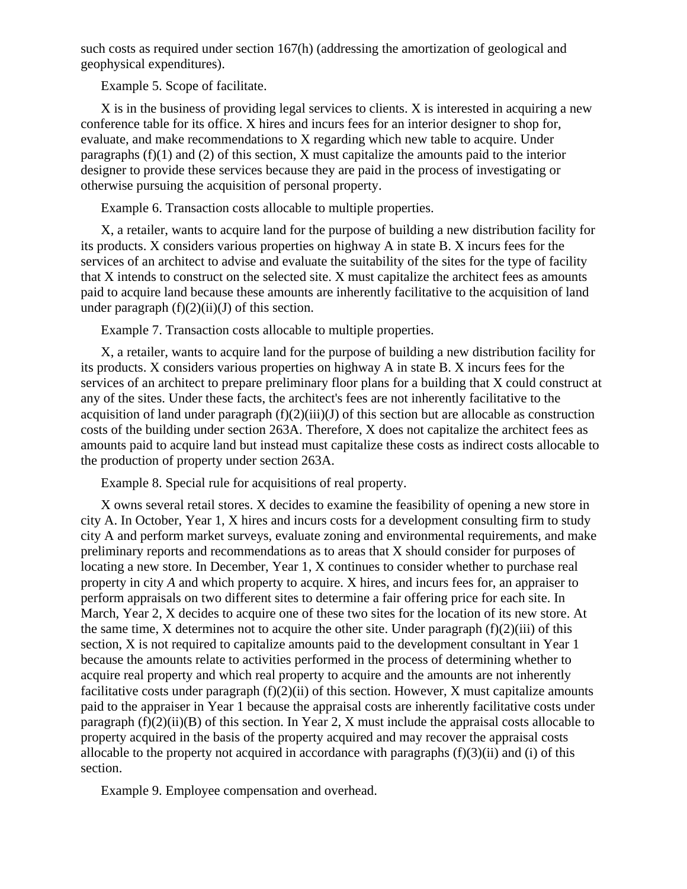such costs as required under section 167(h) (addressing the amortization of geological and geophysical expenditures).

Example 5. Scope of facilitate.

X is in the business of providing legal services to clients. X is interested in acquiring a new conference table for its office. X hires and incurs fees for an interior designer to shop for, evaluate, and make recommendations to X regarding which new table to acquire. Under paragraphs (f)(1) and (2) of this section, X must capitalize the amounts paid to the interior designer to provide these services because they are paid in the process of investigating or otherwise pursuing the acquisition of personal property.

Example 6. Transaction costs allocable to multiple properties.

X, a retailer, wants to acquire land for the purpose of building a new distribution facility for its products. X considers various properties on highway A in state B. X incurs fees for the services of an architect to advise and evaluate the suitability of the sites for the type of facility that X intends to construct on the selected site. X must capitalize the architect fees as amounts paid to acquire land because these amounts are inherently facilitative to the acquisition of land under paragraph (f)(2)(ii)(J) of this section.

Example 7. Transaction costs allocable to multiple properties.

X, a retailer, wants to acquire land for the purpose of building a new distribution facility for its products. X considers various properties on highway A in state B. X incurs fees for the services of an architect to prepare preliminary floor plans for a building that X could construct at any of the sites. Under these facts, the architect's fees are not inherently facilitative to the acquisition of land under paragraph (f)(2)(iii)(J) of this section but are allocable as construction costs of the building under section 263A. Therefore, X does not capitalize the architect fees as amounts paid to acquire land but instead must capitalize these costs as indirect costs allocable to the production of property under section 263A.

Example 8. Special rule for acquisitions of real property.

X owns several retail stores. X decides to examine the feasibility of opening a new store in city A. In October, Year 1, X hires and incurs costs for a development consulting firm to study city A and perform market surveys, evaluate zoning and environmental requirements, and make preliminary reports and recommendations as to areas that X should consider for purposes of locating a new store. In December, Year 1, X continues to consider whether to purchase real property in city *A* and which property to acquire. X hires, and incurs fees for, an appraiser to perform appraisals on two different sites to determine a fair offering price for each site. In March, Year 2, X decides to acquire one of these two sites for the location of its new store. At the same time, X determines not to acquire the other site. Under paragraph (f)(2)(iii) of this section, X is not required to capitalize amounts paid to the development consultant in Year 1 because the amounts relate to activities performed in the process of determining whether to acquire real property and which real property to acquire and the amounts are not inherently facilitative costs under paragraph (f)(2)(ii) of this section. However, X must capitalize amounts paid to the appraiser in Year 1 because the appraisal costs are inherently facilitative costs under paragraph (f)(2)(ii)(B) of this section. In Year 2, X must include the appraisal costs allocable to property acquired in the basis of the property acquired and may recover the appraisal costs allocable to the property not acquired in accordance with paragraphs (f)(3)(ii) and (i) of this section.

Example 9. Employee compensation and overhead.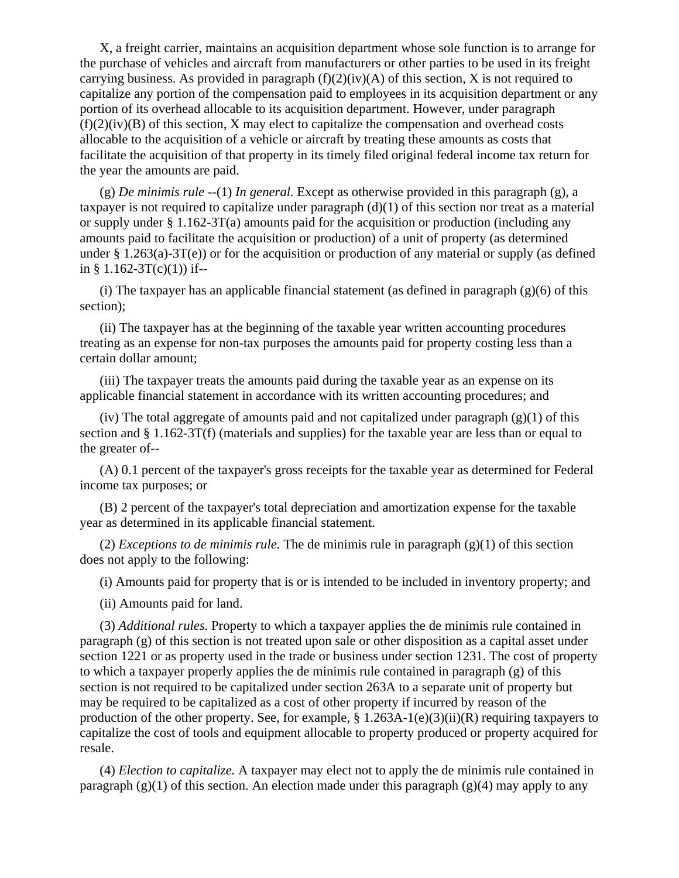X, a freight carrier, maintains an acquisition department whose sole function is to arrange for the purchase of vehicles and aircraft from manufacturers or other parties to be used in its freight carrying business. As provided in paragraph (f)(2)(iv)(A) of this section, X is not required to capitalize any portion of the compensation paid to employees in its acquisition department or any portion of its overhead allocable to its acquisition department. However, under paragraph (f)(2)(iv)(B) of this section, X may elect to capitalize the compensation and overhead costs allocable to the acquisition of a vehicle or aircraft by treating these amounts as costs that facilitate the acquisition of that property in its timely filed original federal income tax return for the year the amounts are paid.

(g) *De minimis rule* --(1) *In general.* Except as otherwise provided in this paragraph (g), a taxpayer is not required to capitalize under paragraph (d)(1) of this section nor treat as a material or supply under § 1.162-3T(a) amounts paid for the acquisition or production (including any amounts paid to facilitate the acquisition or production) of a unit of property (as determined under § 1.263(a)-3T(e)) or for the acquisition or production of any material or supply (as defined in § 1.162-3T(c)(1)) if--

(i) The taxpayer has an applicable financial statement (as defined in paragraph (g)(6) of this section);

(ii) The taxpayer has at the beginning of the taxable year written accounting procedures treating as an expense for non-tax purposes the amounts paid for property costing less than a certain dollar amount;

(iii) The taxpayer treats the amounts paid during the taxable year as an expense on its applicable financial statement in accordance with its written accounting procedures; and

(iv) The total aggregate of amounts paid and not capitalized under paragraph (g)(1) of this section and § 1.162-3T(f) (materials and supplies) for the taxable year are less than or equal to the greater of--

(A) 0.1 percent of the taxpayer's gross receipts for the taxable year as determined for Federal income tax purposes; or

(B) 2 percent of the taxpayer's total depreciation and amortization expense for the taxable year as determined in its applicable financial statement.

(2) *Exceptions to de minimis rule.* The de minimis rule in paragraph (g)(1) of this section does not apply to the following:

(i) Amounts paid for property that is or is intended to be included in inventory property; and

(ii) Amounts paid for land.

(3) *Additional rules.* Property to which a taxpayer applies the de minimis rule contained in paragraph (g) of this section is not treated upon sale or other disposition as a capital asset under section 1221 or as property used in the trade or business under section 1231. The cost of property to which a taxpayer properly applies the de minimis rule contained in paragraph (g) of this section is not required to be capitalized under section 263A to a separate unit of property but may be required to be capitalized as a cost of other property if incurred by reason of the production of the other property. See, for example, § 1.263A-1(e)(3)(ii)(R) requiring taxpayers to capitalize the cost of tools and equipment allocable to property produced or property acquired for resale.

(4) *Election to capitalize.* A taxpayer may elect not to apply the de minimis rule contained in paragraph (g)(1) of this section. An election made under this paragraph (g)(4) may apply to any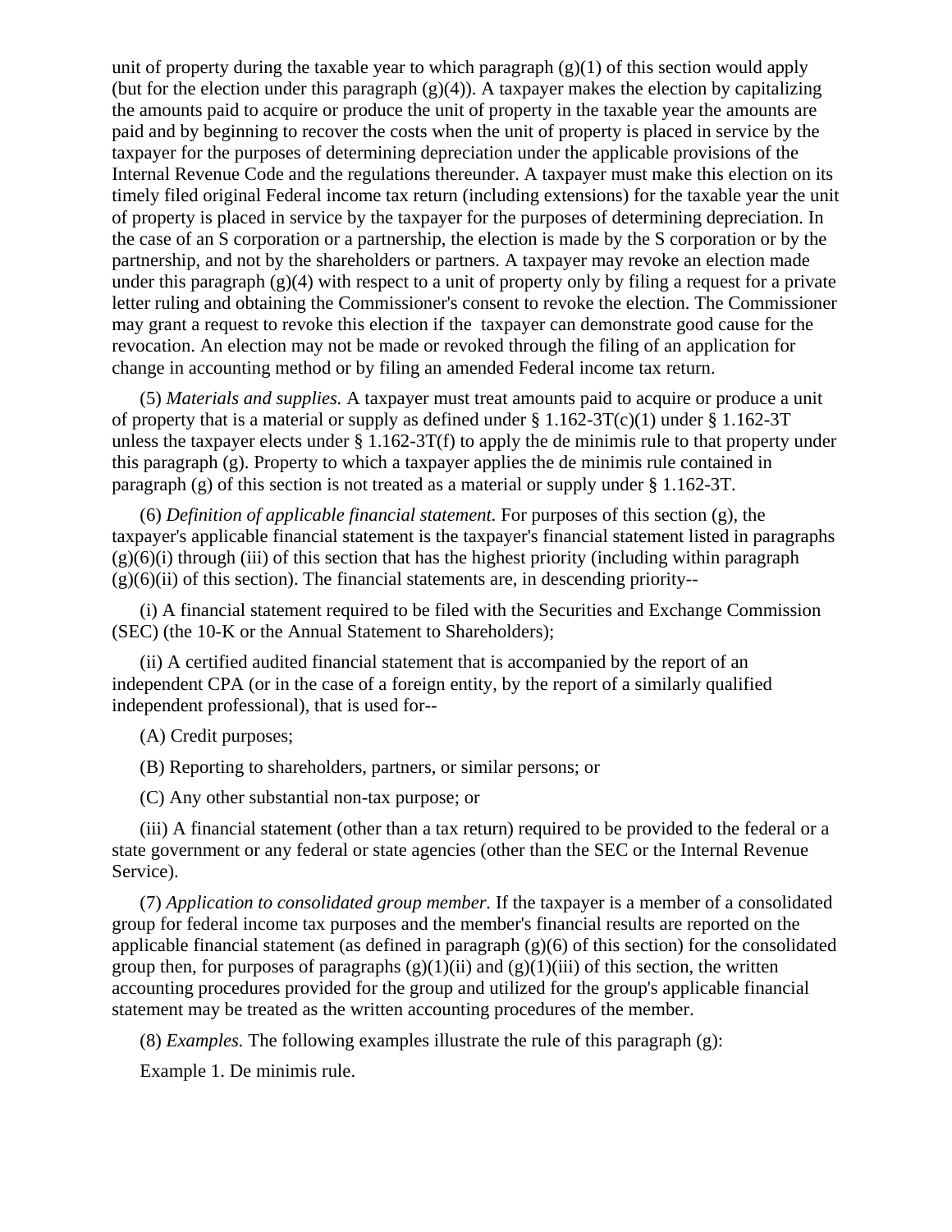unit of property during the taxable year to which paragraph (g)(1) of this section would apply (but for the election under this paragraph (g)(4)). A taxpayer makes the election by capitalizing the amounts paid to acquire or produce the unit of property in the taxable year the amounts are paid and by beginning to recover the costs when the unit of property is placed in service by the taxpayer for the purposes of determining depreciation under the applicable provisions of the Internal Revenue Code and the regulations thereunder. A taxpayer must make this election on its timely filed original Federal income tax return (including extensions) for the taxable year the unit of property is placed in service by the taxpayer for the purposes of determining depreciation. In the case of an S corporation or a partnership, the election is made by the S corporation or by the partnership, and not by the shareholders or partners. A taxpayer may revoke an election made under this paragraph (g)(4) with respect to a unit of property only by filing a request for a private letter ruling and obtaining the Commissioner's consent to revoke the election. The Commissioner may grant a request to revoke this election if the taxpayer can demonstrate good cause for the revocation. An election may not be made or revoked through the filing of an application for change in accounting method or by filing an amended Federal income tax return.

(5) *Materials and supplies.* A taxpayer must treat amounts paid to acquire or produce a unit of property that is a material or supply as defined under § 1.162-3T(c)(1) under § 1.162-3T unless the taxpayer elects under § 1.162-3T(f) to apply the de minimis rule to that property under this paragraph (g). Property to which a taxpayer applies the de minimis rule contained in paragraph (g) of this section is not treated as a material or supply under § 1.162-3T.

(6) *Definition of applicable financial statement.* For purposes of this section (g), the taxpayer's applicable financial statement is the taxpayer's financial statement listed in paragraphs (g)(6)(i) through (iii) of this section that has the highest priority (including within paragraph (g)(6)(ii) of this section). The financial statements are, in descending priority--

(i) A financial statement required to be filed with the Securities and Exchange Commission (SEC) (the 10-K or the Annual Statement to Shareholders);

(ii) A certified audited financial statement that is accompanied by the report of an independent CPA (or in the case of a foreign entity, by the report of a similarly qualified independent professional), that is used for--

(A) Credit purposes;

(B) Reporting to shareholders, partners, or similar persons; or

(C) Any other substantial non-tax purpose; or

(iii) A financial statement (other than a tax return) required to be provided to the federal or a state government or any federal or state agencies (other than the SEC or the Internal Revenue Service).

(7) *Application to consolidated group member.* If the taxpayer is a member of a consolidated group for federal income tax purposes and the member's financial results are reported on the applicable financial statement (as defined in paragraph (g)(6) of this section) for the consolidated group then, for purposes of paragraphs (g)(1)(ii) and (g)(1)(iii) of this section, the written accounting procedures provided for the group and utilized for the group's applicable financial statement may be treated as the written accounting procedures of the member.

(8) *Examples.* The following examples illustrate the rule of this paragraph (g):

Example 1. De minimis rule.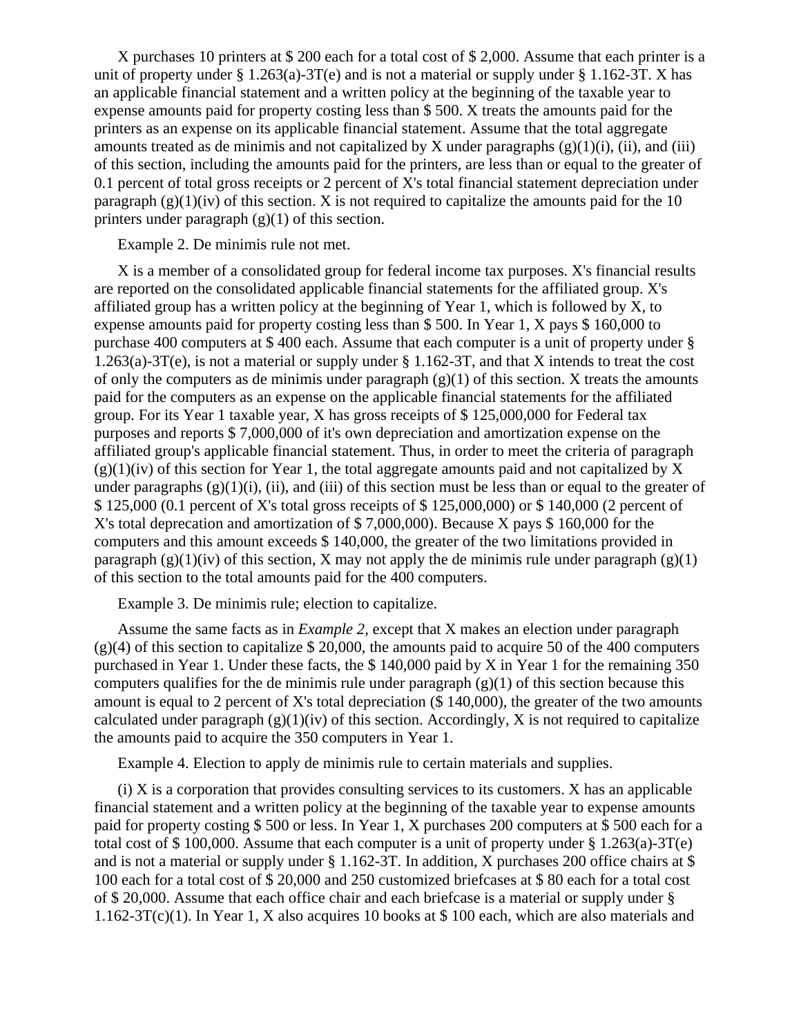X purchases 10 printers at $ 200 each for a total cost of $ 2,000. Assume that each printer is a unit of property under § 1.263(a)-3T(e) and is not a material or supply under § 1.162-3T. X has an applicable financial statement and a written policy at the beginning of the taxable year to expense amounts paid for property costing less than $ 500. X treats the amounts paid for the printers as an expense on its applicable financial statement. Assume that the total aggregate amounts treated as de minimis and not capitalized by X under paragraphs (g)(1)(i), (ii), and (iii) of this section, including the amounts paid for the printers, are less than or equal to the greater of 0.1 percent of total gross receipts or 2 percent of X's total financial statement depreciation under paragraph (g)(1)(iv) of this section. X is not required to capitalize the amounts paid for the 10 printers under paragraph (g)(1) of this section.

Example 2. De minimis rule not met.

X is a member of a consolidated group for federal income tax purposes. X's financial results are reported on the consolidated applicable financial statements for the affiliated group. X's affiliated group has a written policy at the beginning of Year 1, which is followed by X, to expense amounts paid for property costing less than $ 500. In Year 1, X pays $ 160,000 to purchase 400 computers at $ 400 each. Assume that each computer is a unit of property under § 1.263(a)-3T(e), is not a material or supply under § 1.162-3T, and that X intends to treat the cost of only the computers as de minimis under paragraph (g)(1) of this section. X treats the amounts paid for the computers as an expense on the applicable financial statements for the affiliated group. For its Year 1 taxable year, X has gross receipts of $ 125,000,000 for Federal tax purposes and reports $ 7,000,000 of it's own depreciation and amortization expense on the affiliated group's applicable financial statement. Thus, in order to meet the criteria of paragraph (g)(1)(iv) of this section for Year 1, the total aggregate amounts paid and not capitalized by X under paragraphs (g)(1)(i), (ii), and (iii) of this section must be less than or equal to the greater of $ 125,000 (0.1 percent of X's total gross receipts of $ 125,000,000) or $ 140,000 (2 percent of X's total deprecation and amortization of $ 7,000,000). Because X pays $ 160,000 for the computers and this amount exceeds $ 140,000, the greater of the two limitations provided in paragraph (g)(1)(iv) of this section, X may not apply the de minimis rule under paragraph (g)(1) of this section to the total amounts paid for the 400 computers.

Example 3. De minimis rule; election to capitalize.

Assume the same facts as in *Example 2*, except that X makes an election under paragraph (g)(4) of this section to capitalize $ 20,000, the amounts paid to acquire 50 of the 400 computers purchased in Year 1. Under these facts, the $ 140,000 paid by X in Year 1 for the remaining 350 computers qualifies for the de minimis rule under paragraph (g)(1) of this section because this amount is equal to 2 percent of X's total depreciation ($ 140,000), the greater of the two amounts calculated under paragraph (g)(1)(iv) of this section. Accordingly, X is not required to capitalize the amounts paid to acquire the 350 computers in Year 1.

Example 4. Election to apply de minimis rule to certain materials and supplies.

(i) X is a corporation that provides consulting services to its customers. X has an applicable financial statement and a written policy at the beginning of the taxable year to expense amounts paid for property costing $ 500 or less. In Year 1, X purchases 200 computers at $ 500 each for a total cost of $ 100,000. Assume that each computer is a unit of property under § 1.263(a)-3T(e) and is not a material or supply under § 1.162-3T. In addition, X purchases 200 office chairs at $ 100 each for a total cost of $ 20,000 and 250 customized briefcases at $ 80 each for a total cost of $ 20,000. Assume that each office chair and each briefcase is a material or supply under § 1.162-3T(c)(1). In Year 1, X also acquires 10 books at $ 100 each, which are also materials and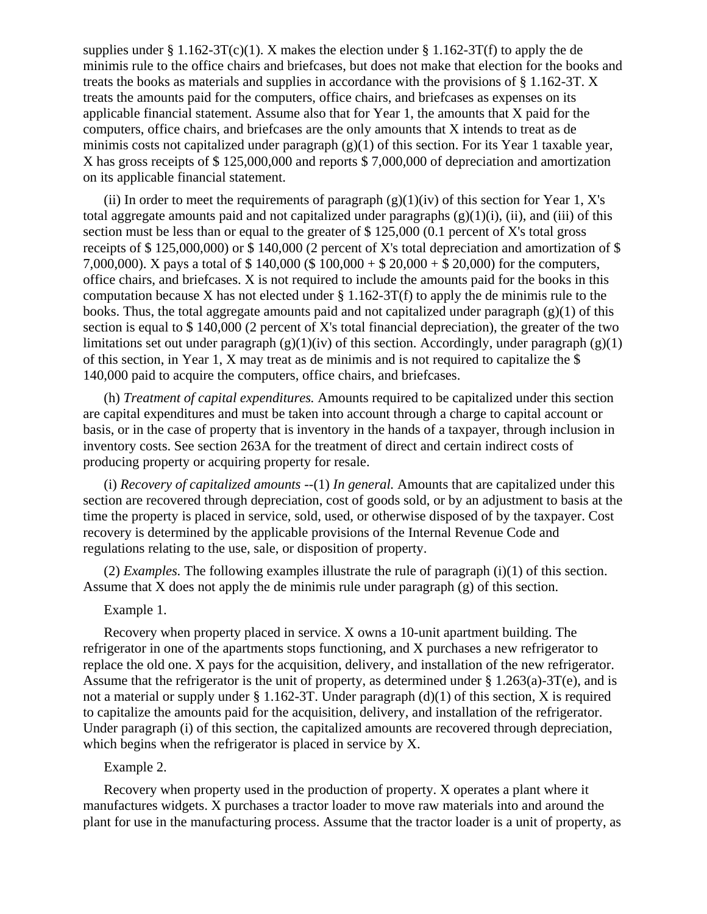supplies under § 1.162-3T(c)(1). X makes the election under § 1.162-3T(f) to apply the de minimis rule to the office chairs and briefcases, but does not make that election for the books and treats the books as materials and supplies in accordance with the provisions of § 1.162-3T. X treats the amounts paid for the computers, office chairs, and briefcases as expenses on its applicable financial statement. Assume also that for Year 1, the amounts that X paid for the computers, office chairs, and briefcases are the only amounts that X intends to treat as de minimis costs not capitalized under paragraph (g)(1) of this section. For its Year 1 taxable year, X has gross receipts of $ 125,000,000 and reports $ 7,000,000 of depreciation and amortization on its applicable financial statement.

(ii) In order to meet the requirements of paragraph (g)(1)(iv) of this section for Year 1, X's total aggregate amounts paid and not capitalized under paragraphs (g)(1)(i), (ii), and (iii) of this section must be less than or equal to the greater of $ 125,000 (0.1 percent of X's total gross receipts of $ 125,000,000) or $ 140,000 (2 percent of X's total depreciation and amortization of $ 7,000,000). X pays a total of $ 140,000 ($ 100,000 + $ 20,000 + $ 20,000) for the computers, office chairs, and briefcases. X is not required to include the amounts paid for the books in this computation because X has not elected under § 1.162-3T(f) to apply the de minimis rule to the books. Thus, the total aggregate amounts paid and not capitalized under paragraph (g)(1) of this section is equal to $ 140,000 (2 percent of X's total financial depreciation), the greater of the two limitations set out under paragraph (g)(1)(iv) of this section. Accordingly, under paragraph (g)(1) of this section, in Year 1, X may treat as de minimis and is not required to capitalize the $ 140,000 paid to acquire the computers, office chairs, and briefcases.

(h) *Treatment of capital expenditures.* Amounts required to be capitalized under this section are capital expenditures and must be taken into account through a charge to capital account or basis, or in the case of property that is inventory in the hands of a taxpayer, through inclusion in inventory costs. See section 263A for the treatment of direct and certain indirect costs of producing property or acquiring property for resale.

(i) *Recovery of capitalized amounts* --(1) *In general.* Amounts that are capitalized under this section are recovered through depreciation, cost of goods sold, or by an adjustment to basis at the time the property is placed in service, sold, used, or otherwise disposed of by the taxpayer. Cost recovery is determined by the applicable provisions of the Internal Revenue Code and regulations relating to the use, sale, or disposition of property.

(2) *Examples.* The following examples illustrate the rule of paragraph (i)(1) of this section. Assume that X does not apply the de minimis rule under paragraph (g) of this section.

Example 1.

Recovery when property placed in service. X owns a 10-unit apartment building. The refrigerator in one of the apartments stops functioning, and X purchases a new refrigerator to replace the old one. X pays for the acquisition, delivery, and installation of the new refrigerator. Assume that the refrigerator is the unit of property, as determined under § 1.263(a)-3T(e), and is not a material or supply under § 1.162-3T. Under paragraph (d)(1) of this section, X is required to capitalize the amounts paid for the acquisition, delivery, and installation of the refrigerator. Under paragraph (i) of this section, the capitalized amounts are recovered through depreciation, which begins when the refrigerator is placed in service by X.

Example 2.

Recovery when property used in the production of property. X operates a plant where it manufactures widgets. X purchases a tractor loader to move raw materials into and around the plant for use in the manufacturing process. Assume that the tractor loader is a unit of property, as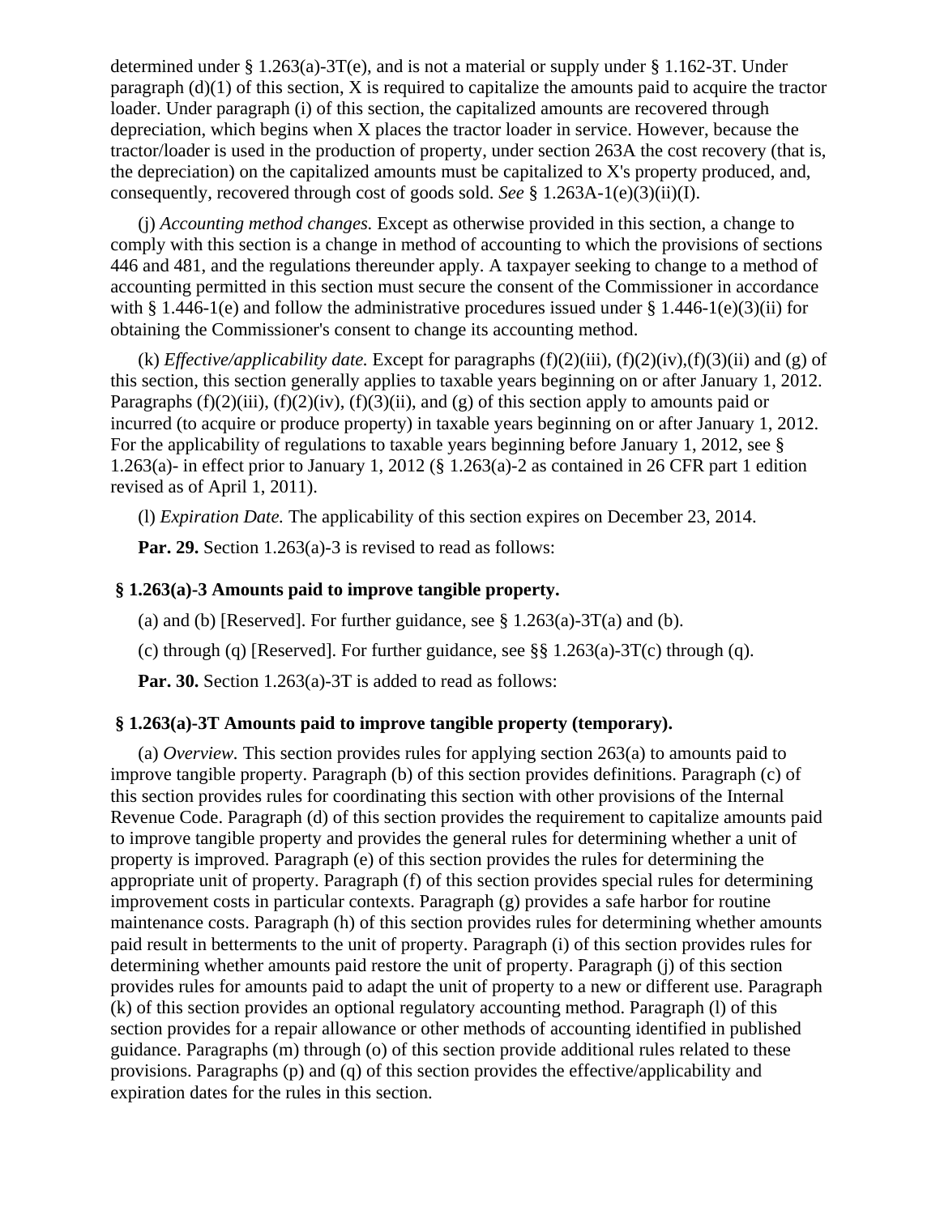determined under § 1.263(a)-3T(e), and is not a material or supply under § 1.162-3T. Under paragraph (d)(1) of this section, X is required to capitalize the amounts paid to acquire the tractor loader. Under paragraph (i) of this section, the capitalized amounts are recovered through depreciation, which begins when X places the tractor loader in service. However, because the tractor/loader is used in the production of property, under section 263A the cost recovery (that is, the depreciation) on the capitalized amounts must be capitalized to X's property produced, and, consequently, recovered through cost of goods sold. *See* § 1.263A-1(e)(3)(ii)(I).

(j) *Accounting method changes.* Except as otherwise provided in this section, a change to comply with this section is a change in method of accounting to which the provisions of sections 446 and 481, and the regulations thereunder apply. A taxpayer seeking to change to a method of accounting permitted in this section must secure the consent of the Commissioner in accordance with § 1.446-1(e) and follow the administrative procedures issued under § 1.446-1(e)(3)(ii) for obtaining the Commissioner's consent to change its accounting method.

(k) *Effective/applicability date.* Except for paragraphs (f)(2)(iii), (f)(2)(iv),(f)(3)(ii) and (g) of this section, this section generally applies to taxable years beginning on or after January 1, 2012. Paragraphs (f)(2)(iii), (f)(2)(iv), (f)(3)(ii), and (g) of this section apply to amounts paid or incurred (to acquire or produce property) in taxable years beginning on or after January 1, 2012. For the applicability of regulations to taxable years beginning before January 1, 2012, see § 1.263(a)- in effect prior to January 1, 2012 (§ 1.263(a)-2 as contained in 26 CFR part 1 edition revised as of April 1, 2011).

(l) *Expiration Date.* The applicability of this section expires on December 23, 2014.

**Par. 29.** Section 1.263(a)-3 is revised to read as follows:

### § 1.263(a)-3 Amounts paid to improve tangible property.

(a) and (b) [Reserved]. For further guidance, see § 1.263(a)-3T(a) and (b).

(c) through (q) [Reserved]. For further guidance, see §§ 1.263(a)-3T(c) through (q).

**Par. 30.** Section 1.263(a)-3T is added to read as follows:

### § 1.263(a)-3T Amounts paid to improve tangible property (temporary).

(a) *Overview.* This section provides rules for applying section 263(a) to amounts paid to improve tangible property. Paragraph (b) of this section provides definitions. Paragraph (c) of this section provides rules for coordinating this section with other provisions of the Internal Revenue Code. Paragraph (d) of this section provides the requirement to capitalize amounts paid to improve tangible property and provides the general rules for determining whether a unit of property is improved. Paragraph (e) of this section provides the rules for determining the appropriate unit of property. Paragraph (f) of this section provides special rules for determining improvement costs in particular contexts. Paragraph (g) provides a safe harbor for routine maintenance costs. Paragraph (h) of this section provides rules for determining whether amounts paid result in betterments to the unit of property. Paragraph (i) of this section provides rules for determining whether amounts paid restore the unit of property. Paragraph (j) of this section provides rules for amounts paid to adapt the unit of property to a new or different use. Paragraph (k) of this section provides an optional regulatory accounting method. Paragraph (l) of this section provides for a repair allowance or other methods of accounting identified in published guidance. Paragraphs (m) through (o) of this section provide additional rules related to these provisions. Paragraphs (p) and (q) of this section provides the effective/applicability and expiration dates for the rules in this section.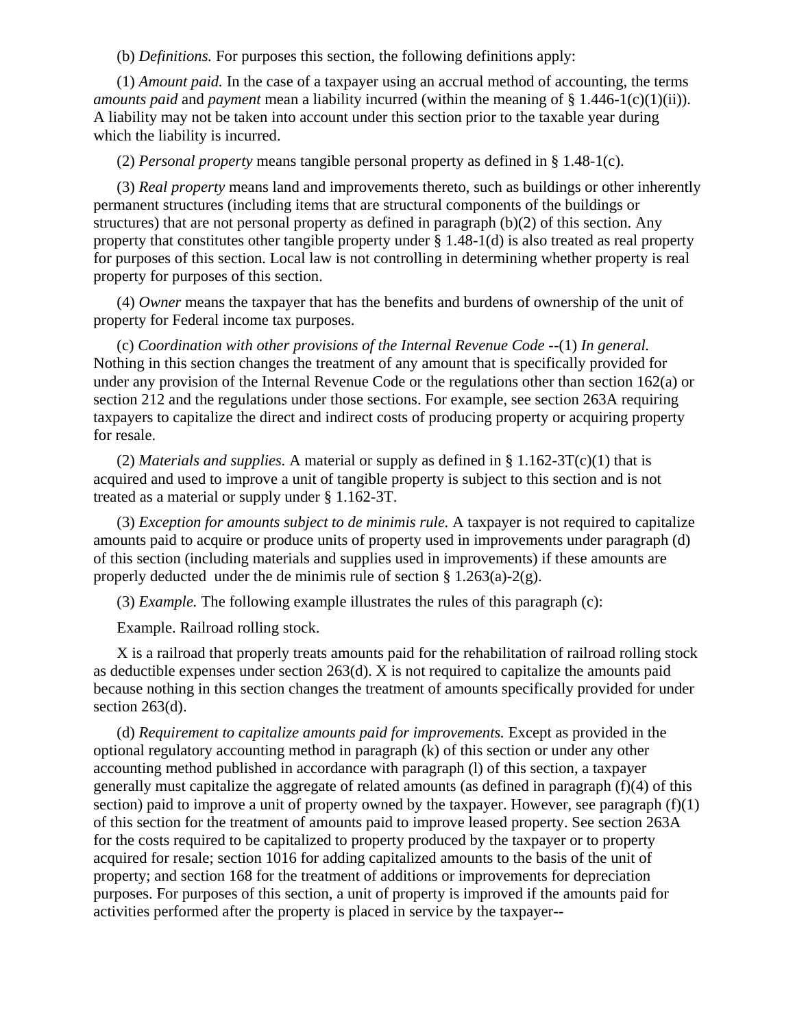(b) *Definitions.* For purposes this section, the following definitions apply:

(1) *Amount paid.* In the case of a taxpayer using an accrual method of accounting, the terms *amounts paid* and *payment* mean a liability incurred (within the meaning of § 1.446-1(c)(1)(ii)). A liability may not be taken into account under this section prior to the taxable year during which the liability is incurred.

(2) *Personal property* means tangible personal property as defined in § 1.48-1(c).

(3) *Real property* means land and improvements thereto, such as buildings or other inherently permanent structures (including items that are structural components of the buildings or structures) that are not personal property as defined in paragraph (b)(2) of this section. Any property that constitutes other tangible property under § 1.48-1(d) is also treated as real property for purposes of this section. Local law is not controlling in determining whether property is real property for purposes of this section.

(4) *Owner* means the taxpayer that has the benefits and burdens of ownership of the unit of property for Federal income tax purposes.

(c) *Coordination with other provisions of the Internal Revenue Code* --(1) *In general.* Nothing in this section changes the treatment of any amount that is specifically provided for under any provision of the Internal Revenue Code or the regulations other than section 162(a) or section 212 and the regulations under those sections. For example, see section 263A requiring taxpayers to capitalize the direct and indirect costs of producing property or acquiring property for resale.

(2) *Materials and supplies.* A material or supply as defined in § 1.162-3T(c)(1) that is acquired and used to improve a unit of tangible property is subject to this section and is not treated as a material or supply under § 1.162-3T.

(3) *Exception for amounts subject to de minimis rule.* A taxpayer is not required to capitalize amounts paid to acquire or produce units of property used in improvements under paragraph (d) of this section (including materials and supplies used in improvements) if these amounts are properly deducted under the de minimis rule of section § 1.263(a)-2(g).

(3) *Example.* The following example illustrates the rules of this paragraph (c):

Example. Railroad rolling stock.

X is a railroad that properly treats amounts paid for the rehabilitation of railroad rolling stock as deductible expenses under section 263(d). X is not required to capitalize the amounts paid because nothing in this section changes the treatment of amounts specifically provided for under section 263(d).

(d) *Requirement to capitalize amounts paid for improvements.* Except as provided in the optional regulatory accounting method in paragraph (k) of this section or under any other accounting method published in accordance with paragraph (l) of this section, a taxpayer generally must capitalize the aggregate of related amounts (as defined in paragraph (f)(4) of this section) paid to improve a unit of property owned by the taxpayer. However, see paragraph (f)(1) of this section for the treatment of amounts paid to improve leased property. See section 263A for the costs required to be capitalized to property produced by the taxpayer or to property acquired for resale; section 1016 for adding capitalized amounts to the basis of the unit of property; and section 168 for the treatment of additions or improvements for depreciation purposes. For purposes of this section, a unit of property is improved if the amounts paid for activities performed after the property is placed in service by the taxpayer--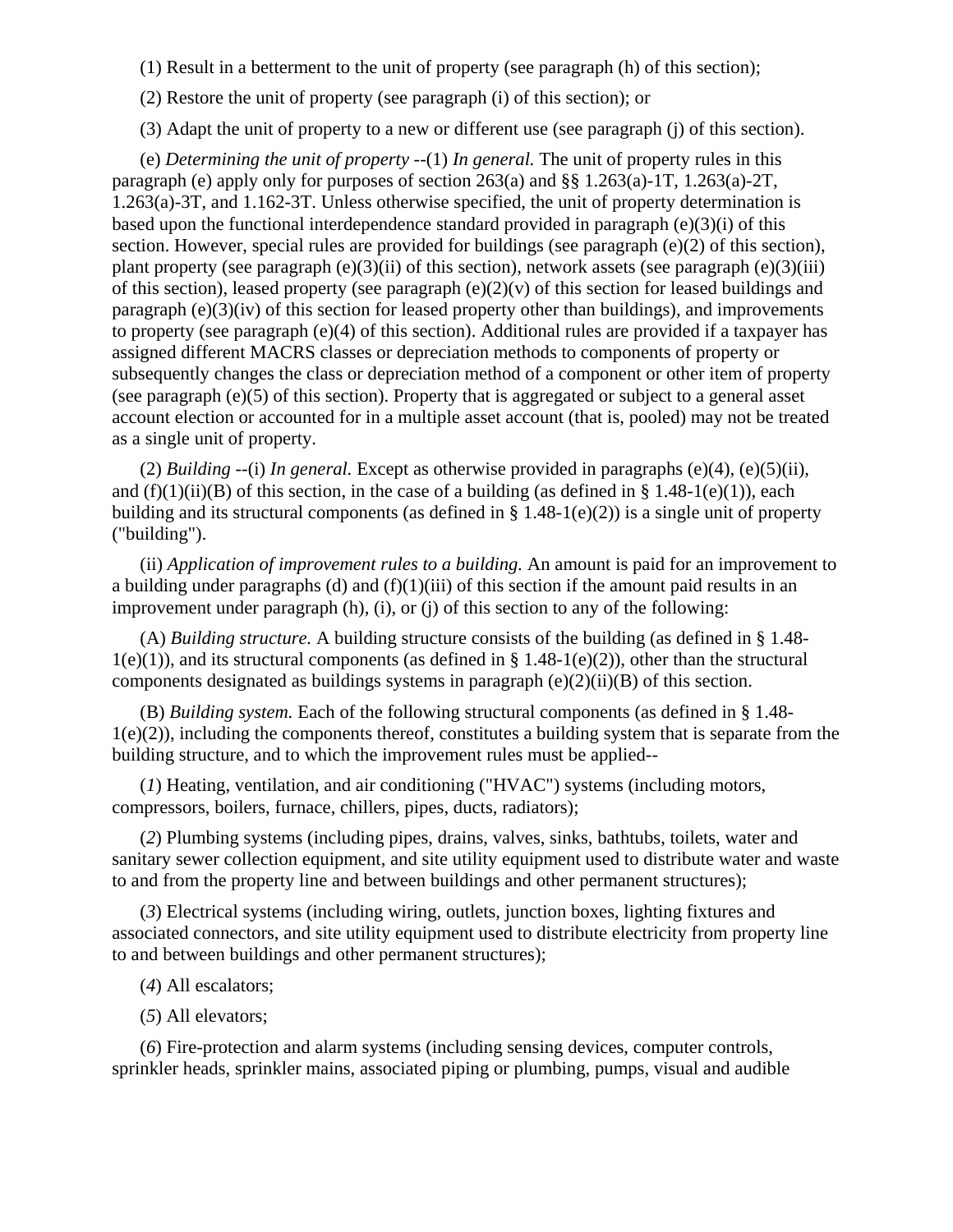(1) Result in a betterment to the unit of property (see paragraph (h) of this section);

(2) Restore the unit of property (see paragraph (i) of this section); or

(3) Adapt the unit of property to a new or different use (see paragraph (j) of this section).

(e) *Determining the unit of property* --(1) *In general.* The unit of property rules in this paragraph (e) apply only for purposes of section 263(a) and §§ 1.263(a)-1T, 1.263(a)-2T, 1.263(a)-3T, and 1.162-3T. Unless otherwise specified, the unit of property determination is based upon the functional interdependence standard provided in paragraph (e)(3)(i) of this section. However, special rules are provided for buildings (see paragraph (e)(2) of this section), plant property (see paragraph (e)(3)(ii) of this section), network assets (see paragraph (e)(3)(iii) of this section), leased property (see paragraph (e)(2)(v) of this section for leased buildings and paragraph (e)(3)(iv) of this section for leased property other than buildings), and improvements to property (see paragraph (e)(4) of this section). Additional rules are provided if a taxpayer has assigned different MACRS classes or depreciation methods to components of property or subsequently changes the class or depreciation method of a component or other item of property (see paragraph (e)(5) of this section). Property that is aggregated or subject to a general asset account election or accounted for in a multiple asset account (that is, pooled) may not be treated as a single unit of property.

(2) *Building* --(i) *In general.* Except as otherwise provided in paragraphs (e)(4), (e)(5)(ii), and (f)(1)(ii)(B) of this section, in the case of a building (as defined in § 1.48-1(e)(1)), each building and its structural components (as defined in § 1.48-1(e)(2)) is a single unit of property ("building").

(ii) *Application of improvement rules to a building.* An amount is paid for an improvement to a building under paragraphs (d) and (f)(1)(iii) of this section if the amount paid results in an improvement under paragraph (h), (i), or (j) of this section to any of the following:

(A) *Building structure.* A building structure consists of the building (as defined in § 1.48-1(e)(1)), and its structural components (as defined in § 1.48-1(e)(2)), other than the structural components designated as buildings systems in paragraph (e)(2)(ii)(B) of this section.

(B) *Building system.* Each of the following structural components (as defined in § 1.48-1(e)(2)), including the components thereof, constitutes a building system that is separate from the building structure, and to which the improvement rules must be applied--

(*1*) Heating, ventilation, and air conditioning ("HVAC") systems (including motors, compressors, boilers, furnace, chillers, pipes, ducts, radiators);

(*2*) Plumbing systems (including pipes, drains, valves, sinks, bathtubs, toilets, water and sanitary sewer collection equipment, and site utility equipment used to distribute water and waste to and from the property line and between buildings and other permanent structures);

(*3*) Electrical systems (including wiring, outlets, junction boxes, lighting fixtures and associated connectors, and site utility equipment used to distribute electricity from property line to and between buildings and other permanent structures);

(*4*) All escalators;

(*5*) All elevators;

(*6*) Fire-protection and alarm systems (including sensing devices, computer controls, sprinkler heads, sprinkler mains, associated piping or plumbing, pumps, visual and audible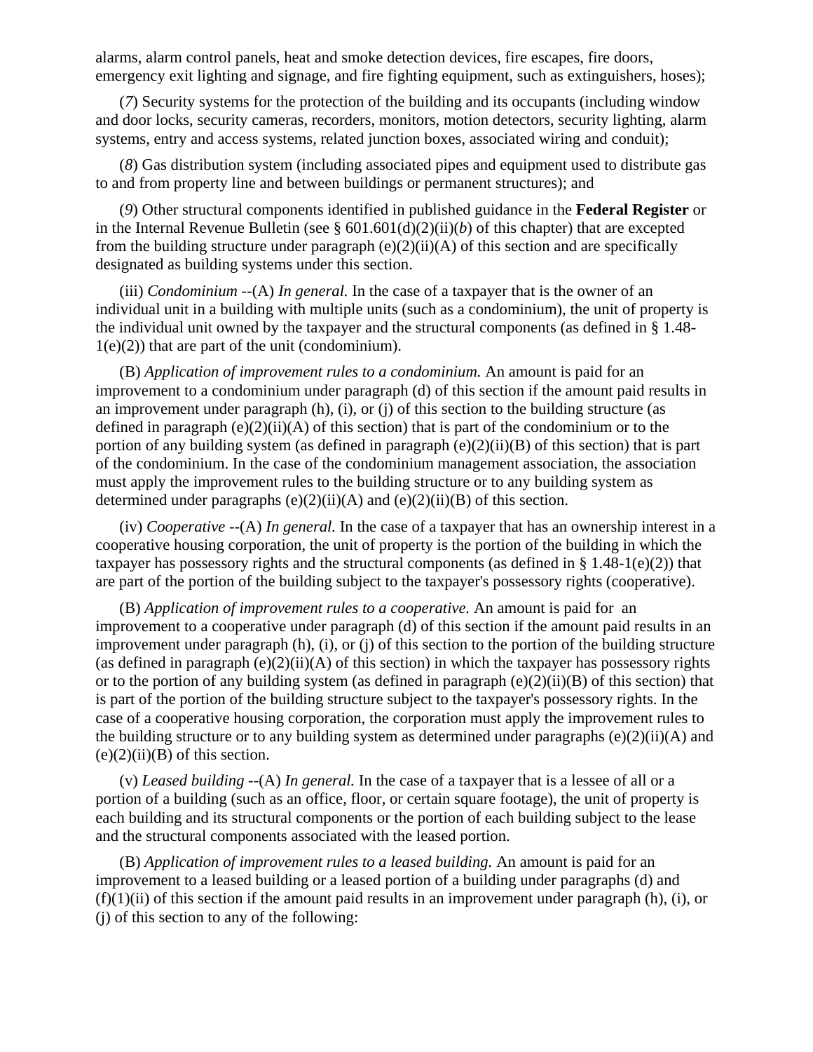alarms, alarm control panels, heat and smoke detection devices, fire escapes, fire doors, emergency exit lighting and signage, and fire fighting equipment, such as extinguishers, hoses);

(*7*) Security systems for the protection of the building and its occupants (including window and door locks, security cameras, recorders, monitors, motion detectors, security lighting, alarm systems, entry and access systems, related junction boxes, associated wiring and conduit);

(*8*) Gas distribution system (including associated pipes and equipment used to distribute gas to and from property line and between buildings or permanent structures); and

(*9*) Other structural components identified in published guidance in the **Federal Register** or in the Internal Revenue Bulletin (see § 601.601(d)(2)(ii)(*b*) of this chapter) that are excepted from the building structure under paragraph (e)(2)(ii)(A) of this section and are specifically designated as building systems under this section.

(iii) *Condominium* --(A) *In general.* In the case of a taxpayer that is the owner of an individual unit in a building with multiple units (such as a condominium), the unit of property is the individual unit owned by the taxpayer and the structural components (as defined in § 1.48-1(e)(2)) that are part of the unit (condominium).

(B) *Application of improvement rules to a condominium.* An amount is paid for an improvement to a condominium under paragraph (d) of this section if the amount paid results in an improvement under paragraph (h), (i), or (j) of this section to the building structure (as defined in paragraph (e)(2)(ii)(A) of this section) that is part of the condominium or to the portion of any building system (as defined in paragraph (e)(2)(ii)(B) of this section) that is part of the condominium. In the case of the condominium management association, the association must apply the improvement rules to the building structure or to any building system as determined under paragraphs (e)(2)(ii)(A) and (e)(2)(ii)(B) of this section.

(iv) *Cooperative* --(A) *In general.* In the case of a taxpayer that has an ownership interest in a cooperative housing corporation, the unit of property is the portion of the building in which the taxpayer has possessory rights and the structural components (as defined in § 1.48-1(e)(2)) that are part of the portion of the building subject to the taxpayer's possessory rights (cooperative).

(B) *Application of improvement rules to a cooperative.* An amount is paid for an improvement to a cooperative under paragraph (d) of this section if the amount paid results in an improvement under paragraph (h), (i), or (j) of this section to the portion of the building structure (as defined in paragraph (e)(2)(ii)(A) of this section) in which the taxpayer has possessory rights or to the portion of any building system (as defined in paragraph (e)(2)(ii)(B) of this section) that is part of the portion of the building structure subject to the taxpayer's possessory rights. In the case of a cooperative housing corporation, the corporation must apply the improvement rules to the building structure or to any building system as determined under paragraphs (e)(2)(ii)(A) and (e)(2)(ii)(B) of this section.

(v) *Leased building* --(A) *In general.* In the case of a taxpayer that is a lessee of all or a portion of a building (such as an office, floor, or certain square footage), the unit of property is each building and its structural components or the portion of each building subject to the lease and the structural components associated with the leased portion.

(B) *Application of improvement rules to a leased building.* An amount is paid for an improvement to a leased building or a leased portion of a building under paragraphs (d) and (f)(1)(ii) of this section if the amount paid results in an improvement under paragraph (h), (i), or (j) of this section to any of the following: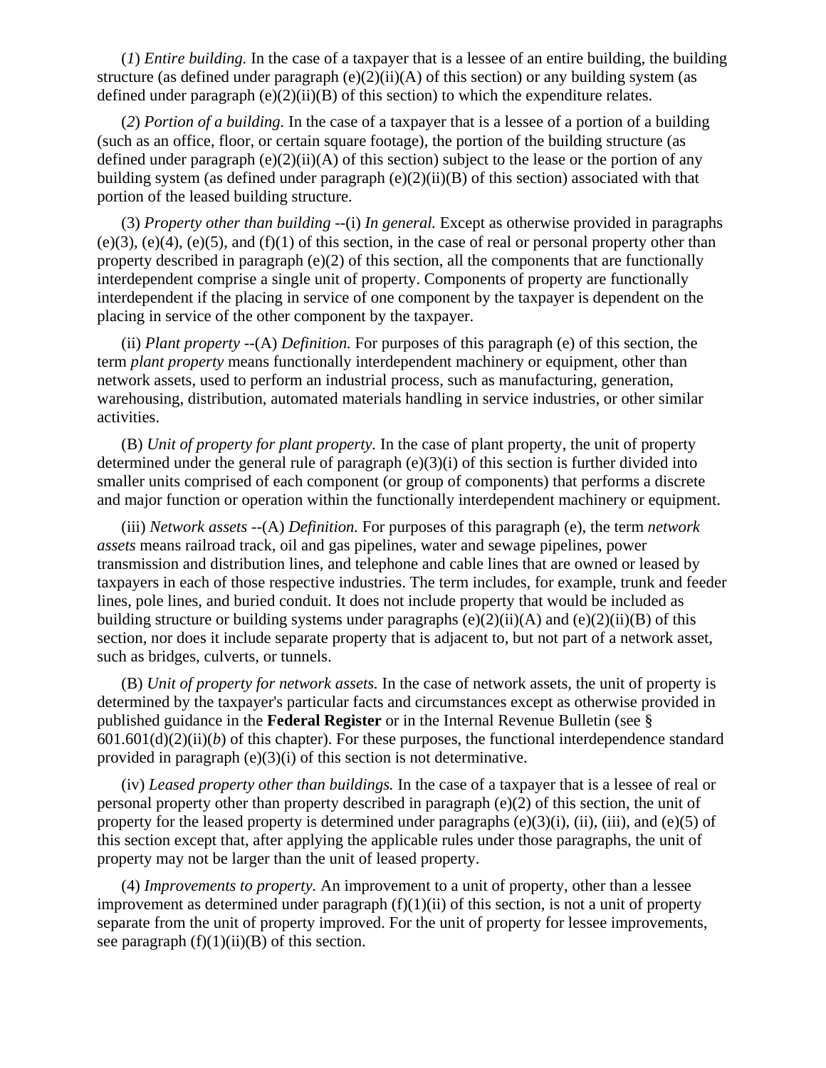(*1*) *Entire building.* In the case of a taxpayer that is a lessee of an entire building, the building structure (as defined under paragraph (e)(2)(ii)(A) of this section) or any building system (as defined under paragraph (e)(2)(ii)(B) of this section) to which the expenditure relates.

(*2*) *Portion of a building.* In the case of a taxpayer that is a lessee of a portion of a building (such as an office, floor, or certain square footage), the portion of the building structure (as defined under paragraph (e)(2)(ii)(A) of this section) subject to the lease or the portion of any building system (as defined under paragraph (e)(2)(ii)(B) of this section) associated with that portion of the leased building structure.

(3) *Property other than building* --(i) *In general.* Except as otherwise provided in paragraphs (e)(3), (e)(4), (e)(5), and (f)(1) of this section, in the case of real or personal property other than property described in paragraph (e)(2) of this section, all the components that are functionally interdependent comprise a single unit of property. Components of property are functionally interdependent if the placing in service of one component by the taxpayer is dependent on the placing in service of the other component by the taxpayer.

(ii) *Plant property* --(A) *Definition.* For purposes of this paragraph (e) of this section, the term *plant property* means functionally interdependent machinery or equipment, other than network assets, used to perform an industrial process, such as manufacturing, generation, warehousing, distribution, automated materials handling in service industries, or other similar activities.

(B) *Unit of property for plant property.* In the case of plant property, the unit of property determined under the general rule of paragraph (e)(3)(i) of this section is further divided into smaller units comprised of each component (or group of components) that performs a discrete and major function or operation within the functionally interdependent machinery or equipment.

(iii) *Network assets* --(A) *Definition.* For purposes of this paragraph (e), the term *network assets* means railroad track, oil and gas pipelines, water and sewage pipelines, power transmission and distribution lines, and telephone and cable lines that are owned or leased by taxpayers in each of those respective industries. The term includes, for example, trunk and feeder lines, pole lines, and buried conduit. It does not include property that would be included as building structure or building systems under paragraphs (e)(2)(ii)(A) and (e)(2)(ii)(B) of this section, nor does it include separate property that is adjacent to, but not part of a network asset, such as bridges, culverts, or tunnels.

(B) *Unit of property for network assets.* In the case of network assets, the unit of property is determined by the taxpayer's particular facts and circumstances except as otherwise provided in published guidance in the **Federal Register** or in the Internal Revenue Bulletin (see § 601.601(d)(2)(ii)(*b*) of this chapter). For these purposes, the functional interdependence standard provided in paragraph (e)(3)(i) of this section is not determinative.

(iv) *Leased property other than buildings.* In the case of a taxpayer that is a lessee of real or personal property other than property described in paragraph (e)(2) of this section, the unit of property for the leased property is determined under paragraphs (e)(3)(i), (ii), (iii), and (e)(5) of this section except that, after applying the applicable rules under those paragraphs, the unit of property may not be larger than the unit of leased property.

(4) *Improvements to property.* An improvement to a unit of property, other than a lessee improvement as determined under paragraph (f)(1)(ii) of this section, is not a unit of property separate from the unit of property improved. For the unit of property for lessee improvements, see paragraph (f)(1)(ii)(B) of this section.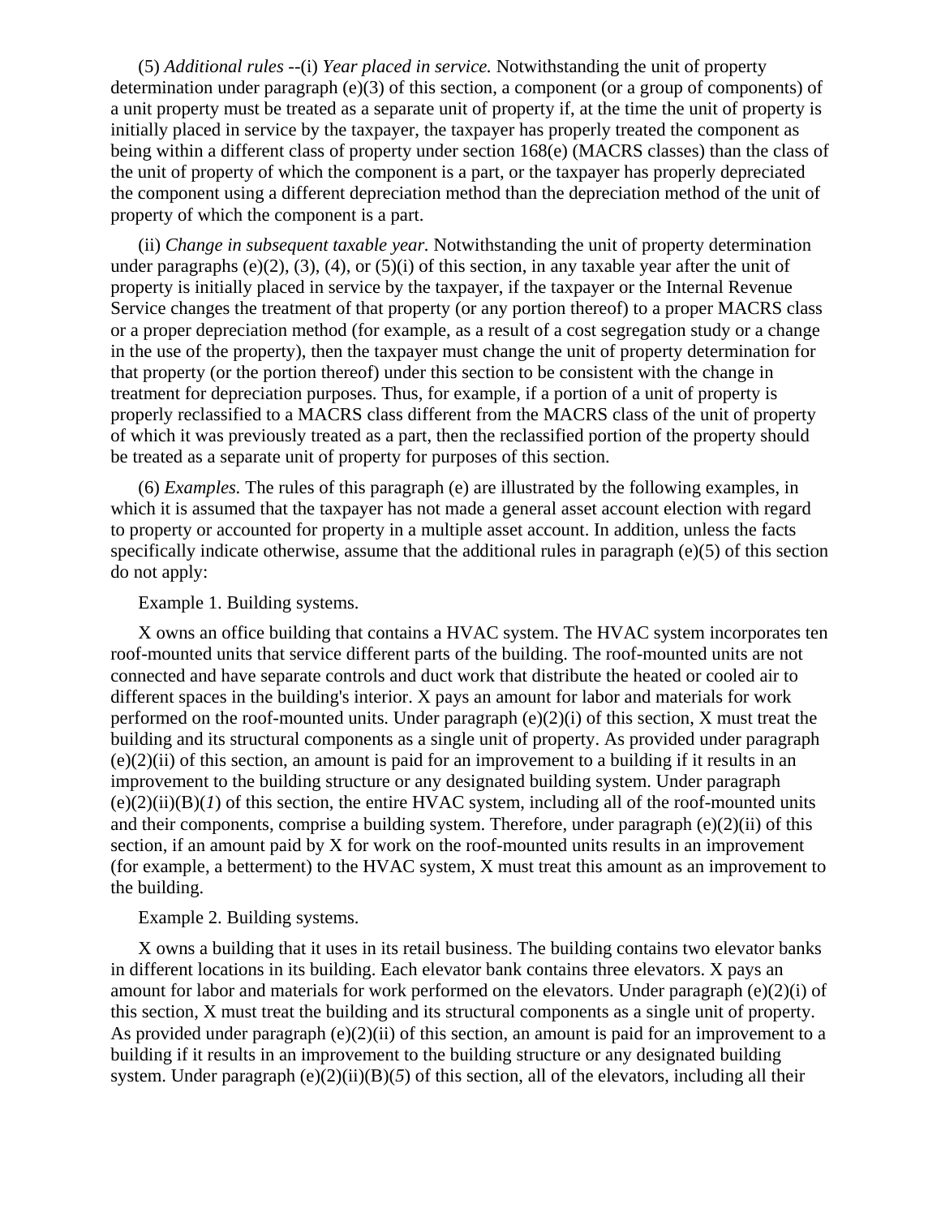(5) *Additional rules* --(i) *Year placed in service.* Notwithstanding the unit of property determination under paragraph (e)(3) of this section, a component (or a group of components) of a unit property must be treated as a separate unit of property if, at the time the unit of property is initially placed in service by the taxpayer, the taxpayer has properly treated the component as being within a different class of property under section 168(e) (MACRS classes) than the class of the unit of property of which the component is a part, or the taxpayer has properly depreciated the component using a different depreciation method than the depreciation method of the unit of property of which the component is a part.

(ii) *Change in subsequent taxable year.* Notwithstanding the unit of property determination under paragraphs (e)(2), (3), (4), or (5)(i) of this section, in any taxable year after the unit of property is initially placed in service by the taxpayer, if the taxpayer or the Internal Revenue Service changes the treatment of that property (or any portion thereof) to a proper MACRS class or a proper depreciation method (for example, as a result of a cost segregation study or a change in the use of the property), then the taxpayer must change the unit of property determination for that property (or the portion thereof) under this section to be consistent with the change in treatment for depreciation purposes. Thus, for example, if a portion of a unit of property is properly reclassified to a MACRS class different from the MACRS class of the unit of property of which it was previously treated as a part, then the reclassified portion of the property should be treated as a separate unit of property for purposes of this section.

(6) *Examples.* The rules of this paragraph (e) are illustrated by the following examples, in which it is assumed that the taxpayer has not made a general asset account election with regard to property or accounted for property in a multiple asset account. In addition, unless the facts specifically indicate otherwise, assume that the additional rules in paragraph (e)(5) of this section do not apply:

Example 1. Building systems.

X owns an office building that contains a HVAC system. The HVAC system incorporates ten roof-mounted units that service different parts of the building. The roof-mounted units are not connected and have separate controls and duct work that distribute the heated or cooled air to different spaces in the building's interior. X pays an amount for labor and materials for work performed on the roof-mounted units. Under paragraph (e)(2)(i) of this section, X must treat the building and its structural components as a single unit of property. As provided under paragraph (e)(2)(ii) of this section, an amount is paid for an improvement to a building if it results in an improvement to the building structure or any designated building system. Under paragraph (e)(2)(ii)(B)(*1*) of this section, the entire HVAC system, including all of the roof-mounted units and their components, comprise a building system. Therefore, under paragraph (e)(2)(ii) of this section, if an amount paid by X for work on the roof-mounted units results in an improvement (for example, a betterment) to the HVAC system, X must treat this amount as an improvement to the building.

Example 2. Building systems.

X owns a building that it uses in its retail business. The building contains two elevator banks in different locations in its building. Each elevator bank contains three elevators. X pays an amount for labor and materials for work performed on the elevators. Under paragraph (e)(2)(i) of this section, X must treat the building and its structural components as a single unit of property. As provided under paragraph (e)(2)(ii) of this section, an amount is paid for an improvement to a building if it results in an improvement to the building structure or any designated building system. Under paragraph (e)(2)(ii)(B)(*5*) of this section, all of the elevators, including all their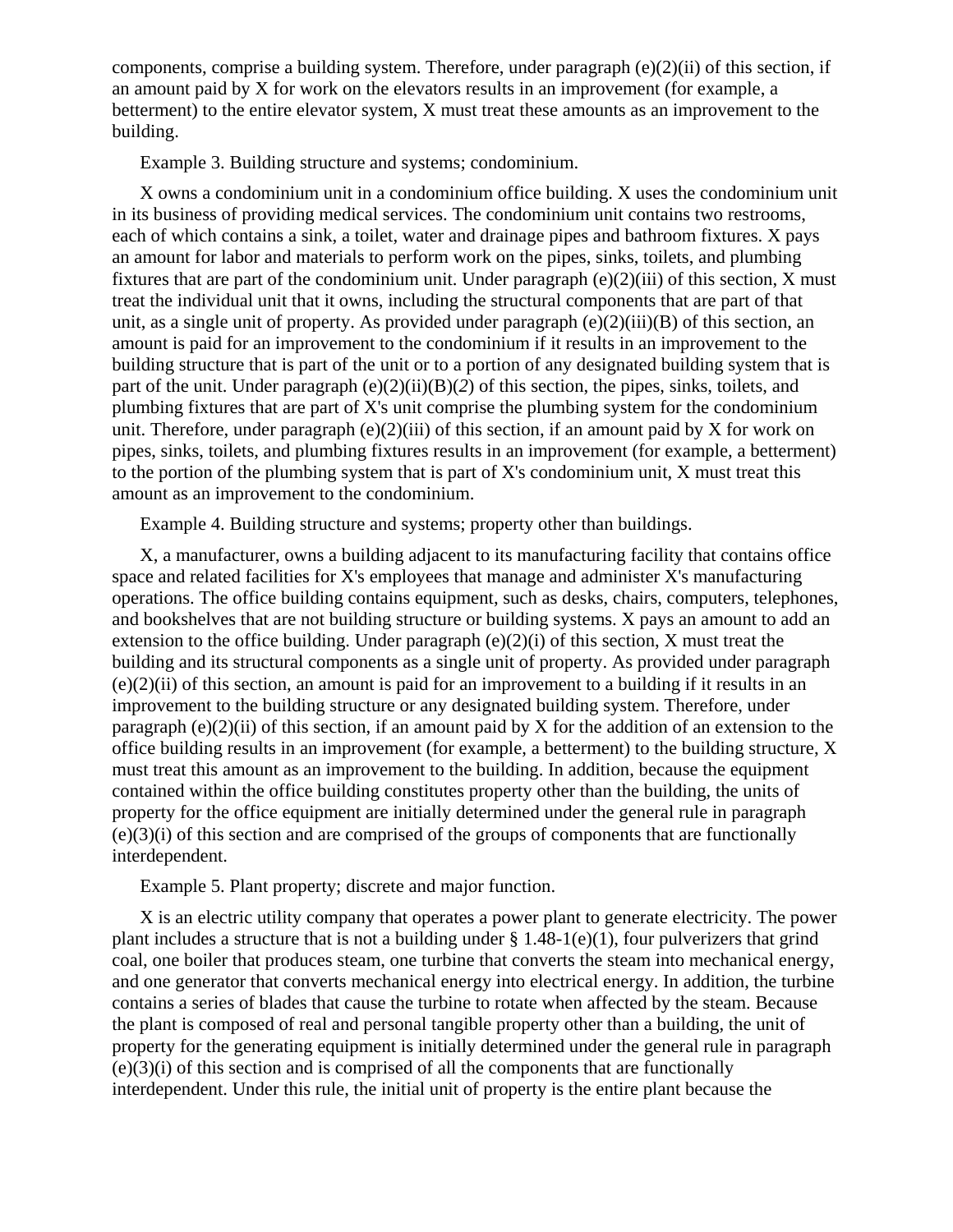components, comprise a building system. Therefore, under paragraph (e)(2)(ii) of this section, if an amount paid by X for work on the elevators results in an improvement (for example, a betterment) to the entire elevator system, X must treat these amounts as an improvement to the building.

Example 3. Building structure and systems; condominium.

X owns a condominium unit in a condominium office building. X uses the condominium unit in its business of providing medical services. The condominium unit contains two restrooms, each of which contains a sink, a toilet, water and drainage pipes and bathroom fixtures. X pays an amount for labor and materials to perform work on the pipes, sinks, toilets, and plumbing fixtures that are part of the condominium unit. Under paragraph (e)(2)(iii) of this section, X must treat the individual unit that it owns, including the structural components that are part of that unit, as a single unit of property. As provided under paragraph (e)(2)(iii)(B) of this section, an amount is paid for an improvement to the condominium if it results in an improvement to the building structure that is part of the unit or to a portion of any designated building system that is part of the unit. Under paragraph (e)(2)(ii)(B)(*2*) of this section, the pipes, sinks, toilets, and plumbing fixtures that are part of X's unit comprise the plumbing system for the condominium unit. Therefore, under paragraph (e)(2)(iii) of this section, if an amount paid by X for work on pipes, sinks, toilets, and plumbing fixtures results in an improvement (for example, a betterment) to the portion of the plumbing system that is part of X's condominium unit, X must treat this amount as an improvement to the condominium.

Example 4. Building structure and systems; property other than buildings.

X, a manufacturer, owns a building adjacent to its manufacturing facility that contains office space and related facilities for X's employees that manage and administer X's manufacturing operations. The office building contains equipment, such as desks, chairs, computers, telephones, and bookshelves that are not building structure or building systems. X pays an amount to add an extension to the office building. Under paragraph (e)(2)(i) of this section, X must treat the building and its structural components as a single unit of property. As provided under paragraph (e)(2)(ii) of this section, an amount is paid for an improvement to a building if it results in an improvement to the building structure or any designated building system. Therefore, under paragraph (e)(2)(ii) of this section, if an amount paid by X for the addition of an extension to the office building results in an improvement (for example, a betterment) to the building structure, X must treat this amount as an improvement to the building. In addition, because the equipment contained within the office building constitutes property other than the building, the units of property for the office equipment are initially determined under the general rule in paragraph (e)(3)(i) of this section and are comprised of the groups of components that are functionally interdependent.

Example 5. Plant property; discrete and major function.

X is an electric utility company that operates a power plant to generate electricity. The power plant includes a structure that is not a building under § 1.48-1(e)(1), four pulverizers that grind coal, one boiler that produces steam, one turbine that converts the steam into mechanical energy, and one generator that converts mechanical energy into electrical energy. In addition, the turbine contains a series of blades that cause the turbine to rotate when affected by the steam. Because the plant is composed of real and personal tangible property other than a building, the unit of property for the generating equipment is initially determined under the general rule in paragraph (e)(3)(i) of this section and is comprised of all the components that are functionally interdependent. Under this rule, the initial unit of property is the entire plant because the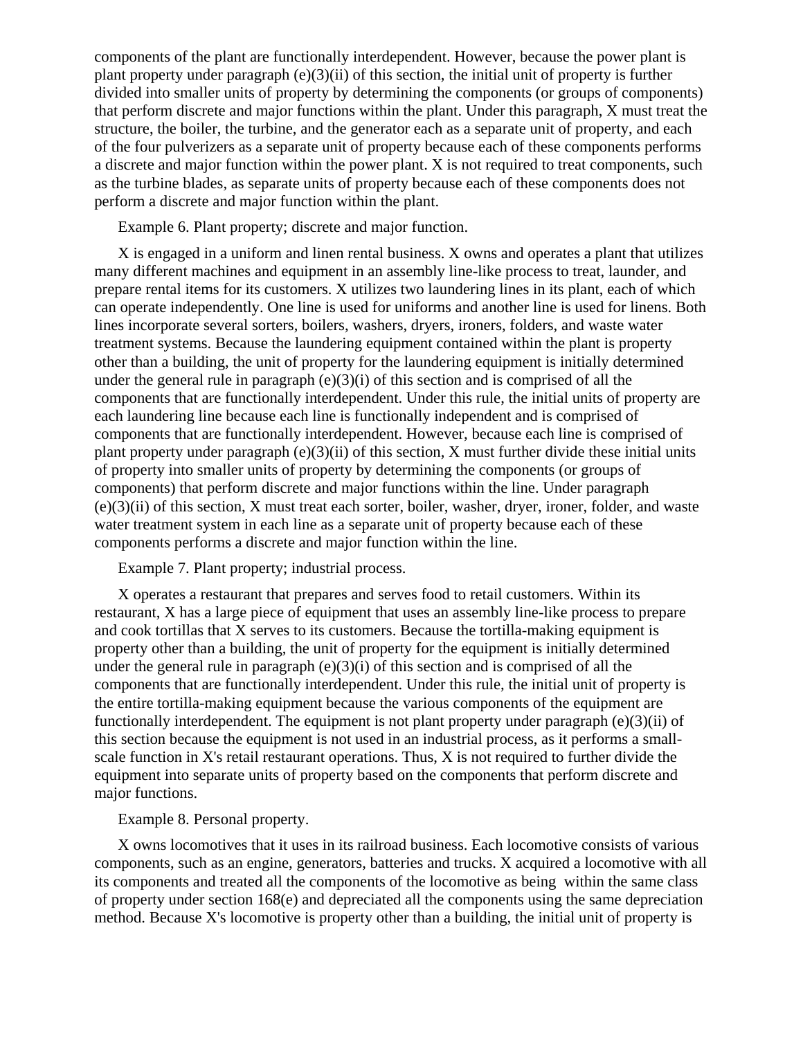components of the plant are functionally interdependent. However, because the power plant is plant property under paragraph (e)(3)(ii) of this section, the initial unit of property is further divided into smaller units of property by determining the components (or groups of components) that perform discrete and major functions within the plant. Under this paragraph, X must treat the structure, the boiler, the turbine, and the generator each as a separate unit of property, and each of the four pulverizers as a separate unit of property because each of these components performs a discrete and major function within the power plant. X is not required to treat components, such as the turbine blades, as separate units of property because each of these components does not perform a discrete and major function within the plant.

Example 6. Plant property; discrete and major function.

X is engaged in a uniform and linen rental business. X owns and operates a plant that utilizes many different machines and equipment in an assembly line-like process to treat, launder, and prepare rental items for its customers. X utilizes two laundering lines in its plant, each of which can operate independently. One line is used for uniforms and another line is used for linens. Both lines incorporate several sorters, boilers, washers, dryers, ironers, folders, and waste water treatment systems. Because the laundering equipment contained within the plant is property other than a building, the unit of property for the laundering equipment is initially determined under the general rule in paragraph (e)(3)(i) of this section and is comprised of all the components that are functionally interdependent. Under this rule, the initial units of property are each laundering line because each line is functionally independent and is comprised of components that are functionally interdependent. However, because each line is comprised of plant property under paragraph (e)(3)(ii) of this section, X must further divide these initial units of property into smaller units of property by determining the components (or groups of components) that perform discrete and major functions within the line. Under paragraph (e)(3)(ii) of this section, X must treat each sorter, boiler, washer, dryer, ironer, folder, and waste water treatment system in each line as a separate unit of property because each of these components performs a discrete and major function within the line.

Example 7. Plant property; industrial process.

X operates a restaurant that prepares and serves food to retail customers. Within its restaurant, X has a large piece of equipment that uses an assembly line-like process to prepare and cook tortillas that X serves to its customers. Because the tortilla-making equipment is property other than a building, the unit of property for the equipment is initially determined under the general rule in paragraph (e)(3)(i) of this section and is comprised of all the components that are functionally interdependent. Under this rule, the initial unit of property is the entire tortilla-making equipment because the various components of the equipment are functionally interdependent. The equipment is not plant property under paragraph (e)(3)(ii) of this section because the equipment is not used in an industrial process, as it performs a small-scale function in X's retail restaurant operations. Thus, X is not required to further divide the equipment into separate units of property based on the components that perform discrete and major functions.

Example 8. Personal property.

X owns locomotives that it uses in its railroad business. Each locomotive consists of various components, such as an engine, generators, batteries and trucks. X acquired a locomotive with all its components and treated all the components of the locomotive as being within the same class of property under section 168(e) and depreciated all the components using the same depreciation method. Because X's locomotive is property other than a building, the initial unit of property is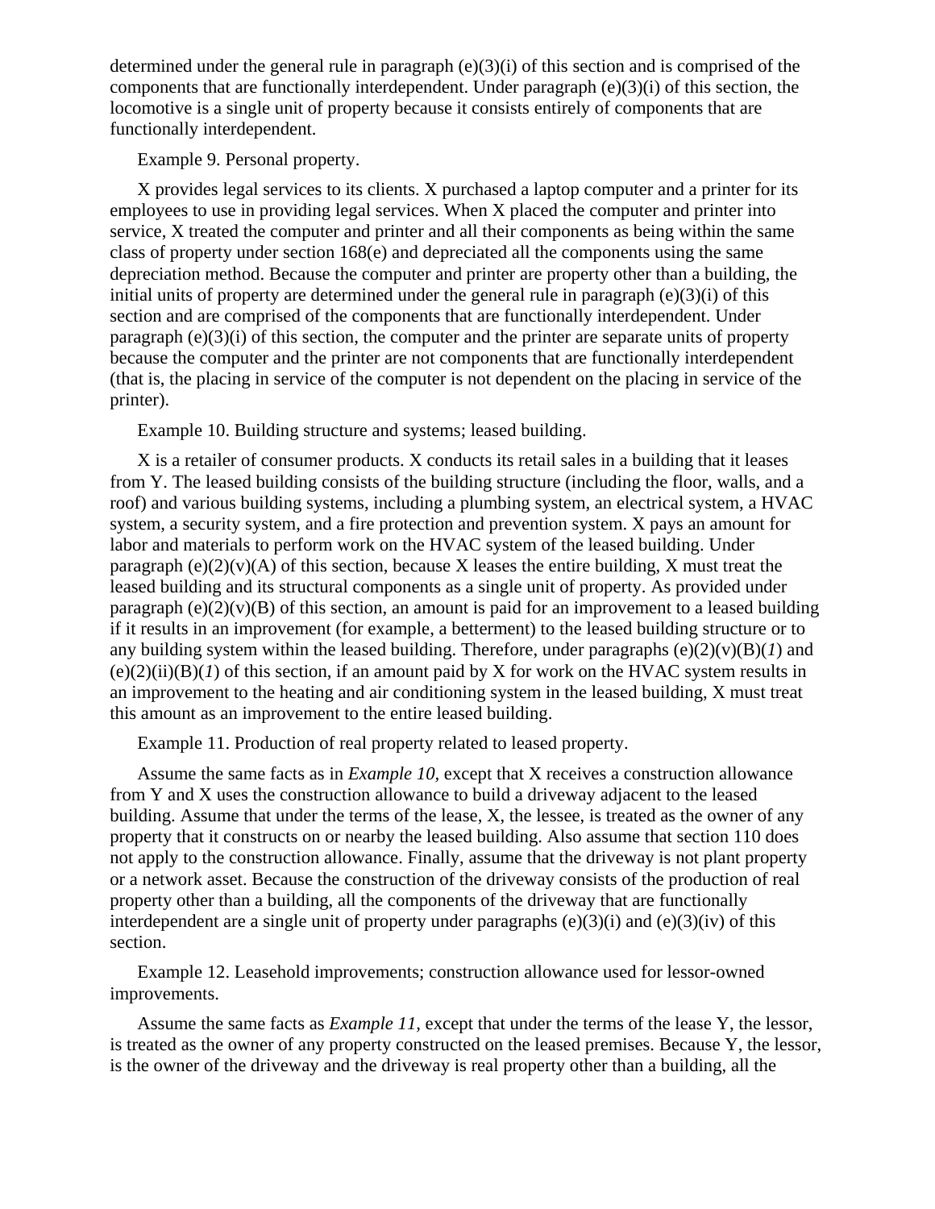determined under the general rule in paragraph (e)(3)(i) of this section and is comprised of the components that are functionally interdependent. Under paragraph (e)(3)(i) of this section, the locomotive is a single unit of property because it consists entirely of components that are functionally interdependent.

Example 9. Personal property.

X provides legal services to its clients. X purchased a laptop computer and a printer for its employees to use in providing legal services. When X placed the computer and printer into service, X treated the computer and printer and all their components as being within the same class of property under section 168(e) and depreciated all the components using the same depreciation method. Because the computer and printer are property other than a building, the initial units of property are determined under the general rule in paragraph (e)(3)(i) of this section and are comprised of the components that are functionally interdependent. Under paragraph (e)(3)(i) of this section, the computer and the printer are separate units of property because the computer and the printer are not components that are functionally interdependent (that is, the placing in service of the computer is not dependent on the placing in service of the printer).

Example 10. Building structure and systems; leased building.

X is a retailer of consumer products. X conducts its retail sales in a building that it leases from Y. The leased building consists of the building structure (including the floor, walls, and a roof) and various building systems, including a plumbing system, an electrical system, a HVAC system, a security system, and a fire protection and prevention system. X pays an amount for labor and materials to perform work on the HVAC system of the leased building. Under paragraph (e)(2)(v)(A) of this section, because X leases the entire building, X must treat the leased building and its structural components as a single unit of property. As provided under paragraph (e)(2)(v)(B) of this section, an amount is paid for an improvement to a leased building if it results in an improvement (for example, a betterment) to the leased building structure or to any building system within the leased building. Therefore, under paragraphs (e)(2)(v)(B)(*1*) and (e)(2)(ii)(B)(*1*) of this section, if an amount paid by X for work on the HVAC system results in an improvement to the heating and air conditioning system in the leased building, X must treat this amount as an improvement to the entire leased building.

Example 11. Production of real property related to leased property.

Assume the same facts as in *Example 10*, except that X receives a construction allowance from Y and X uses the construction allowance to build a driveway adjacent to the leased building. Assume that under the terms of the lease, X, the lessee, is treated as the owner of any property that it constructs on or nearby the leased building. Also assume that section 110 does not apply to the construction allowance. Finally, assume that the driveway is not plant property or a network asset. Because the construction of the driveway consists of the production of real property other than a building, all the components of the driveway that are functionally interdependent are a single unit of property under paragraphs (e)(3)(i) and (e)(3)(iv) of this section.

Example 12. Leasehold improvements; construction allowance used for lessor-owned improvements.

Assume the same facts as *Example 11*, except that under the terms of the lease Y, the lessor, is treated as the owner of any property constructed on the leased premises. Because Y, the lessor, is the owner of the driveway and the driveway is real property other than a building, all the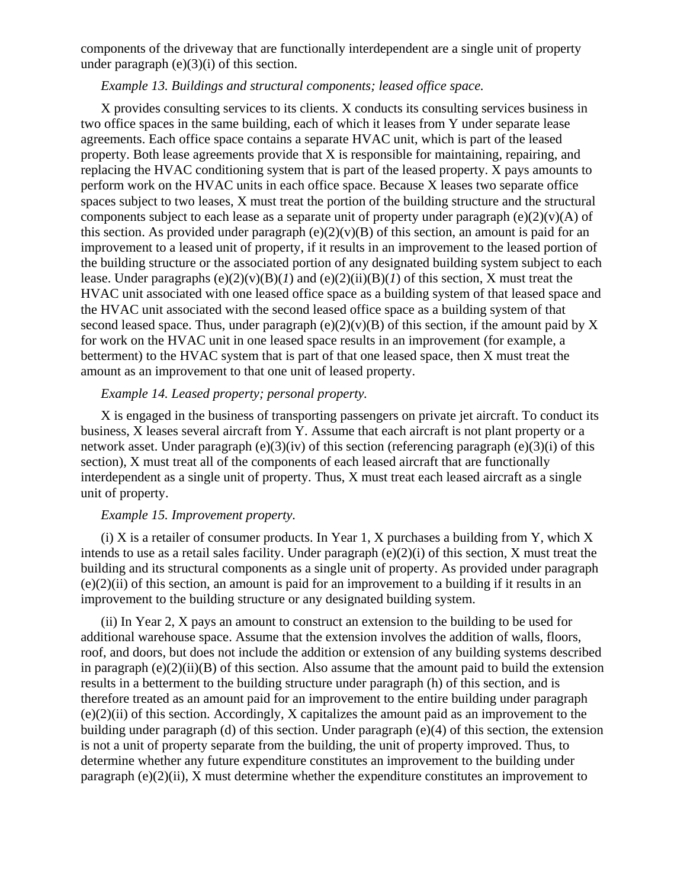components of the driveway that are functionally interdependent are a single unit of property under paragraph (e)(3)(i) of this section.

*Example 13. Buildings and structural components; leased office space.*

X provides consulting services to its clients. X conducts its consulting services business in two office spaces in the same building, each of which it leases from Y under separate lease agreements. Each office space contains a separate HVAC unit, which is part of the leased property. Both lease agreements provide that X is responsible for maintaining, repairing, and replacing the HVAC conditioning system that is part of the leased property. X pays amounts to perform work on the HVAC units in each office space. Because X leases two separate office spaces subject to two leases, X must treat the portion of the building structure and the structural components subject to each lease as a separate unit of property under paragraph (e)(2)(v)(A) of this section. As provided under paragraph (e)(2)(v)(B) of this section, an amount is paid for an improvement to a leased unit of property, if it results in an improvement to the leased portion of the building structure or the associated portion of any designated building system subject to each lease. Under paragraphs (e)(2)(v)(B)(*1*) and (e)(2)(ii)(B)(*1*) of this section, X must treat the HVAC unit associated with one leased office space as a building system of that leased space and the HVAC unit associated with the second leased office space as a building system of that second leased space. Thus, under paragraph (e)(2)(v)(B) of this section, if the amount paid by X for work on the HVAC unit in one leased space results in an improvement (for example, a betterment) to the HVAC system that is part of that one leased space, then X must treat the amount as an improvement to that one unit of leased property.

*Example 14. Leased property; personal property.*

X is engaged in the business of transporting passengers on private jet aircraft. To conduct its business, X leases several aircraft from Y. Assume that each aircraft is not plant property or a network asset. Under paragraph (e)(3)(iv) of this section (referencing paragraph (e)(3)(i) of this section), X must treat all of the components of each leased aircraft that are functionally interdependent as a single unit of property. Thus, X must treat each leased aircraft as a single unit of property.

*Example 15. Improvement property.*

(i) X is a retailer of consumer products. In Year 1, X purchases a building from Y, which X intends to use as a retail sales facility. Under paragraph (e)(2)(i) of this section, X must treat the building and its structural components as a single unit of property. As provided under paragraph (e)(2)(ii) of this section, an amount is paid for an improvement to a building if it results in an improvement to the building structure or any designated building system.

(ii) In Year 2, X pays an amount to construct an extension to the building to be used for additional warehouse space. Assume that the extension involves the addition of walls, floors, roof, and doors, but does not include the addition or extension of any building systems described in paragraph (e)(2)(ii)(B) of this section. Also assume that the amount paid to build the extension results in a betterment to the building structure under paragraph (h) of this section, and is therefore treated as an amount paid for an improvement to the entire building under paragraph (e)(2)(ii) of this section. Accordingly, X capitalizes the amount paid as an improvement to the building under paragraph (d) of this section. Under paragraph (e)(4) of this section, the extension is not a unit of property separate from the building, the unit of property improved. Thus, to determine whether any future expenditure constitutes an improvement to the building under paragraph (e)(2)(ii), X must determine whether the expenditure constitutes an improvement to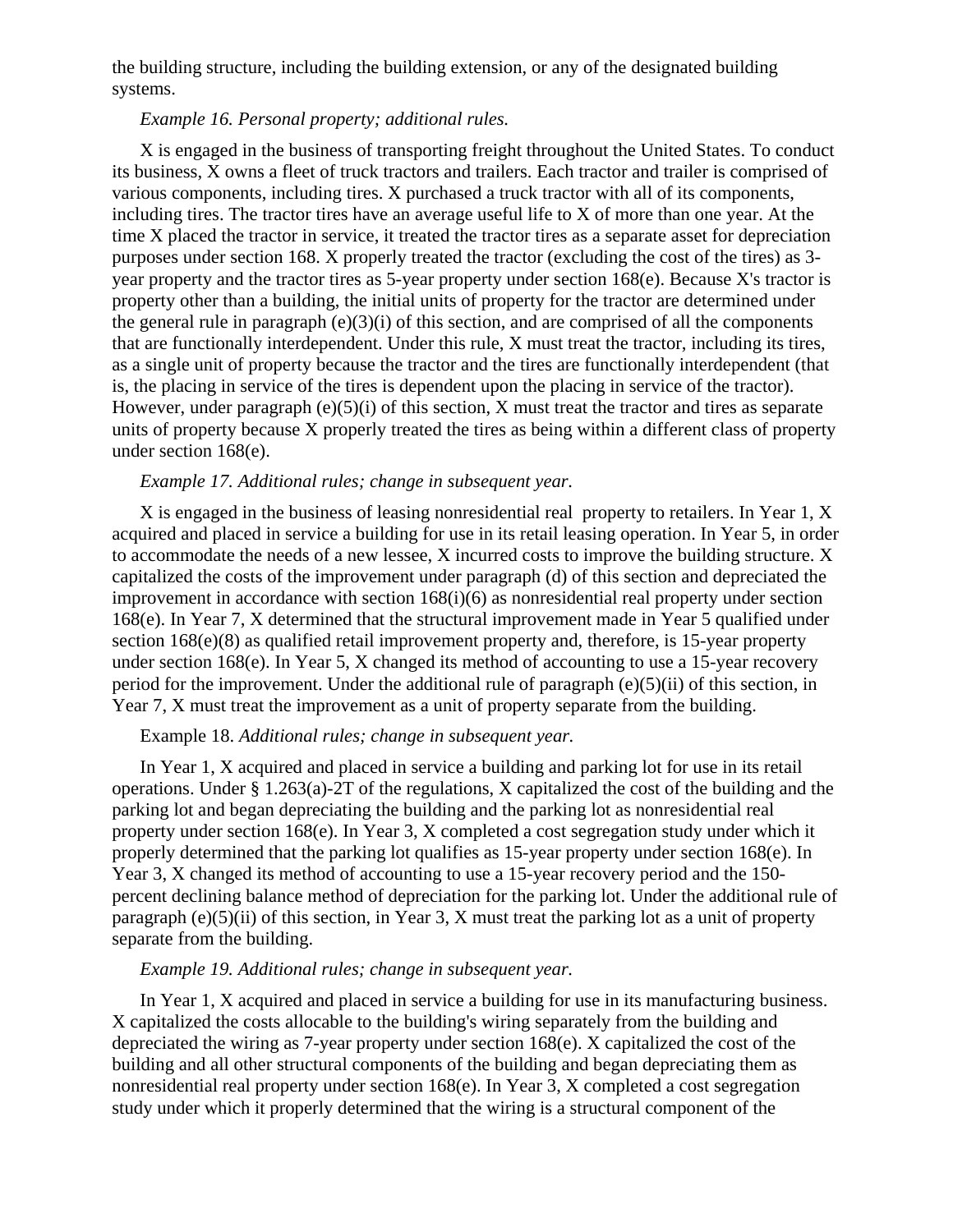the building structure, including the building extension, or any of the designated building systems.

*Example 16. Personal property; additional rules.*

X is engaged in the business of transporting freight throughout the United States. To conduct its business, X owns a fleet of truck tractors and trailers. Each tractor and trailer is comprised of various components, including tires. X purchased a truck tractor with all of its components, including tires. The tractor tires have an average useful life to X of more than one year. At the time X placed the tractor in service, it treated the tractor tires as a separate asset for depreciation purposes under section 168. X properly treated the tractor (excluding the cost of the tires) as 3-year property and the tractor tires as 5-year property under section 168(e). Because X's tractor is property other than a building, the initial units of property for the tractor are determined under the general rule in paragraph (e)(3)(i) of this section, and are comprised of all the components that are functionally interdependent. Under this rule, X must treat the tractor, including its tires, as a single unit of property because the tractor and the tires are functionally interdependent (that is, the placing in service of the tires is dependent upon the placing in service of the tractor). However, under paragraph (e)(5)(i) of this section, X must treat the tractor and tires as separate units of property because X properly treated the tires as being within a different class of property under section 168(e).

*Example 17. Additional rules; change in subsequent year.*

X is engaged in the business of leasing nonresidential real property to retailers. In Year 1, X acquired and placed in service a building for use in its retail leasing operation. In Year 5, in order to accommodate the needs of a new lessee, X incurred costs to improve the building structure. X capitalized the costs of the improvement under paragraph (d) of this section and depreciated the improvement in accordance with section 168(i)(6) as nonresidential real property under section 168(e). In Year 7, X determined that the structural improvement made in Year 5 qualified under section 168(e)(8) as qualified retail improvement property and, therefore, is 15-year property under section 168(e). In Year 5, X changed its method of accounting to use a 15-year recovery period for the improvement. Under the additional rule of paragraph (e)(5)(ii) of this section, in Year 7, X must treat the improvement as a unit of property separate from the building.

Example 18. *Additional rules; change in subsequent year.*

In Year 1, X acquired and placed in service a building and parking lot for use in its retail operations. Under § 1.263(a)-2T of the regulations, X capitalized the cost of the building and the parking lot and began depreciating the building and the parking lot as nonresidential real property under section 168(e). In Year 3, X completed a cost segregation study under which it properly determined that the parking lot qualifies as 15-year property under section 168(e). In Year 3, X changed its method of accounting to use a 15-year recovery period and the 150-percent declining balance method of depreciation for the parking lot. Under the additional rule of paragraph (e)(5)(ii) of this section, in Year 3, X must treat the parking lot as a unit of property separate from the building.

*Example 19. Additional rules; change in subsequent year.*

In Year 1, X acquired and placed in service a building for use in its manufacturing business. X capitalized the costs allocable to the building's wiring separately from the building and depreciated the wiring as 7-year property under section 168(e). X capitalized the cost of the building and all other structural components of the building and began depreciating them as nonresidential real property under section 168(e). In Year 3, X completed a cost segregation study under which it properly determined that the wiring is a structural component of the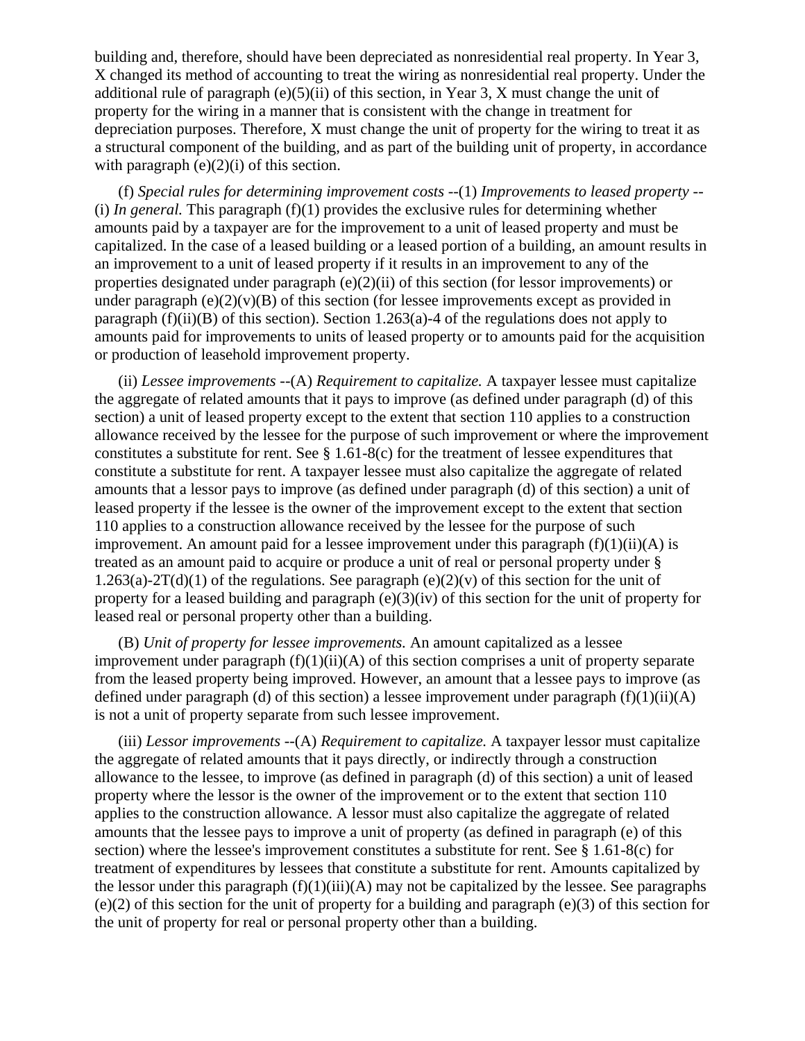building and, therefore, should have been depreciated as nonresidential real property. In Year 3, X changed its method of accounting to treat the wiring as nonresidential real property. Under the additional rule of paragraph (e)(5)(ii) of this section, in Year 3, X must change the unit of property for the wiring in a manner that is consistent with the change in treatment for depreciation purposes. Therefore, X must change the unit of property for the wiring to treat it as a structural component of the building, and as part of the building unit of property, in accordance with paragraph (e)(2)(i) of this section.

(f) *Special rules for determining improvement costs* --(1) *Improvements to leased property* --(i) *In general.* This paragraph (f)(1) provides the exclusive rules for determining whether amounts paid by a taxpayer are for the improvement to a unit of leased property and must be capitalized. In the case of a leased building or a leased portion of a building, an amount results in an improvement to a unit of leased property if it results in an improvement to any of the properties designated under paragraph (e)(2)(ii) of this section (for lessor improvements) or under paragraph (e)(2)(v)(B) of this section (for lessee improvements except as provided in paragraph (f)(ii)(B) of this section). Section 1.263(a)-4 of the regulations does not apply to amounts paid for improvements to units of leased property or to amounts paid for the acquisition or production of leasehold improvement property.

(ii) *Lessee improvements* --(A) *Requirement to capitalize.* A taxpayer lessee must capitalize the aggregate of related amounts that it pays to improve (as defined under paragraph (d) of this section) a unit of leased property except to the extent that section 110 applies to a construction allowance received by the lessee for the purpose of such improvement or where the improvement constitutes a substitute for rent. See § 1.61-8(c) for the treatment of lessee expenditures that constitute a substitute for rent. A taxpayer lessee must also capitalize the aggregate of related amounts that a lessor pays to improve (as defined under paragraph (d) of this section) a unit of leased property if the lessee is the owner of the improvement except to the extent that section 110 applies to a construction allowance received by the lessee for the purpose of such improvement. An amount paid for a lessee improvement under this paragraph (f)(1)(ii)(A) is treated as an amount paid to acquire or produce a unit of real or personal property under § 1.263(a)-2T(d)(1) of the regulations. See paragraph (e)(2)(v) of this section for the unit of property for a leased building and paragraph (e)(3)(iv) of this section for the unit of property for leased real or personal property other than a building.

(B) *Unit of property for lessee improvements.* An amount capitalized as a lessee improvement under paragraph (f)(1)(ii)(A) of this section comprises a unit of property separate from the leased property being improved. However, an amount that a lessee pays to improve (as defined under paragraph (d) of this section) a lessee improvement under paragraph (f)(1)(ii)(A) is not a unit of property separate from such lessee improvement.

(iii) *Lessor improvements* --(A) *Requirement to capitalize.* A taxpayer lessor must capitalize the aggregate of related amounts that it pays directly, or indirectly through a construction allowance to the lessee, to improve (as defined in paragraph (d) of this section) a unit of leased property where the lessor is the owner of the improvement or to the extent that section 110 applies to the construction allowance. A lessor must also capitalize the aggregate of related amounts that the lessee pays to improve a unit of property (as defined in paragraph (e) of this section) where the lessee's improvement constitutes a substitute for rent. See § 1.61-8(c) for treatment of expenditures by lessees that constitute a substitute for rent. Amounts capitalized by the lessor under this paragraph (f)(1)(iii)(A) may not be capitalized by the lessee. See paragraphs (e)(2) of this section for the unit of property for a building and paragraph (e)(3) of this section for the unit of property for real or personal property other than a building.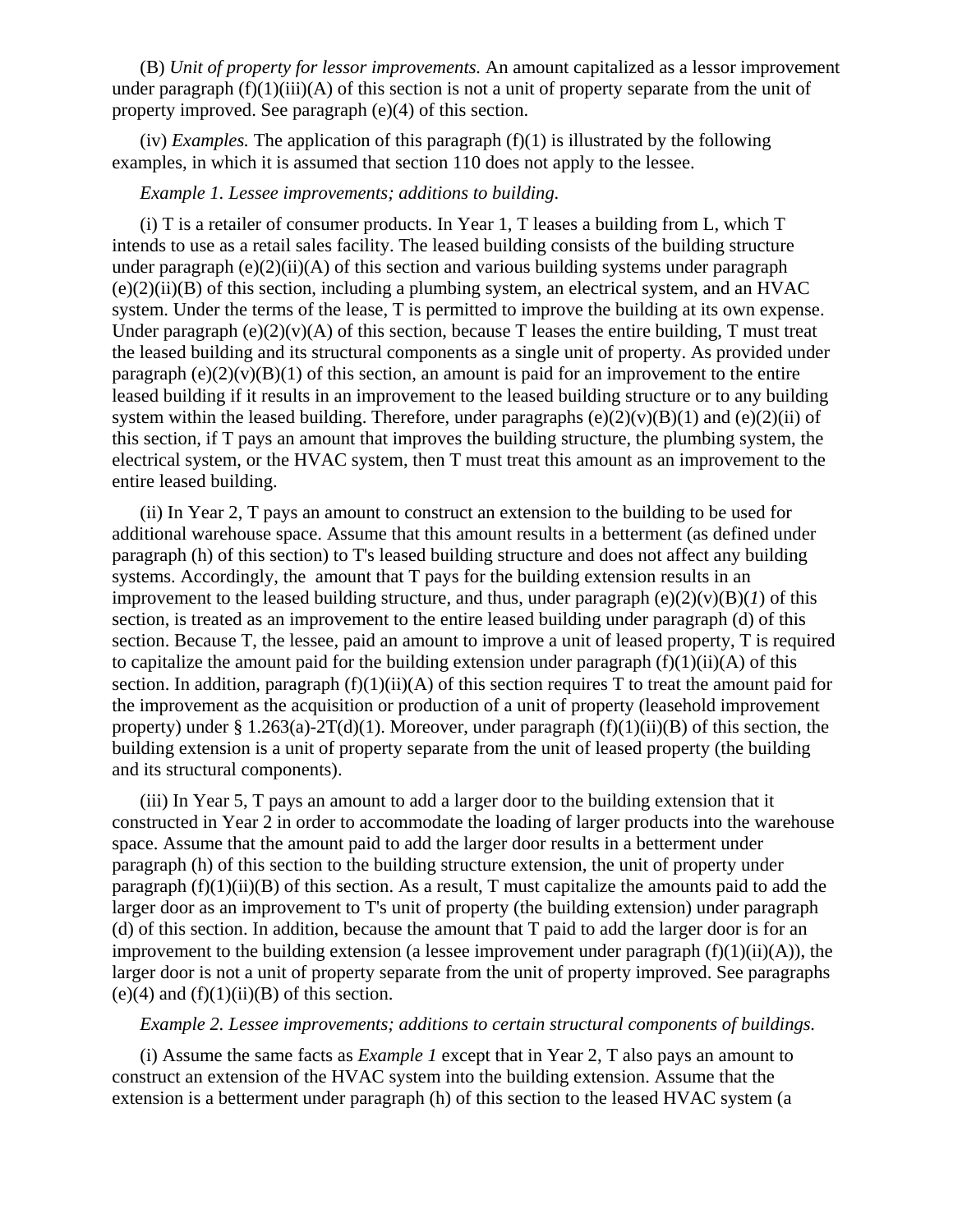(B) *Unit of property for lessor improvements.* An amount capitalized as a lessor improvement under paragraph (f)(1)(iii)(A) of this section is not a unit of property separate from the unit of property improved. See paragraph (e)(4) of this section.

(iv) *Examples.* The application of this paragraph (f)(1) is illustrated by the following examples, in which it is assumed that section 110 does not apply to the lessee.

*Example 1. Lessee improvements; additions to building.*

(i) T is a retailer of consumer products. In Year 1, T leases a building from L, which T intends to use as a retail sales facility. The leased building consists of the building structure under paragraph (e)(2)(ii)(A) of this section and various building systems under paragraph (e)(2)(ii)(B) of this section, including a plumbing system, an electrical system, and an HVAC system. Under the terms of the lease, T is permitted to improve the building at its own expense. Under paragraph (e)(2)(v)(A) of this section, because T leases the entire building, T must treat the leased building and its structural components as a single unit of property. As provided under paragraph (e)(2)(v)(B)(1) of this section, an amount is paid for an improvement to the entire leased building if it results in an improvement to the leased building structure or to any building system within the leased building. Therefore, under paragraphs (e)(2)(v)(B)(1) and (e)(2)(ii) of this section, if T pays an amount that improves the building structure, the plumbing system, the electrical system, or the HVAC system, then T must treat this amount as an improvement to the entire leased building.

(ii) In Year 2, T pays an amount to construct an extension to the building to be used for additional warehouse space. Assume that this amount results in a betterment (as defined under paragraph (h) of this section) to T's leased building structure and does not affect any building systems. Accordingly, the amount that T pays for the building extension results in an improvement to the leased building structure, and thus, under paragraph (e)(2)(v)(B)(*1*) of this section, is treated as an improvement to the entire leased building under paragraph (d) of this section. Because T, the lessee, paid an amount to improve a unit of leased property, T is required to capitalize the amount paid for the building extension under paragraph (f)(1)(ii)(A) of this section. In addition, paragraph (f)(1)(ii)(A) of this section requires T to treat the amount paid for the improvement as the acquisition or production of a unit of property (leasehold improvement property) under § 1.263(a)-2T(d)(1). Moreover, under paragraph (f)(1)(ii)(B) of this section, the building extension is a unit of property separate from the unit of leased property (the building and its structural components).

(iii) In Year 5, T pays an amount to add a larger door to the building extension that it constructed in Year 2 in order to accommodate the loading of larger products into the warehouse space. Assume that the amount paid to add the larger door results in a betterment under paragraph (h) of this section to the building structure extension, the unit of property under paragraph (f)(1)(ii)(B) of this section. As a result, T must capitalize the amounts paid to add the larger door as an improvement to T's unit of property (the building extension) under paragraph (d) of this section. In addition, because the amount that T paid to add the larger door is for an improvement to the building extension (a lessee improvement under paragraph (f)(1)(ii)(A)), the larger door is not a unit of property separate from the unit of property improved. See paragraphs (e)(4) and (f)(1)(ii)(B) of this section.

*Example 2. Lessee improvements; additions to certain structural components of buildings.*

(i) Assume the same facts as *Example 1* except that in Year 2, T also pays an amount to construct an extension of the HVAC system into the building extension. Assume that the extension is a betterment under paragraph (h) of this section to the leased HVAC system (a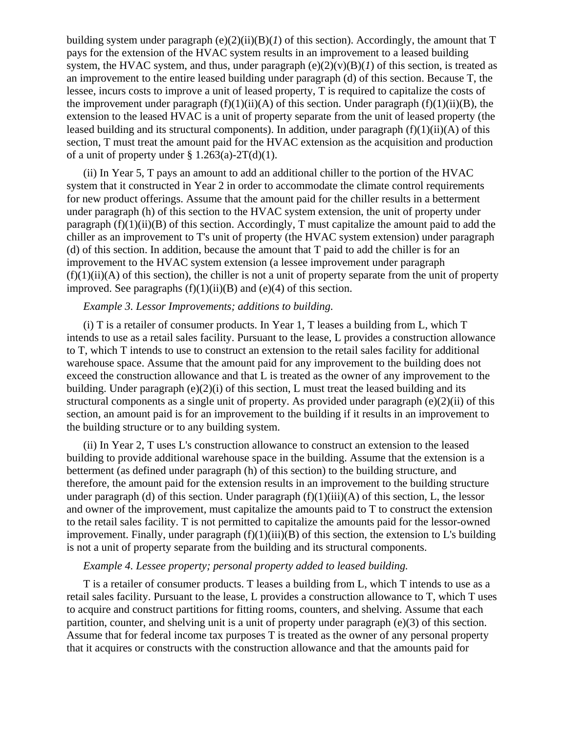building system under paragraph (e)(2)(ii)(B)(*1*) of this section). Accordingly, the amount that T pays for the extension of the HVAC system results in an improvement to a leased building system, the HVAC system, and thus, under paragraph (e)(2)(v)(B)(*1*) of this section, is treated as an improvement to the entire leased building under paragraph (d) of this section. Because T, the lessee, incurs costs to improve a unit of leased property, T is required to capitalize the costs of the improvement under paragraph (f)(1)(ii)(A) of this section. Under paragraph (f)(1)(ii)(B), the extension to the leased HVAC is a unit of property separate from the unit of leased property (the leased building and its structural components). In addition, under paragraph (f)(1)(ii)(A) of this section, T must treat the amount paid for the HVAC extension as the acquisition and production of a unit of property under § 1.263(a)-2T(d)(1).

(ii) In Year 5, T pays an amount to add an additional chiller to the portion of the HVAC system that it constructed in Year 2 in order to accommodate the climate control requirements for new product offerings. Assume that the amount paid for the chiller results in a betterment under paragraph (h) of this section to the HVAC system extension, the unit of property under paragraph (f)(1)(ii)(B) of this section. Accordingly, T must capitalize the amount paid to add the chiller as an improvement to T's unit of property (the HVAC system extension) under paragraph (d) of this section. In addition, because the amount that T paid to add the chiller is for an improvement to the HVAC system extension (a lessee improvement under paragraph (f)(1)(ii)(A) of this section), the chiller is not a unit of property separate from the unit of property improved. See paragraphs (f)(1)(ii)(B) and (e)(4) of this section.

*Example 3. Lessor Improvements; additions to building.*

(i) T is a retailer of consumer products. In Year 1, T leases a building from L, which T intends to use as a retail sales facility. Pursuant to the lease, L provides a construction allowance to T, which T intends to use to construct an extension to the retail sales facility for additional warehouse space. Assume that the amount paid for any improvement to the building does not exceed the construction allowance and that L is treated as the owner of any improvement to the building. Under paragraph (e)(2)(i) of this section, L must treat the leased building and its structural components as a single unit of property. As provided under paragraph (e)(2)(ii) of this section, an amount paid is for an improvement to the building if it results in an improvement to the building structure or to any building system.

(ii) In Year 2, T uses L's construction allowance to construct an extension to the leased building to provide additional warehouse space in the building. Assume that the extension is a betterment (as defined under paragraph (h) of this section) to the building structure, and therefore, the amount paid for the extension results in an improvement to the building structure under paragraph (d) of this section. Under paragraph (f)(1)(iii)(A) of this section, L, the lessor and owner of the improvement, must capitalize the amounts paid to T to construct the extension to the retail sales facility. T is not permitted to capitalize the amounts paid for the lessor-owned improvement. Finally, under paragraph (f)(1)(iii)(B) of this section, the extension to L's building is not a unit of property separate from the building and its structural components.

*Example 4. Lessee property; personal property added to leased building.*

T is a retailer of consumer products. T leases a building from L, which T intends to use as a retail sales facility. Pursuant to the lease, L provides a construction allowance to T, which T uses to acquire and construct partitions for fitting rooms, counters, and shelving. Assume that each partition, counter, and shelving unit is a unit of property under paragraph (e)(3) of this section. Assume that for federal income tax purposes T is treated as the owner of any personal property that it acquires or constructs with the construction allowance and that the amounts paid for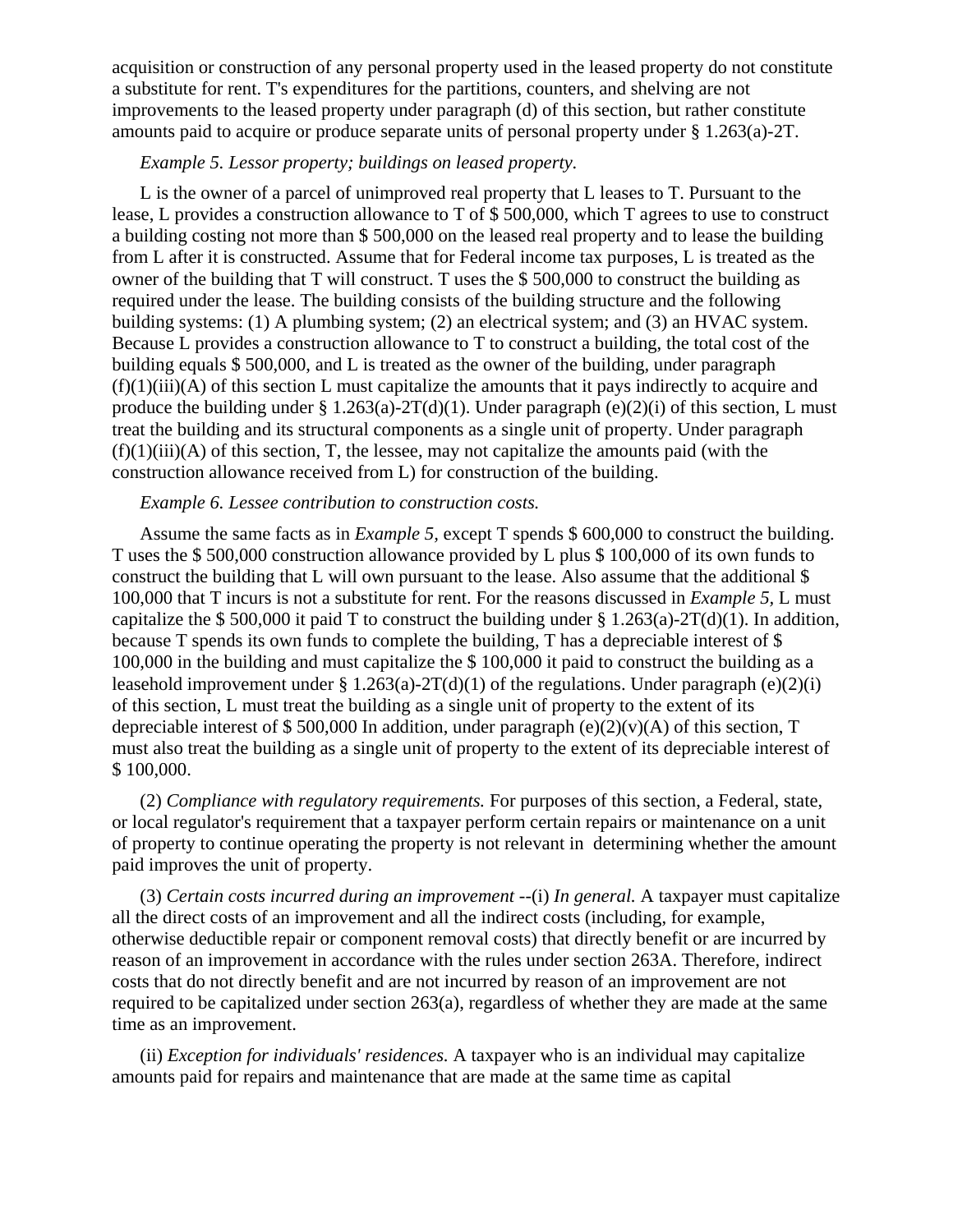acquisition or construction of any personal property used in the leased property do not constitute a substitute for rent. T's expenditures for the partitions, counters, and shelving are not improvements to the leased property under paragraph (d) of this section, but rather constitute amounts paid to acquire or produce separate units of personal property under § 1.263(a)-2T.

*Example 5. Lessor property; buildings on leased property.*

L is the owner of a parcel of unimproved real property that L leases to T. Pursuant to the lease, L provides a construction allowance to T of $ 500,000, which T agrees to use to construct a building costing not more than $ 500,000 on the leased real property and to lease the building from L after it is constructed. Assume that for Federal income tax purposes, L is treated as the owner of the building that T will construct. T uses the $ 500,000 to construct the building as required under the lease. The building consists of the building structure and the following building systems: (1) A plumbing system; (2) an electrical system; and (3) an HVAC system. Because L provides a construction allowance to T to construct a building, the total cost of the building equals $ 500,000, and L is treated as the owner of the building, under paragraph (f)(1)(iii)(A) of this section L must capitalize the amounts that it pays indirectly to acquire and produce the building under § 1.263(a)-2T(d)(1). Under paragraph (e)(2)(i) of this section, L must treat the building and its structural components as a single unit of property. Under paragraph (f)(1)(iii)(A) of this section, T, the lessee, may not capitalize the amounts paid (with the construction allowance received from L) for construction of the building.

*Example 6. Lessee contribution to construction costs.*

Assume the same facts as in *Example 5*, except T spends $ 600,000 to construct the building. T uses the $ 500,000 construction allowance provided by L plus $ 100,000 of its own funds to construct the building that L will own pursuant to the lease. Also assume that the additional $ 100,000 that T incurs is not a substitute for rent. For the reasons discussed in *Example 5*, L must capitalize the $ 500,000 it paid T to construct the building under § 1.263(a)-2T(d)(1). In addition, because T spends its own funds to complete the building, T has a depreciable interest of $ 100,000 in the building and must capitalize the $ 100,000 it paid to construct the building as a leasehold improvement under § 1.263(a)-2T(d)(1) of the regulations. Under paragraph (e)(2)(i) of this section, L must treat the building as a single unit of property to the extent of its depreciable interest of $ 500,000 In addition, under paragraph (e)(2)(v)(A) of this section, T must also treat the building as a single unit of property to the extent of its depreciable interest of $ 100,000.

(2) *Compliance with regulatory requirements.* For purposes of this section, a Federal, state, or local regulator's requirement that a taxpayer perform certain repairs or maintenance on a unit of property to continue operating the property is not relevant in determining whether the amount paid improves the unit of property.

(3) *Certain costs incurred during an improvement* --(i) *In general.* A taxpayer must capitalize all the direct costs of an improvement and all the indirect costs (including, for example, otherwise deductible repair or component removal costs) that directly benefit or are incurred by reason of an improvement in accordance with the rules under section 263A. Therefore, indirect costs that do not directly benefit and are not incurred by reason of an improvement are not required to be capitalized under section 263(a), regardless of whether they are made at the same time as an improvement.

(ii) *Exception for individuals' residences.* A taxpayer who is an individual may capitalize amounts paid for repairs and maintenance that are made at the same time as capital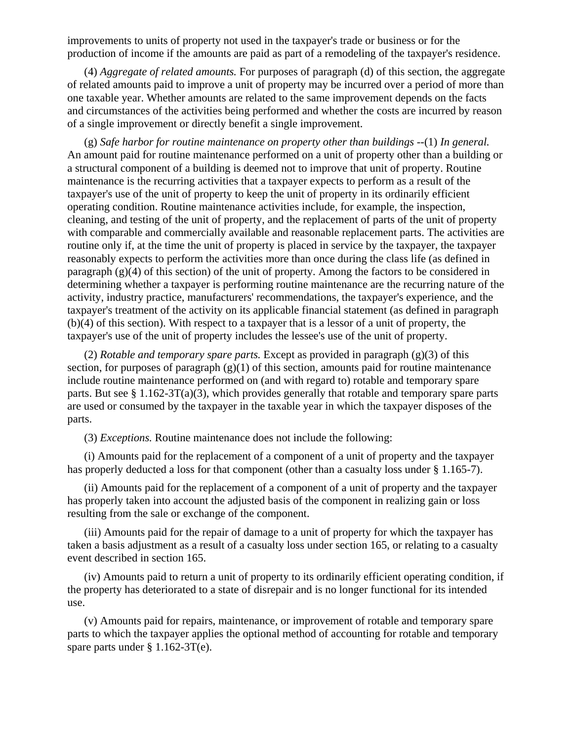improvements to units of property not used in the taxpayer's trade or business or for the production of income if the amounts are paid as part of a remodeling of the taxpayer's residence.

(4) *Aggregate of related amounts.* For purposes of paragraph (d) of this section, the aggregate of related amounts paid to improve a unit of property may be incurred over a period of more than one taxable year. Whether amounts are related to the same improvement depends on the facts and circumstances of the activities being performed and whether the costs are incurred by reason of a single improvement or directly benefit a single improvement.

(g) *Safe harbor for routine maintenance on property other than buildings* --(1) *In general.* An amount paid for routine maintenance performed on a unit of property other than a building or a structural component of a building is deemed not to improve that unit of property. Routine maintenance is the recurring activities that a taxpayer expects to perform as a result of the taxpayer's use of the unit of property to keep the unit of property in its ordinarily efficient operating condition. Routine maintenance activities include, for example, the inspection, cleaning, and testing of the unit of property, and the replacement of parts of the unit of property with comparable and commercially available and reasonable replacement parts. The activities are routine only if, at the time the unit of property is placed in service by the taxpayer, the taxpayer reasonably expects to perform the activities more than once during the class life (as defined in paragraph (g)(4) of this section) of the unit of property. Among the factors to be considered in determining whether a taxpayer is performing routine maintenance are the recurring nature of the activity, industry practice, manufacturers' recommendations, the taxpayer's experience, and the taxpayer's treatment of the activity on its applicable financial statement (as defined in paragraph (b)(4) of this section). With respect to a taxpayer that is a lessor of a unit of property, the taxpayer's use of the unit of property includes the lessee's use of the unit of property.

(2) *Rotable and temporary spare parts.* Except as provided in paragraph (g)(3) of this section, for purposes of paragraph (g)(1) of this section, amounts paid for routine maintenance include routine maintenance performed on (and with regard to) rotable and temporary spare parts. But see § 1.162-3T(a)(3), which provides generally that rotable and temporary spare parts are used or consumed by the taxpayer in the taxable year in which the taxpayer disposes of the parts.

(3) *Exceptions.* Routine maintenance does not include the following:

(i) Amounts paid for the replacement of a component of a unit of property and the taxpayer has properly deducted a loss for that component (other than a casualty loss under § 1.165-7).

(ii) Amounts paid for the replacement of a component of a unit of property and the taxpayer has properly taken into account the adjusted basis of the component in realizing gain or loss resulting from the sale or exchange of the component.

(iii) Amounts paid for the repair of damage to a unit of property for which the taxpayer has taken a basis adjustment as a result of a casualty loss under section 165, or relating to a casualty event described in section 165.

(iv) Amounts paid to return a unit of property to its ordinarily efficient operating condition, if the property has deteriorated to a state of disrepair and is no longer functional for its intended use.

(v) Amounts paid for repairs, maintenance, or improvement of rotable and temporary spare parts to which the taxpayer applies the optional method of accounting for rotable and temporary spare parts under § 1.162-3T(e).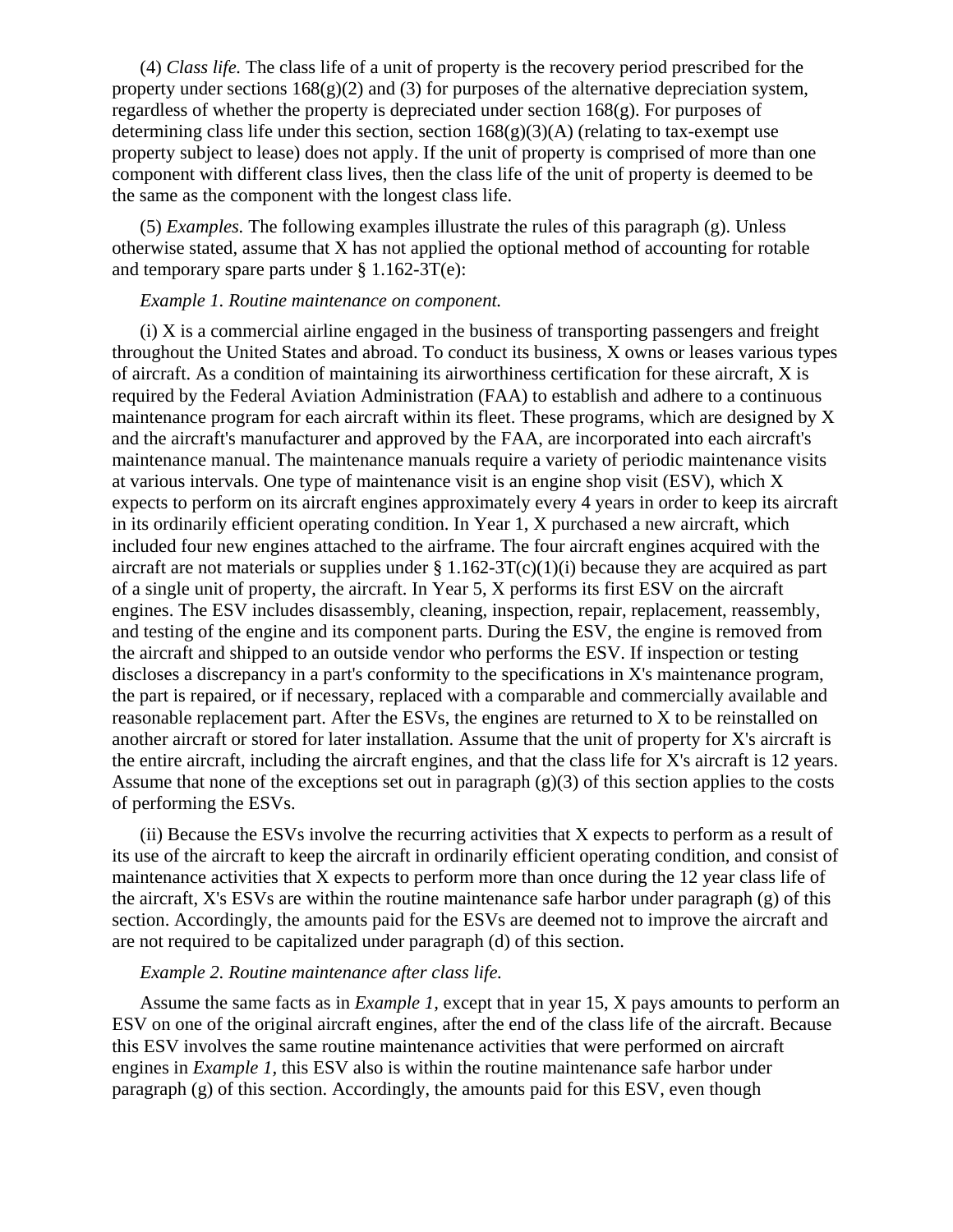(4) *Class life.* The class life of a unit of property is the recovery period prescribed for the property under sections 168(g)(2) and (3) for purposes of the alternative depreciation system, regardless of whether the property is depreciated under section 168(g). For purposes of determining class life under this section, section 168(g)(3)(A) (relating to tax-exempt use property subject to lease) does not apply. If the unit of property is comprised of more than one component with different class lives, then the class life of the unit of property is deemed to be the same as the component with the longest class life.

(5) *Examples.* The following examples illustrate the rules of this paragraph (g). Unless otherwise stated, assume that X has not applied the optional method of accounting for rotable and temporary spare parts under § 1.162-3T(e):

*Example 1. Routine maintenance on component.*

(i) X is a commercial airline engaged in the business of transporting passengers and freight throughout the United States and abroad. To conduct its business, X owns or leases various types of aircraft. As a condition of maintaining its airworthiness certification for these aircraft, X is required by the Federal Aviation Administration (FAA) to establish and adhere to a continuous maintenance program for each aircraft within its fleet. These programs, which are designed by X and the aircraft's manufacturer and approved by the FAA, are incorporated into each aircraft's maintenance manual. The maintenance manuals require a variety of periodic maintenance visits at various intervals. One type of maintenance visit is an engine shop visit (ESV), which X expects to perform on its aircraft engines approximately every 4 years in order to keep its aircraft in its ordinarily efficient operating condition. In Year 1, X purchased a new aircraft, which included four new engines attached to the airframe. The four aircraft engines acquired with the aircraft are not materials or supplies under § 1.162-3T(c)(1)(i) because they are acquired as part of a single unit of property, the aircraft. In Year 5, X performs its first ESV on the aircraft engines. The ESV includes disassembly, cleaning, inspection, repair, replacement, reassembly, and testing of the engine and its component parts. During the ESV, the engine is removed from the aircraft and shipped to an outside vendor who performs the ESV. If inspection or testing discloses a discrepancy in a part's conformity to the specifications in X's maintenance program, the part is repaired, or if necessary, replaced with a comparable and commercially available and reasonable replacement part. After the ESVs, the engines are returned to X to be reinstalled on another aircraft or stored for later installation. Assume that the unit of property for X's aircraft is the entire aircraft, including the aircraft engines, and that the class life for X's aircraft is 12 years. Assume that none of the exceptions set out in paragraph (g)(3) of this section applies to the costs of performing the ESVs.

(ii) Because the ESVs involve the recurring activities that X expects to perform as a result of its use of the aircraft to keep the aircraft in ordinarily efficient operating condition, and consist of maintenance activities that X expects to perform more than once during the 12 year class life of the aircraft, X's ESVs are within the routine maintenance safe harbor under paragraph (g) of this section. Accordingly, the amounts paid for the ESVs are deemed not to improve the aircraft and are not required to be capitalized under paragraph (d) of this section.

*Example 2. Routine maintenance after class life.*

Assume the same facts as in *Example 1,* except that in year 15, X pays amounts to perform an ESV on one of the original aircraft engines, after the end of the class life of the aircraft. Because this ESV involves the same routine maintenance activities that were performed on aircraft engines in *Example 1,* this ESV also is within the routine maintenance safe harbor under paragraph (g) of this section. Accordingly, the amounts paid for this ESV, even though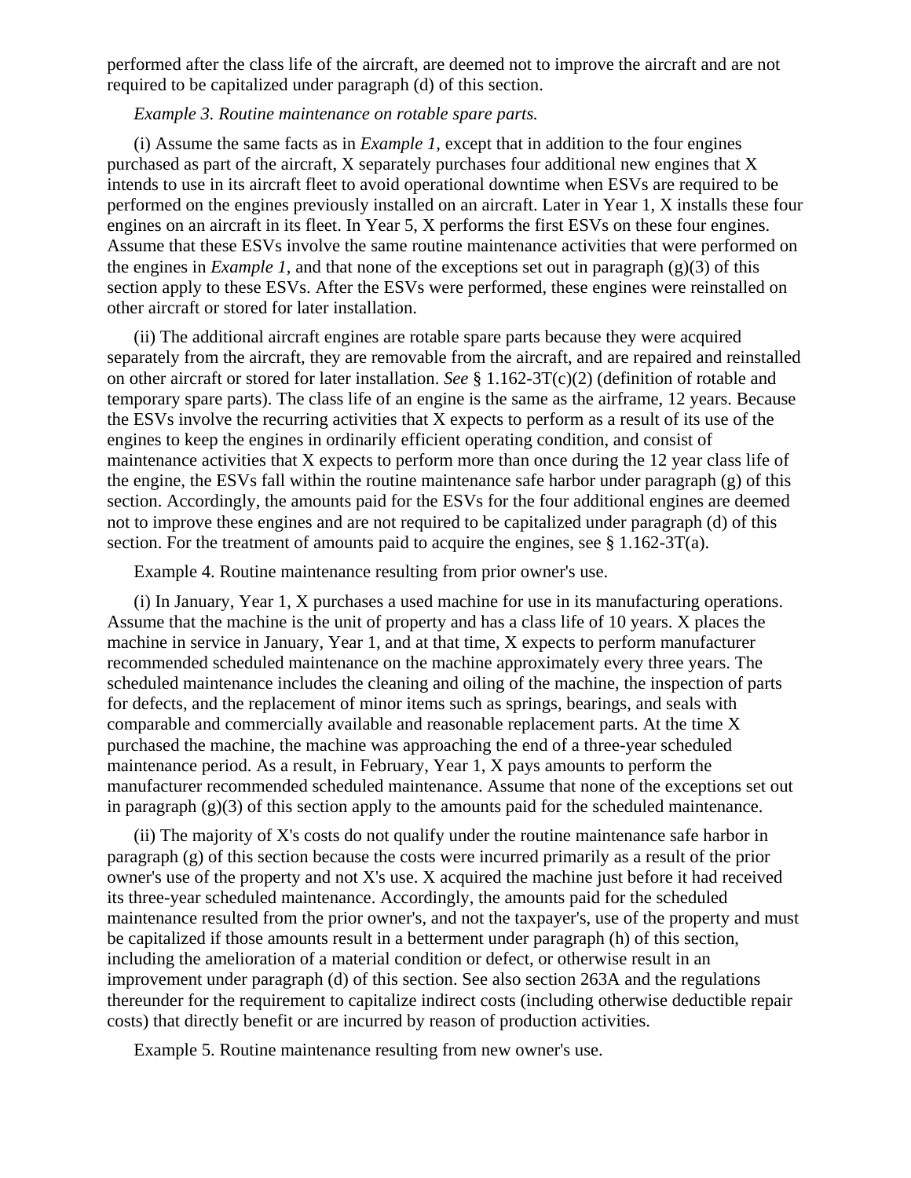performed after the class life of the aircraft, are deemed not to improve the aircraft and are not required to be capitalized under paragraph (d) of this section.

*Example 3. Routine maintenance on rotable spare parts.*

(i) Assume the same facts as in *Example 1,* except that in addition to the four engines purchased as part of the aircraft, X separately purchases four additional new engines that X intends to use in its aircraft fleet to avoid operational downtime when ESVs are required to be performed on the engines previously installed on an aircraft. Later in Year 1, X installs these four engines on an aircraft in its fleet. In Year 5, X performs the first ESVs on these four engines. Assume that these ESVs involve the same routine maintenance activities that were performed on the engines in *Example 1,* and that none of the exceptions set out in paragraph (g)(3) of this section apply to these ESVs. After the ESVs were performed, these engines were reinstalled on other aircraft or stored for later installation.

(ii) The additional aircraft engines are rotable spare parts because they were acquired separately from the aircraft, they are removable from the aircraft, and are repaired and reinstalled on other aircraft or stored for later installation. *See* § 1.162-3T(c)(2) (definition of rotable and temporary spare parts). The class life of an engine is the same as the airframe, 12 years. Because the ESVs involve the recurring activities that X expects to perform as a result of its use of the engines to keep the engines in ordinarily efficient operating condition, and consist of maintenance activities that X expects to perform more than once during the 12 year class life of the engine, the ESVs fall within the routine maintenance safe harbor under paragraph (g) of this section. Accordingly, the amounts paid for the ESVs for the four additional engines are deemed not to improve these engines and are not required to be capitalized under paragraph (d) of this section. For the treatment of amounts paid to acquire the engines, see § 1.162-3T(a).

Example 4. Routine maintenance resulting from prior owner's use.

(i) In January, Year 1, X purchases a used machine for use in its manufacturing operations. Assume that the machine is the unit of property and has a class life of 10 years. X places the machine in service in January, Year 1, and at that time, X expects to perform manufacturer recommended scheduled maintenance on the machine approximately every three years. The scheduled maintenance includes the cleaning and oiling of the machine, the inspection of parts for defects, and the replacement of minor items such as springs, bearings, and seals with comparable and commercially available and reasonable replacement parts. At the time X purchased the machine, the machine was approaching the end of a three-year scheduled maintenance period. As a result, in February, Year 1, X pays amounts to perform the manufacturer recommended scheduled maintenance. Assume that none of the exceptions set out in paragraph (g)(3) of this section apply to the amounts paid for the scheduled maintenance.

(ii) The majority of X's costs do not qualify under the routine maintenance safe harbor in paragraph (g) of this section because the costs were incurred primarily as a result of the prior owner's use of the property and not X's use. X acquired the machine just before it had received its three-year scheduled maintenance. Accordingly, the amounts paid for the scheduled maintenance resulted from the prior owner's, and not the taxpayer's, use of the property and must be capitalized if those amounts result in a betterment under paragraph (h) of this section, including the amelioration of a material condition or defect, or otherwise result in an improvement under paragraph (d) of this section. See also section 263A and the regulations thereunder for the requirement to capitalize indirect costs (including otherwise deductible repair costs) that directly benefit or are incurred by reason of production activities.

Example 5. Routine maintenance resulting from new owner's use.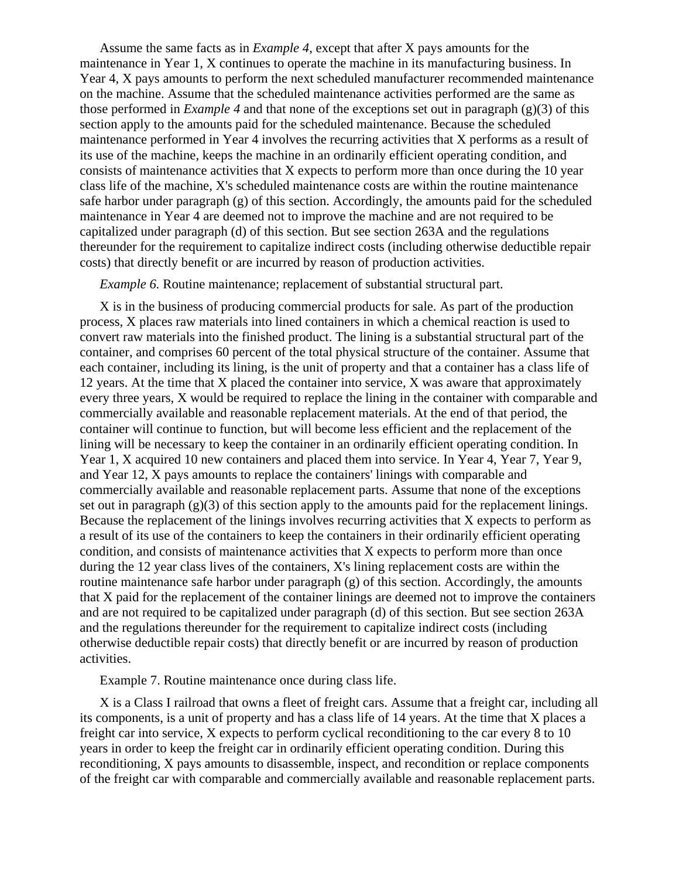Assume the same facts as in *Example 4*, except that after X pays amounts for the maintenance in Year 1, X continues to operate the machine in its manufacturing business. In Year 4, X pays amounts to perform the next scheduled manufacturer recommended maintenance on the machine. Assume that the scheduled maintenance activities performed are the same as those performed in *Example 4* and that none of the exceptions set out in paragraph (g)(3) of this section apply to the amounts paid for the scheduled maintenance. Because the scheduled maintenance performed in Year 4 involves the recurring activities that X performs as a result of its use of the machine, keeps the machine in an ordinarily efficient operating condition, and consists of maintenance activities that X expects to perform more than once during the 10 year class life of the machine, X's scheduled maintenance costs are within the routine maintenance safe harbor under paragraph (g) of this section. Accordingly, the amounts paid for the scheduled maintenance in Year 4 are deemed not to improve the machine and are not required to be capitalized under paragraph (d) of this section. But see section 263A and the regulations thereunder for the requirement to capitalize indirect costs (including otherwise deductible repair costs) that directly benefit or are incurred by reason of production activities.

*Example 6.* Routine maintenance; replacement of substantial structural part.

X is in the business of producing commercial products for sale. As part of the production process, X places raw materials into lined containers in which a chemical reaction is used to convert raw materials into the finished product. The lining is a substantial structural part of the container, and comprises 60 percent of the total physical structure of the container. Assume that each container, including its lining, is the unit of property and that a container has a class life of 12 years. At the time that X placed the container into service, X was aware that approximately every three years, X would be required to replace the lining in the container with comparable and commercially available and reasonable replacement materials. At the end of that period, the container will continue to function, but will become less efficient and the replacement of the lining will be necessary to keep the container in an ordinarily efficient operating condition. In Year 1, X acquired 10 new containers and placed them into service. In Year 4, Year 7, Year 9, and Year 12, X pays amounts to replace the containers' linings with comparable and commercially available and reasonable replacement parts. Assume that none of the exceptions set out in paragraph (g)(3) of this section apply to the amounts paid for the replacement linings. Because the replacement of the linings involves recurring activities that X expects to perform as a result of its use of the containers to keep the containers in their ordinarily efficient operating condition, and consists of maintenance activities that X expects to perform more than once during the 12 year class lives of the containers, X's lining replacement costs are within the routine maintenance safe harbor under paragraph (g) of this section. Accordingly, the amounts that X paid for the replacement of the container linings are deemed not to improve the containers and are not required to be capitalized under paragraph (d) of this section. But see section 263A and the regulations thereunder for the requirement to capitalize indirect costs (including otherwise deductible repair costs) that directly benefit or are incurred by reason of production activities.

Example 7. Routine maintenance once during class life.

X is a Class I railroad that owns a fleet of freight cars. Assume that a freight car, including all its components, is a unit of property and has a class life of 14 years. At the time that X places a freight car into service, X expects to perform cyclical reconditioning to the car every 8 to 10 years in order to keep the freight car in ordinarily efficient operating condition. During this reconditioning, X pays amounts to disassemble, inspect, and recondition or replace components of the freight car with comparable and commercially available and reasonable replacement parts.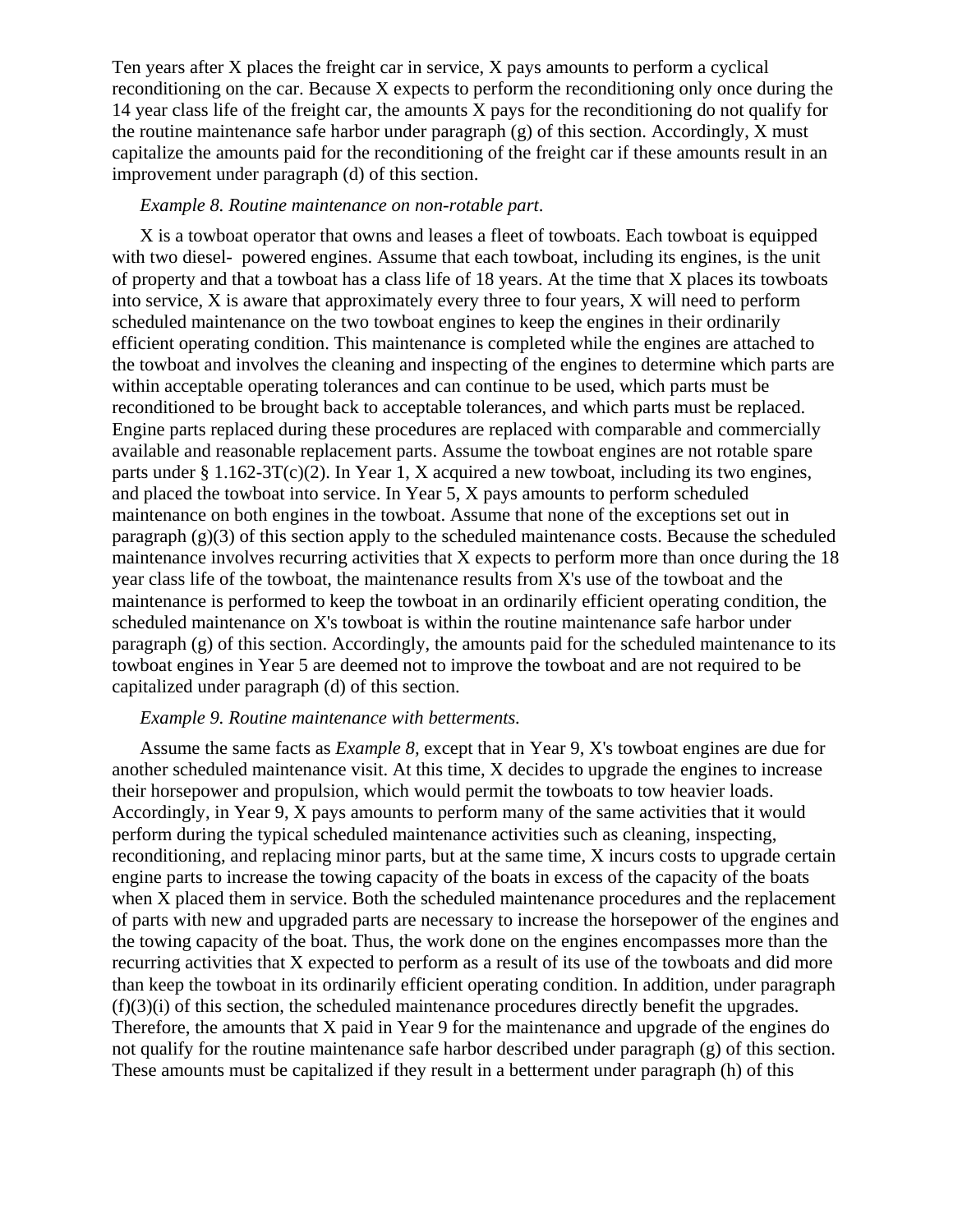Ten years after X places the freight car in service, X pays amounts to perform a cyclical reconditioning on the car. Because X expects to perform the reconditioning only once during the 14 year class life of the freight car, the amounts X pays for the reconditioning do not qualify for the routine maintenance safe harbor under paragraph (g) of this section. Accordingly, X must capitalize the amounts paid for the reconditioning of the freight car if these amounts result in an improvement under paragraph (d) of this section.

*Example 8. Routine maintenance on non-rotable part*.

X is a towboat operator that owns and leases a fleet of towboats. Each towboat is equipped with two diesel- powered engines. Assume that each towboat, including its engines, is the unit of property and that a towboat has a class life of 18 years. At the time that X places its towboats into service, X is aware that approximately every three to four years, X will need to perform scheduled maintenance on the two towboat engines to keep the engines in their ordinarily efficient operating condition. This maintenance is completed while the engines are attached to the towboat and involves the cleaning and inspecting of the engines to determine which parts are within acceptable operating tolerances and can continue to be used, which parts must be reconditioned to be brought back to acceptable tolerances, and which parts must be replaced. Engine parts replaced during these procedures are replaced with comparable and commercially available and reasonable replacement parts. Assume the towboat engines are not rotable spare parts under § 1.162-3T(c)(2). In Year 1, X acquired a new towboat, including its two engines, and placed the towboat into service. In Year 5, X pays amounts to perform scheduled maintenance on both engines in the towboat. Assume that none of the exceptions set out in paragraph (g)(3) of this section apply to the scheduled maintenance costs. Because the scheduled maintenance involves recurring activities that X expects to perform more than once during the 18 year class life of the towboat, the maintenance results from X's use of the towboat and the maintenance is performed to keep the towboat in an ordinarily efficient operating condition, the scheduled maintenance on X's towboat is within the routine maintenance safe harbor under paragraph (g) of this section. Accordingly, the amounts paid for the scheduled maintenance to its towboat engines in Year 5 are deemed not to improve the towboat and are not required to be capitalized under paragraph (d) of this section.

*Example 9. Routine maintenance with betterments*.

Assume the same facts as *Example 8,* except that in Year 9, X's towboat engines are due for another scheduled maintenance visit. At this time, X decides to upgrade the engines to increase their horsepower and propulsion, which would permit the towboats to tow heavier loads. Accordingly, in Year 9, X pays amounts to perform many of the same activities that it would perform during the typical scheduled maintenance activities such as cleaning, inspecting, reconditioning, and replacing minor parts, but at the same time, X incurs costs to upgrade certain engine parts to increase the towing capacity of the boats in excess of the capacity of the boats when X placed them in service. Both the scheduled maintenance procedures and the replacement of parts with new and upgraded parts are necessary to increase the horsepower of the engines and the towing capacity of the boat. Thus, the work done on the engines encompasses more than the recurring activities that X expected to perform as a result of its use of the towboats and did more than keep the towboat in its ordinarily efficient operating condition. In addition, under paragraph (f)(3)(i) of this section, the scheduled maintenance procedures directly benefit the upgrades. Therefore, the amounts that X paid in Year 9 for the maintenance and upgrade of the engines do not qualify for the routine maintenance safe harbor described under paragraph (g) of this section. These amounts must be capitalized if they result in a betterment under paragraph (h) of this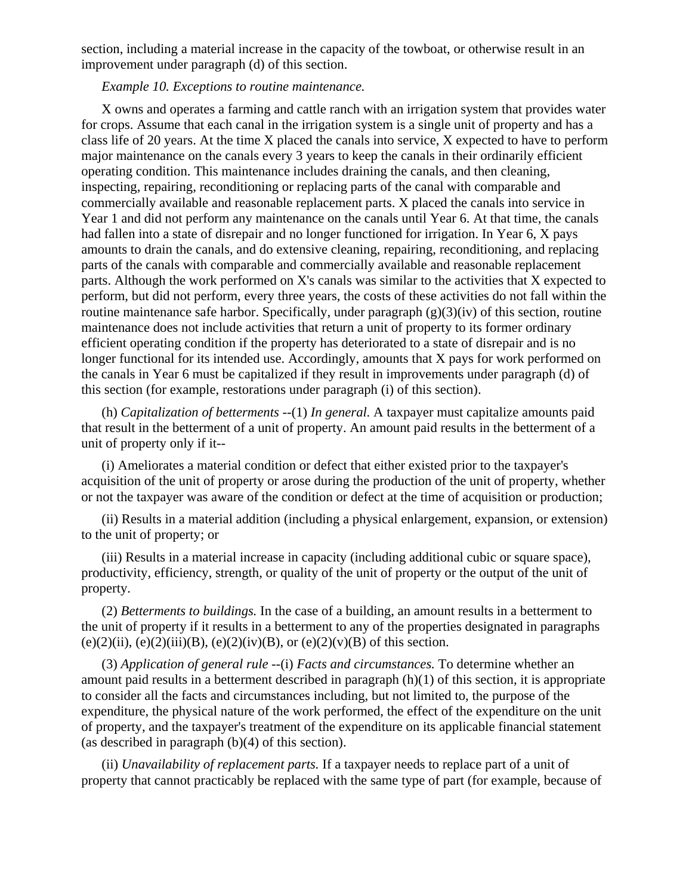section, including a material increase in the capacity of the towboat, or otherwise result in an improvement under paragraph (d) of this section.

*Example 10. Exceptions to routine maintenance.*

X owns and operates a farming and cattle ranch with an irrigation system that provides water for crops. Assume that each canal in the irrigation system is a single unit of property and has a class life of 20 years. At the time X placed the canals into service, X expected to have to perform major maintenance on the canals every 3 years to keep the canals in their ordinarily efficient operating condition. This maintenance includes draining the canals, and then cleaning, inspecting, repairing, reconditioning or replacing parts of the canal with comparable and commercially available and reasonable replacement parts. X placed the canals into service in Year 1 and did not perform any maintenance on the canals until Year 6. At that time, the canals had fallen into a state of disrepair and no longer functioned for irrigation. In Year 6, X pays amounts to drain the canals, and do extensive cleaning, repairing, reconditioning, and replacing parts of the canals with comparable and commercially available and reasonable replacement parts. Although the work performed on X's canals was similar to the activities that X expected to perform, but did not perform, every three years, the costs of these activities do not fall within the routine maintenance safe harbor. Specifically, under paragraph (g)(3)(iv) of this section, routine maintenance does not include activities that return a unit of property to its former ordinary efficient operating condition if the property has deteriorated to a state of disrepair and is no longer functional for its intended use. Accordingly, amounts that X pays for work performed on the canals in Year 6 must be capitalized if they result in improvements under paragraph (d) of this section (for example, restorations under paragraph (i) of this section).

(h) *Capitalization of betterments* --(1) *In general.* A taxpayer must capitalize amounts paid that result in the betterment of a unit of property. An amount paid results in the betterment of a unit of property only if it--

(i) Ameliorates a material condition or defect that either existed prior to the taxpayer's acquisition of the unit of property or arose during the production of the unit of property, whether or not the taxpayer was aware of the condition or defect at the time of acquisition or production;

(ii) Results in a material addition (including a physical enlargement, expansion, or extension) to the unit of property; or

(iii) Results in a material increase in capacity (including additional cubic or square space), productivity, efficiency, strength, or quality of the unit of property or the output of the unit of property.

(2) *Betterments to buildings.* In the case of a building, an amount results in a betterment to the unit of property if it results in a betterment to any of the properties designated in paragraphs (e)(2)(ii), (e)(2)(iii)(B), (e)(2)(iv)(B), or (e)(2)(v)(B) of this section.

(3) *Application of general rule* --(i) *Facts and circumstances.* To determine whether an amount paid results in a betterment described in paragraph (h)(1) of this section, it is appropriate to consider all the facts and circumstances including, but not limited to, the purpose of the expenditure, the physical nature of the work performed, the effect of the expenditure on the unit of property, and the taxpayer's treatment of the expenditure on its applicable financial statement (as described in paragraph (b)(4) of this section).

(ii) *Unavailability of replacement parts.* If a taxpayer needs to replace part of a unit of property that cannot practicably be replaced with the same type of part (for example, because of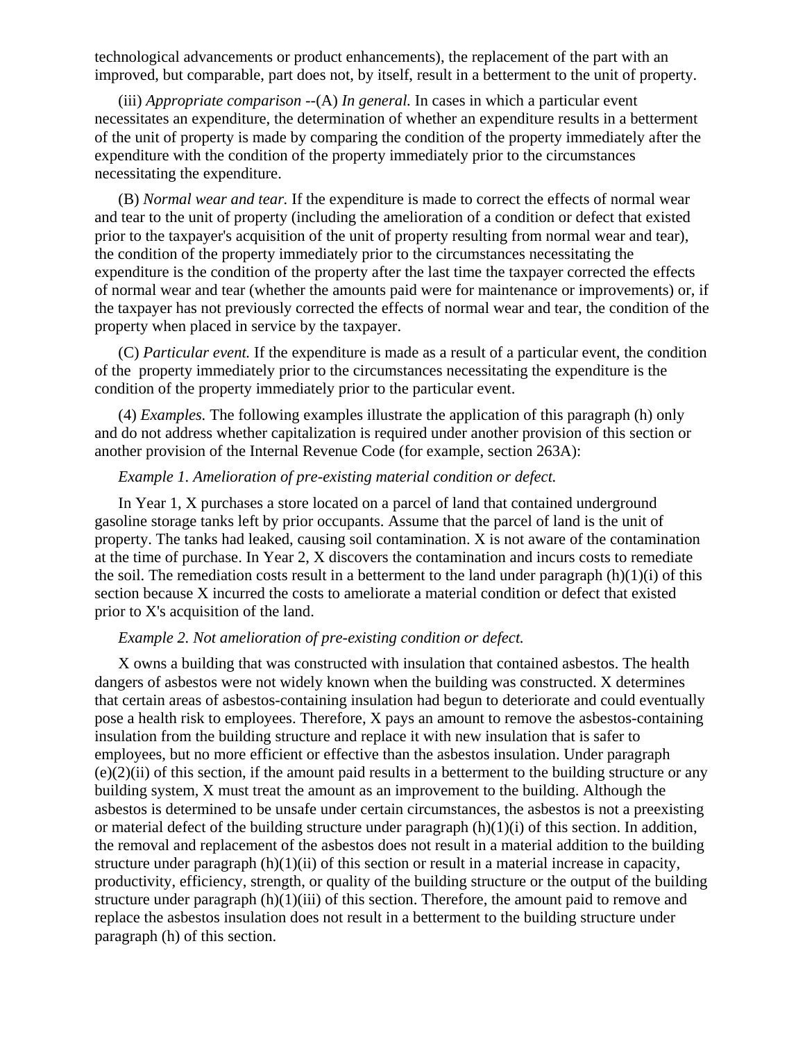technological advancements or product enhancements), the replacement of the part with an improved, but comparable, part does not, by itself, result in a betterment to the unit of property.

(iii) *Appropriate comparison* --(A) *In general.* In cases in which a particular event necessitates an expenditure, the determination of whether an expenditure results in a betterment of the unit of property is made by comparing the condition of the property immediately after the expenditure with the condition of the property immediately prior to the circumstances necessitating the expenditure.

(B) *Normal wear and tear.* If the expenditure is made to correct the effects of normal wear and tear to the unit of property (including the amelioration of a condition or defect that existed prior to the taxpayer's acquisition of the unit of property resulting from normal wear and tear), the condition of the property immediately prior to the circumstances necessitating the expenditure is the condition of the property after the last time the taxpayer corrected the effects of normal wear and tear (whether the amounts paid were for maintenance or improvements) or, if the taxpayer has not previously corrected the effects of normal wear and tear, the condition of the property when placed in service by the taxpayer.

(C) *Particular event.* If the expenditure is made as a result of a particular event, the condition of the property immediately prior to the circumstances necessitating the expenditure is the condition of the property immediately prior to the particular event.

(4) *Examples.* The following examples illustrate the application of this paragraph (h) only and do not address whether capitalization is required under another provision of this section or another provision of the Internal Revenue Code (for example, section 263A):

*Example 1. Amelioration of pre-existing material condition or defect.*

In Year 1, X purchases a store located on a parcel of land that contained underground gasoline storage tanks left by prior occupants. Assume that the parcel of land is the unit of property. The tanks had leaked, causing soil contamination. X is not aware of the contamination at the time of purchase. In Year 2, X discovers the contamination and incurs costs to remediate the soil. The remediation costs result in a betterment to the land under paragraph (h)(1)(i) of this section because X incurred the costs to ameliorate a material condition or defect that existed prior to X's acquisition of the land.

*Example 2. Not amelioration of pre-existing condition or defect.*

X owns a building that was constructed with insulation that contained asbestos. The health dangers of asbestos were not widely known when the building was constructed. X determines that certain areas of asbestos-containing insulation had begun to deteriorate and could eventually pose a health risk to employees. Therefore, X pays an amount to remove the asbestos-containing insulation from the building structure and replace it with new insulation that is safer to employees, but no more efficient or effective than the asbestos insulation. Under paragraph (e)(2)(ii) of this section, if the amount paid results in a betterment to the building structure or any building system, X must treat the amount as an improvement to the building. Although the asbestos is determined to be unsafe under certain circumstances, the asbestos is not a preexisting or material defect of the building structure under paragraph (h)(1)(i) of this section. In addition, the removal and replacement of the asbestos does not result in a material addition to the building structure under paragraph (h)(1)(ii) of this section or result in a material increase in capacity, productivity, efficiency, strength, or quality of the building structure or the output of the building structure under paragraph (h)(1)(iii) of this section. Therefore, the amount paid to remove and replace the asbestos insulation does not result in a betterment to the building structure under paragraph (h) of this section.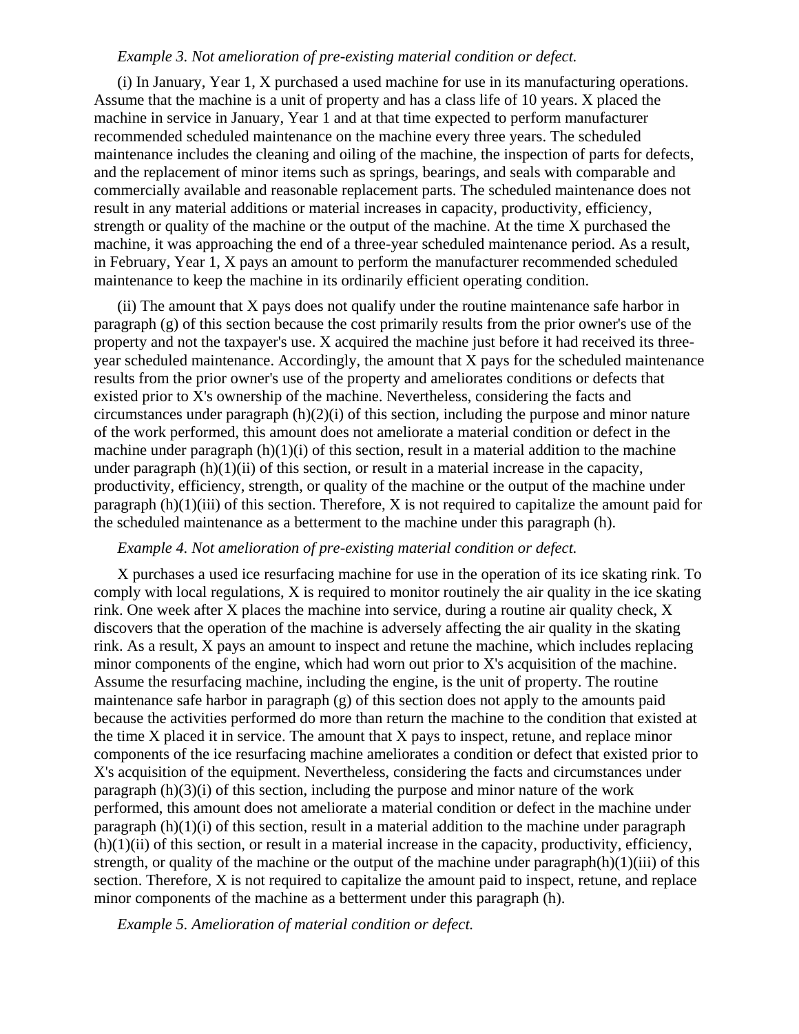*Example 3. Not amelioration of pre-existing material condition or defect.*

(i) In January, Year 1, X purchased a used machine for use in its manufacturing operations. Assume that the machine is a unit of property and has a class life of 10 years. X placed the machine in service in January, Year 1 and at that time expected to perform manufacturer recommended scheduled maintenance on the machine every three years. The scheduled maintenance includes the cleaning and oiling of the machine, the inspection of parts for defects, and the replacement of minor items such as springs, bearings, and seals with comparable and commercially available and reasonable replacement parts. The scheduled maintenance does not result in any material additions or material increases in capacity, productivity, efficiency, strength or quality of the machine or the output of the machine. At the time X purchased the machine, it was approaching the end of a three-year scheduled maintenance period. As a result, in February, Year 1, X pays an amount to perform the manufacturer recommended scheduled maintenance to keep the machine in its ordinarily efficient operating condition.

(ii) The amount that X pays does not qualify under the routine maintenance safe harbor in paragraph (g) of this section because the cost primarily results from the prior owner's use of the property and not the taxpayer's use. X acquired the machine just before it had received its three-year scheduled maintenance. Accordingly, the amount that X pays for the scheduled maintenance results from the prior owner's use of the property and ameliorates conditions or defects that existed prior to X's ownership of the machine. Nevertheless, considering the facts and circumstances under paragraph (h)(2)(i) of this section, including the purpose and minor nature of the work performed, this amount does not ameliorate a material condition or defect in the machine under paragraph (h)(1)(i) of this section, result in a material addition to the machine under paragraph (h)(1)(ii) of this section, or result in a material increase in the capacity, productivity, efficiency, strength, or quality of the machine or the output of the machine under paragraph (h)(1)(iii) of this section. Therefore, X is not required to capitalize the amount paid for the scheduled maintenance as a betterment to the machine under this paragraph (h).

*Example 4. Not amelioration of pre-existing material condition or defect.*

X purchases a used ice resurfacing machine for use in the operation of its ice skating rink. To comply with local regulations, X is required to monitor routinely the air quality in the ice skating rink. One week after X places the machine into service, during a routine air quality check, X discovers that the operation of the machine is adversely affecting the air quality in the skating rink. As a result, X pays an amount to inspect and retune the machine, which includes replacing minor components of the engine, which had worn out prior to X's acquisition of the machine. Assume the resurfacing machine, including the engine, is the unit of property. The routine maintenance safe harbor in paragraph (g) of this section does not apply to the amounts paid because the activities performed do more than return the machine to the condition that existed at the time X placed it in service. The amount that X pays to inspect, retune, and replace minor components of the ice resurfacing machine ameliorates a condition or defect that existed prior to X's acquisition of the equipment. Nevertheless, considering the facts and circumstances under paragraph (h)(3)(i) of this section, including the purpose and minor nature of the work performed, this amount does not ameliorate a material condition or defect in the machine under paragraph (h)(1)(i) of this section, result in a material addition to the machine under paragraph (h)(1)(ii) of this section, or result in a material increase in the capacity, productivity, efficiency, strength, or quality of the machine or the output of the machine under paragraph(h)(1)(iii) of this section. Therefore, X is not required to capitalize the amount paid to inspect, retune, and replace minor components of the machine as a betterment under this paragraph (h).

*Example 5. Amelioration of material condition or defect.*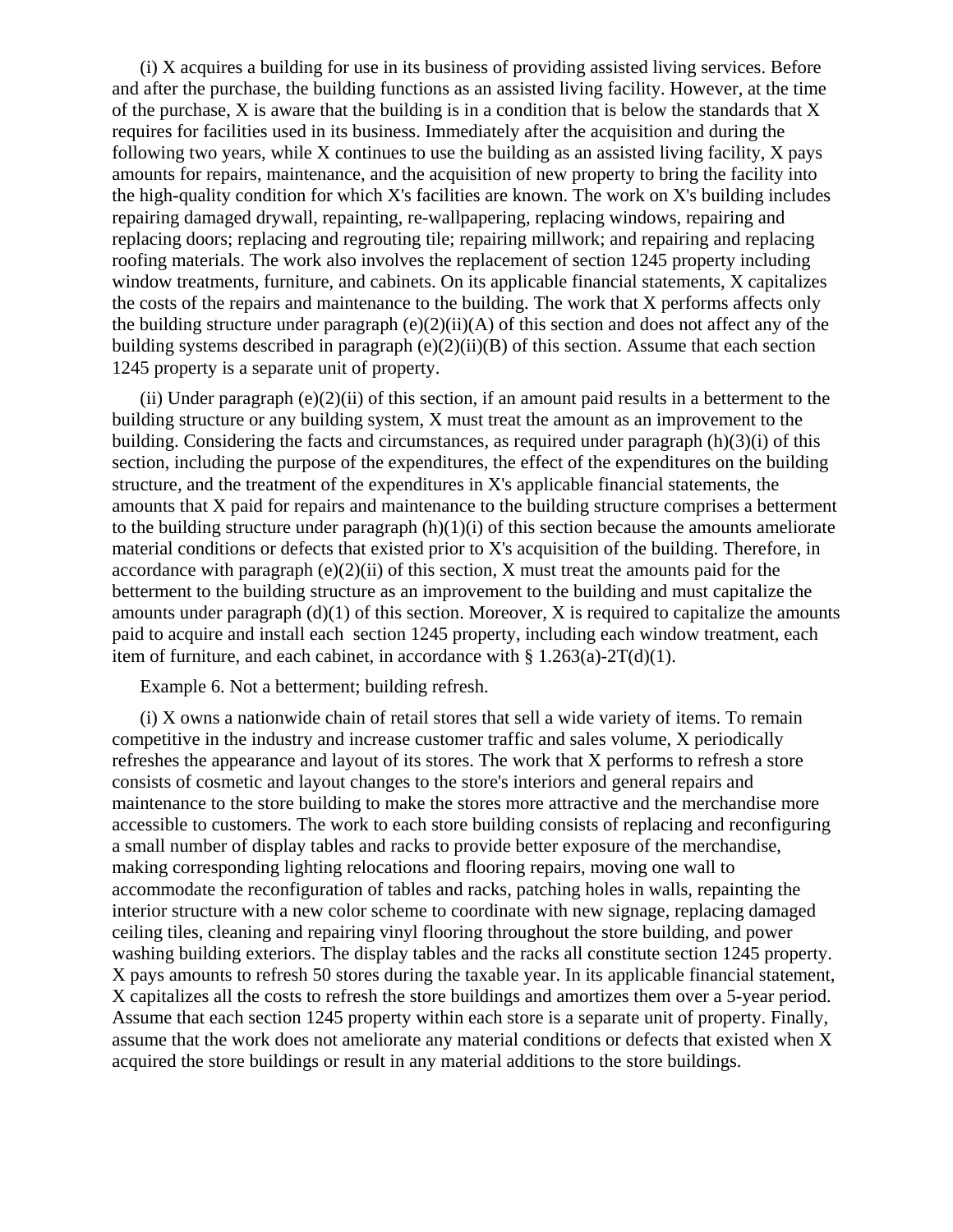(i) X acquires a building for use in its business of providing assisted living services. Before and after the purchase, the building functions as an assisted living facility. However, at the time of the purchase, X is aware that the building is in a condition that is below the standards that X requires for facilities used in its business. Immediately after the acquisition and during the following two years, while X continues to use the building as an assisted living facility, X pays amounts for repairs, maintenance, and the acquisition of new property to bring the facility into the high-quality condition for which X's facilities are known. The work on X's building includes repairing damaged drywall, repainting, re-wallpapering, replacing windows, repairing and replacing doors; replacing and regrouting tile; repairing millwork; and repairing and replacing roofing materials. The work also involves the replacement of section 1245 property including window treatments, furniture, and cabinets. On its applicable financial statements, X capitalizes the costs of the repairs and maintenance to the building. The work that X performs affects only the building structure under paragraph (e)(2)(ii)(A) of this section and does not affect any of the building systems described in paragraph (e)(2)(ii)(B) of this section. Assume that each section 1245 property is a separate unit of property.

(ii) Under paragraph (e)(2)(ii) of this section, if an amount paid results in a betterment to the building structure or any building system, X must treat the amount as an improvement to the building. Considering the facts and circumstances, as required under paragraph (h)(3)(i) of this section, including the purpose of the expenditures, the effect of the expenditures on the building structure, and the treatment of the expenditures in X's applicable financial statements, the amounts that X paid for repairs and maintenance to the building structure comprises a betterment to the building structure under paragraph (h)(1)(i) of this section because the amounts ameliorate material conditions or defects that existed prior to X's acquisition of the building. Therefore, in accordance with paragraph (e)(2)(ii) of this section, X must treat the amounts paid for the betterment to the building structure as an improvement to the building and must capitalize the amounts under paragraph (d)(1) of this section. Moreover, X is required to capitalize the amounts paid to acquire and install each section 1245 property, including each window treatment, each item of furniture, and each cabinet, in accordance with § 1.263(a)-2T(d)(1).

Example 6. Not a betterment; building refresh.

(i) X owns a nationwide chain of retail stores that sell a wide variety of items. To remain competitive in the industry and increase customer traffic and sales volume, X periodically refreshes the appearance and layout of its stores. The work that X performs to refresh a store consists of cosmetic and layout changes to the store's interiors and general repairs and maintenance to the store building to make the stores more attractive and the merchandise more accessible to customers. The work to each store building consists of replacing and reconfiguring a small number of display tables and racks to provide better exposure of the merchandise, making corresponding lighting relocations and flooring repairs, moving one wall to accommodate the reconfiguration of tables and racks, patching holes in walls, repainting the interior structure with a new color scheme to coordinate with new signage, replacing damaged ceiling tiles, cleaning and repairing vinyl flooring throughout the store building, and power washing building exteriors. The display tables and the racks all constitute section 1245 property. X pays amounts to refresh 50 stores during the taxable year. In its applicable financial statement, X capitalizes all the costs to refresh the store buildings and amortizes them over a 5-year period. Assume that each section 1245 property within each store is a separate unit of property. Finally, assume that the work does not ameliorate any material conditions or defects that existed when X acquired the store buildings or result in any material additions to the store buildings.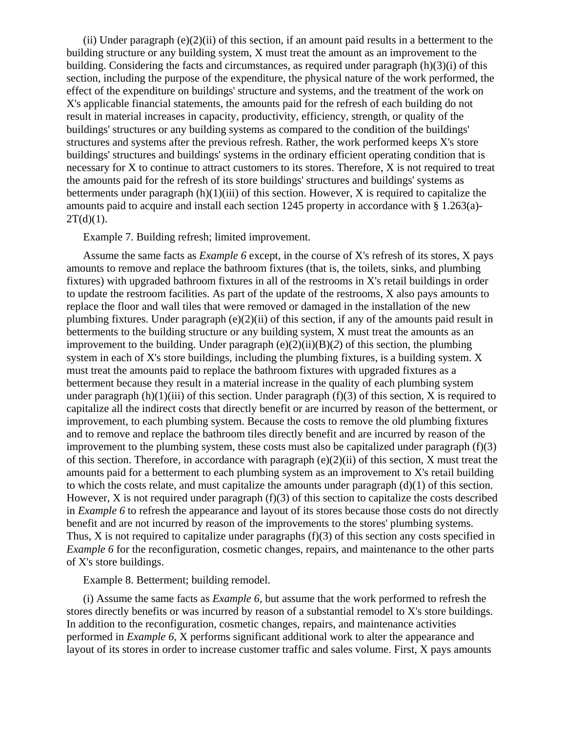(ii) Under paragraph (e)(2)(ii) of this section, if an amount paid results in a betterment to the building structure or any building system, X must treat the amount as an improvement to the building. Considering the facts and circumstances, as required under paragraph (h)(3)(i) of this section, including the purpose of the expenditure, the physical nature of the work performed, the effect of the expenditure on buildings' structure and systems, and the treatment of the work on X's applicable financial statements, the amounts paid for the refresh of each building do not result in material increases in capacity, productivity, efficiency, strength, or quality of the buildings' structures or any building systems as compared to the condition of the buildings' structures and systems after the previous refresh. Rather, the work performed keeps X's store buildings' structures and buildings' systems in the ordinary efficient operating condition that is necessary for X to continue to attract customers to its stores. Therefore, X is not required to treat the amounts paid for the refresh of its store buildings' structures and buildings' systems as betterments under paragraph (h)(1)(iii) of this section. However, X is required to capitalize the amounts paid to acquire and install each section 1245 property in accordance with § 1.263(a)-2T(d)(1).

Example 7. Building refresh; limited improvement.

Assume the same facts as *Example 6* except, in the course of X's refresh of its stores, X pays amounts to remove and replace the bathroom fixtures (that is, the toilets, sinks, and plumbing fixtures) with upgraded bathroom fixtures in all of the restrooms in X's retail buildings in order to update the restroom facilities. As part of the update of the restrooms, X also pays amounts to replace the floor and wall tiles that were removed or damaged in the installation of the new plumbing fixtures. Under paragraph (e)(2)(ii) of this section, if any of the amounts paid result in betterments to the building structure or any building system, X must treat the amounts as an improvement to the building. Under paragraph (e)(2)(ii)(B)(*2*) of this section, the plumbing system in each of X's store buildings, including the plumbing fixtures, is a building system. X must treat the amounts paid to replace the bathroom fixtures with upgraded fixtures as a betterment because they result in a material increase in the quality of each plumbing system under paragraph (h)(1)(iii) of this section. Under paragraph (f)(3) of this section, X is required to capitalize all the indirect costs that directly benefit or are incurred by reason of the betterment, or improvement, to each plumbing system. Because the costs to remove the old plumbing fixtures and to remove and replace the bathroom tiles directly benefit and are incurred by reason of the improvement to the plumbing system, these costs must also be capitalized under paragraph (f)(3) of this section. Therefore, in accordance with paragraph (e)(2)(ii) of this section, X must treat the amounts paid for a betterment to each plumbing system as an improvement to X's retail building to which the costs relate, and must capitalize the amounts under paragraph (d)(1) of this section. However, X is not required under paragraph (f)(3) of this section to capitalize the costs described in *Example 6* to refresh the appearance and layout of its stores because those costs do not directly benefit and are not incurred by reason of the improvements to the stores' plumbing systems. Thus, X is not required to capitalize under paragraphs (f)(3) of this section any costs specified in *Example 6* for the reconfiguration, cosmetic changes, repairs, and maintenance to the other parts of X's store buildings.

Example 8. Betterment; building remodel.

(i) Assume the same facts as *Example 6*, but assume that the work performed to refresh the stores directly benefits or was incurred by reason of a substantial remodel to X's store buildings. In addition to the reconfiguration, cosmetic changes, repairs, and maintenance activities performed in *Example 6*, X performs significant additional work to alter the appearance and layout of its stores in order to increase customer traffic and sales volume. First, X pays amounts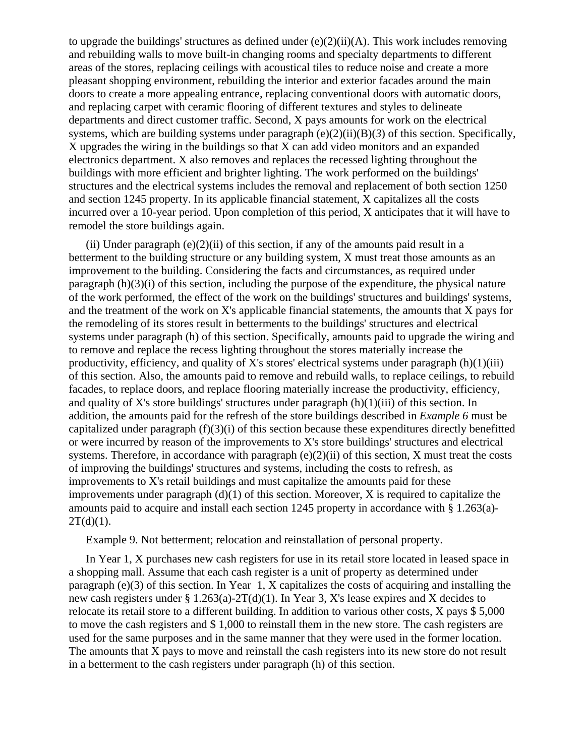to upgrade the buildings' structures as defined under (e)(2)(ii)(A). This work includes removing and rebuilding walls to move built-in changing rooms and specialty departments to different areas of the stores, replacing ceilings with acoustical tiles to reduce noise and create a more pleasant shopping environment, rebuilding the interior and exterior facades around the main doors to create a more appealing entrance, replacing conventional doors with automatic doors, and replacing carpet with ceramic flooring of different textures and styles to delineate departments and direct customer traffic. Second, X pays amounts for work on the electrical systems, which are building systems under paragraph (e)(2)(ii)(B)(*3*) of this section. Specifically, X upgrades the wiring in the buildings so that X can add video monitors and an expanded electronics department. X also removes and replaces the recessed lighting throughout the buildings with more efficient and brighter lighting. The work performed on the buildings' structures and the electrical systems includes the removal and replacement of both section 1250 and section 1245 property. In its applicable financial statement, X capitalizes all the costs incurred over a 10-year period. Upon completion of this period, X anticipates that it will have to remodel the store buildings again.

(ii) Under paragraph (e)(2)(ii) of this section, if any of the amounts paid result in a betterment to the building structure or any building system, X must treat those amounts as an improvement to the building. Considering the facts and circumstances, as required under paragraph (h)(3)(i) of this section, including the purpose of the expenditure, the physical nature of the work performed, the effect of the work on the buildings' structures and buildings' systems, and the treatment of the work on X's applicable financial statements, the amounts that X pays for the remodeling of its stores result in betterments to the buildings' structures and electrical systems under paragraph (h) of this section. Specifically, amounts paid to upgrade the wiring and to remove and replace the recess lighting throughout the stores materially increase the productivity, efficiency, and quality of X's stores' electrical systems under paragraph (h)(1)(iii) of this section. Also, the amounts paid to remove and rebuild walls, to replace ceilings, to rebuild facades, to replace doors, and replace flooring materially increase the productivity, efficiency, and quality of X's store buildings' structures under paragraph (h)(1)(iii) of this section. In addition, the amounts paid for the refresh of the store buildings described in *Example 6* must be capitalized under paragraph (f)(3)(i) of this section because these expenditures directly benefitted or were incurred by reason of the improvements to X's store buildings' structures and electrical systems. Therefore, in accordance with paragraph (e)(2)(ii) of this section, X must treat the costs of improving the buildings' structures and systems, including the costs to refresh, as improvements to X's retail buildings and must capitalize the amounts paid for these improvements under paragraph (d)(1) of this section. Moreover, X is required to capitalize the amounts paid to acquire and install each section 1245 property in accordance with § 1.263(a)-2T(d)(1).

Example 9. Not betterment; relocation and reinstallation of personal property.

In Year 1, X purchases new cash registers for use in its retail store located in leased space in a shopping mall. Assume that each cash register is a unit of property as determined under paragraph (e)(3) of this section. In Year 1, X capitalizes the costs of acquiring and installing the new cash registers under § 1.263(a)-2T(d)(1). In Year 3, X's lease expires and X decides to relocate its retail store to a different building. In addition to various other costs, X pays $ 5,000 to move the cash registers and $ 1,000 to reinstall them in the new store. The cash registers are used for the same purposes and in the same manner that they were used in the former location. The amounts that X pays to move and reinstall the cash registers into its new store do not result in a betterment to the cash registers under paragraph (h) of this section.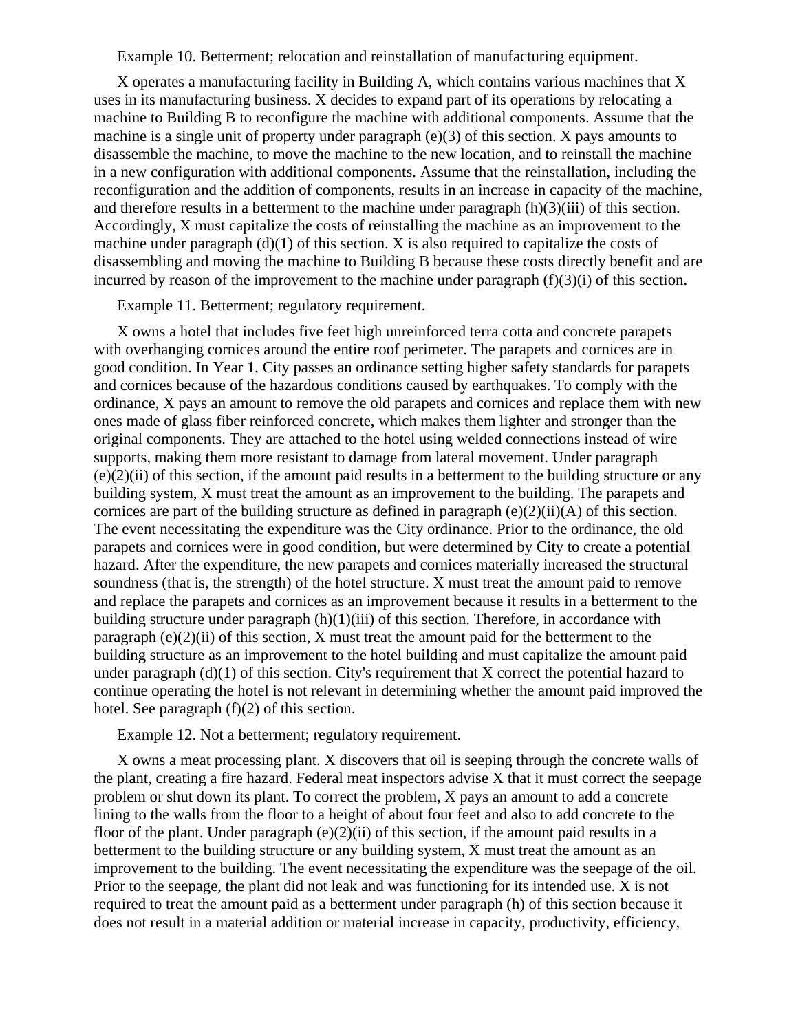Example 10. Betterment; relocation and reinstallation of manufacturing equipment.

X operates a manufacturing facility in Building A, which contains various machines that X uses in its manufacturing business. X decides to expand part of its operations by relocating a machine to Building B to reconfigure the machine with additional components. Assume that the machine is a single unit of property under paragraph (e)(3) of this section. X pays amounts to disassemble the machine, to move the machine to the new location, and to reinstall the machine in a new configuration with additional components. Assume that the reinstallation, including the reconfiguration and the addition of components, results in an increase in capacity of the machine, and therefore results in a betterment to the machine under paragraph (h)(3)(iii) of this section. Accordingly, X must capitalize the costs of reinstalling the machine as an improvement to the machine under paragraph (d)(1) of this section. X is also required to capitalize the costs of disassembling and moving the machine to Building B because these costs directly benefit and are incurred by reason of the improvement to the machine under paragraph (f)(3)(i) of this section.

Example 11. Betterment; regulatory requirement.

X owns a hotel that includes five feet high unreinforced terra cotta and concrete parapets with overhanging cornices around the entire roof perimeter. The parapets and cornices are in good condition. In Year 1, City passes an ordinance setting higher safety standards for parapets and cornices because of the hazardous conditions caused by earthquakes. To comply with the ordinance, X pays an amount to remove the old parapets and cornices and replace them with new ones made of glass fiber reinforced concrete, which makes them lighter and stronger than the original components. They are attached to the hotel using welded connections instead of wire supports, making them more resistant to damage from lateral movement. Under paragraph (e)(2)(ii) of this section, if the amount paid results in a betterment to the building structure or any building system, X must treat the amount as an improvement to the building. The parapets and cornices are part of the building structure as defined in paragraph (e)(2)(ii)(A) of this section. The event necessitating the expenditure was the City ordinance. Prior to the ordinance, the old parapets and cornices were in good condition, but were determined by City to create a potential hazard. After the expenditure, the new parapets and cornices materially increased the structural soundness (that is, the strength) of the hotel structure. X must treat the amount paid to remove and replace the parapets and cornices as an improvement because it results in a betterment to the building structure under paragraph (h)(1)(iii) of this section. Therefore, in accordance with paragraph (e)(2)(ii) of this section, X must treat the amount paid for the betterment to the building structure as an improvement to the hotel building and must capitalize the amount paid under paragraph (d)(1) of this section. City's requirement that X correct the potential hazard to continue operating the hotel is not relevant in determining whether the amount paid improved the hotel. See paragraph (f)(2) of this section.

Example 12. Not a betterment; regulatory requirement.

X owns a meat processing plant. X discovers that oil is seeping through the concrete walls of the plant, creating a fire hazard. Federal meat inspectors advise X that it must correct the seepage problem or shut down its plant. To correct the problem, X pays an amount to add a concrete lining to the walls from the floor to a height of about four feet and also to add concrete to the floor of the plant. Under paragraph (e)(2)(ii) of this section, if the amount paid results in a betterment to the building structure or any building system, X must treat the amount as an improvement to the building. The event necessitating the expenditure was the seepage of the oil. Prior to the seepage, the plant did not leak and was functioning for its intended use. X is not required to treat the amount paid as a betterment under paragraph (h) of this section because it does not result in a material addition or material increase in capacity, productivity, efficiency,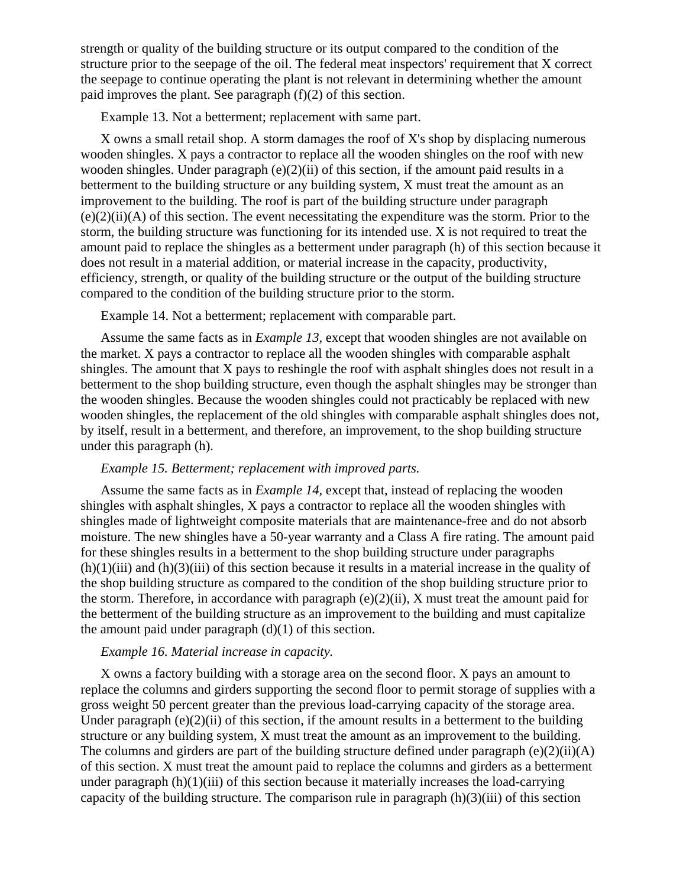strength or quality of the building structure or its output compared to the condition of the structure prior to the seepage of the oil. The federal meat inspectors' requirement that X correct the seepage to continue operating the plant is not relevant in determining whether the amount paid improves the plant. See paragraph (f)(2) of this section.

Example 13. Not a betterment; replacement with same part.

X owns a small retail shop. A storm damages the roof of X's shop by displacing numerous wooden shingles. X pays a contractor to replace all the wooden shingles on the roof with new wooden shingles. Under paragraph (e)(2)(ii) of this section, if the amount paid results in a betterment to the building structure or any building system, X must treat the amount as an improvement to the building. The roof is part of the building structure under paragraph (e)(2)(ii)(A) of this section. The event necessitating the expenditure was the storm. Prior to the storm, the building structure was functioning for its intended use. X is not required to treat the amount paid to replace the shingles as a betterment under paragraph (h) of this section because it does not result in a material addition, or material increase in the capacity, productivity, efficiency, strength, or quality of the building structure or the output of the building structure compared to the condition of the building structure prior to the storm.

Example 14. Not a betterment; replacement with comparable part.

Assume the same facts as in *Example 13,* except that wooden shingles are not available on the market. X pays a contractor to replace all the wooden shingles with comparable asphalt shingles. The amount that X pays to reshingle the roof with asphalt shingles does not result in a betterment to the shop building structure, even though the asphalt shingles may be stronger than the wooden shingles. Because the wooden shingles could not practicably be replaced with new wooden shingles, the replacement of the old shingles with comparable asphalt shingles does not, by itself, result in a betterment, and therefore, an improvement, to the shop building structure under this paragraph (h).

*Example 15. Betterment; replacement with improved parts.*

Assume the same facts as in *Example 14,* except that, instead of replacing the wooden shingles with asphalt shingles, X pays a contractor to replace all the wooden shingles with shingles made of lightweight composite materials that are maintenance-free and do not absorb moisture. The new shingles have a 50-year warranty and a Class A fire rating. The amount paid for these shingles results in a betterment to the shop building structure under paragraphs (h)(1)(iii) and (h)(3)(iii) of this section because it results in a material increase in the quality of the shop building structure as compared to the condition of the shop building structure prior to the storm. Therefore, in accordance with paragraph (e)(2)(ii), X must treat the amount paid for the betterment of the building structure as an improvement to the building and must capitalize the amount paid under paragraph (d)(1) of this section.

*Example 16. Material increase in capacity.*

X owns a factory building with a storage area on the second floor. X pays an amount to replace the columns and girders supporting the second floor to permit storage of supplies with a gross weight 50 percent greater than the previous load-carrying capacity of the storage area. Under paragraph (e)(2)(ii) of this section, if the amount results in a betterment to the building structure or any building system, X must treat the amount as an improvement to the building. The columns and girders are part of the building structure defined under paragraph (e)(2)(ii)(A) of this section. X must treat the amount paid to replace the columns and girders as a betterment under paragraph (h)(1)(iii) of this section because it materially increases the load-carrying capacity of the building structure. The comparison rule in paragraph (h)(3)(iii) of this section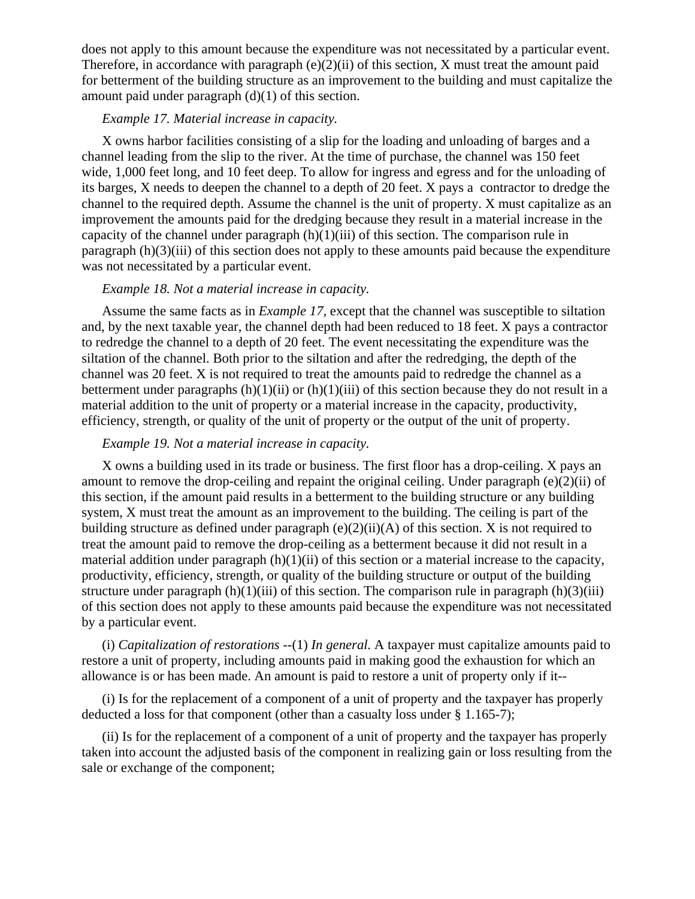does not apply to this amount because the expenditure was not necessitated by a particular event. Therefore, in accordance with paragraph (e)(2)(ii) of this section, X must treat the amount paid for betterment of the building structure as an improvement to the building and must capitalize the amount paid under paragraph (d)(1) of this section.

*Example 17. Material increase in capacity.*

X owns harbor facilities consisting of a slip for the loading and unloading of barges and a channel leading from the slip to the river. At the time of purchase, the channel was 150 feet wide, 1,000 feet long, and 10 feet deep. To allow for ingress and egress and for the unloading of its barges, X needs to deepen the channel to a depth of 20 feet. X pays a contractor to dredge the channel to the required depth. Assume the channel is the unit of property. X must capitalize as an improvement the amounts paid for the dredging because they result in a material increase in the capacity of the channel under paragraph (h)(1)(iii) of this section. The comparison rule in paragraph (h)(3)(iii) of this section does not apply to these amounts paid because the expenditure was not necessitated by a particular event.

*Example 18. Not a material increase in capacity.*

Assume the same facts as in *Example 17*, except that the channel was susceptible to siltation and, by the next taxable year, the channel depth had been reduced to 18 feet. X pays a contractor to redredge the channel to a depth of 20 feet. The event necessitating the expenditure was the siltation of the channel. Both prior to the siltation and after the redredging, the depth of the channel was 20 feet. X is not required to treat the amounts paid to redredge the channel as a betterment under paragraphs (h)(1)(ii) or (h)(1)(iii) of this section because they do not result in a material addition to the unit of property or a material increase in the capacity, productivity, efficiency, strength, or quality of the unit of property or the output of the unit of property.

*Example 19. Not a material increase in capacity.*

X owns a building used in its trade or business. The first floor has a drop-ceiling. X pays an amount to remove the drop-ceiling and repaint the original ceiling. Under paragraph (e)(2)(ii) of this section, if the amount paid results in a betterment to the building structure or any building system, X must treat the amount as an improvement to the building. The ceiling is part of the building structure as defined under paragraph (e)(2)(ii)(A) of this section. X is not required to treat the amount paid to remove the drop-ceiling as a betterment because it did not result in a material addition under paragraph (h)(1)(ii) of this section or a material increase to the capacity, productivity, efficiency, strength, or quality of the building structure or output of the building structure under paragraph (h)(1)(iii) of this section. The comparison rule in paragraph (h)(3)(iii) of this section does not apply to these amounts paid because the expenditure was not necessitated by a particular event.

(i) *Capitalization of restorations* --(1) *In general.* A taxpayer must capitalize amounts paid to restore a unit of property, including amounts paid in making good the exhaustion for which an allowance is or has been made. An amount is paid to restore a unit of property only if it--

(i) Is for the replacement of a component of a unit of property and the taxpayer has properly deducted a loss for that component (other than a casualty loss under § 1.165-7);

(ii) Is for the replacement of a component of a unit of property and the taxpayer has properly taken into account the adjusted basis of the component in realizing gain or loss resulting from the sale or exchange of the component;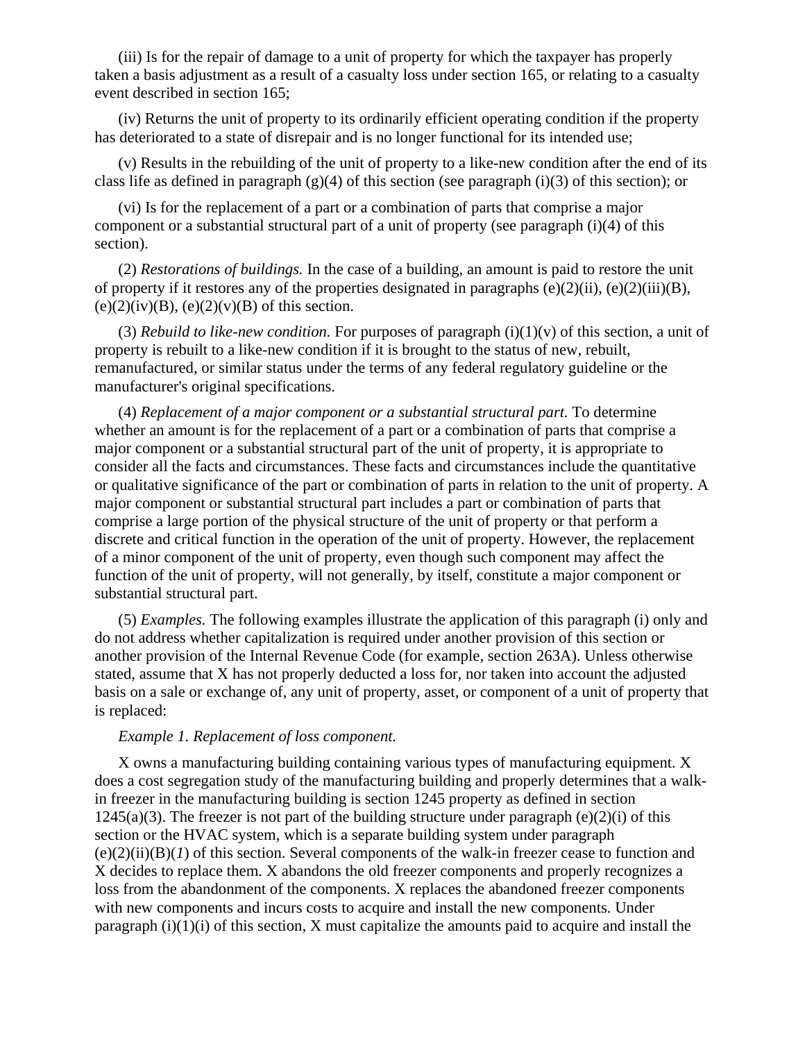(iii) Is for the repair of damage to a unit of property for which the taxpayer has properly taken a basis adjustment as a result of a casualty loss under section 165, or relating to a casualty event described in section 165;

(iv) Returns the unit of property to its ordinarily efficient operating condition if the property has deteriorated to a state of disrepair and is no longer functional for its intended use;

(v) Results in the rebuilding of the unit of property to a like-new condition after the end of its class life as defined in paragraph (g)(4) of this section (see paragraph (i)(3) of this section); or

(vi) Is for the replacement of a part or a combination of parts that comprise a major component or a substantial structural part of a unit of property (see paragraph (i)(4) of this section).

(2) *Restorations of buildings.* In the case of a building, an amount is paid to restore the unit of property if it restores any of the properties designated in paragraphs (e)(2)(ii), (e)(2)(iii)(B), (e)(2)(iv)(B), (e)(2)(v)(B) of this section.

(3) *Rebuild to like-new condition.* For purposes of paragraph (i)(1)(v) of this section, a unit of property is rebuilt to a like-new condition if it is brought to the status of new, rebuilt, remanufactured, or similar status under the terms of any federal regulatory guideline or the manufacturer's original specifications.

(4) *Replacement of a major component or a substantial structural part.* To determine whether an amount is for the replacement of a part or a combination of parts that comprise a major component or a substantial structural part of the unit of property, it is appropriate to consider all the facts and circumstances. These facts and circumstances include the quantitative or qualitative significance of the part or combination of parts in relation to the unit of property. A major component or substantial structural part includes a part or combination of parts that comprise a large portion of the physical structure of the unit of property or that perform a discrete and critical function in the operation of the unit of property. However, the replacement of a minor component of the unit of property, even though such component may affect the function of the unit of property, will not generally, by itself, constitute a major component or substantial structural part.

(5) *Examples.* The following examples illustrate the application of this paragraph (i) only and do not address whether capitalization is required under another provision of this section or another provision of the Internal Revenue Code (for example, section 263A). Unless otherwise stated, assume that X has not properly deducted a loss for, nor taken into account the adjusted basis on a sale or exchange of, any unit of property, asset, or component of a unit of property that is replaced:

*Example 1. Replacement of loss component.*

X owns a manufacturing building containing various types of manufacturing equipment. X does a cost segregation study of the manufacturing building and properly determines that a walk-in freezer in the manufacturing building is section 1245 property as defined in section 1245(a)(3). The freezer is not part of the building structure under paragraph (e)(2)(i) of this section or the HVAC system, which is a separate building system under paragraph (e)(2)(ii)(B)(*1*) of this section. Several components of the walk-in freezer cease to function and X decides to replace them. X abandons the old freezer components and properly recognizes a loss from the abandonment of the components. X replaces the abandoned freezer components with new components and incurs costs to acquire and install the new components. Under paragraph (i)(1)(i) of this section, X must capitalize the amounts paid to acquire and install the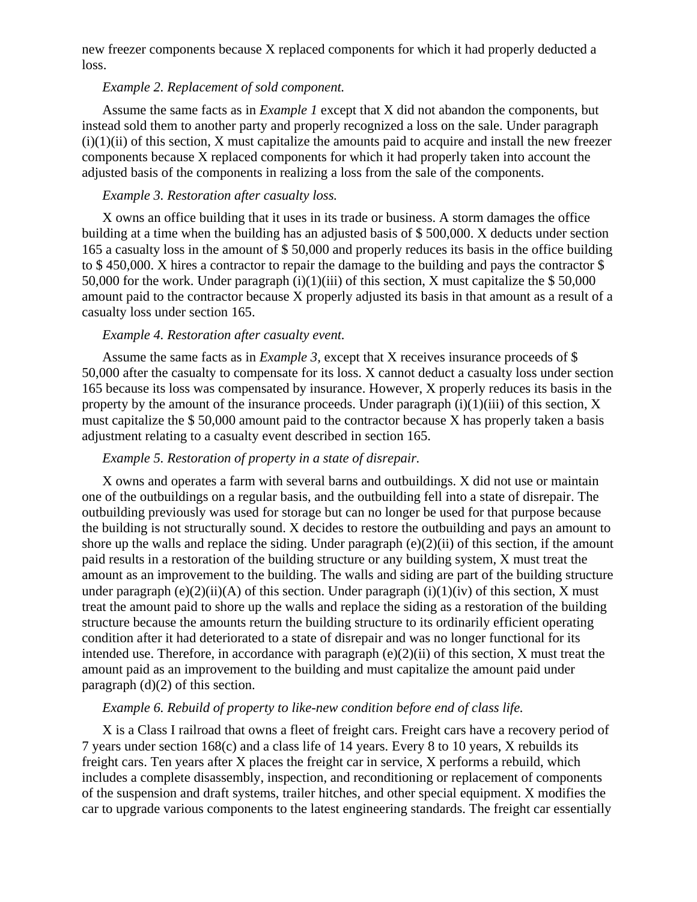new freezer components because X replaced components for which it had properly deducted a loss.

*Example 2. Replacement of sold component.*

Assume the same facts as in *Example 1* except that X did not abandon the components, but instead sold them to another party and properly recognized a loss on the sale. Under paragraph (i)(1)(ii) of this section, X must capitalize the amounts paid to acquire and install the new freezer components because X replaced components for which it had properly taken into account the adjusted basis of the components in realizing a loss from the sale of the components.

*Example 3. Restoration after casualty loss.*

X owns an office building that it uses in its trade or business. A storm damages the office building at a time when the building has an adjusted basis of $ 500,000. X deducts under section 165 a casualty loss in the amount of $ 50,000 and properly reduces its basis in the office building to $ 450,000. X hires a contractor to repair the damage to the building and pays the contractor $ 50,000 for the work. Under paragraph (i)(1)(iii) of this section, X must capitalize the $ 50,000 amount paid to the contractor because X properly adjusted its basis in that amount as a result of a casualty loss under section 165.

*Example 4. Restoration after casualty event.*

Assume the same facts as in *Example 3,* except that X receives insurance proceeds of $ 50,000 after the casualty to compensate for its loss. X cannot deduct a casualty loss under section 165 because its loss was compensated by insurance. However, X properly reduces its basis in the property by the amount of the insurance proceeds. Under paragraph (i)(1)(iii) of this section, X must capitalize the $ 50,000 amount paid to the contractor because X has properly taken a basis adjustment relating to a casualty event described in section 165.

*Example 5. Restoration of property in a state of disrepair.*

X owns and operates a farm with several barns and outbuildings. X did not use or maintain one of the outbuildings on a regular basis, and the outbuilding fell into a state of disrepair. The outbuilding previously was used for storage but can no longer be used for that purpose because the building is not structurally sound. X decides to restore the outbuilding and pays an amount to shore up the walls and replace the siding. Under paragraph (e)(2)(ii) of this section, if the amount paid results in a restoration of the building structure or any building system, X must treat the amount as an improvement to the building. The walls and siding are part of the building structure under paragraph (e)(2)(ii)(A) of this section. Under paragraph (i)(1)(iv) of this section, X must treat the amount paid to shore up the walls and replace the siding as a restoration of the building structure because the amounts return the building structure to its ordinarily efficient operating condition after it had deteriorated to a state of disrepair and was no longer functional for its intended use. Therefore, in accordance with paragraph (e)(2)(ii) of this section, X must treat the amount paid as an improvement to the building and must capitalize the amount paid under paragraph (d)(2) of this section.

*Example 6. Rebuild of property to like-new condition before end of class life.*

X is a Class I railroad that owns a fleet of freight cars. Freight cars have a recovery period of 7 years under section 168(c) and a class life of 14 years. Every 8 to 10 years, X rebuilds its freight cars. Ten years after X places the freight car in service, X performs a rebuild, which includes a complete disassembly, inspection, and reconditioning or replacement of components of the suspension and draft systems, trailer hitches, and other special equipment. X modifies the car to upgrade various components to the latest engineering standards. The freight car essentially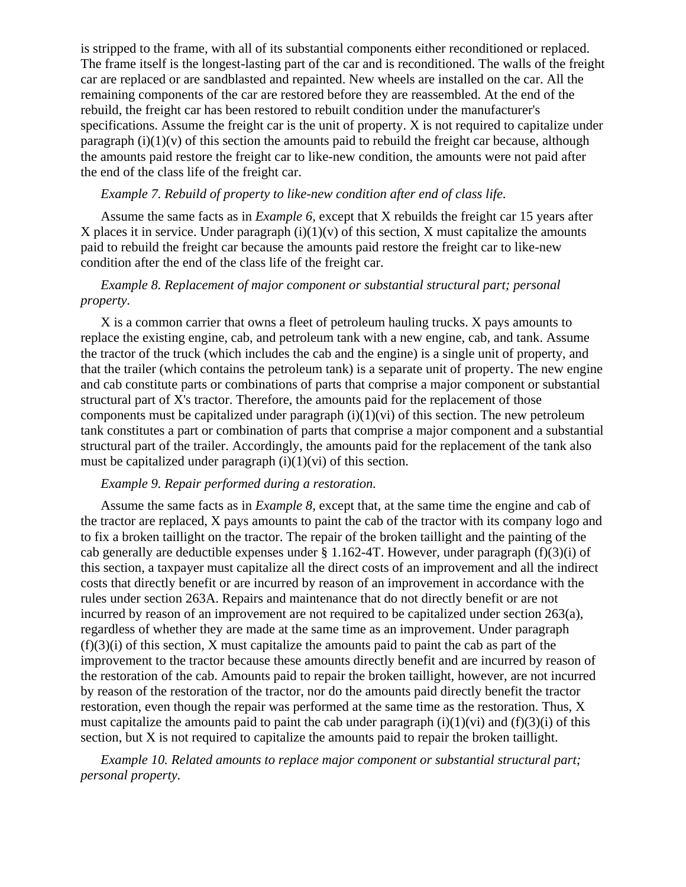is stripped to the frame, with all of its substantial components either reconditioned or replaced. The frame itself is the longest-lasting part of the car and is reconditioned. The walls of the freight car are replaced or are sandblasted and repainted. New wheels are installed on the car. All the remaining components of the car are restored before they are reassembled. At the end of the rebuild, the freight car has been restored to rebuilt condition under the manufacturer's specifications. Assume the freight car is the unit of property. X is not required to capitalize under paragraph (i)(1)(v) of this section the amounts paid to rebuild the freight car because, although the amounts paid restore the freight car to like-new condition, the amounts were not paid after the end of the class life of the freight car.

*Example 7. Rebuild of property to like-new condition after end of class life.*

Assume the same facts as in *Example 6*, except that X rebuilds the freight car 15 years after X places it in service. Under paragraph (i)(1)(v) of this section, X must capitalize the amounts paid to rebuild the freight car because the amounts paid restore the freight car to like-new condition after the end of the class life of the freight car.

*Example 8. Replacement of major component or substantial structural part; personal property.*

X is a common carrier that owns a fleet of petroleum hauling trucks. X pays amounts to replace the existing engine, cab, and petroleum tank with a new engine, cab, and tank. Assume the tractor of the truck (which includes the cab and the engine) is a single unit of property, and that the trailer (which contains the petroleum tank) is a separate unit of property. The new engine and cab constitute parts or combinations of parts that comprise a major component or substantial structural part of X's tractor. Therefore, the amounts paid for the replacement of those components must be capitalized under paragraph (i)(1)(vi) of this section. The new petroleum tank constitutes a part or combination of parts that comprise a major component and a substantial structural part of the trailer. Accordingly, the amounts paid for the replacement of the tank also must be capitalized under paragraph (i)(1)(vi) of this section.

*Example 9. Repair performed during a restoration.*

Assume the same facts as in *Example 8*, except that, at the same time the engine and cab of the tractor are replaced, X pays amounts to paint the cab of the tractor with its company logo and to fix a broken taillight on the tractor. The repair of the broken taillight and the painting of the cab generally are deductible expenses under § 1.162-4T. However, under paragraph (f)(3)(i) of this section, a taxpayer must capitalize all the direct costs of an improvement and all the indirect costs that directly benefit or are incurred by reason of an improvement in accordance with the rules under section 263A. Repairs and maintenance that do not directly benefit or are not incurred by reason of an improvement are not required to be capitalized under section 263(a), regardless of whether they are made at the same time as an improvement. Under paragraph (f)(3)(i) of this section, X must capitalize the amounts paid to paint the cab as part of the improvement to the tractor because these amounts directly benefit and are incurred by reason of the restoration of the cab. Amounts paid to repair the broken taillight, however, are not incurred by reason of the restoration of the tractor, nor do the amounts paid directly benefit the tractor restoration, even though the repair was performed at the same time as the restoration. Thus, X must capitalize the amounts paid to paint the cab under paragraph (i)(1)(vi) and (f)(3)(i) of this section, but X is not required to capitalize the amounts paid to repair the broken taillight.

*Example 10. Related amounts to replace major component or substantial structural part; personal property.*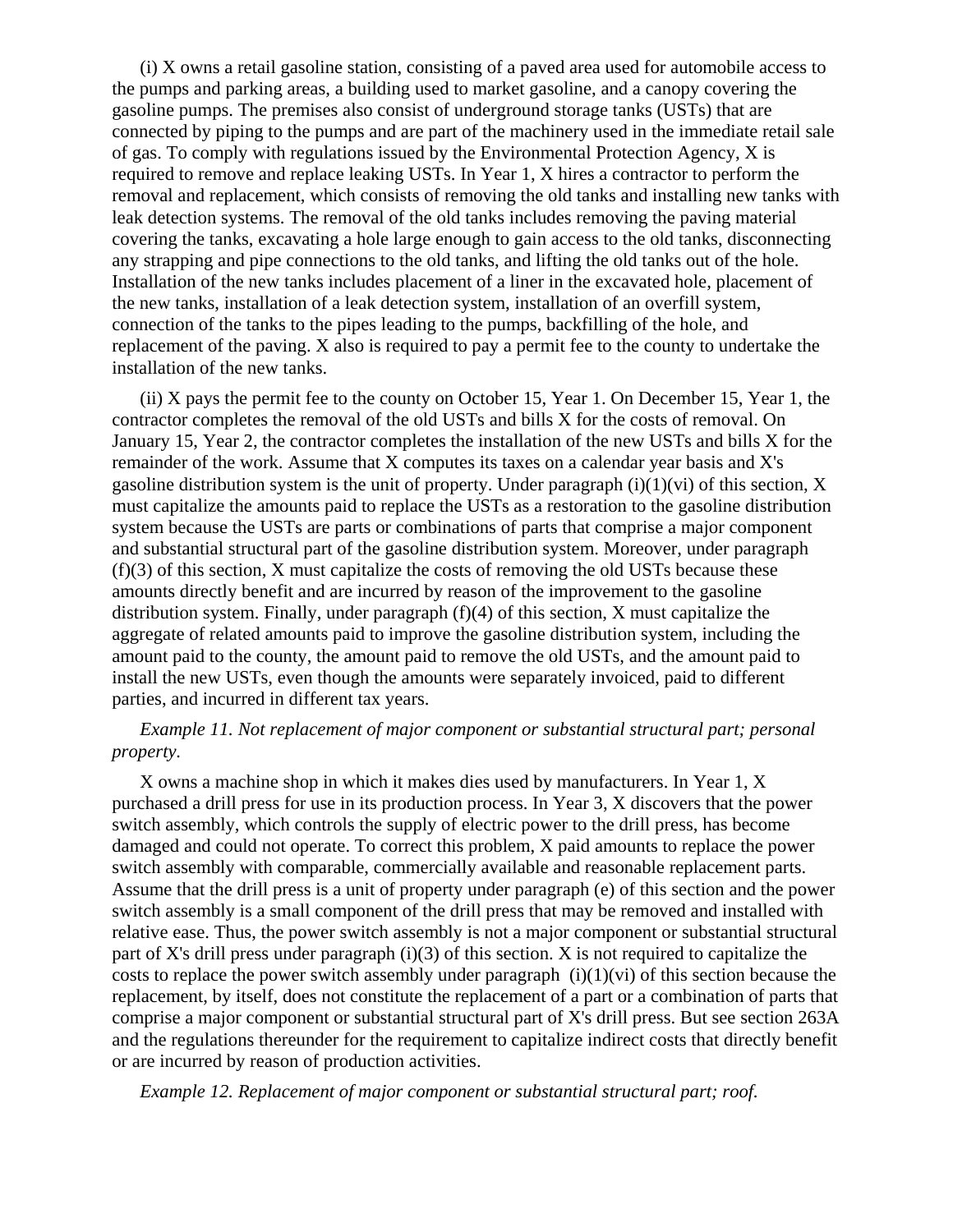(i) X owns a retail gasoline station, consisting of a paved area used for automobile access to the pumps and parking areas, a building used to market gasoline, and a canopy covering the gasoline pumps. The premises also consist of underground storage tanks (USTs) that are connected by piping to the pumps and are part of the machinery used in the immediate retail sale of gas. To comply with regulations issued by the Environmental Protection Agency, X is required to remove and replace leaking USTs. In Year 1, X hires a contractor to perform the removal and replacement, which consists of removing the old tanks and installing new tanks with leak detection systems. The removal of the old tanks includes removing the paving material covering the tanks, excavating a hole large enough to gain access to the old tanks, disconnecting any strapping and pipe connections to the old tanks, and lifting the old tanks out of the hole. Installation of the new tanks includes placement of a liner in the excavated hole, placement of the new tanks, installation of a leak detection system, installation of an overfill system, connection of the tanks to the pipes leading to the pumps, backfilling of the hole, and replacement of the paving. X also is required to pay a permit fee to the county to undertake the installation of the new tanks.

(ii) X pays the permit fee to the county on October 15, Year 1. On December 15, Year 1, the contractor completes the removal of the old USTs and bills X for the costs of removal. On January 15, Year 2, the contractor completes the installation of the new USTs and bills X for the remainder of the work. Assume that X computes its taxes on a calendar year basis and X's gasoline distribution system is the unit of property. Under paragraph (i)(1)(vi) of this section, X must capitalize the amounts paid to replace the USTs as a restoration to the gasoline distribution system because the USTs are parts or combinations of parts that comprise a major component and substantial structural part of the gasoline distribution system. Moreover, under paragraph (f)(3) of this section, X must capitalize the costs of removing the old USTs because these amounts directly benefit and are incurred by reason of the improvement to the gasoline distribution system. Finally, under paragraph (f)(4) of this section, X must capitalize the aggregate of related amounts paid to improve the gasoline distribution system, including the amount paid to the county, the amount paid to remove the old USTs, and the amount paid to install the new USTs, even though the amounts were separately invoiced, paid to different parties, and incurred in different tax years.

*Example 11. Not replacement of major component or substantial structural part; personal property.*

X owns a machine shop in which it makes dies used by manufacturers. In Year 1, X purchased a drill press for use in its production process. In Year 3, X discovers that the power switch assembly, which controls the supply of electric power to the drill press, has become damaged and could not operate. To correct this problem, X paid amounts to replace the power switch assembly with comparable, commercially available and reasonable replacement parts. Assume that the drill press is a unit of property under paragraph (e) of this section and the power switch assembly is a small component of the drill press that may be removed and installed with relative ease. Thus, the power switch assembly is not a major component or substantial structural part of X's drill press under paragraph (i)(3) of this section. X is not required to capitalize the costs to replace the power switch assembly under paragraph (i)(1)(vi) of this section because the replacement, by itself, does not constitute the replacement of a part or a combination of parts that comprise a major component or substantial structural part of X's drill press. But see section 263A and the regulations thereunder for the requirement to capitalize indirect costs that directly benefit or are incurred by reason of production activities.

*Example 12. Replacement of major component or substantial structural part; roof.*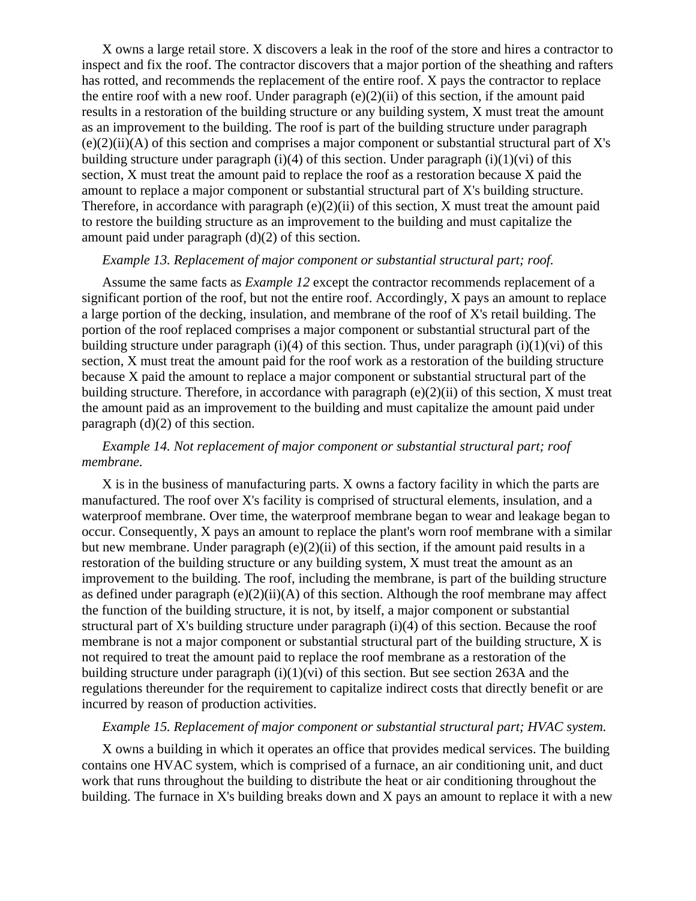X owns a large retail store. X discovers a leak in the roof of the store and hires a contractor to inspect and fix the roof. The contractor discovers that a major portion of the sheathing and rafters has rotted, and recommends the replacement of the entire roof. X pays the contractor to replace the entire roof with a new roof. Under paragraph (e)(2)(ii) of this section, if the amount paid results in a restoration of the building structure or any building system, X must treat the amount as an improvement to the building. The roof is part of the building structure under paragraph (e)(2)(ii)(A) of this section and comprises a major component or substantial structural part of X's building structure under paragraph (i)(4) of this section. Under paragraph (i)(1)(vi) of this section, X must treat the amount paid to replace the roof as a restoration because X paid the amount to replace a major component or substantial structural part of X's building structure. Therefore, in accordance with paragraph (e)(2)(ii) of this section, X must treat the amount paid to restore the building structure as an improvement to the building and must capitalize the amount paid under paragraph (d)(2) of this section.

*Example 13. Replacement of major component or substantial structural part; roof.*

Assume the same facts as *Example 12* except the contractor recommends replacement of a significant portion of the roof, but not the entire roof. Accordingly, X pays an amount to replace a large portion of the decking, insulation, and membrane of the roof of X's retail building. The portion of the roof replaced comprises a major component or substantial structural part of the building structure under paragraph (i)(4) of this section. Thus, under paragraph (i)(1)(vi) of this section, X must treat the amount paid for the roof work as a restoration of the building structure because X paid the amount to replace a major component or substantial structural part of the building structure. Therefore, in accordance with paragraph (e)(2)(ii) of this section, X must treat the amount paid as an improvement to the building and must capitalize the amount paid under paragraph (d)(2) of this section.

*Example 14. Not replacement of major component or substantial structural part; roof membrane.*

X is in the business of manufacturing parts. X owns a factory facility in which the parts are manufactured. The roof over X's facility is comprised of structural elements, insulation, and a waterproof membrane. Over time, the waterproof membrane began to wear and leakage began to occur. Consequently, X pays an amount to replace the plant's worn roof membrane with a similar but new membrane. Under paragraph (e)(2)(ii) of this section, if the amount paid results in a restoration of the building structure or any building system, X must treat the amount as an improvement to the building. The roof, including the membrane, is part of the building structure as defined under paragraph (e)(2)(ii)(A) of this section. Although the roof membrane may affect the function of the building structure, it is not, by itself, a major component or substantial structural part of X's building structure under paragraph (i)(4) of this section. Because the roof membrane is not a major component or substantial structural part of the building structure, X is not required to treat the amount paid to replace the roof membrane as a restoration of the building structure under paragraph (i)(1)(vi) of this section. But see section 263A and the regulations thereunder for the requirement to capitalize indirect costs that directly benefit or are incurred by reason of production activities.

*Example 15. Replacement of major component or substantial structural part; HVAC system.*

X owns a building in which it operates an office that provides medical services. The building contains one HVAC system, which is comprised of a furnace, an air conditioning unit, and duct work that runs throughout the building to distribute the heat or air conditioning throughout the building. The furnace in X's building breaks down and X pays an amount to replace it with a new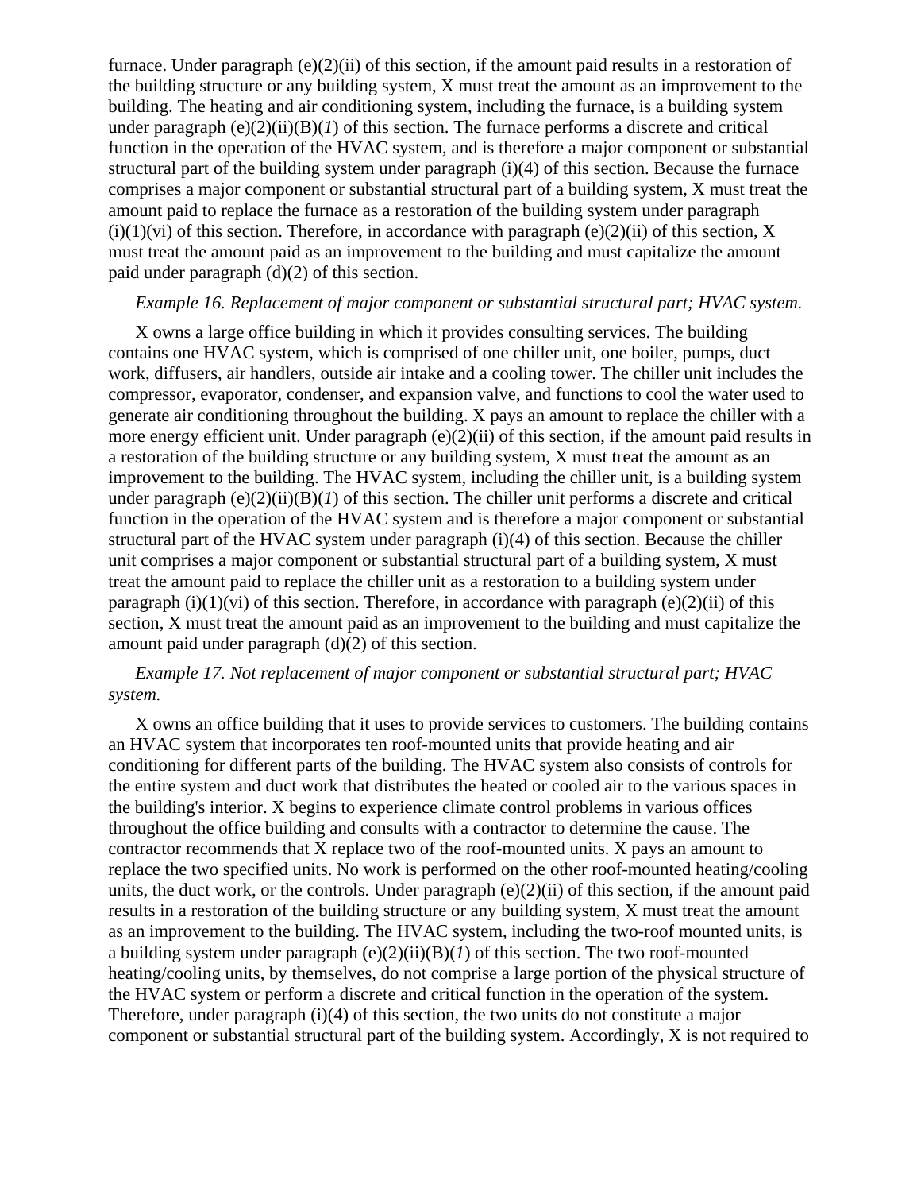furnace. Under paragraph (e)(2)(ii) of this section, if the amount paid results in a restoration of the building structure or any building system, X must treat the amount as an improvement to the building. The heating and air conditioning system, including the furnace, is a building system under paragraph (e)(2)(ii)(B)(*1*) of this section. The furnace performs a discrete and critical function in the operation of the HVAC system, and is therefore a major component or substantial structural part of the building system under paragraph (i)(4) of this section. Because the furnace comprises a major component or substantial structural part of a building system, X must treat the amount paid to replace the furnace as a restoration of the building system under paragraph (i)(1)(vi) of this section. Therefore, in accordance with paragraph (e)(2)(ii) of this section, X must treat the amount paid as an improvement to the building and must capitalize the amount paid under paragraph (d)(2) of this section.

*Example 16. Replacement of major component or substantial structural part; HVAC system.*

X owns a large office building in which it provides consulting services. The building contains one HVAC system, which is comprised of one chiller unit, one boiler, pumps, duct work, diffusers, air handlers, outside air intake and a cooling tower. The chiller unit includes the compressor, evaporator, condenser, and expansion valve, and functions to cool the water used to generate air conditioning throughout the building. X pays an amount to replace the chiller with a more energy efficient unit. Under paragraph (e)(2)(ii) of this section, if the amount paid results in a restoration of the building structure or any building system, X must treat the amount as an improvement to the building. The HVAC system, including the chiller unit, is a building system under paragraph (e)(2)(ii)(B)(*1*) of this section. The chiller unit performs a discrete and critical function in the operation of the HVAC system and is therefore a major component or substantial structural part of the HVAC system under paragraph (i)(4) of this section. Because the chiller unit comprises a major component or substantial structural part of a building system, X must treat the amount paid to replace the chiller unit as a restoration to a building system under paragraph (i)(1)(vi) of this section. Therefore, in accordance with paragraph (e)(2)(ii) of this section, X must treat the amount paid as an improvement to the building and must capitalize the amount paid under paragraph (d)(2) of this section.

*Example 17. Not replacement of major component or substantial structural part; HVAC system.*

X owns an office building that it uses to provide services to customers. The building contains an HVAC system that incorporates ten roof-mounted units that provide heating and air conditioning for different parts of the building. The HVAC system also consists of controls for the entire system and duct work that distributes the heated or cooled air to the various spaces in the building's interior. X begins to experience climate control problems in various offices throughout the office building and consults with a contractor to determine the cause. The contractor recommends that X replace two of the roof-mounted units. X pays an amount to replace the two specified units. No work is performed on the other roof-mounted heating/cooling units, the duct work, or the controls. Under paragraph (e)(2)(ii) of this section, if the amount paid results in a restoration of the building structure or any building system, X must treat the amount as an improvement to the building. The HVAC system, including the two-roof mounted units, is a building system under paragraph (e)(2)(ii)(B)(*1*) of this section. The two roof-mounted heating/cooling units, by themselves, do not comprise a large portion of the physical structure of the HVAC system or perform a discrete and critical function in the operation of the system. Therefore, under paragraph (i)(4) of this section, the two units do not constitute a major component or substantial structural part of the building system. Accordingly, X is not required to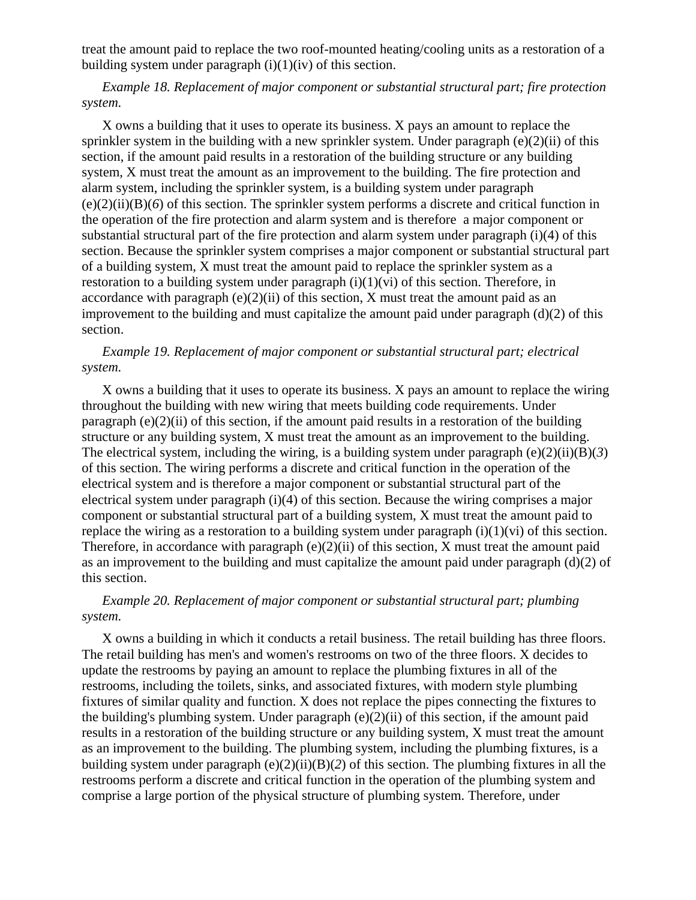treat the amount paid to replace the two roof-mounted heating/cooling units as a restoration of a building system under paragraph (i)(1)(iv) of this section.

*Example 18. Replacement of major component or substantial structural part; fire protection system.*

X owns a building that it uses to operate its business. X pays an amount to replace the sprinkler system in the building with a new sprinkler system. Under paragraph (e)(2)(ii) of this section, if the amount paid results in a restoration of the building structure or any building system, X must treat the amount as an improvement to the building. The fire protection and alarm system, including the sprinkler system, is a building system under paragraph (e)(2)(ii)(B)(*6*) of this section. The sprinkler system performs a discrete and critical function in the operation of the fire protection and alarm system and is therefore a major component or substantial structural part of the fire protection and alarm system under paragraph (i)(4) of this section. Because the sprinkler system comprises a major component or substantial structural part of a building system, X must treat the amount paid to replace the sprinkler system as a restoration to a building system under paragraph (i)(1)(vi) of this section. Therefore, in accordance with paragraph (e)(2)(ii) of this section, X must treat the amount paid as an improvement to the building and must capitalize the amount paid under paragraph (d)(2) of this section.

*Example 19. Replacement of major component or substantial structural part; electrical system.*

X owns a building that it uses to operate its business. X pays an amount to replace the wiring throughout the building with new wiring that meets building code requirements. Under paragraph (e)(2)(ii) of this section, if the amount paid results in a restoration of the building structure or any building system, X must treat the amount as an improvement to the building. The electrical system, including the wiring, is a building system under paragraph (e)(2)(ii)(B)(*3*) of this section. The wiring performs a discrete and critical function in the operation of the electrical system and is therefore a major component or substantial structural part of the electrical system under paragraph (i)(4) of this section. Because the wiring comprises a major component or substantial structural part of a building system, X must treat the amount paid to replace the wiring as a restoration to a building system under paragraph (i)(1)(vi) of this section. Therefore, in accordance with paragraph (e)(2)(ii) of this section, X must treat the amount paid as an improvement to the building and must capitalize the amount paid under paragraph (d)(2) of this section.

*Example 20. Replacement of major component or substantial structural part; plumbing system.*

X owns a building in which it conducts a retail business. The retail building has three floors. The retail building has men's and women's restrooms on two of the three floors. X decides to update the restrooms by paying an amount to replace the plumbing fixtures in all of the restrooms, including the toilets, sinks, and associated fixtures, with modern style plumbing fixtures of similar quality and function. X does not replace the pipes connecting the fixtures to the building's plumbing system. Under paragraph (e)(2)(ii) of this section, if the amount paid results in a restoration of the building structure or any building system, X must treat the amount as an improvement to the building. The plumbing system, including the plumbing fixtures, is a building system under paragraph (e)(2)(ii)(B)(*2*) of this section. The plumbing fixtures in all the restrooms perform a discrete and critical function in the operation of the plumbing system and comprise a large portion of the physical structure of plumbing system. Therefore, under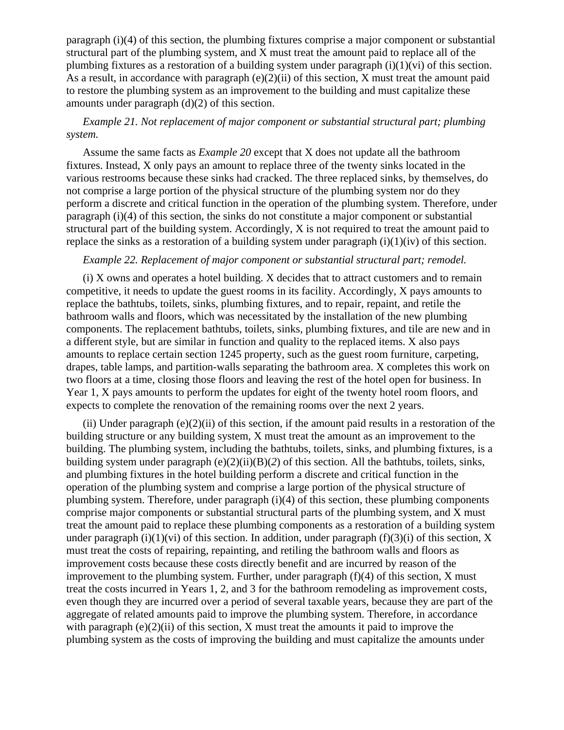paragraph (i)(4) of this section, the plumbing fixtures comprise a major component or substantial structural part of the plumbing system, and X must treat the amount paid to replace all of the plumbing fixtures as a restoration of a building system under paragraph (i)(1)(vi) of this section. As a result, in accordance with paragraph (e)(2)(ii) of this section, X must treat the amount paid to restore the plumbing system as an improvement to the building and must capitalize these amounts under paragraph (d)(2) of this section.

*Example 21. Not replacement of major component or substantial structural part; plumbing system.*

Assume the same facts as *Example 20* except that X does not update all the bathroom fixtures. Instead, X only pays an amount to replace three of the twenty sinks located in the various restrooms because these sinks had cracked. The three replaced sinks, by themselves, do not comprise a large portion of the physical structure of the plumbing system nor do they perform a discrete and critical function in the operation of the plumbing system. Therefore, under paragraph (i)(4) of this section, the sinks do not constitute a major component or substantial structural part of the building system. Accordingly, X is not required to treat the amount paid to replace the sinks as a restoration of a building system under paragraph (i)(1)(iv) of this section.

*Example 22. Replacement of major component or substantial structural part; remodel.*

(i) X owns and operates a hotel building. X decides that to attract customers and to remain competitive, it needs to update the guest rooms in its facility. Accordingly, X pays amounts to replace the bathtubs, toilets, sinks, plumbing fixtures, and to repair, repaint, and retile the bathroom walls and floors, which was necessitated by the installation of the new plumbing components. The replacement bathtubs, toilets, sinks, plumbing fixtures, and tile are new and in a different style, but are similar in function and quality to the replaced items. X also pays amounts to replace certain section 1245 property, such as the guest room furniture, carpeting, drapes, table lamps, and partition-walls separating the bathroom area. X completes this work on two floors at a time, closing those floors and leaving the rest of the hotel open for business. In Year 1, X pays amounts to perform the updates for eight of the twenty hotel room floors, and expects to complete the renovation of the remaining rooms over the next 2 years.

(ii) Under paragraph (e)(2)(ii) of this section, if the amount paid results in a restoration of the building structure or any building system, X must treat the amount as an improvement to the building. The plumbing system, including the bathtubs, toilets, sinks, and plumbing fixtures, is a building system under paragraph (e)(2)(ii)(B)(*2*) of this section. All the bathtubs, toilets, sinks, and plumbing fixtures in the hotel building perform a discrete and critical function in the operation of the plumbing system and comprise a large portion of the physical structure of plumbing system. Therefore, under paragraph (i)(4) of this section, these plumbing components comprise major components or substantial structural parts of the plumbing system, and X must treat the amount paid to replace these plumbing components as a restoration of a building system under paragraph (i)(1)(vi) of this section. In addition, under paragraph (f)(3)(i) of this section, X must treat the costs of repairing, repainting, and retiling the bathroom walls and floors as improvement costs because these costs directly benefit and are incurred by reason of the improvement to the plumbing system. Further, under paragraph (f)(4) of this section, X must treat the costs incurred in Years 1, 2, and 3 for the bathroom remodeling as improvement costs, even though they are incurred over a period of several taxable years, because they are part of the aggregate of related amounts paid to improve the plumbing system. Therefore, in accordance with paragraph (e)(2)(ii) of this section, X must treat the amounts it paid to improve the plumbing system as the costs of improving the building and must capitalize the amounts under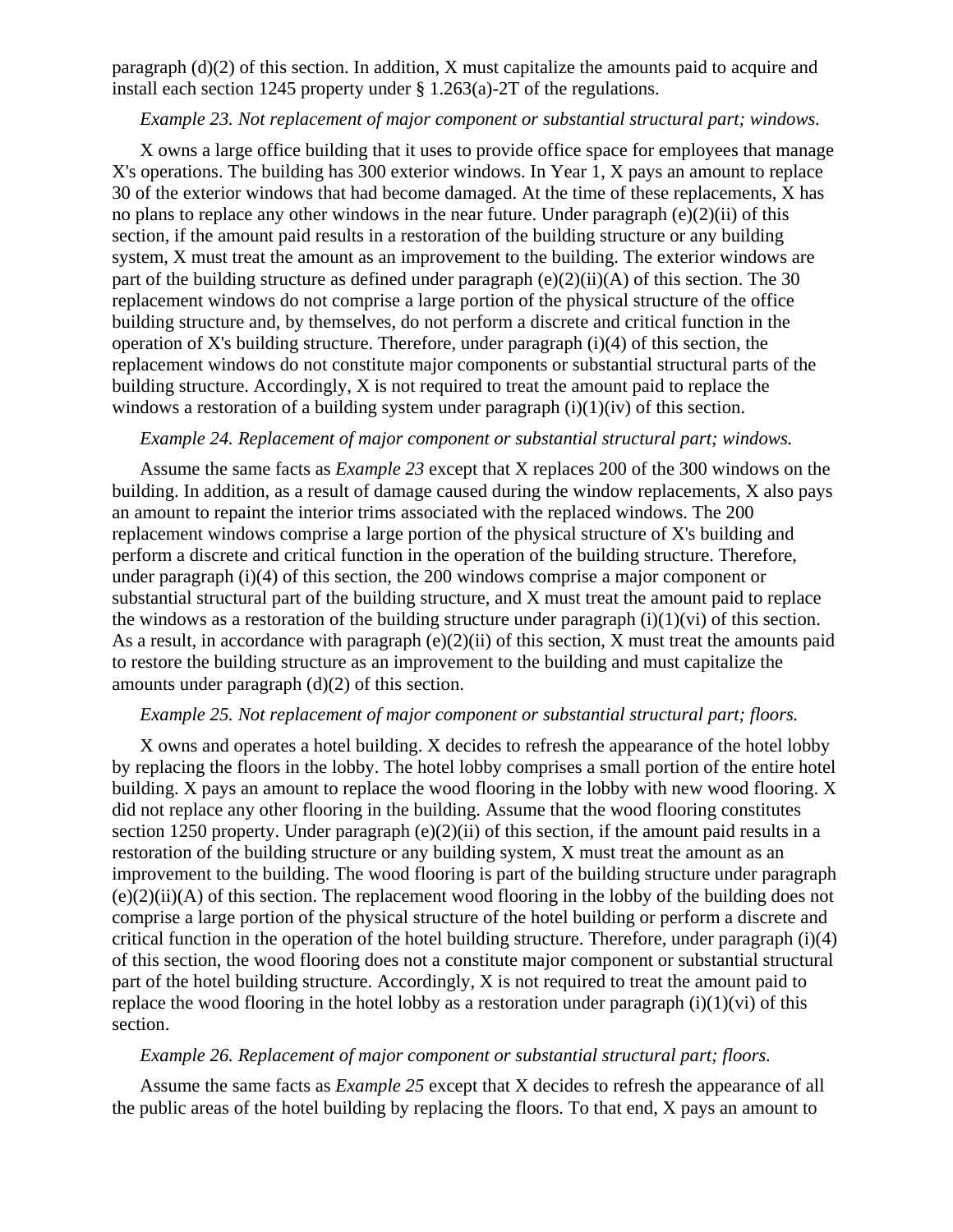paragraph (d)(2) of this section. In addition, X must capitalize the amounts paid to acquire and install each section 1245 property under § 1.263(a)-2T of the regulations.

*Example 23. Not replacement of major component or substantial structural part; windows.*

X owns a large office building that it uses to provide office space for employees that manage X's operations. The building has 300 exterior windows. In Year 1, X pays an amount to replace 30 of the exterior windows that had become damaged. At the time of these replacements, X has no plans to replace any other windows in the near future. Under paragraph (e)(2)(ii) of this section, if the amount paid results in a restoration of the building structure or any building system, X must treat the amount as an improvement to the building. The exterior windows are part of the building structure as defined under paragraph (e)(2)(ii)(A) of this section. The 30 replacement windows do not comprise a large portion of the physical structure of the office building structure and, by themselves, do not perform a discrete and critical function in the operation of X's building structure. Therefore, under paragraph (i)(4) of this section, the replacement windows do not constitute major components or substantial structural parts of the building structure. Accordingly, X is not required to treat the amount paid to replace the windows a restoration of a building system under paragraph (i)(1)(iv) of this section.

*Example 24. Replacement of major component or substantial structural part; windows.*

Assume the same facts as *Example 23* except that X replaces 200 of the 300 windows on the building. In addition, as a result of damage caused during the window replacements, X also pays an amount to repaint the interior trims associated with the replaced windows. The 200 replacement windows comprise a large portion of the physical structure of X's building and perform a discrete and critical function in the operation of the building structure. Therefore, under paragraph (i)(4) of this section, the 200 windows comprise a major component or substantial structural part of the building structure, and X must treat the amount paid to replace the windows as a restoration of the building structure under paragraph (i)(1)(vi) of this section. As a result, in accordance with paragraph (e)(2)(ii) of this section, X must treat the amounts paid to restore the building structure as an improvement to the building and must capitalize the amounts under paragraph (d)(2) of this section.

*Example 25. Not replacement of major component or substantial structural part; floors.*

X owns and operates a hotel building. X decides to refresh the appearance of the hotel lobby by replacing the floors in the lobby. The hotel lobby comprises a small portion of the entire hotel building. X pays an amount to replace the wood flooring in the lobby with new wood flooring. X did not replace any other flooring in the building. Assume that the wood flooring constitutes section 1250 property. Under paragraph (e)(2)(ii) of this section, if the amount paid results in a restoration of the building structure or any building system, X must treat the amount as an improvement to the building. The wood flooring is part of the building structure under paragraph (e)(2)(ii)(A) of this section. The replacement wood flooring in the lobby of the building does not comprise a large portion of the physical structure of the hotel building or perform a discrete and critical function in the operation of the hotel building structure. Therefore, under paragraph (i)(4) of this section, the wood flooring does not a constitute major component or substantial structural part of the hotel building structure. Accordingly, X is not required to treat the amount paid to replace the wood flooring in the hotel lobby as a restoration under paragraph (i)(1)(vi) of this section.

*Example 26. Replacement of major component or substantial structural part; floors.*

Assume the same facts as *Example 25* except that X decides to refresh the appearance of all the public areas of the hotel building by replacing the floors. To that end, X pays an amount to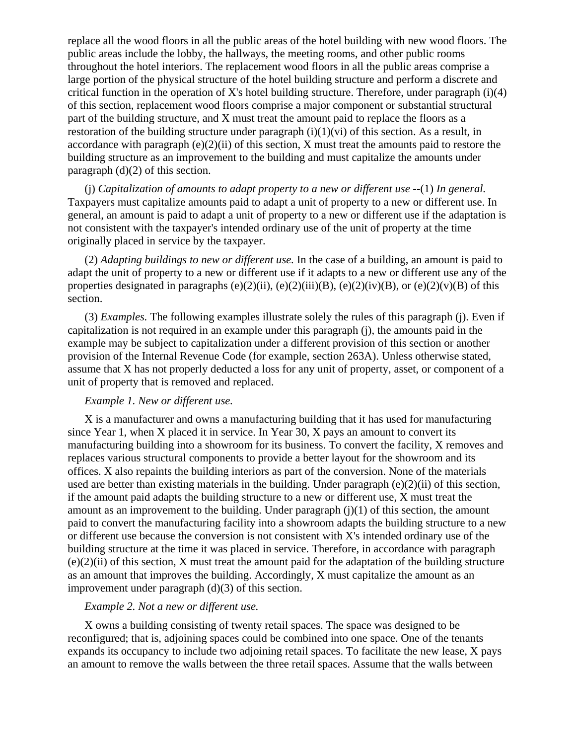replace all the wood floors in all the public areas of the hotel building with new wood floors. The public areas include the lobby, the hallways, the meeting rooms, and other public rooms throughout the hotel interiors. The replacement wood floors in all the public areas comprise a large portion of the physical structure of the hotel building structure and perform a discrete and critical function in the operation of X's hotel building structure. Therefore, under paragraph (i)(4) of this section, replacement wood floors comprise a major component or substantial structural part of the building structure, and X must treat the amount paid to replace the floors as a restoration of the building structure under paragraph (i)(1)(vi) of this section. As a result, in accordance with paragraph (e)(2)(ii) of this section, X must treat the amounts paid to restore the building structure as an improvement to the building and must capitalize the amounts under paragraph (d)(2) of this section.

(j) *Capitalization of amounts to adapt property to a new or different use* --(1) *In general.* Taxpayers must capitalize amounts paid to adapt a unit of property to a new or different use. In general, an amount is paid to adapt a unit of property to a new or different use if the adaptation is not consistent with the taxpayer's intended ordinary use of the unit of property at the time originally placed in service by the taxpayer.

(2) *Adapting buildings to new or different use.* In the case of a building, an amount is paid to adapt the unit of property to a new or different use if it adapts to a new or different use any of the properties designated in paragraphs (e)(2)(ii), (e)(2)(iii)(B), (e)(2)(iv)(B), or (e)(2)(v)(B) of this section.

(3) *Examples.* The following examples illustrate solely the rules of this paragraph (j). Even if capitalization is not required in an example under this paragraph (j), the amounts paid in the example may be subject to capitalization under a different provision of this section or another provision of the Internal Revenue Code (for example, section 263A). Unless otherwise stated, assume that X has not properly deducted a loss for any unit of property, asset, or component of a unit of property that is removed and replaced.

*Example 1. New or different use.*

X is a manufacturer and owns a manufacturing building that it has used for manufacturing since Year 1, when X placed it in service. In Year 30, X pays an amount to convert its manufacturing building into a showroom for its business. To convert the facility, X removes and replaces various structural components to provide a better layout for the showroom and its offices. X also repaints the building interiors as part of the conversion. None of the materials used are better than existing materials in the building. Under paragraph (e)(2)(ii) of this section, if the amount paid adapts the building structure to a new or different use, X must treat the amount as an improvement to the building. Under paragraph (j)(1) of this section, the amount paid to convert the manufacturing facility into a showroom adapts the building structure to a new or different use because the conversion is not consistent with X's intended ordinary use of the building structure at the time it was placed in service. Therefore, in accordance with paragraph (e)(2)(ii) of this section, X must treat the amount paid for the adaptation of the building structure as an amount that improves the building. Accordingly, X must capitalize the amount as an improvement under paragraph (d)(3) of this section.

*Example 2. Not a new or different use.*

X owns a building consisting of twenty retail spaces. The space was designed to be reconfigured; that is, adjoining spaces could be combined into one space. One of the tenants expands its occupancy to include two adjoining retail spaces. To facilitate the new lease, X pays an amount to remove the walls between the three retail spaces. Assume that the walls between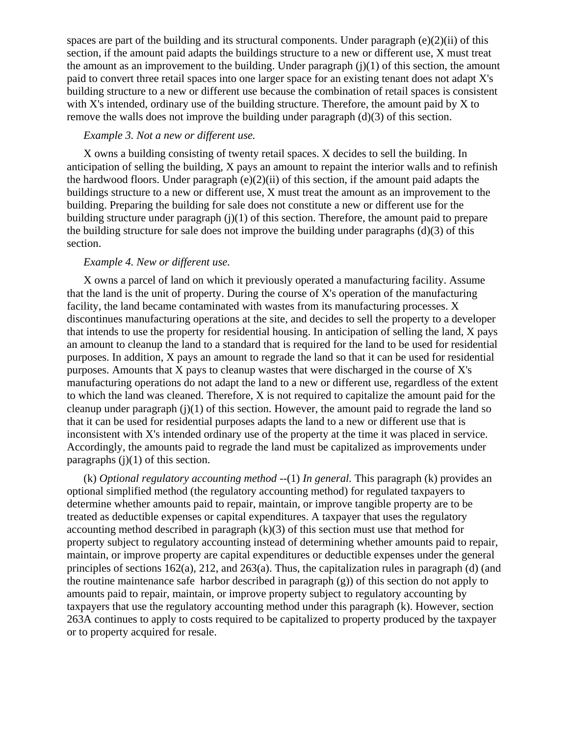spaces are part of the building and its structural components. Under paragraph (e)(2)(ii) of this section, if the amount paid adapts the buildings structure to a new or different use, X must treat the amount as an improvement to the building. Under paragraph (j)(1) of this section, the amount paid to convert three retail spaces into one larger space for an existing tenant does not adapt X's building structure to a new or different use because the combination of retail spaces is consistent with X's intended, ordinary use of the building structure. Therefore, the amount paid by X to remove the walls does not improve the building under paragraph (d)(3) of this section.

*Example 3. Not a new or different use.*

X owns a building consisting of twenty retail spaces. X decides to sell the building. In anticipation of selling the building, X pays an amount to repaint the interior walls and to refinish the hardwood floors. Under paragraph (e)(2)(ii) of this section, if the amount paid adapts the buildings structure to a new or different use, X must treat the amount as an improvement to the building. Preparing the building for sale does not constitute a new or different use for the building structure under paragraph (j)(1) of this section. Therefore, the amount paid to prepare the building structure for sale does not improve the building under paragraphs (d)(3) of this section.

*Example 4. New or different use.*

X owns a parcel of land on which it previously operated a manufacturing facility. Assume that the land is the unit of property. During the course of X's operation of the manufacturing facility, the land became contaminated with wastes from its manufacturing processes. X discontinues manufacturing operations at the site, and decides to sell the property to a developer that intends to use the property for residential housing. In anticipation of selling the land, X pays an amount to cleanup the land to a standard that is required for the land to be used for residential purposes. In addition, X pays an amount to regrade the land so that it can be used for residential purposes. Amounts that X pays to cleanup wastes that were discharged in the course of X's manufacturing operations do not adapt the land to a new or different use, regardless of the extent to which the land was cleaned. Therefore, X is not required to capitalize the amount paid for the cleanup under paragraph (j)(1) of this section. However, the amount paid to regrade the land so that it can be used for residential purposes adapts the land to a new or different use that is inconsistent with X's intended ordinary use of the property at the time it was placed in service. Accordingly, the amounts paid to regrade the land must be capitalized as improvements under paragraphs (j)(1) of this section.

(k) *Optional regulatory accounting method* --(1) *In general.* This paragraph (k) provides an optional simplified method (the regulatory accounting method) for regulated taxpayers to determine whether amounts paid to repair, maintain, or improve tangible property are to be treated as deductible expenses or capital expenditures. A taxpayer that uses the regulatory accounting method described in paragraph (k)(3) of this section must use that method for property subject to regulatory accounting instead of determining whether amounts paid to repair, maintain, or improve property are capital expenditures or deductible expenses under the general principles of sections 162(a), 212, and 263(a). Thus, the capitalization rules in paragraph (d) (and the routine maintenance safe harbor described in paragraph (g)) of this section do not apply to amounts paid to repair, maintain, or improve property subject to regulatory accounting by taxpayers that use the regulatory accounting method under this paragraph (k). However, section 263A continues to apply to costs required to be capitalized to property produced by the taxpayer or to property acquired for resale.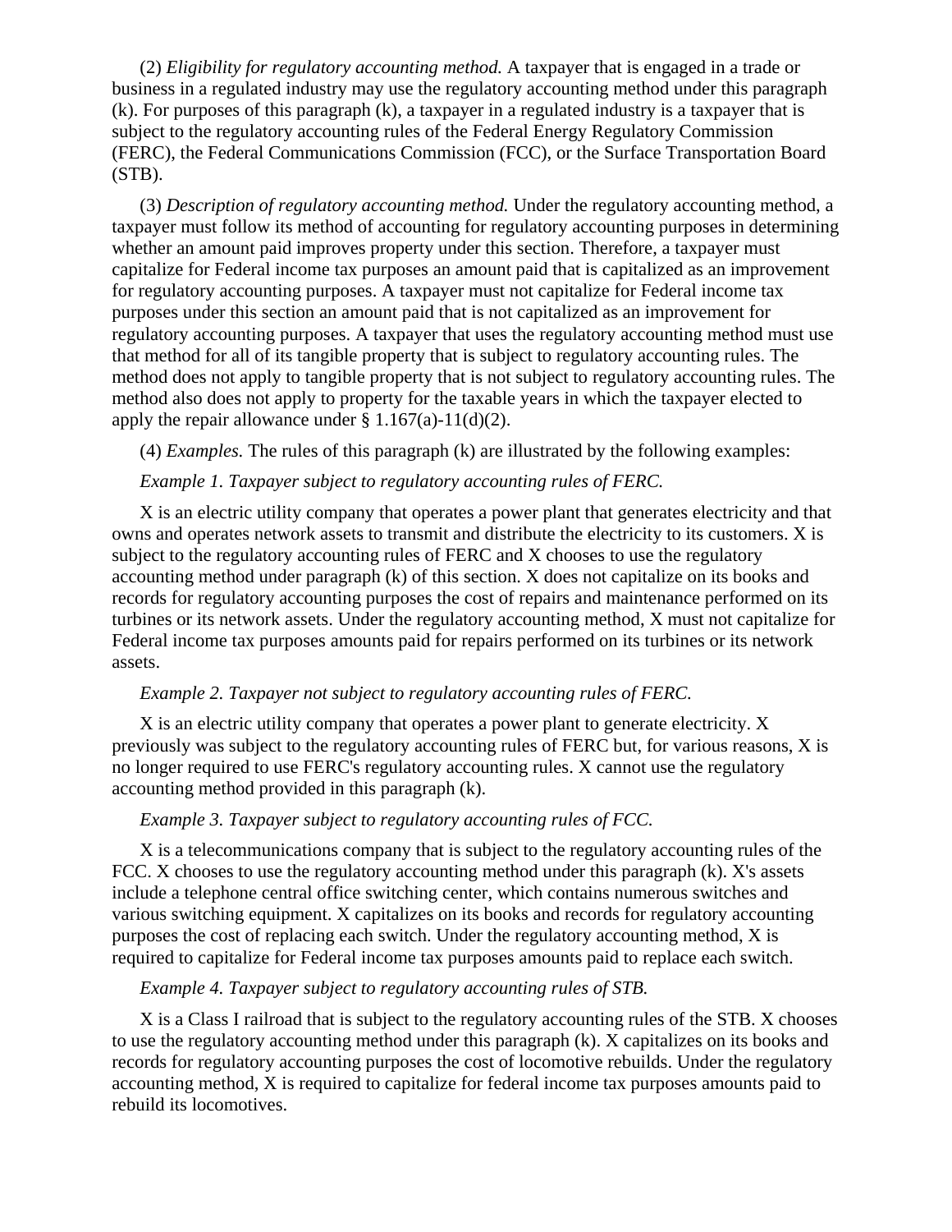(2) *Eligibility for regulatory accounting method.* A taxpayer that is engaged in a trade or business in a regulated industry may use the regulatory accounting method under this paragraph (k). For purposes of this paragraph (k), a taxpayer in a regulated industry is a taxpayer that is subject to the regulatory accounting rules of the Federal Energy Regulatory Commission (FERC), the Federal Communications Commission (FCC), or the Surface Transportation Board (STB).

(3) *Description of regulatory accounting method.* Under the regulatory accounting method, a taxpayer must follow its method of accounting for regulatory accounting purposes in determining whether an amount paid improves property under this section. Therefore, a taxpayer must capitalize for Federal income tax purposes an amount paid that is capitalized as an improvement for regulatory accounting purposes. A taxpayer must not capitalize for Federal income tax purposes under this section an amount paid that is not capitalized as an improvement for regulatory accounting purposes. A taxpayer that uses the regulatory accounting method must use that method for all of its tangible property that is subject to regulatory accounting rules. The method does not apply to tangible property that is not subject to regulatory accounting rules. The method also does not apply to property for the taxable years in which the taxpayer elected to apply the repair allowance under § 1.167(a)-11(d)(2).

(4) *Examples.* The rules of this paragraph (k) are illustrated by the following examples:

*Example 1. Taxpayer subject to regulatory accounting rules of FERC.*

X is an electric utility company that operates a power plant that generates electricity and that owns and operates network assets to transmit and distribute the electricity to its customers. X is subject to the regulatory accounting rules of FERC and X chooses to use the regulatory accounting method under paragraph (k) of this section. X does not capitalize on its books and records for regulatory accounting purposes the cost of repairs and maintenance performed on its turbines or its network assets. Under the regulatory accounting method, X must not capitalize for Federal income tax purposes amounts paid for repairs performed on its turbines or its network assets.

*Example 2. Taxpayer not subject to regulatory accounting rules of FERC.*

X is an electric utility company that operates a power plant to generate electricity. X previously was subject to the regulatory accounting rules of FERC but, for various reasons, X is no longer required to use FERC's regulatory accounting rules. X cannot use the regulatory accounting method provided in this paragraph (k).

*Example 3. Taxpayer subject to regulatory accounting rules of FCC.*

X is a telecommunications company that is subject to the regulatory accounting rules of the FCC. X chooses to use the regulatory accounting method under this paragraph (k). X's assets include a telephone central office switching center, which contains numerous switches and various switching equipment. X capitalizes on its books and records for regulatory accounting purposes the cost of replacing each switch. Under the regulatory accounting method, X is required to capitalize for Federal income tax purposes amounts paid to replace each switch.

*Example 4. Taxpayer subject to regulatory accounting rules of STB.*

X is a Class I railroad that is subject to the regulatory accounting rules of the STB. X chooses to use the regulatory accounting method under this paragraph (k). X capitalizes on its books and records for regulatory accounting purposes the cost of locomotive rebuilds. Under the regulatory accounting method, X is required to capitalize for federal income tax purposes amounts paid to rebuild its locomotives.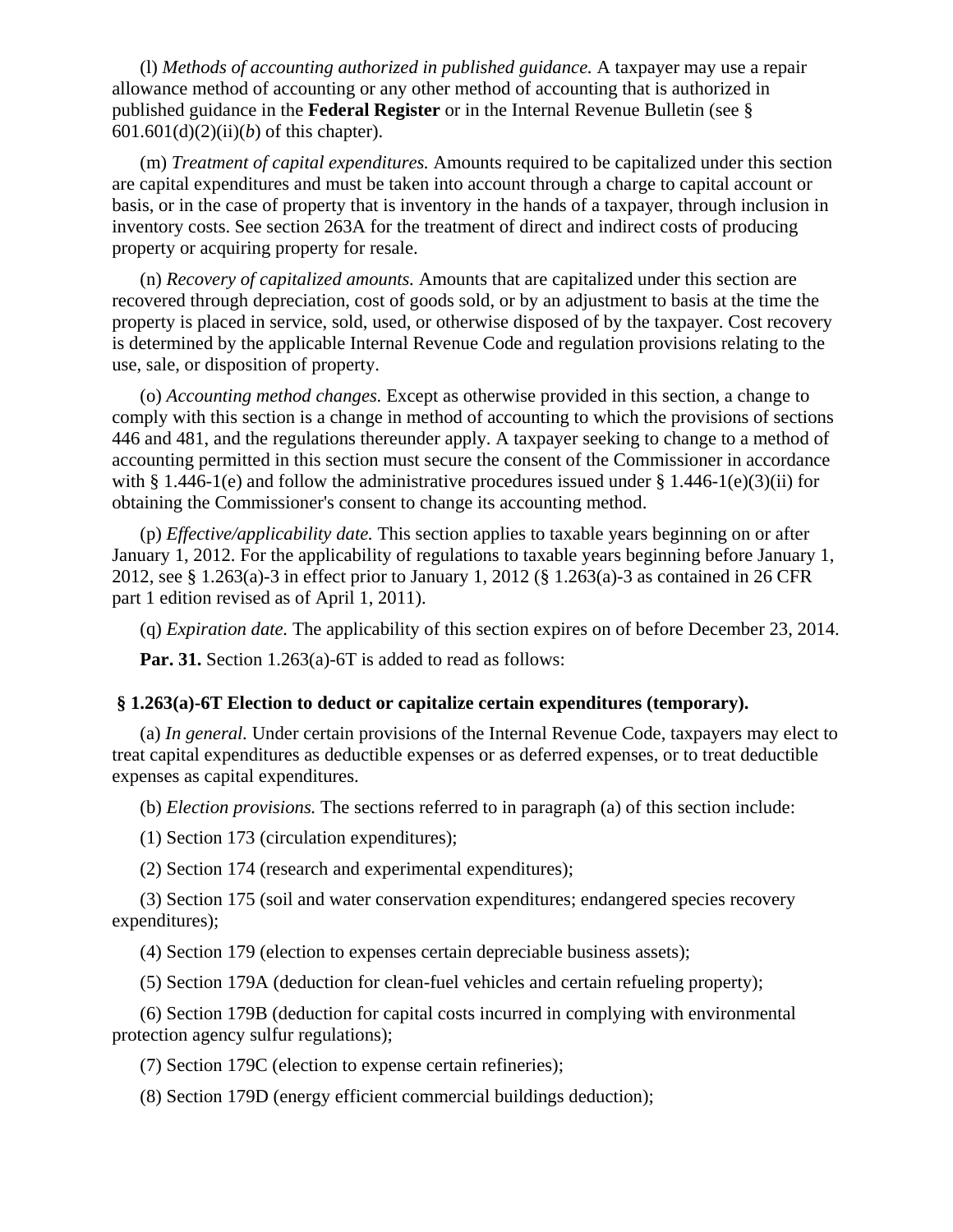(l) *Methods of accounting authorized in published guidance.* A taxpayer may use a repair allowance method of accounting or any other method of accounting that is authorized in published guidance in the **Federal Register** or in the Internal Revenue Bulletin (see § 601.601(d)(2)(ii)(*b*) of this chapter).

(m) *Treatment of capital expenditures.* Amounts required to be capitalized under this section are capital expenditures and must be taken into account through a charge to capital account or basis, or in the case of property that is inventory in the hands of a taxpayer, through inclusion in inventory costs. See section 263A for the treatment of direct and indirect costs of producing property or acquiring property for resale.

(n) *Recovery of capitalized amounts.* Amounts that are capitalized under this section are recovered through depreciation, cost of goods sold, or by an adjustment to basis at the time the property is placed in service, sold, used, or otherwise disposed of by the taxpayer. Cost recovery is determined by the applicable Internal Revenue Code and regulation provisions relating to the use, sale, or disposition of property.

(o) *Accounting method changes.* Except as otherwise provided in this section, a change to comply with this section is a change in method of accounting to which the provisions of sections 446 and 481, and the regulations thereunder apply. A taxpayer seeking to change to a method of accounting permitted in this section must secure the consent of the Commissioner in accordance with § 1.446-1(e) and follow the administrative procedures issued under § 1.446-1(e)(3)(ii) for obtaining the Commissioner's consent to change its accounting method.

(p) *Effective/applicability date.* This section applies to taxable years beginning on or after January 1, 2012. For the applicability of regulations to taxable years beginning before January 1, 2012, see § 1.263(a)-3 in effect prior to January 1, 2012 (§ 1.263(a)-3 as contained in 26 CFR part 1 edition revised as of April 1, 2011).

(q) *Expiration date.* The applicability of this section expires on of before December 23, 2014.

**Par. 31.** Section 1.263(a)-6T is added to read as follows:

### § 1.263(a)-6T Election to deduct or capitalize certain expenditures (temporary).

(a) *In general.* Under certain provisions of the Internal Revenue Code, taxpayers may elect to treat capital expenditures as deductible expenses or as deferred expenses, or to treat deductible expenses as capital expenditures.

(b) *Election provisions.* The sections referred to in paragraph (a) of this section include:

(1) Section 173 (circulation expenditures);

(2) Section 174 (research and experimental expenditures);

(3) Section 175 (soil and water conservation expenditures; endangered species recovery expenditures);

(4) Section 179 (election to expenses certain depreciable business assets);

(5) Section 179A (deduction for clean-fuel vehicles and certain refueling property);

(6) Section 179B (deduction for capital costs incurred in complying with environmental protection agency sulfur regulations);

(7) Section 179C (election to expense certain refineries);

(8) Section 179D (energy efficient commercial buildings deduction);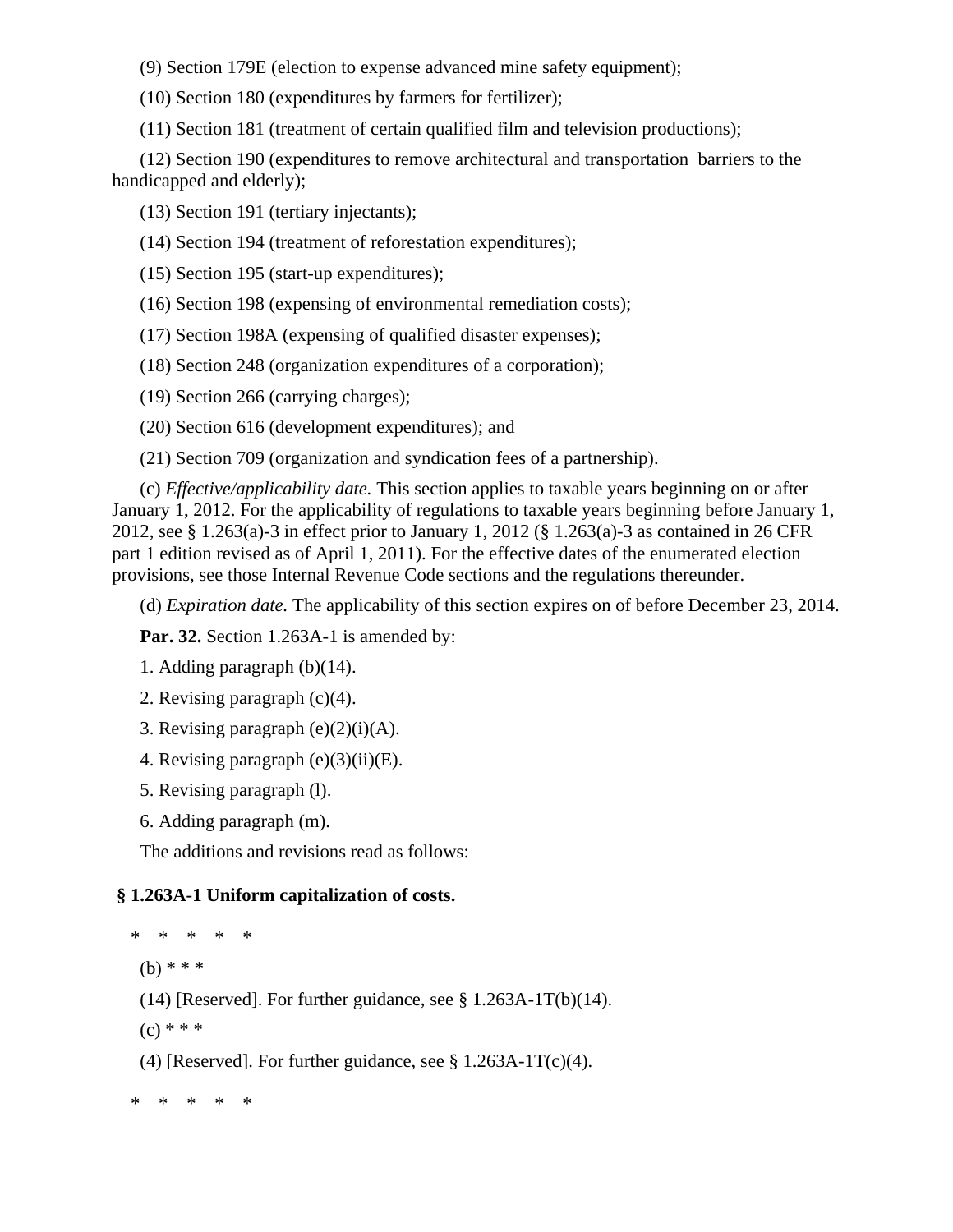(9) Section 179E (election to expense advanced mine safety equipment);

(10) Section 180 (expenditures by farmers for fertilizer);

(11) Section 181 (treatment of certain qualified film and television productions);

(12) Section 190 (expenditures to remove architectural and transportation barriers to the handicapped and elderly);

(13) Section 191 (tertiary injectants);

(14) Section 194 (treatment of reforestation expenditures);

(15) Section 195 (start-up expenditures);

(16) Section 198 (expensing of environmental remediation costs);

(17) Section 198A (expensing of qualified disaster expenses);

(18) Section 248 (organization expenditures of a corporation);

(19) Section 266 (carrying charges);

(20) Section 616 (development expenditures); and

(21) Section 709 (organization and syndication fees of a partnership).

(c) *Effective/applicability date.* This section applies to taxable years beginning on or after January 1, 2012. For the applicability of regulations to taxable years beginning before January 1, 2012, see § 1.263(a)-3 in effect prior to January 1, 2012 (§ 1.263(a)-3 as contained in 26 CFR part 1 edition revised as of April 1, 2011). For the effective dates of the enumerated election provisions, see those Internal Revenue Code sections and the regulations thereunder.

(d) *Expiration date.* The applicability of this section expires on of before December 23, 2014.

**Par. 32.** Section 1.263A-1 is amended by:

1. Adding paragraph (b)(14).

2. Revising paragraph (c)(4).

3. Revising paragraph (e)(2)(i)(A).

4. Revising paragraph (e)(3)(ii)(E).

5. Revising paragraph (l).

6. Adding paragraph (m).

The additions and revisions read as follows:

**§ 1.263A-1 Uniform capitalization of costs.**

\* \* \* \* \*

(b) \* \* \*

(14) [Reserved]. For further guidance, see § 1.263A-1T(b)(14).

(c) \* \* \*

(4) [Reserved]. For further guidance, see § 1.263A-1T(c)(4).

\* \* \* \* \*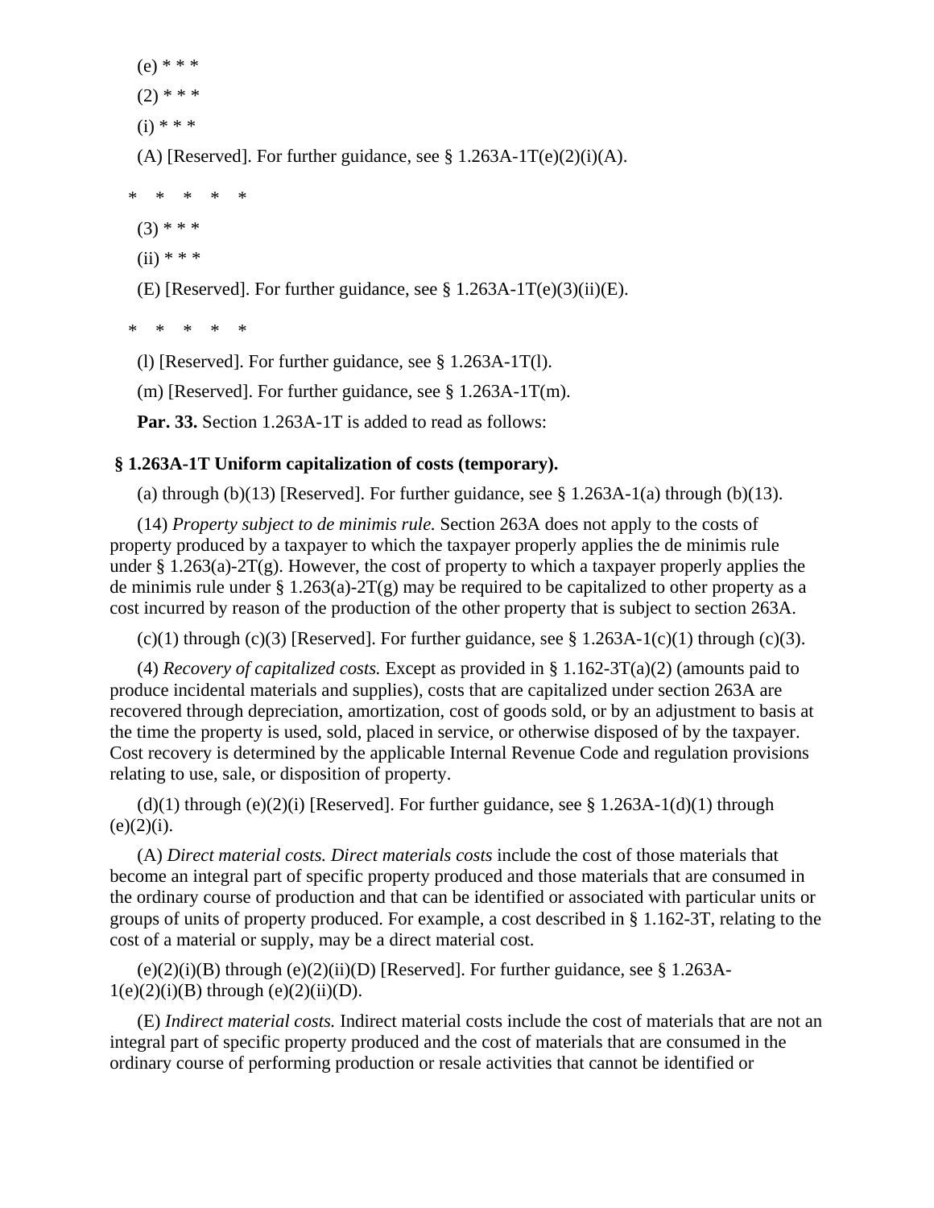(e) * * *

(2) * * *

(i) * * *

(A) [Reserved]. For further guidance, see § 1.263A-1T(e)(2)(i)(A).

\* \* \* \* \*

(3) * * *

(ii) * * *

(E) [Reserved]. For further guidance, see § 1.263A-1T(e)(3)(ii)(E).

\* \* \* \* \*

(l) [Reserved]. For further guidance, see § 1.263A-1T(l).

(m) [Reserved]. For further guidance, see § 1.263A-1T(m).

**Par. 33.** Section 1.263A-1T is added to read as follows:

**§ 1.263A-1T Uniform capitalization of costs (temporary).**

(a) through (b)(13) [Reserved]. For further guidance, see § 1.263A-1(a) through (b)(13).

(14) *Property subject to de minimis rule.* Section 263A does not apply to the costs of property produced by a taxpayer to which the taxpayer properly applies the de minimis rule under § 1.263(a)-2T(g). However, the cost of property to which a taxpayer properly applies the de minimis rule under § 1.263(a)-2T(g) may be required to be capitalized to other property as a cost incurred by reason of the production of the other property that is subject to section 263A.

(c)(1) through (c)(3) [Reserved]. For further guidance, see § 1.263A-1(c)(1) through (c)(3).

(4) *Recovery of capitalized costs.* Except as provided in § 1.162-3T(a)(2) (amounts paid to produce incidental materials and supplies), costs that are capitalized under section 263A are recovered through depreciation, amortization, cost of goods sold, or by an adjustment to basis at the time the property is used, sold, placed in service, or otherwise disposed of by the taxpayer. Cost recovery is determined by the applicable Internal Revenue Code and regulation provisions relating to use, sale, or disposition of property.

(d)(1) through (e)(2)(i) [Reserved]. For further guidance, see § 1.263A-1(d)(1) through (e)(2)(i).

(A) *Direct material costs. Direct materials costs* include the cost of those materials that become an integral part of specific property produced and those materials that are consumed in the ordinary course of production and that can be identified or associated with particular units or groups of units of property produced. For example, a cost described in § 1.162-3T, relating to the cost of a material or supply, may be a direct material cost.

(e)(2)(i)(B) through (e)(2)(ii)(D) [Reserved]. For further guidance, see § 1.263A-1(e)(2)(i)(B) through (e)(2)(ii)(D).

(E) *Indirect material costs.* Indirect material costs include the cost of materials that are not an integral part of specific property produced and the cost of materials that are consumed in the ordinary course of performing production or resale activities that cannot be identified or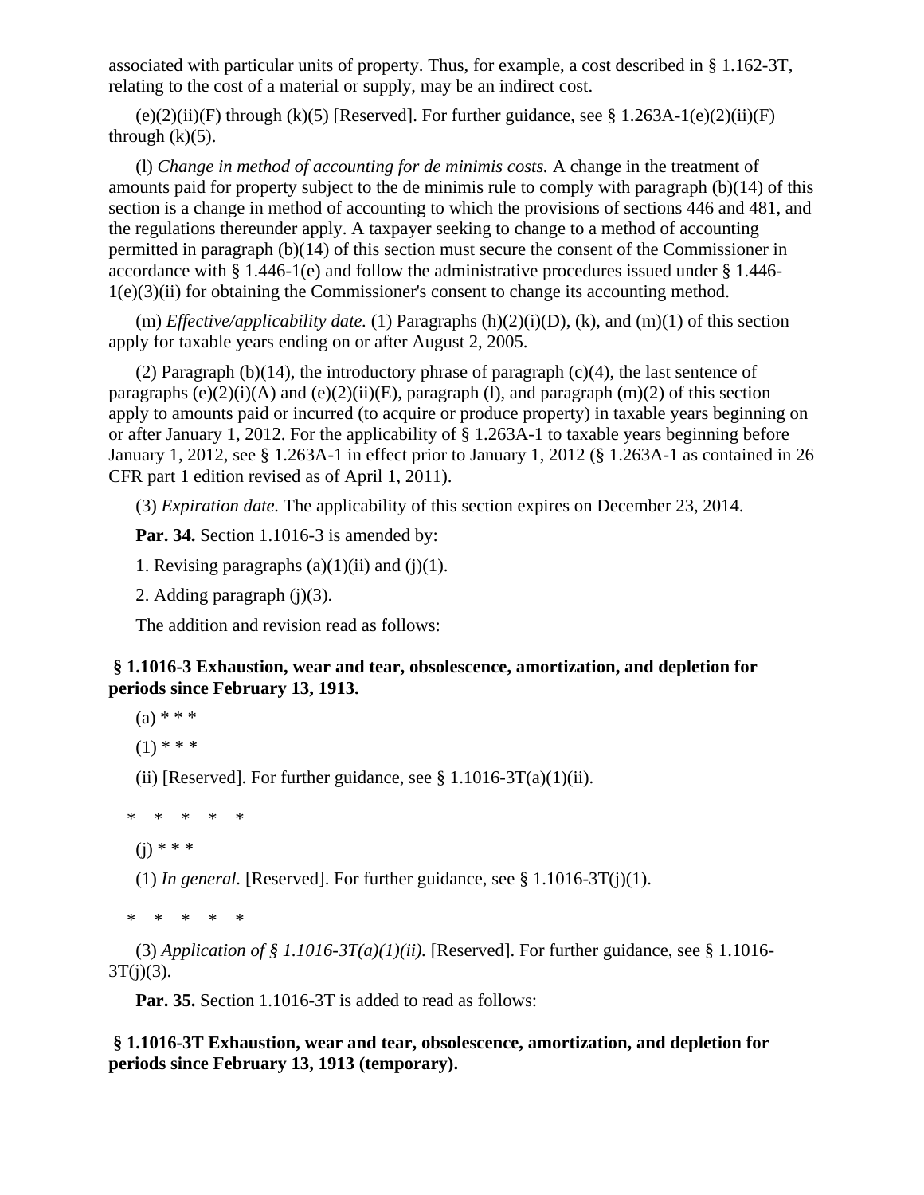associated with particular units of property. Thus, for example, a cost described in § 1.162-3T, relating to the cost of a material or supply, may be an indirect cost.

(e)(2)(ii)(F) through (k)(5) [Reserved]. For further guidance, see § 1.263A-1(e)(2)(ii)(F) through (k)(5).

(l) *Change in method of accounting for de minimis costs.* A change in the treatment of amounts paid for property subject to the de minimis rule to comply with paragraph (b)(14) of this section is a change in method of accounting to which the provisions of sections 446 and 481, and the regulations thereunder apply. A taxpayer seeking to change to a method of accounting permitted in paragraph (b)(14) of this section must secure the consent of the Commissioner in accordance with § 1.446-1(e) and follow the administrative procedures issued under § 1.446-1(e)(3)(ii) for obtaining the Commissioner's consent to change its accounting method.

(m) *Effective/applicability date.* (1) Paragraphs (h)(2)(i)(D), (k), and (m)(1) of this section apply for taxable years ending on or after August 2, 2005.

(2) Paragraph (b)(14), the introductory phrase of paragraph (c)(4), the last sentence of paragraphs (e)(2)(i)(A) and (e)(2)(ii)(E), paragraph (l), and paragraph (m)(2) of this section apply to amounts paid or incurred (to acquire or produce property) in taxable years beginning on or after January 1, 2012. For the applicability of § 1.263A-1 to taxable years beginning before January 1, 2012, see § 1.263A-1 in effect prior to January 1, 2012 (§ 1.263A-1 as contained in 26 CFR part 1 edition revised as of April 1, 2011).

(3) *Expiration date.* The applicability of this section expires on December 23, 2014.

**Par. 34.** Section 1.1016-3 is amended by:

1. Revising paragraphs (a)(1)(ii) and (j)(1).

2. Adding paragraph (j)(3).

The addition and revision read as follows:

**§ 1.1016-3 Exhaustion, wear and tear, obsolescence, amortization, and depletion for periods since February 13, 1913.**

(a) * * *

(1) * * *

(ii) [Reserved]. For further guidance, see § 1.1016-3T(a)(1)(ii).

\* \* \* \* \*

(j) * * *

(1) *In general.* [Reserved]. For further guidance, see § 1.1016-3T(j)(1).

\* \* \* \* \*

(3) *Application of § 1.1016-3T(a)(1)(ii).* [Reserved]. For further guidance, see § 1.1016-3T(j)(3).

**Par. 35.** Section 1.1016-3T is added to read as follows:

**§ 1.1016-3T Exhaustion, wear and tear, obsolescence, amortization, and depletion for periods since February 13, 1913 (temporary).**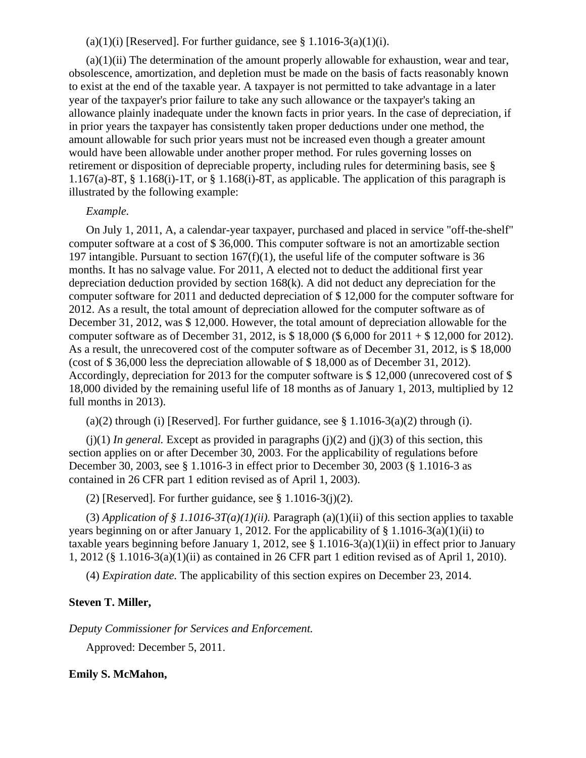(a)(1)(i) [Reserved]. For further guidance, see § 1.1016-3(a)(1)(i).

(a)(1)(ii) The determination of the amount properly allowable for exhaustion, wear and tear, obsolescence, amortization, and depletion must be made on the basis of facts reasonably known to exist at the end of the taxable year. A taxpayer is not permitted to take advantage in a later year of the taxpayer's prior failure to take any such allowance or the taxpayer's taking an allowance plainly inadequate under the known facts in prior years. In the case of depreciation, if in prior years the taxpayer has consistently taken proper deductions under one method, the amount allowable for such prior years must not be increased even though a greater amount would have been allowable under another proper method. For rules governing losses on retirement or disposition of depreciable property, including rules for determining basis, see § 1.167(a)-8T, § 1.168(i)-1T, or § 1.168(i)-8T, as applicable. The application of this paragraph is illustrated by the following example:

*Example.*

On July 1, 2011, A, a calendar-year taxpayer, purchased and placed in service "off-the-shelf" computer software at a cost of $ 36,000. This computer software is not an amortizable section 197 intangible. Pursuant to section 167(f)(1), the useful life of the computer software is 36 months. It has no salvage value. For 2011, A elected not to deduct the additional first year depreciation deduction provided by section 168(k). A did not deduct any depreciation for the computer software for 2011 and deducted depreciation of $ 12,000 for the computer software for 2012. As a result, the total amount of depreciation allowed for the computer software as of December 31, 2012, was $ 12,000. However, the total amount of depreciation allowable for the computer software as of December 31, 2012, is $ 18,000 ($ 6,000 for 2011 + $ 12,000 for 2012). As a result, the unrecovered cost of the computer software as of December 31, 2012, is $ 18,000 (cost of $ 36,000 less the depreciation allowable of $ 18,000 as of December 31, 2012). Accordingly, depreciation for 2013 for the computer software is $ 12,000 (unrecovered cost of $ 18,000 divided by the remaining useful life of 18 months as of January 1, 2013, multiplied by 12 full months in 2013).

(a)(2) through (i) [Reserved]. For further guidance, see § 1.1016-3(a)(2) through (i).

(j)(1) *In general.* Except as provided in paragraphs (j)(2) and (j)(3) of this section, this section applies on or after December 30, 2003. For the applicability of regulations before December 30, 2003, see § 1.1016-3 in effect prior to December 30, 2003 (§ 1.1016-3 as contained in 26 CFR part 1 edition revised as of April 1, 2003).

(2) [Reserved]. For further guidance, see § 1.1016-3(j)(2).

(3) *Application of § 1.1016-3T(a)(1)(ii).* Paragraph (a)(1)(ii) of this section applies to taxable years beginning on or after January 1, 2012. For the applicability of § 1.1016-3(a)(1)(ii) to taxable years beginning before January 1, 2012, see § 1.1016-3(a)(1)(ii) in effect prior to January 1, 2012 (§ 1.1016-3(a)(1)(ii) as contained in 26 CFR part 1 edition revised as of April 1, 2010).

(4) *Expiration date.* The applicability of this section expires on December 23, 2014.

**Steven T. Miller,**

*Deputy Commissioner for Services and Enforcement.*

Approved: December 5, 2011.

**Emily S. McMahon,**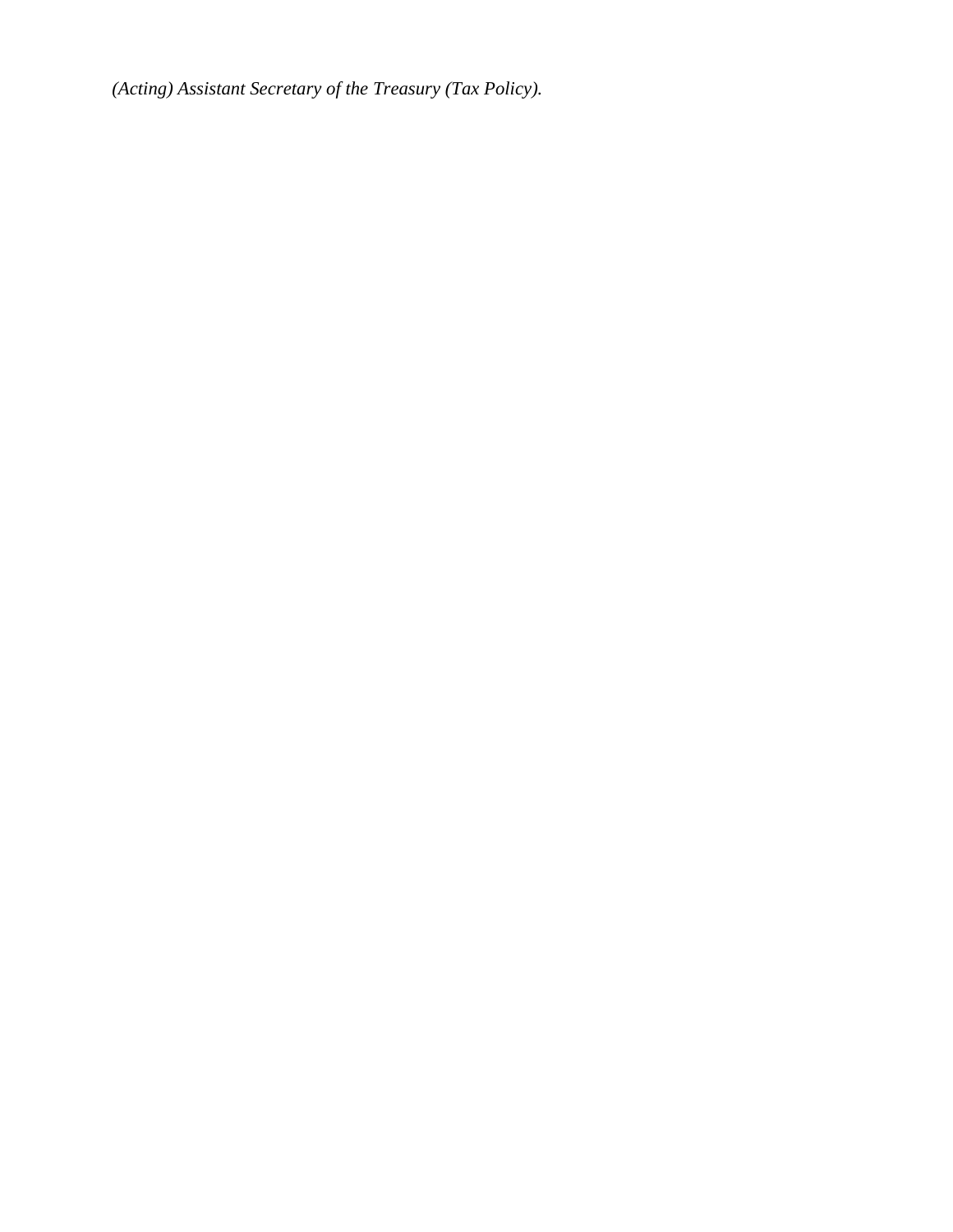*(Acting) Assistant Secretary of the Treasury (Tax Policy).*